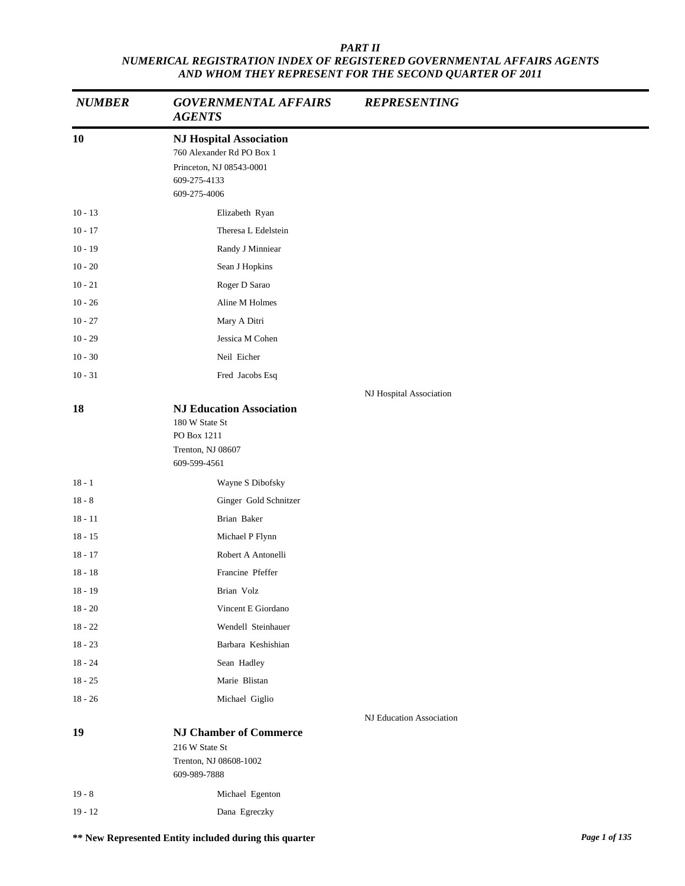*PART II*
*NUMERICAL REGISTRATION INDEX OF REGISTERED GOVERNMENTAL AFFAIRS AGENTS AND WHOM THEY REPRESENT FOR THE SECOND QUARTER OF 2011*

| *NUMBER* | *GOVERNMENTAL AFFAIRS AGENTS* | *REPRESENTING* |
|---|---|---|
| **10** | **NJ Hospital Association**<br>760 Alexander Rd PO Box 1<br>Princeton, NJ 08543-0001<br>609-275-4133<br>609-275-4006 | |
| 10 - 13 | Elizabeth Ryan | |
| 10 - 17 | Theresa L Edelstein | |
| 10 - 19 | Randy J Minniear | |
| 10 - 20 | Sean J Hopkins | |
| 10 - 21 | Roger D Sarao | |
| 10 - 26 | Aline M Holmes | |
| 10 - 27 | Mary A Ditri | |
| 10 - 29 | Jessica M Cohen | |
| 10 - 30 | Neil Eicher | |
| 10 - 31 | Fred Jacobs Esq | |
| | | NJ Hospital Association |
| **18** | **NJ Education Association**<br>180 W State St<br>PO Box 1211<br>Trenton, NJ 08607<br>609-599-4561 | |
| 18 - 1 | Wayne S Dibofsky | |
| 18 - 8 | Ginger Gold Schnitzer | |
| 18 - 11 | Brian Baker | |
| 18 - 15 | Michael P Flynn | |
| 18 - 17 | Robert A Antonelli | |
| 18 - 18 | Francine Pfeffer | |
| 18 - 19 | Brian Volz | |
| 18 - 20 | Vincent E Giordano | |
| 18 - 22 | Wendell Steinhauer | |
| 18 - 23 | Barbara Keshishian | |
| 18 - 24 | Sean Hadley | |
| 18 - 25 | Marie Blistan | |
| 18 - 26 | Michael Giglio | |
| | | NJ Education Association |
| **19** | **NJ Chamber of Commerce**<br>216 W State St<br>Trenton, NJ 08608-1002<br>609-989-7888 | |
| 19 - 8 | Michael Egenton | |
| 19 - 12 | Dana Egreczky | |

**\*\* New Represented Entity included during this quarter**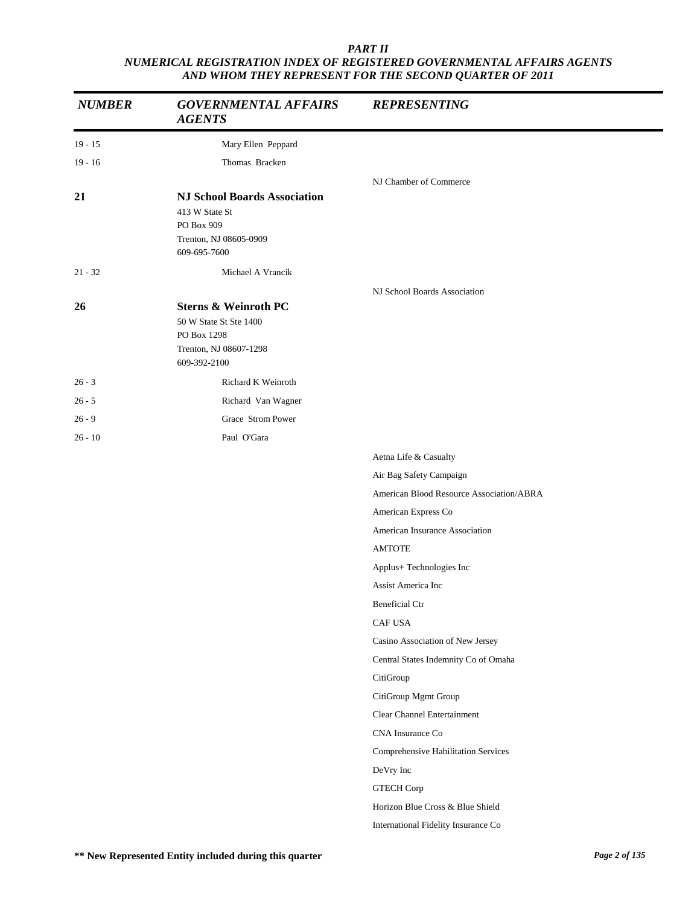## *PART II*
## *NUMERICAL REGISTRATION INDEX OF REGISTERED GOVERNMENTAL AFFAIRS AGENTS AND WHOM THEY REPRESENT FOR THE SECOND QUARTER OF 2011*

| *NUMBER* | *GOVERNMENTAL AFFAIRS AGENTS* | *REPRESENTING* |
|---|---|---|
| 19 - 15 | Mary Ellen Peppard | |
| 19 - 16 | Thomas Bracken | |
| | | NJ Chamber of Commerce |
| **21** | **NJ School Boards Association**<br>413 W State St<br>PO Box 909<br>Trenton, NJ 08605-0909<br>609-695-7600 | |
| 21 - 32 | Michael A Vrancik | |
| | | NJ School Boards Association |
| **26** | **Sterns & Weinroth PC**<br>50 W State St Ste 1400<br>PO Box 1298<br>Trenton, NJ 08607-1298<br>609-392-2100 | |
| 26 - 3 | Richard K Weinroth | |
| 26 - 5 | Richard Van Wagner | |
| 26 - 9 | Grace Strom Power | |
| 26 - 10 | Paul O'Gara | |
| | | Aetna Life & Casualty |
| | | Air Bag Safety Campaign |
| | | American Blood Resource Association/ABRA |
| | | American Express Co |
| | | American Insurance Association |
| | | AMTOTE |
| | | Applus+ Technologies Inc |
| | | Assist America Inc |
| | | Beneficial Ctr |
| | | CAF USA |
| | | Casino Association of New Jersey |
| | | Central States Indemnity Co of Omaha |
| | | CitiGroup |
| | | CitiGroup Mgmt Group |
| | | Clear Channel Entertainment |
| | | CNA Insurance Co |
| | | Comprehensive Habilitation Services |
| | | DeVry Inc |
| | | GTECH Corp |
| | | Horizon Blue Cross & Blue Shield |
| | | International Fidelity Insurance Co |

**\*\* New Represented Entity included during this quarter**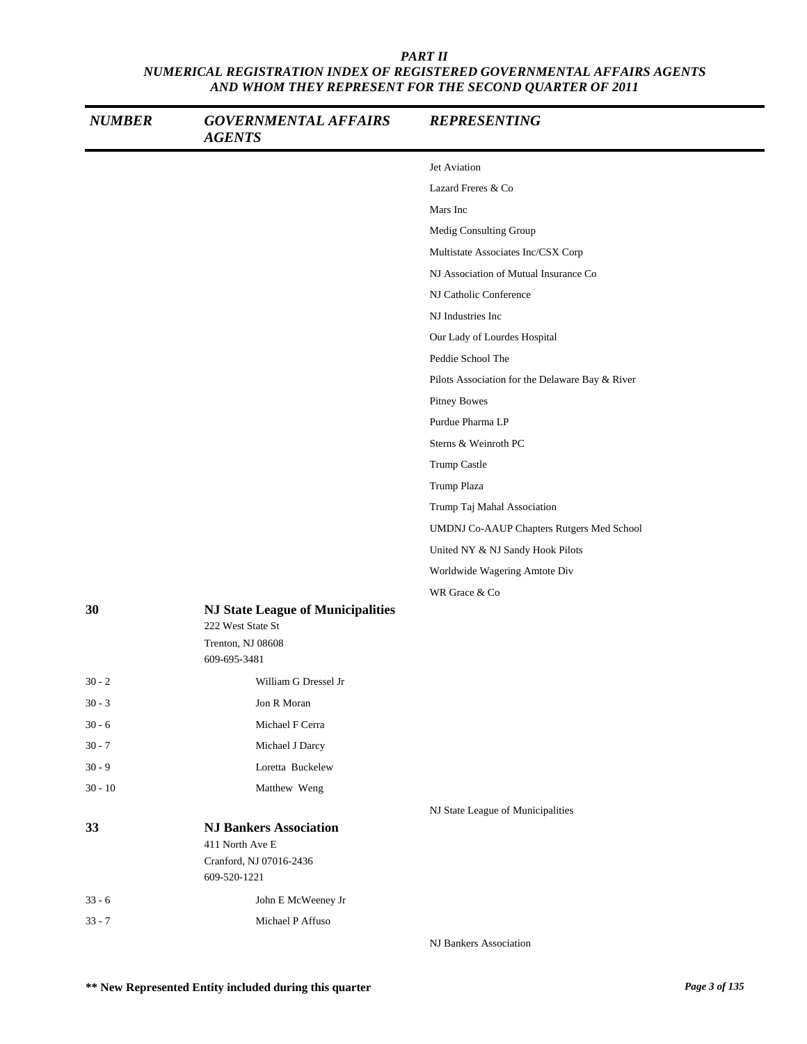## PART II
## NUMERICAL REGISTRATION INDEX OF REGISTERED GOVERNMENTAL AFFAIRS AGENTS AND WHOM THEY REPRESENT FOR THE SECOND QUARTER OF 2011

| NUMBER | GOVERNMENTAL AFFAIRS AGENTS | REPRESENTING |
|---|---|---|
| | | Jet Aviation |
| | | Lazard Freres & Co |
| | | Mars Inc |
| | | Medig Consulting Group |
| | | Multistate Associates Inc/CSX Corp |
| | | NJ Association of Mutual Insurance Co |
| | | NJ Catholic Conference |
| | | NJ Industries Inc |
| | | Our Lady of Lourdes Hospital |
| | | Peddie School The |
| | | Pilots Association for the Delaware Bay & River |
| | | Pitney Bowes |
| | | Purdue Pharma LP |
| | | Sterns & Weinroth PC |
| | | Trump Castle |
| | | Trump Plaza |
| | | Trump Taj Mahal Association |
| | | UMDNJ Co-AAUP Chapters Rutgers Med School |
| | | United NY & NJ Sandy Hook Pilots |
| | | Worldwide Wagering Amtote Div |
| | | WR Grace & Co |
| **30** | **NJ State League of Municipalities**<br>222 West State St<br>Trenton, NJ 08608<br>609-695-3481 | |
| 30 - 2 | William G Dressel Jr | |
| 30 - 3 | Jon R Moran | |
| 30 - 6 | Michael F Cerra | |
| 30 - 7 | Michael J Darcy | |
| 30 - 9 | Loretta Buckelew | |
| 30 - 10 | Matthew Weng | |
| | | NJ State League of Municipalities |
| **33** | **NJ Bankers Association**<br>411 North Ave E<br>Cranford, NJ 07016-2436<br>609-520-1221 | |
| 33 - 6 | John E McWeeney Jr | |
| 33 - 7 | Michael P Affuso | |
| | | NJ Bankers Association |

**\*\* New Represented Entity included during this quarter**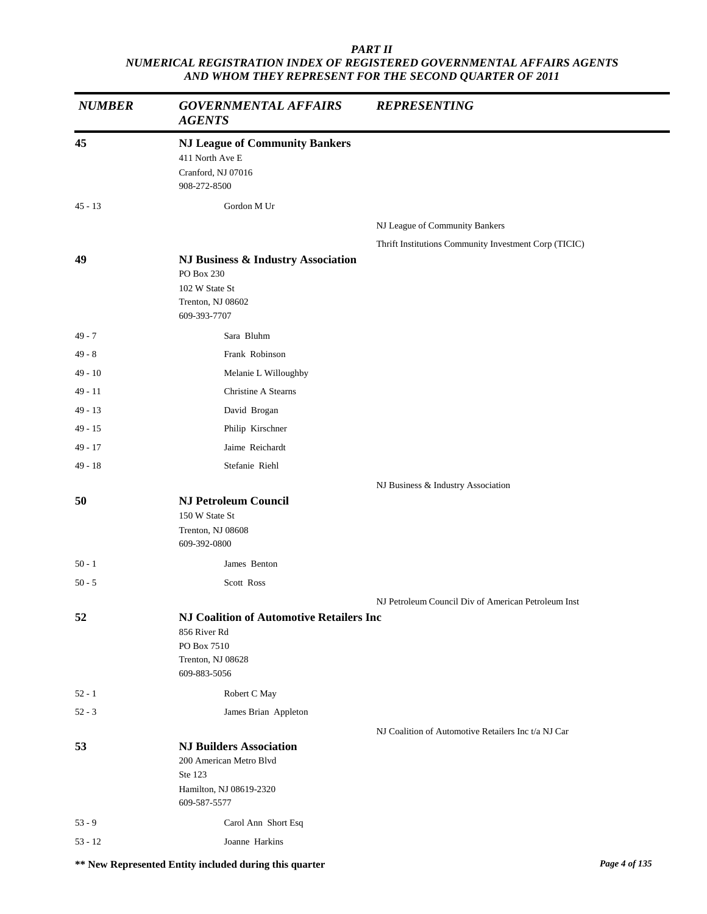*PART II*
*NUMERICAL REGISTRATION INDEX OF REGISTERED GOVERNMENTAL AFFAIRS AGENTS AND WHOM THEY REPRESENT FOR THE SECOND QUARTER OF 2011*

| *NUMBER* | *GOVERNMENTAL AFFAIRS AGENTS* | *REPRESENTING* |
|---|---|---|
| **45** | **NJ League of Community Bankers**<br>411 North Ave E<br>Cranford, NJ 07016<br>908-272-8500 | |
| 45 - 13 | Gordon M Ur | |
| | | NJ League of Community Bankers |
| | | Thrift Institutions Community Investment Corp (TICIC) |
| **49** | **NJ Business & Industry Association**<br>PO Box 230<br>102 W State St<br>Trenton, NJ 08602<br>609-393-7707 | |
| 49 - 7 | Sara Bluhm | |
| 49 - 8 | Frank Robinson | |
| 49 - 10 | Melanie L Willoughby | |
| 49 - 11 | Christine A Stearns | |
| 49 - 13 | David Brogan | |
| 49 - 15 | Philip Kirschner | |
| 49 - 17 | Jaime Reichardt | |
| 49 - 18 | Stefanie Riehl | |
| | | NJ Business & Industry Association |
| **50** | **NJ Petroleum Council**<br>150 W State St<br>Trenton, NJ 08608<br>609-392-0800 | |
| 50 - 1 | James Benton | |
| 50 - 5 | Scott Ross | |
| | | NJ Petroleum Council Div of American Petroleum Inst |
| **52** | **NJ Coalition of Automotive Retailers Inc**<br>856 River Rd<br>PO Box 7510<br>Trenton, NJ 08628<br>609-883-5056 | |
| 52 - 1 | Robert C May | |
| 52 - 3 | James Brian Appleton | |
| | | NJ Coalition of Automotive Retailers Inc t/a NJ Car |
| **53** | **NJ Builders Association**<br>200 American Metro Blvd<br>Ste 123<br>Hamilton, NJ 08619-2320<br>609-587-5577 | |
| 53 - 9 | Carol Ann Short Esq | |
| 53 - 12 | Joanne Harkins | |

**\*\* New Represented Entity included during this quarter**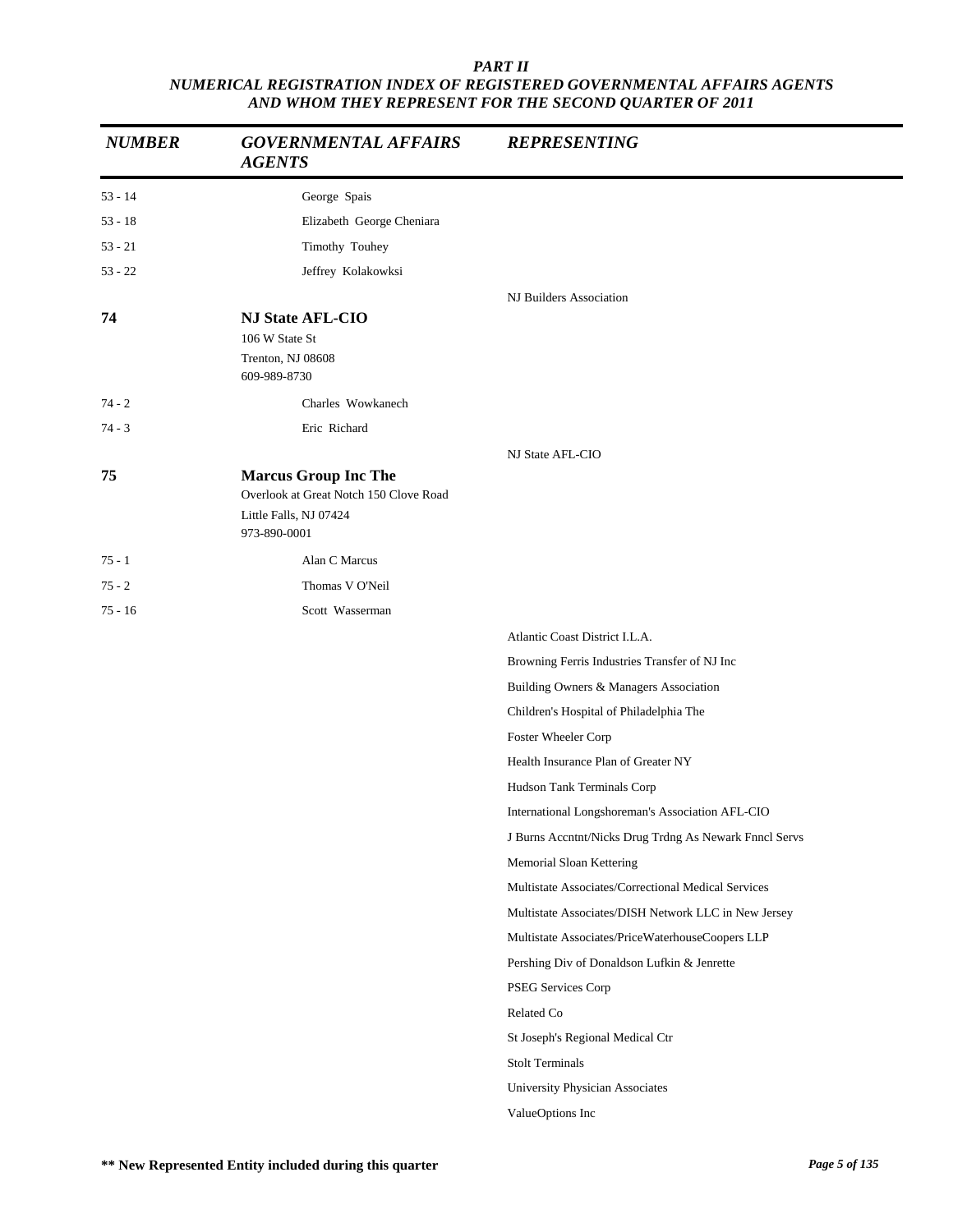# PART II
## NUMERICAL REGISTRATION INDEX OF REGISTERED GOVERNMENTAL AFFAIRS AGENTS AND WHOM THEY REPRESENT FOR THE SECOND QUARTER OF 2011

| NUMBER | GOVERNMENTAL AFFAIRS AGENTS | REPRESENTING |
|---|---|---|
| 53 - 14 | George Spais | |
| 53 - 18 | Elizabeth George Cheniara | |
| 53 - 21 | Timothy Touhey | |
| 53 - 22 | Jeffrey Kolakowksi | |
| | | NJ Builders Association |
| **74** | **NJ State AFL-CIO**<br>106 W State St<br>Trenton, NJ 08608<br>609-989-8730 | |
| 74 - 2 | Charles Wowkanech | |
| 74 - 3 | Eric Richard | |
| | | NJ State AFL-CIO |
| **75** | **Marcus Group Inc The**<br>Overlook at Great Notch 150 Clove Road<br>Little Falls, NJ 07424<br>973-890-0001 | |
| 75 - 1 | Alan C Marcus | |
| 75 - 2 | Thomas V O'Neil | |
| 75 - 16 | Scott Wasserman | |
| | | Atlantic Coast District I.L.A. |
| | | Browning Ferris Industries Transfer of NJ Inc |
| | | Building Owners & Managers Association |
| | | Children's Hospital of Philadelphia The |
| | | Foster Wheeler Corp |
| | | Health Insurance Plan of Greater NY |
| | | Hudson Tank Terminals Corp |
| | | International Longshoreman's Association AFL-CIO |
| | | J Burns Accntnt/Nicks Drug Trdng As Newark Fnncl Servs |
| | | Memorial Sloan Kettering |
| | | Multistate Associates/Correctional Medical Services |
| | | Multistate Associates/DISH Network LLC in New Jersey |
| | | Multistate Associates/PriceWaterhouseCoopers LLP |
| | | Pershing Div of Donaldson Lufkin & Jenrette |
| | | PSEG Services Corp |
| | | Related Co |
| | | St Joseph's Regional Medical Ctr |
| | | Stolt Terminals |
| | | University Physician Associates |
| | | ValueOptions Inc |

**\*\* New Represented Entity included during this quarter**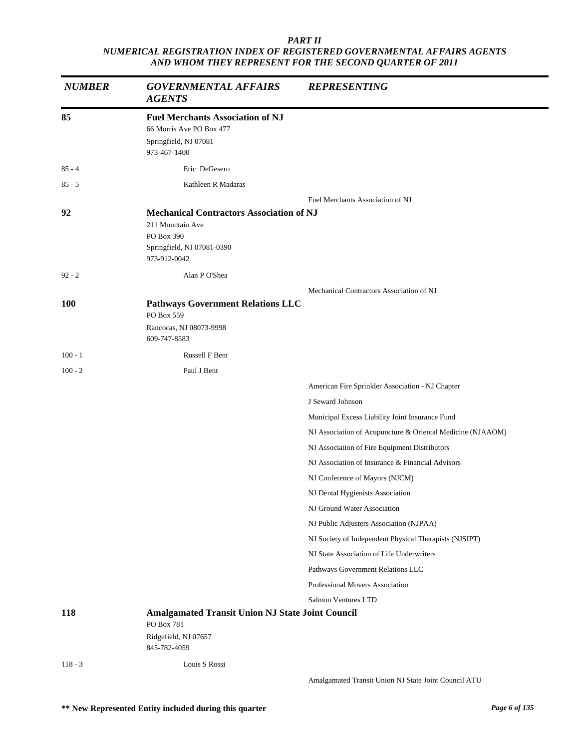# PART II
## NUMERICAL REGISTRATION INDEX OF REGISTERED GOVERNMENTAL AFFAIRS AGENTS AND WHOM THEY REPRESENT FOR THE SECOND QUARTER OF 2011

| NUMBER | GOVERNMENTAL AFFAIRS AGENTS | REPRESENTING |
|---|---|---|
| **85** | **Fuel Merchants Association of NJ**<br>66 Morris Ave PO Box 477<br>Springfield, NJ 07081<br>973-467-1400 | |
| 85 - 4 | Eric DeGesero | |
| 85 - 5 | Kathleen R Madaras | |
| | | Fuel Merchants Association of NJ |
| **92** | **Mechanical Contractors Association of NJ**<br>211 Mountain Ave<br>PO Box 390<br>Springfield, NJ 07081-0390<br>973-912-0042 | |
| 92 - 2 | Alan P O'Shea | |
| | | Mechanical Contractors Association of NJ |
| **100** | **Pathways Government Relations LLC**<br>PO Box 559<br>Rancocas, NJ 08073-9998<br>609-747-8583 | |
| 100 - 1 | Russell F Bent | |
| 100 - 2 | Paul J Bent | |
| | | American Fire Sprinkler Association - NJ Chapter |
| | | J Seward Johnson |
| | | Municipal Excess Liability Joint Insurance Fund |
| | | NJ Association of Acupuncture & Oriental Medicine (NJAAOM) |
| | | NJ Association of Fire Equipment Distributors |
| | | NJ Association of Insurance & Financial Advisors |
| | | NJ Conference of Mayors (NJCM) |
| | | NJ Dental Hygienists Association |
| | | NJ Ground Water Association |
| | | NJ Public Adjusters Association (NJPAA) |
| | | NJ Society of Independent Physical Therapists (NJSIPT) |
| | | NJ State Association of Life Underwriters |
| | | Pathways Government Relations LLC |
| | | Professional Movers Association |
| | | Salmon Ventures LTD |
| **118** | **Amalgamated Transit Union NJ State Joint Council**<br>PO Box 781<br>Ridgefield, NJ 07657<br>845-782-4059 | |
| 118 - 3 | Louis S Rossi | |
| | | Amalgamated Transit Union NJ State Joint Council ATU |

**\*\* New Represented Entity included during this quarter**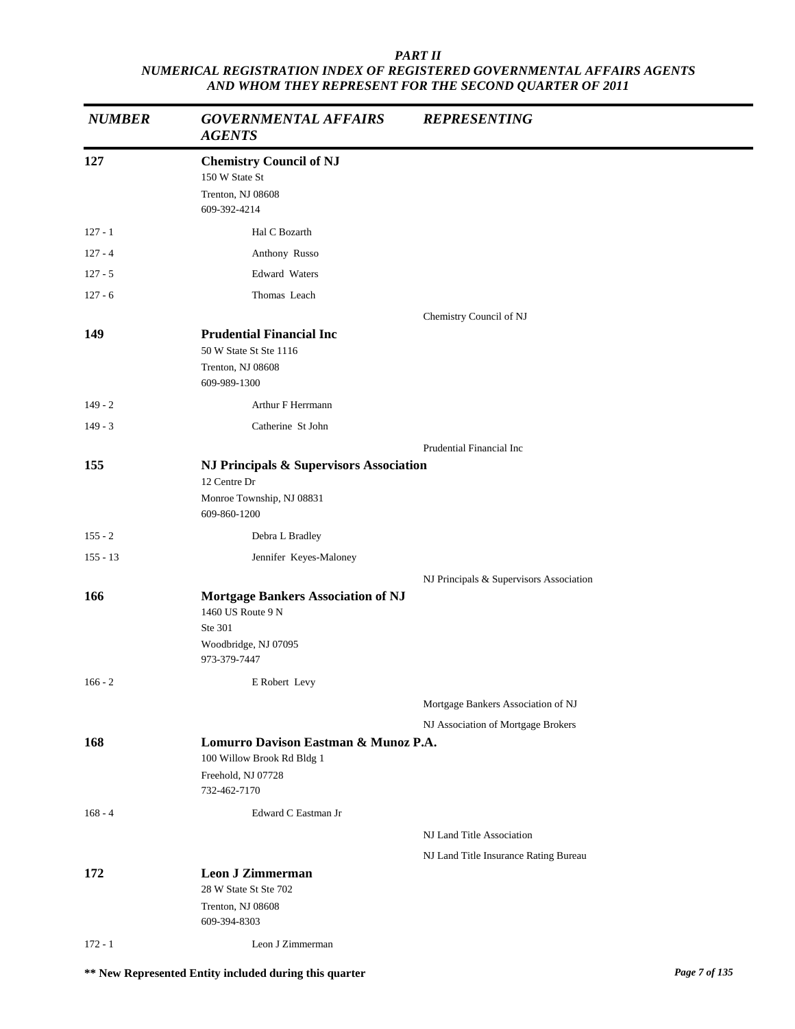## PART II
## NUMERICAL REGISTRATION INDEX OF REGISTERED GOVERNMENTAL AFFAIRS AGENTS AND WHOM THEY REPRESENT FOR THE SECOND QUARTER OF 2011

| NUMBER | GOVERNMENTAL AFFAIRS AGENTS | REPRESENTING |
|---|---|---|
| **127** | **Chemistry Council of NJ**<br>150 W State St<br>Trenton, NJ 08608<br>609-392-4214 | |
| 127 - 1 | Hal C Bozarth | |
| 127 - 4 | Anthony Russo | |
| 127 - 5 | Edward Waters | |
| 127 - 6 | Thomas Leach | |
| | | Chemistry Council of NJ |
| **149** | **Prudential Financial Inc**<br>50 W State St Ste 1116<br>Trenton, NJ 08608<br>609-989-1300 | |
| 149 - 2 | Arthur F Herrmann | |
| 149 - 3 | Catherine St John | |
| | | Prudential Financial Inc |
| **155** | **NJ Principals & Supervisors Association**<br>12 Centre Dr<br>Monroe Township, NJ 08831<br>609-860-1200 | |
| 155 - 2 | Debra L Bradley | |
| 155 - 13 | Jennifer Keyes-Maloney | |
| | | NJ Principals & Supervisors Association |
| **166** | **Mortgage Bankers Association of NJ**<br>1460 US Route 9 N<br>Ste 301<br>Woodbridge, NJ 07095<br>973-379-7447 | |
| 166 - 2 | E Robert Levy | |
| | | Mortgage Bankers Association of NJ |
| | | NJ Association of Mortgage Brokers |
| **168** | **Lomurro Davison Eastman & Munoz P.A.**<br>100 Willow Brook Rd Bldg 1<br>Freehold, NJ 07728<br>732-462-7170 | |
| 168 - 4 | Edward C Eastman Jr | |
| | | NJ Land Title Association |
| | | NJ Land Title Insurance Rating Bureau |
| **172** | **Leon J Zimmerman**<br>28 W State St Ste 702<br>Trenton, NJ 08608<br>609-394-8303 | |
| 172 - 1 | Leon J Zimmerman | |

\*\* New Represented Entity included during this quarter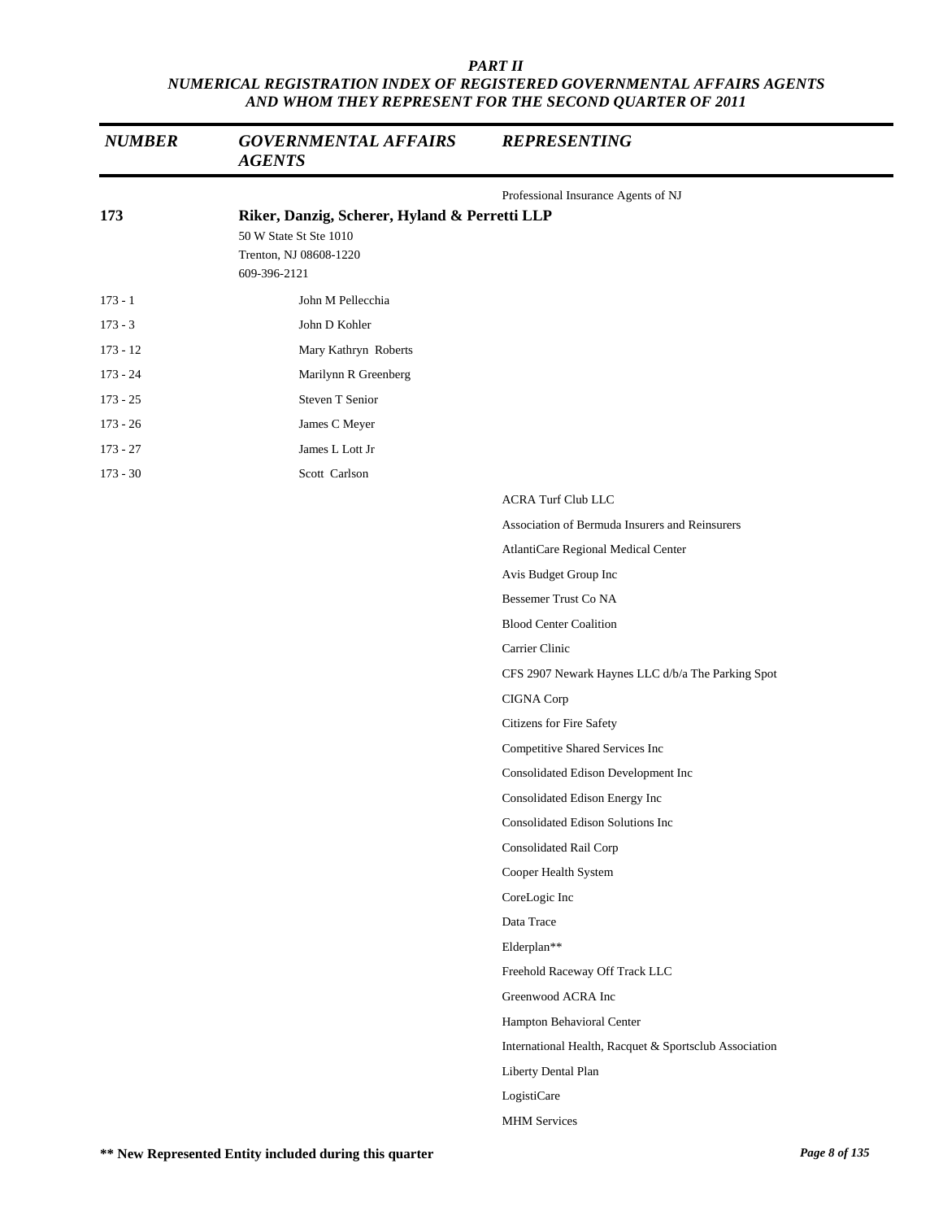# PART II
## NUMERICAL REGISTRATION INDEX OF REGISTERED GOVERNMENTAL AFFAIRS AGENTS AND WHOM THEY REPRESENT FOR THE SECOND QUARTER OF 2011

| NUMBER | GOVERNMENTAL AFFAIRS AGENTS | REPRESENTING |
|---|---|---|
| | | Professional Insurance Agents of NJ |
| **173** | **Riker, Danzig, Scherer, Hyland & Perretti LLP**<br>50 W State St Ste 1010<br>Trenton, NJ 08608-1220<br>609-396-2121 | |
| 173 - 1 | John M Pellecchia | |
| 173 - 3 | John D Kohler | |
| 173 - 12 | Mary Kathryn Roberts | |
| 173 - 24 | Marilynn R Greenberg | |
| 173 - 25 | Steven T Senior | |
| 173 - 26 | James C Meyer | |
| 173 - 27 | James L Lott Jr | |
| 173 - 30 | Scott Carlson | |
| | | ACRA Turf Club LLC |
| | | Association of Bermuda Insurers and Reinsurers |
| | | AtlantiCare Regional Medical Center |
| | | Avis Budget Group Inc |
| | | Bessemer Trust Co NA |
| | | Blood Center Coalition |
| | | Carrier Clinic |
| | | CFS 2907 Newark Haynes LLC d/b/a The Parking Spot |
| | | CIGNA Corp |
| | | Citizens for Fire Safety |
| | | Competitive Shared Services Inc |
| | | Consolidated Edison Development Inc |
| | | Consolidated Edison Energy Inc |
| | | Consolidated Edison Solutions Inc |
| | | Consolidated Rail Corp |
| | | Cooper Health System |
| | | CoreLogic Inc |
| | | Data Trace |
| | | Elderplan** |
| | | Freehold Raceway Off Track LLC |
| | | Greenwood ACRA Inc |
| | | Hampton Behavioral Center |
| | | International Health, Racquet & Sportsclub Association |
| | | Liberty Dental Plan |
| | | LogistiCare |
| | | MHM Services |

**** New Represented Entity included during this quarter**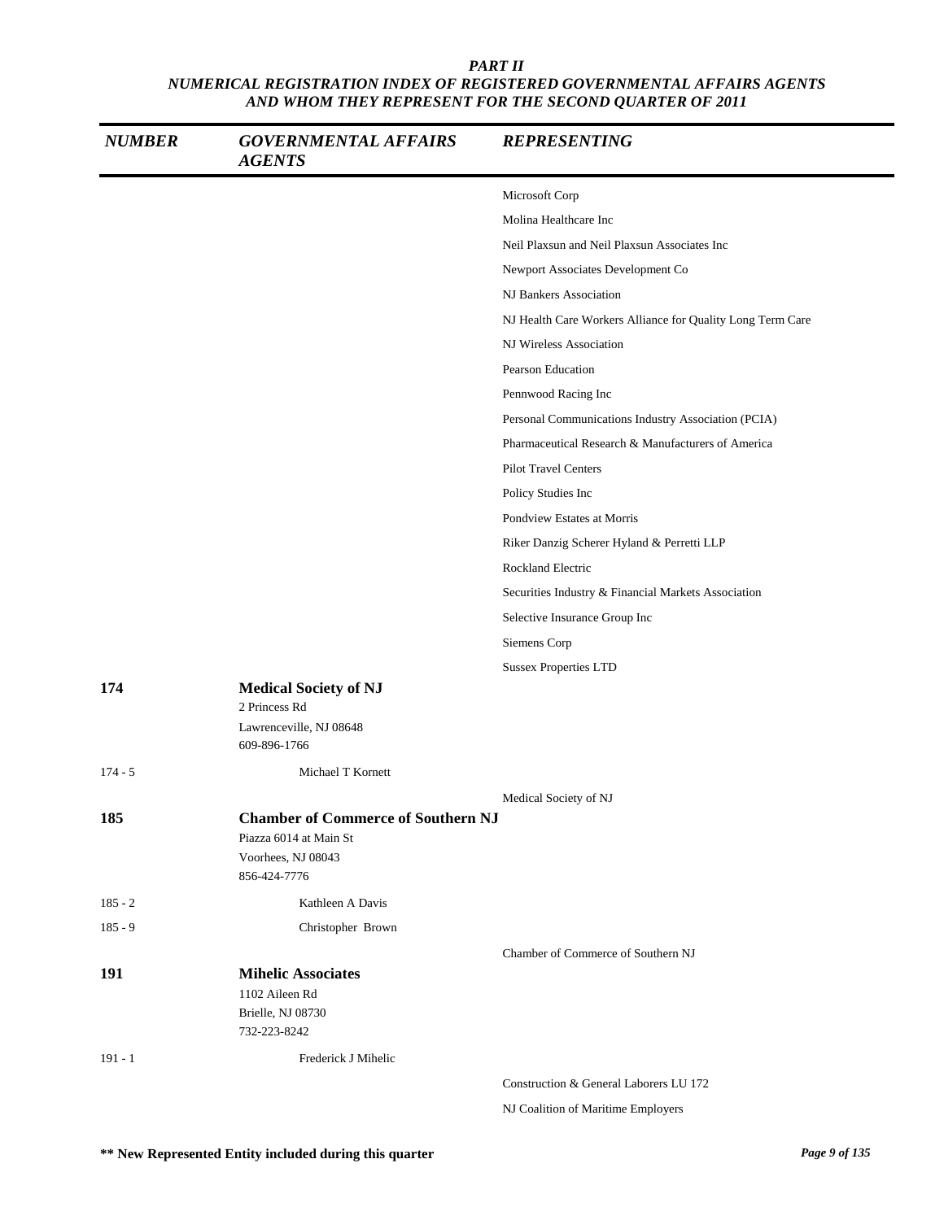### PART II
### NUMERICAL REGISTRATION INDEX OF REGISTERED GOVERNMENTAL AFFAIRS AGENTS AND WHOM THEY REPRESENT FOR THE SECOND QUARTER OF 2011

| NUMBER | GOVERNMENTAL AFFAIRS AGENTS | REPRESENTING |
|---|---|---|
| | | Microsoft Corp |
| | | Molina Healthcare Inc |
| | | Neil Plaxsun and Neil Plaxsun Associates Inc |
| | | Newport Associates Development Co |
| | | NJ Bankers Association |
| | | NJ Health Care Workers Alliance for Quality Long Term Care |
| | | NJ Wireless Association |
| | | Pearson Education |
| | | Pennwood Racing Inc |
| | | Personal Communications Industry Association (PCIA) |
| | | Pharmaceutical Research & Manufacturers of America |
| | | Pilot Travel Centers |
| | | Policy Studies Inc |
| | | Pondview Estates at Morris |
| | | Riker Danzig Scherer Hyland & Perretti LLP |
| | | Rockland Electric |
| | | Securities Industry & Financial Markets Association |
| | | Selective Insurance Group Inc |
| | | Siemens Corp |
| | | Sussex Properties LTD |
| **174** | **Medical Society of NJ**<br>2 Princess Rd<br>Lawrenceville, NJ 08648<br>609-896-1766 | |
| 174 - 5 | Michael T Kornett | |
| | | Medical Society of NJ |
| **185** | **Chamber of Commerce of Southern NJ**<br>Piazza 6014 at Main St<br>Voorhees, NJ 08043<br>856-424-7776 | |
| 185 - 2 | Kathleen A Davis | |
| 185 - 9 | Christopher Brown | |
| | | Chamber of Commerce of Southern NJ |
| **191** | **Mihelic Associates**<br>1102 Aileen Rd<br>Brielle, NJ 08730<br>732-223-8242 | |
| 191 - 1 | Frederick J Mihelic | |
| | | Construction & General Laborers LU 172 |
| | | NJ Coalition of Maritime Employers |

**\*\* New Represented Entity included during this quarter**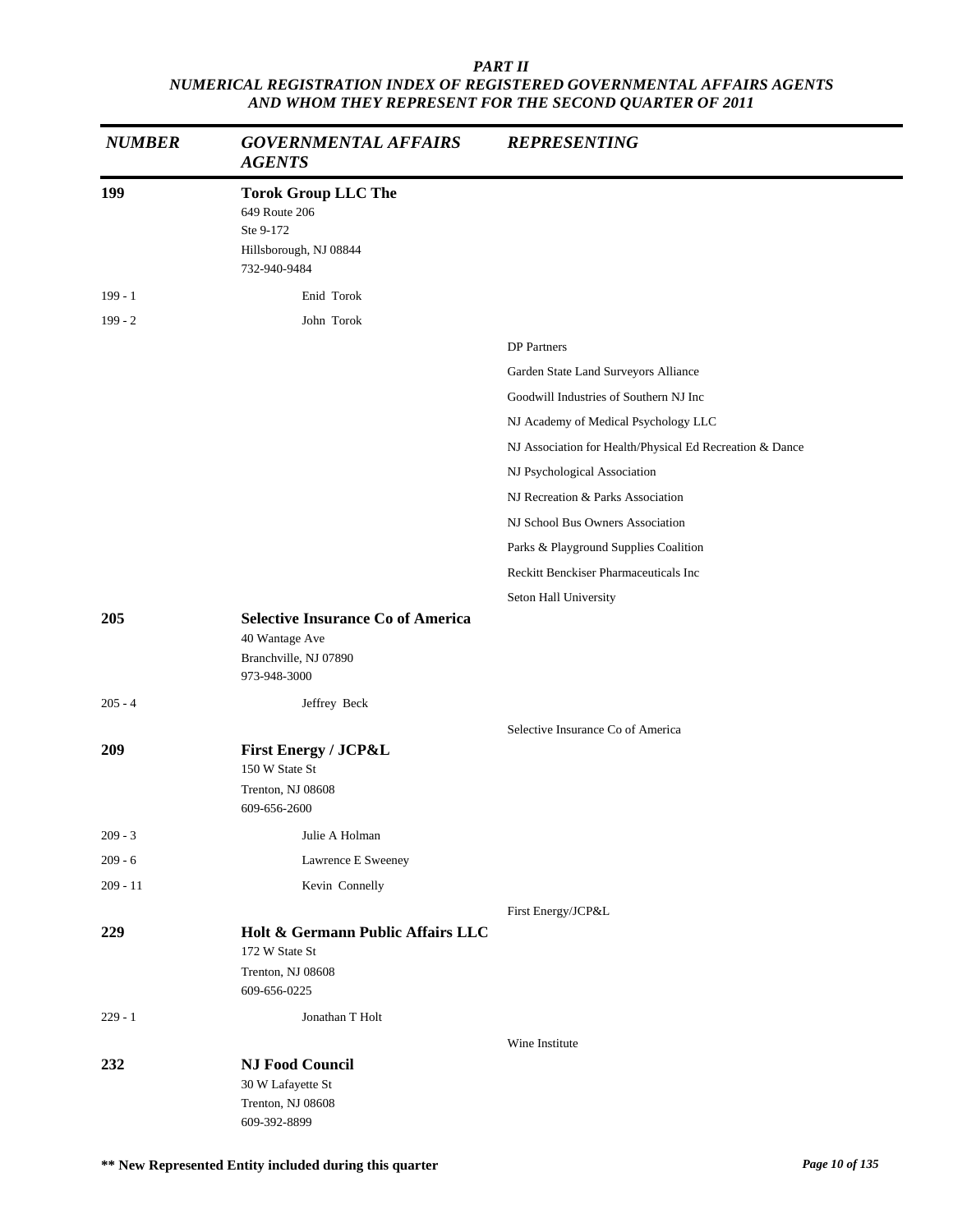*PART II*
*NUMERICAL REGISTRATION INDEX OF REGISTERED GOVERNMENTAL AFFAIRS AGENTS AND WHOM THEY REPRESENT FOR THE SECOND QUARTER OF 2011*

| *NUMBER* | *GOVERNMENTAL AFFAIRS AGENTS* | *REPRESENTING* |
|---|---|---|
| **199** | **Torok Group LLC The**<br>649 Route 206<br>Ste 9-172<br>Hillsborough, NJ 08844<br>732-940-9484 | |
| 199 - 1 | Enid Torok | |
| 199 - 2 | John Torok | |
| | | DP Partners |
| | | Garden State Land Surveyors Alliance |
| | | Goodwill Industries of Southern NJ Inc |
| | | NJ Academy of Medical Psychology LLC |
| | | NJ Association for Health/Physical Ed Recreation & Dance |
| | | NJ Psychological Association |
| | | NJ Recreation & Parks Association |
| | | NJ School Bus Owners Association |
| | | Parks & Playground Supplies Coalition |
| | | Reckitt Benckiser Pharmaceuticals Inc |
| | | Seton Hall University |
| **205** | **Selective Insurance Co of America**<br>40 Wantage Ave<br>Branchville, NJ 07890<br>973-948-3000 | |
| 205 - 4 | Jeffrey Beck | |
| | | Selective Insurance Co of America |
| **209** | **First Energy / JCP&L**<br>150 W State St<br>Trenton, NJ 08608<br>609-656-2600 | |
| 209 - 3 | Julie A Holman | |
| 209 - 6 | Lawrence E Sweeney | |
| 209 - 11 | Kevin Connelly | |
| | | First Energy/JCP&L |
| **229** | **Holt & Germann Public Affairs LLC**<br>172 W State St<br>Trenton, NJ 08608<br>609-656-0225 | |
| 229 - 1 | Jonathan T Holt | |
| | | Wine Institute |
| **232** | **NJ Food Council**<br>30 W Lafayette St<br>Trenton, NJ 08608<br>609-392-8899 | |

**\*\* New Represented Entity included during this quarter**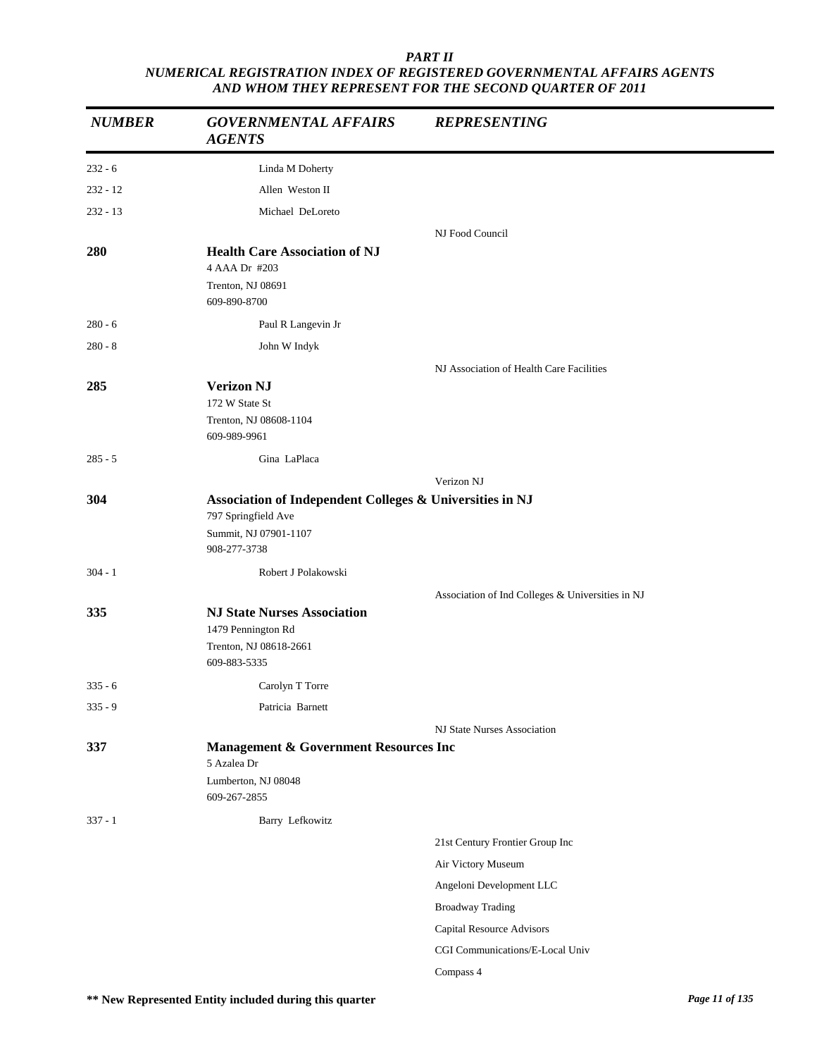***PART II***
***NUMERICAL REGISTRATION INDEX OF REGISTERED GOVERNMENTAL AFFAIRS AGENTS AND WHOM THEY REPRESENT FOR THE SECOND QUARTER OF 2011***

| *NUMBER* | *GOVERNMENTAL AFFAIRS AGENTS* | *REPRESENTING* |
|---|---|---|
| 232 - 6 | Linda M Doherty | |
| 232 - 12 | Allen Weston II | |
| 232 - 13 | Michael DeLoreto | |
| | | NJ Food Council |
| **280** | **Health Care Association of NJ**<br>4 AAA Dr #203<br>Trenton, NJ 08691<br>609-890-8700 | |
| 280 - 6 | Paul R Langevin Jr | |
| 280 - 8 | John W Indyk | |
| | | NJ Association of Health Care Facilities |
| **285** | **Verizon NJ**<br>172 W State St<br>Trenton, NJ 08608-1104<br>609-989-9961 | |
| 285 - 5 | Gina LaPlaca | |
| | | Verizon NJ |
| **304** | **Association of Independent Colleges & Universities in NJ**<br>797 Springfield Ave<br>Summit, NJ 07901-1107<br>908-277-3738 | |
| 304 - 1 | Robert J Polakowski | |
| | | Association of Ind Colleges & Universities in NJ |
| **335** | **NJ State Nurses Association**<br>1479 Pennington Rd<br>Trenton, NJ 08618-2661<br>609-883-5335 | |
| 335 - 6 | Carolyn T Torre | |
| 335 - 9 | Patricia Barnett | |
| | | NJ State Nurses Association |
| **337** | **Management & Government Resources Inc**<br>5 Azalea Dr<br>Lumberton, NJ 08048<br>609-267-2855 | |
| 337 - 1 | Barry Lefkowitz | |
| | | 21st Century Frontier Group Inc |
| | | Air Victory Museum |
| | | Angeloni Development LLC |
| | | Broadway Trading |
| | | Capital Resource Advisors |
| | | CGI Communications/E-Local Univ |
| | | Compass 4 |

**\*\* New Represented Entity included during this quarter**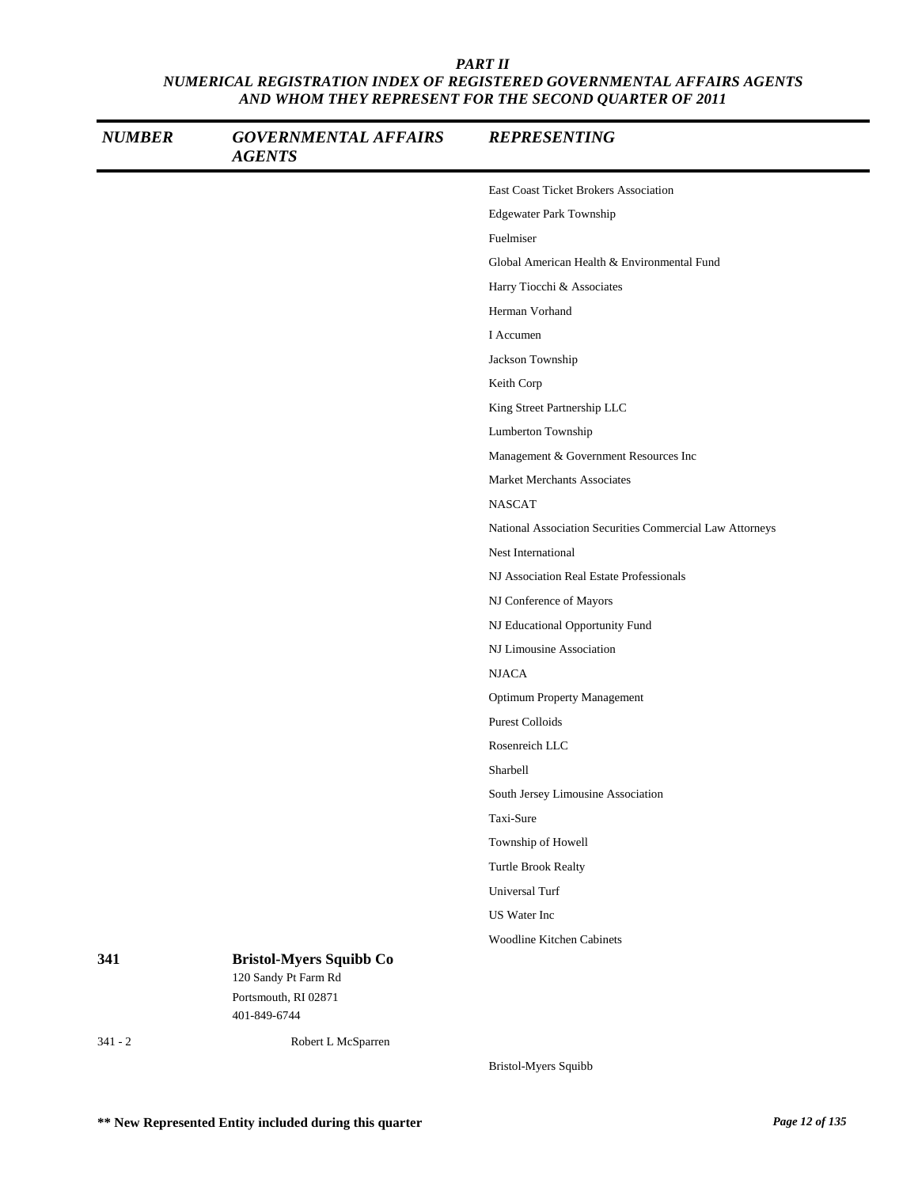# PART II
## NUMERICAL REGISTRATION INDEX OF REGISTERED GOVERNMENTAL AFFAIRS AGENTS AND WHOM THEY REPRESENT FOR THE SECOND QUARTER OF 2011

| NUMBER | GOVERNMENTAL AFFAIRS AGENTS | REPRESENTING |
|---|---|---|
| | | East Coast Ticket Brokers Association |
| | | Edgewater Park Township |
| | | Fuelmiser |
| | | Global American Health & Environmental Fund |
| | | Harry Tiocchi & Associates |
| | | Herman Vorhand |
| | | I Accumen |
| | | Jackson Township |
| | | Keith Corp |
| | | King Street Partnership LLC |
| | | Lumberton Township |
| | | Management & Government Resources Inc |
| | | Market Merchants Associates |
| | | NASCAT |
| | | National Association Securities Commercial Law Attorneys |
| | | Nest International |
| | | NJ Association Real Estate Professionals |
| | | NJ Conference of Mayors |
| | | NJ Educational Opportunity Fund |
| | | NJ Limousine Association |
| | | NJACA |
| | | Optimum Property Management |
| | | Purest Colloids |
| | | Rosenreich LLC |
| | | Sharbell |
| | | South Jersey Limousine Association |
| | | Taxi-Sure |
| | | Township of Howell |
| | | Turtle Brook Realty |
| | | Universal Turf |
| | | US Water Inc |
| | | Woodline Kitchen Cabinets |
| **341** | **Bristol-Myers Squibb Co**<br>120 Sandy Pt Farm Rd<br>Portsmouth, RI 02871<br>401-849-6744 | |
| 341 - 2 | Robert L McSparren | |
| | | Bristol-Myers Squibb |

**\*\* New Represented Entity included during this quarter**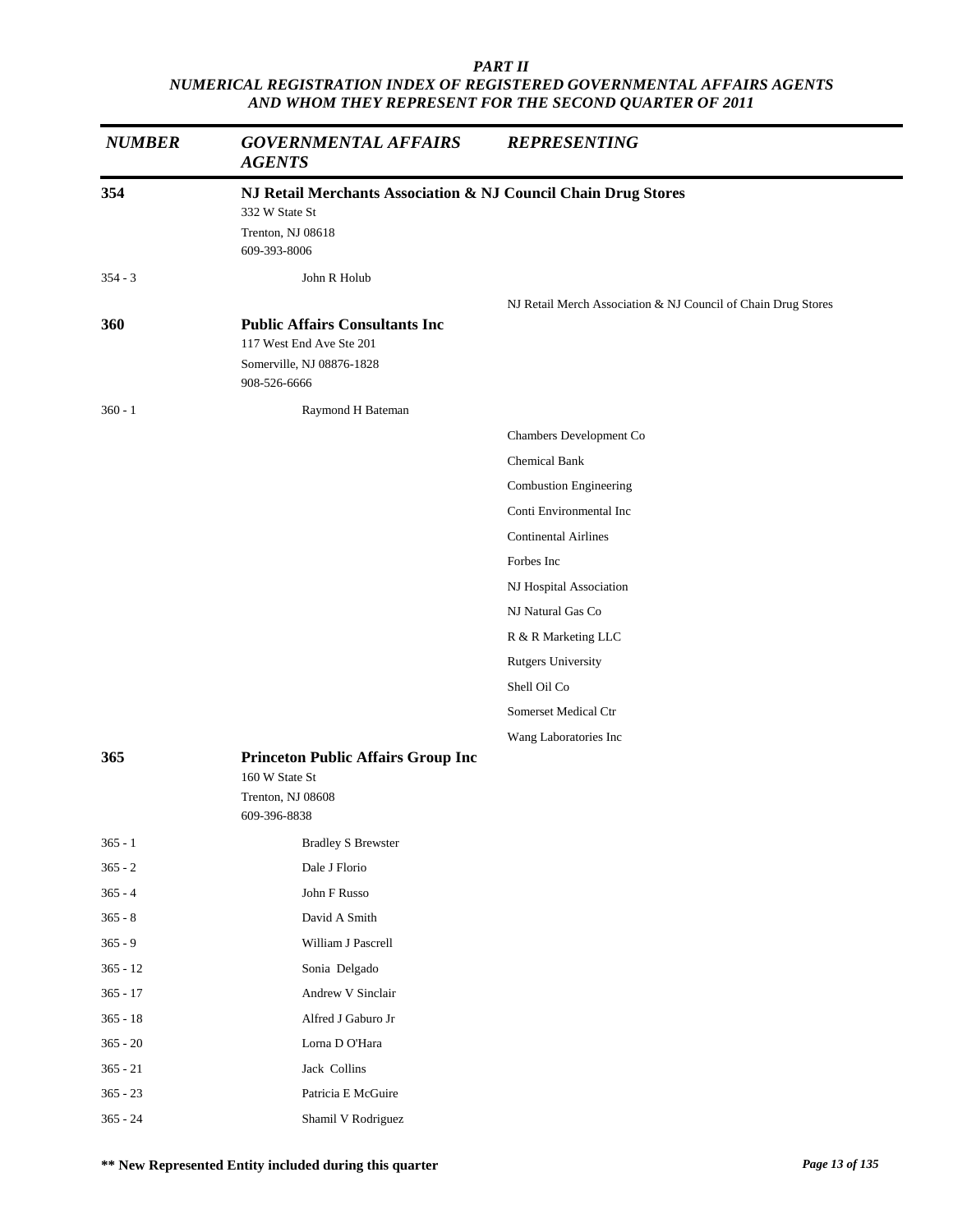***PART II***
***NUMERICAL REGISTRATION INDEX OF REGISTERED GOVERNMENTAL AFFAIRS AGENTS AND WHOM THEY REPRESENT FOR THE SECOND QUARTER OF 2011***

| *NUMBER* | *GOVERNMENTAL AFFAIRS AGENTS* | *REPRESENTING* |
|---|---|---|
| **354** | **NJ Retail Merchants Association & NJ Council Chain Drug Stores**<br>332 W State St<br>Trenton, NJ 08618<br>609-393-8006 | |
| 354 - 3 | John R Holub | |
| | | NJ Retail Merch Association & NJ Council of Chain Drug Stores |
| **360** | **Public Affairs Consultants Inc**<br>117 West End Ave Ste 201<br>Somerville, NJ 08876-1828<br>908-526-6666 | |
| 360 - 1 | Raymond H Bateman | |
| | | Chambers Development Co |
| | | Chemical Bank |
| | | Combustion Engineering |
| | | Conti Environmental Inc |
| | | Continental Airlines |
| | | Forbes Inc |
| | | NJ Hospital Association |
| | | NJ Natural Gas Co |
| | | R & R Marketing LLC |
| | | Rutgers University |
| | | Shell Oil Co |
| | | Somerset Medical Ctr |
| | | Wang Laboratories Inc |
| **365** | **Princeton Public Affairs Group Inc**<br>160 W State St<br>Trenton, NJ 08608<br>609-396-8838 | |
| 365 - 1 | Bradley S Brewster | |
| 365 - 2 | Dale J Florio | |
| 365 - 4 | John F Russo | |
| 365 - 8 | David A Smith | |
| 365 - 9 | William J Pascrell | |
| 365 - 12 | Sonia Delgado | |
| 365 - 17 | Andrew V Sinclair | |
| 365 - 18 | Alfred J Gaburo Jr | |
| 365 - 20 | Lorna D O'Hara | |
| 365 - 21 | Jack Collins | |
| 365 - 23 | Patricia E McGuire | |
| 365 - 24 | Shamil V Rodriguez | |

**\*\* New Represented Entity included during this quarter**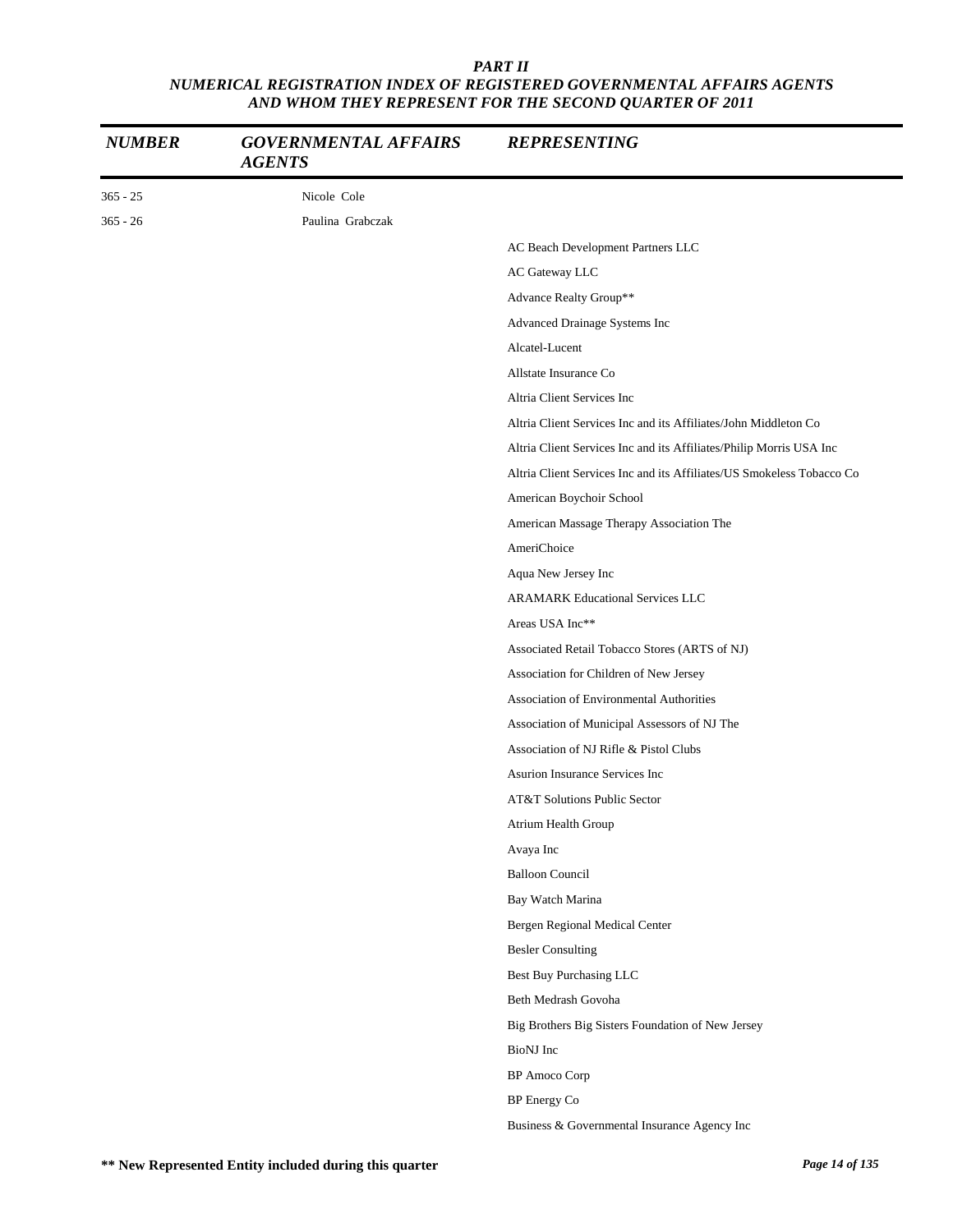# *PART II*
## *NUMERICAL REGISTRATION INDEX OF REGISTERED GOVERNMENTAL AFFAIRS AGENTS AND WHOM THEY REPRESENT FOR THE SECOND QUARTER OF 2011*

| *NUMBER* | *GOVERNMENTAL AFFAIRS AGENTS* | *REPRESENTING* |
|---|---|---|
| 365 - 25 | Nicole Cole | |
| 365 - 26 | Paulina Grabczak | |
| | | AC Beach Development Partners LLC |
| | | AC Gateway LLC |
| | | Advance Realty Group** |
| | | Advanced Drainage Systems Inc |
| | | Alcatel-Lucent |
| | | Allstate Insurance Co |
| | | Altria Client Services Inc |
| | | Altria Client Services Inc and its Affiliates/John Middleton Co |
| | | Altria Client Services Inc and its Affiliates/Philip Morris USA Inc |
| | | Altria Client Services Inc and its Affiliates/US Smokeless Tobacco Co |
| | | American Boychoir School |
| | | American Massage Therapy Association The |
| | | AmeriChoice |
| | | Aqua New Jersey Inc |
| | | ARAMARK Educational Services LLC |
| | | Areas USA Inc** |
| | | Associated Retail Tobacco Stores (ARTS of NJ) |
| | | Association for Children of New Jersey |
| | | Association of Environmental Authorities |
| | | Association of Municipal Assessors of NJ The |
| | | Association of NJ Rifle & Pistol Clubs |
| | | Asurion Insurance Services Inc |
| | | AT&T Solutions Public Sector |
| | | Atrium Health Group |
| | | Avaya Inc |
| | | Balloon Council |
| | | Bay Watch Marina |
| | | Bergen Regional Medical Center |
| | | Besler Consulting |
| | | Best Buy Purchasing LLC |
| | | Beth Medrash Govoha |
| | | Big Brothers Big Sisters Foundation of New Jersey |
| | | BioNJ Inc |
| | | BP Amoco Corp |
| | | BP Energy Co |
| | | Business & Governmental Insurance Agency Inc |

**** New Represented Entity included during this quarter**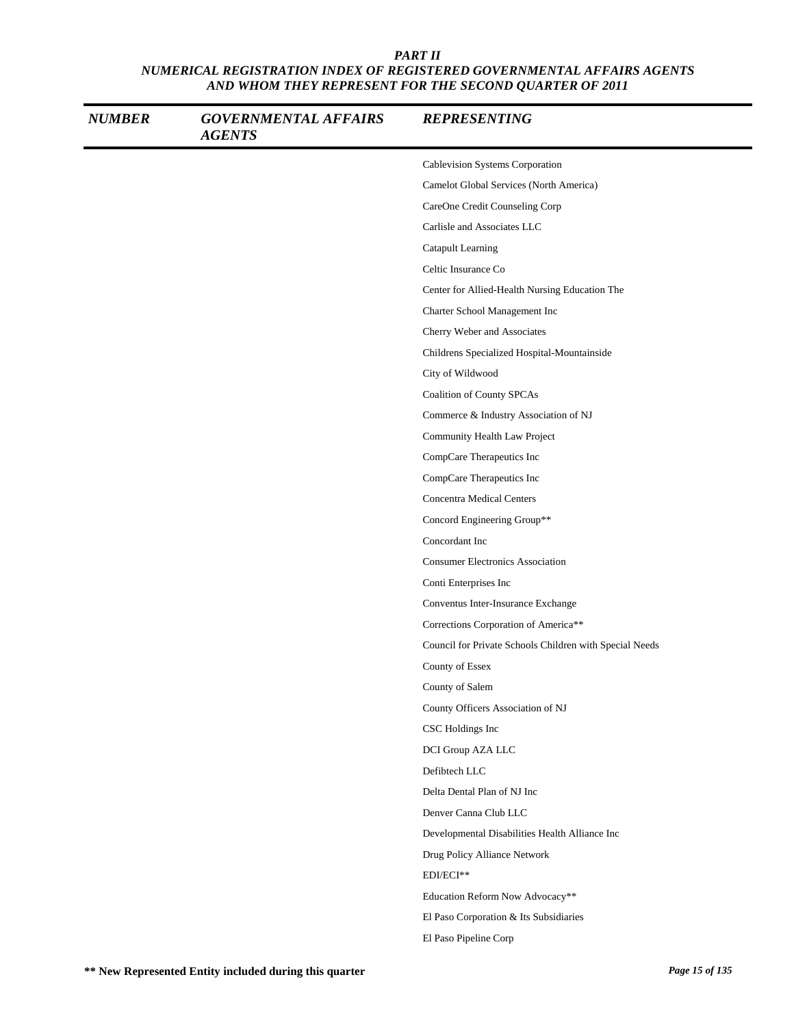# PART II
## NUMERICAL REGISTRATION INDEX OF REGISTERED GOVERNMENTAL AFFAIRS AGENTS AND WHOM THEY REPRESENT FOR THE SECOND QUARTER OF 2011

| NUMBER | GOVERNMENTAL AFFAIRS AGENTS | REPRESENTING |
|---|---|---|
| | | Cablevision Systems Corporation |
| | | Camelot Global Services (North America) |
| | | CareOne Credit Counseling Corp |
| | | Carlisle and Associates LLC |
| | | Catapult Learning |
| | | Celtic Insurance Co |
| | | Center for Allied-Health Nursing Education The |
| | | Charter School Management Inc |
| | | Cherry Weber and Associates |
| | | Childrens Specialized Hospital-Mountainside |
| | | City of Wildwood |
| | | Coalition of County SPCAs |
| | | Commerce & Industry Association of NJ |
| | | Community Health Law Project |
| | | CompCare Therapeutics Inc |
| | | CompCare Therapeutics Inc |
| | | Concentra Medical Centers |
| | | Concord Engineering Group** |
| | | Concordant Inc |
| | | Consumer Electronics Association |
| | | Conti Enterprises Inc |
| | | Conventus Inter-Insurance Exchange |
| | | Corrections Corporation of America** |
| | | Council for Private Schools Children with Special Needs |
| | | County of Essex |
| | | County of Salem |
| | | County Officers Association of NJ |
| | | CSC Holdings Inc |
| | | DCI Group AZA LLC |
| | | Defibtech LLC |
| | | Delta Dental Plan of NJ Inc |
| | | Denver Canna Club LLC |
| | | Developmental Disabilities Health Alliance Inc |
| | | Drug Policy Alliance Network |
| | | EDI/ECI** |
| | | Education Reform Now Advocacy** |
| | | El Paso Corporation & Its Subsidiaries |
| | | El Paso Pipeline Corp |

** New Represented Entity included during this quarter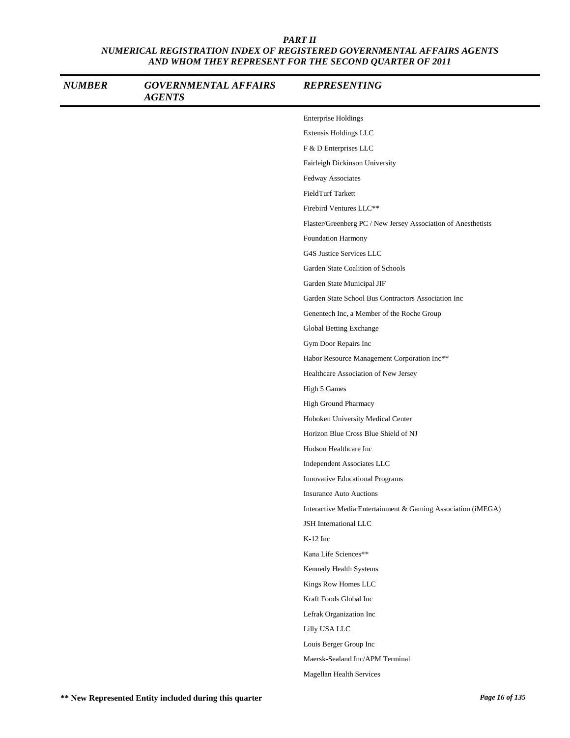# PART II

## NUMERICAL REGISTRATION INDEX OF REGISTERED GOVERNMENTAL AFFAIRS AGENTS AND WHOM THEY REPRESENT FOR THE SECOND QUARTER OF 2011

| NUMBER | GOVERNMENTAL AFFAIRS AGENTS | REPRESENTING |
|---|---|---|
| | | Enterprise Holdings |
| | | Extensis Holdings LLC |
| | | F & D Enterprises LLC |
| | | Fairleigh Dickinson University |
| | | Fedway Associates |
| | | FieldTurf Tarkett |
| | | Firebird Ventures LLC** |
| | | Flaster/Greenberg PC / New Jersey Association of Anesthetists |
| | | Foundation Harmony |
| | | G4S Justice Services LLC |
| | | Garden State Coalition of Schools |
| | | Garden State Municipal JIF |
| | | Garden State School Bus Contractors Association Inc |
| | | Genentech Inc, a Member of the Roche Group |
| | | Global Betting Exchange |
| | | Gym Door Repairs Inc |
| | | Habor Resource Management Corporation Inc** |
| | | Healthcare Association of New Jersey |
| | | High 5 Games |
| | | High Ground Pharmacy |
| | | Hoboken University Medical Center |
| | | Horizon Blue Cross Blue Shield of NJ |
| | | Hudson Healthcare Inc |
| | | Independent Associates LLC |
| | | Innovative Educational Programs |
| | | Insurance Auto Auctions |
| | | Interactive Media Entertainment & Gaming Association (iMEGA) |
| | | JSH International LLC |
| | | K-12 Inc |
| | | Kana Life Sciences** |
| | | Kennedy Health Systems |
| | | Kings Row Homes LLC |
| | | Kraft Foods Global Inc |
| | | Lefrak Organization Inc |
| | | Lilly USA LLC |
| | | Louis Berger Group Inc |
| | | Maersk-Sealand Inc/APM Terminal |
| | | Magellan Health Services |

**** New Represented Entity included during this quarter**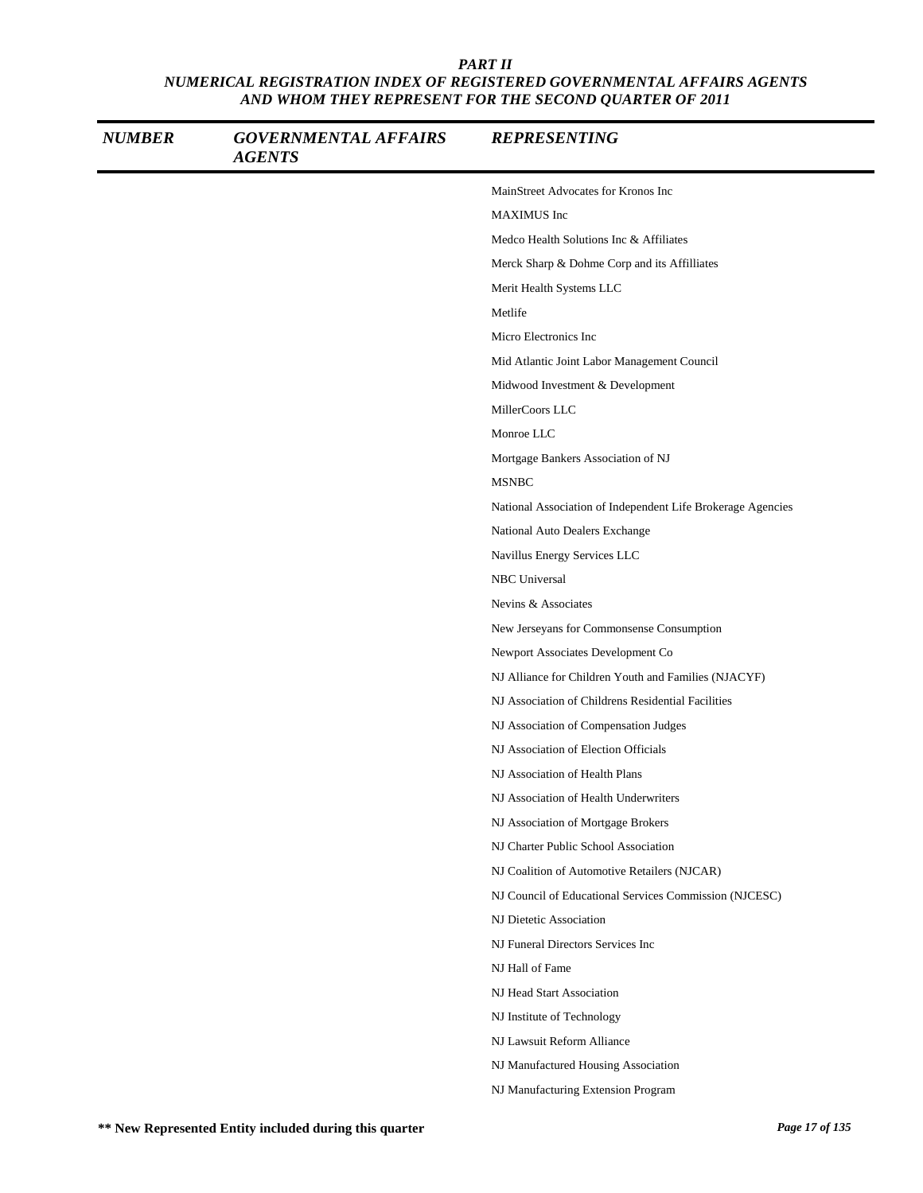# PART II
## NUMERICAL REGISTRATION INDEX OF REGISTERED GOVERNMENTAL AFFAIRS AGENTS AND WHOM THEY REPRESENT FOR THE SECOND QUARTER OF 2011

| NUMBER | GOVERNMENTAL AFFAIRS AGENTS | REPRESENTING |
|---|---|---|
| | | MainStreet Advocates for Kronos Inc |
| | | MAXIMUS Inc |
| | | Medco Health Solutions Inc & Affiliates |
| | | Merck Sharp & Dohme Corp and its Affilliates |
| | | Merit Health Systems LLC |
| | | Metlife |
| | | Micro Electronics Inc |
| | | Mid Atlantic Joint Labor Management Council |
| | | Midwood Investment & Development |
| | | MillerCoors LLC |
| | | Monroe LLC |
| | | Mortgage Bankers Association of NJ |
| | | MSNBC |
| | | National Association of Independent Life Brokerage Agencies |
| | | National Auto Dealers Exchange |
| | | Navillus Energy Services LLC |
| | | NBC Universal |
| | | Nevins & Associates |
| | | New Jerseyans for Commonsense Consumption |
| | | Newport Associates Development Co |
| | | NJ Alliance for Children Youth and Families (NJACYF) |
| | | NJ Association of Childrens Residential Facilities |
| | | NJ Association of Compensation Judges |
| | | NJ Association of Election Officials |
| | | NJ Association of Health Plans |
| | | NJ Association of Health Underwriters |
| | | NJ Association of Mortgage Brokers |
| | | NJ Charter Public School Association |
| | | NJ Coalition of Automotive Retailers (NJCAR) |
| | | NJ Council of Educational Services Commission (NJCESC) |
| | | NJ Dietetic Association |
| | | NJ Funeral Directors Services Inc |
| | | NJ Hall of Fame |
| | | NJ Head Start Association |
| | | NJ Institute of Technology |
| | | NJ Lawsuit Reform Alliance |
| | | NJ Manufactured Housing Association |
| | | NJ Manufacturing Extension Program |

**\*\* New Represented Entity included during this quarter**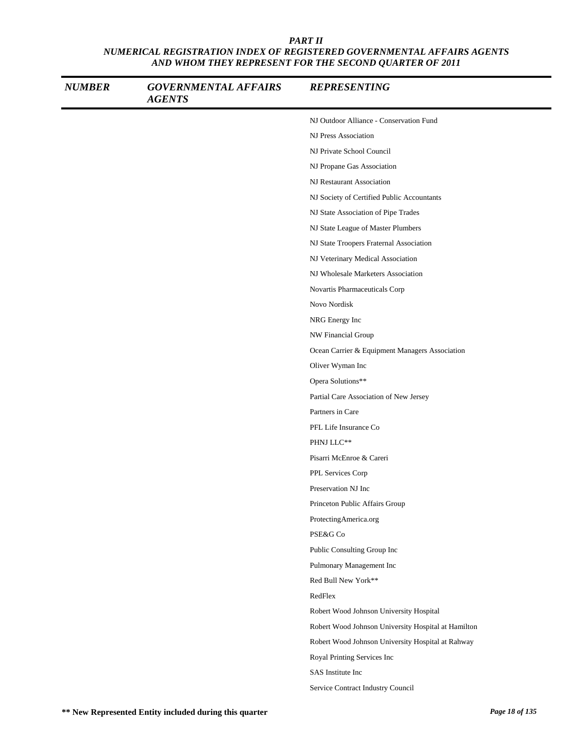# PART II
## NUMERICAL REGISTRATION INDEX OF REGISTERED GOVERNMENTAL AFFAIRS AGENTS AND WHOM THEY REPRESENT FOR THE SECOND QUARTER OF 2011

| NUMBER | GOVERNMENTAL AFFAIRS AGENTS | REPRESENTING |
|---|---|---|
| | | NJ Outdoor Alliance - Conservation Fund |
| | | NJ Press Association |
| | | NJ Private School Council |
| | | NJ Propane Gas Association |
| | | NJ Restaurant Association |
| | | NJ Society of Certified Public Accountants |
| | | NJ State Association of Pipe Trades |
| | | NJ State League of Master Plumbers |
| | | NJ State Troopers Fraternal Association |
| | | NJ Veterinary Medical Association |
| | | NJ Wholesale Marketers Association |
| | | Novartis Pharmaceuticals Corp |
| | | Novo Nordisk |
| | | NRG Energy Inc |
| | | NW Financial Group |
| | | Ocean Carrier & Equipment Managers Association |
| | | Oliver Wyman Inc |
| | | Opera Solutions** |
| | | Partial Care Association of New Jersey |
| | | Partners in Care |
| | | PFL Life Insurance Co |
| | | PHNJ LLC** |
| | | Pisarri McEnroe & Careri |
| | | PPL Services Corp |
| | | Preservation NJ Inc |
| | | Princeton Public Affairs Group |
| | | ProtectingAmerica.org |
| | | PSE&G Co |
| | | Public Consulting Group Inc |
| | | Pulmonary Management Inc |
| | | Red Bull New York** |
| | | RedFlex |
| | | Robert Wood Johnson University Hospital |
| | | Robert Wood Johnson University Hospital at Hamilton |
| | | Robert Wood Johnson University Hospital at Rahway |
| | | Royal Printing Services Inc |
| | | SAS Institute Inc |
| | | Service Contract Industry Council |

**** New Represented Entity included during this quarter**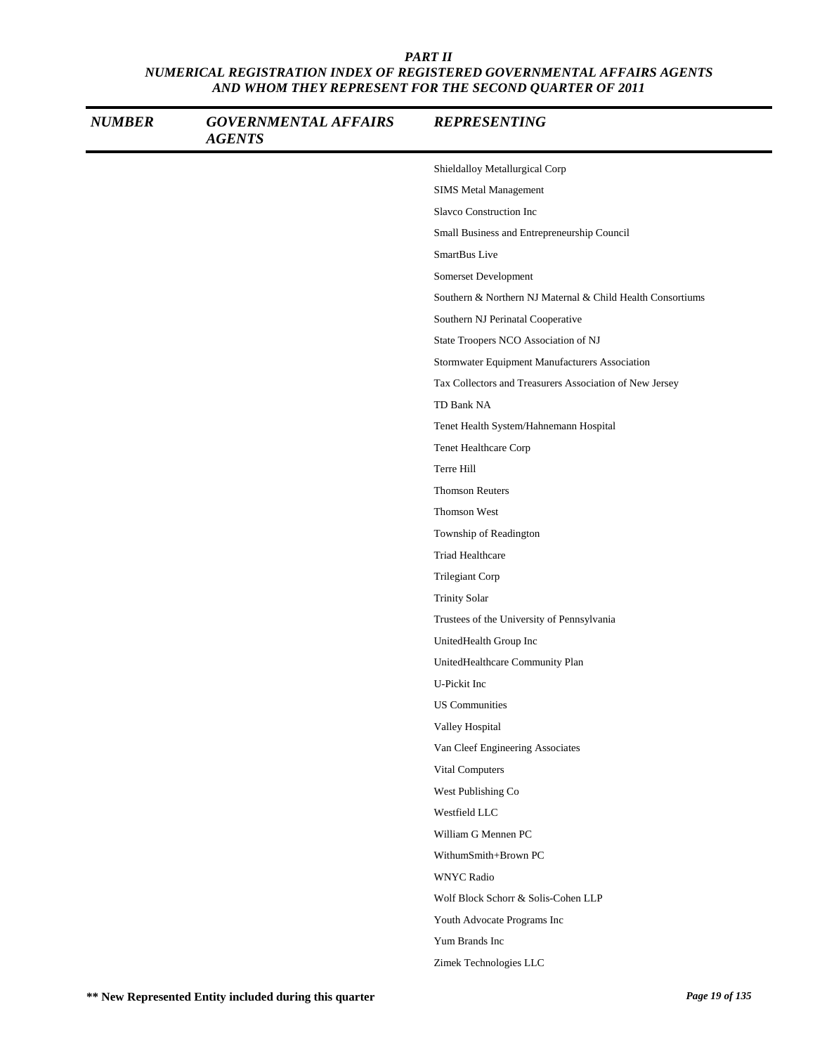# PART II

## NUMERICAL REGISTRATION INDEX OF REGISTERED GOVERNMENTAL AFFAIRS AGENTS AND WHOM THEY REPRESENT FOR THE SECOND QUARTER OF 2011

| *NUMBER* | *GOVERNMENTAL AFFAIRS AGENTS* | *REPRESENTING* |
|---|---|---|
| | | Shieldalloy Metallurgical Corp |
| | | SIMS Metal Management |
| | | Slavco Construction Inc |
| | | Small Business and Entrepreneurship Council |
| | | SmartBus Live |
| | | Somerset Development |
| | | Southern & Northern NJ Maternal & Child Health Consortiums |
| | | Southern NJ Perinatal Cooperative |
| | | State Troopers NCO Association of NJ |
| | | Stormwater Equipment Manufacturers Association |
| | | Tax Collectors and Treasurers Association of New Jersey |
| | | TD Bank NA |
| | | Tenet Health System/Hahnemann Hospital |
| | | Tenet Healthcare Corp |
| | | Terre Hill |
| | | Thomson Reuters |
| | | Thomson West |
| | | Township of Readington |
| | | Triad Healthcare |
| | | Trilegiant Corp |
| | | Trinity Solar |
| | | Trustees of the University of Pennsylvania |
| | | UnitedHealth Group Inc |
| | | UnitedHealthcare Community Plan |
| | | U-Pickit Inc |
| | | US Communities |
| | | Valley Hospital |
| | | Van Cleef Engineering Associates |
| | | Vital Computers |
| | | West Publishing Co |
| | | Westfield LLC |
| | | William G Mennen PC |
| | | WithumSmith+Brown PC |
| | | WNYC Radio |
| | | Wolf Block Schorr & Solis-Cohen LLP |
| | | Youth Advocate Programs Inc |
| | | Yum Brands Inc |
| | | Zimek Technologies LLC |

**** New Represented Entity included during this quarter**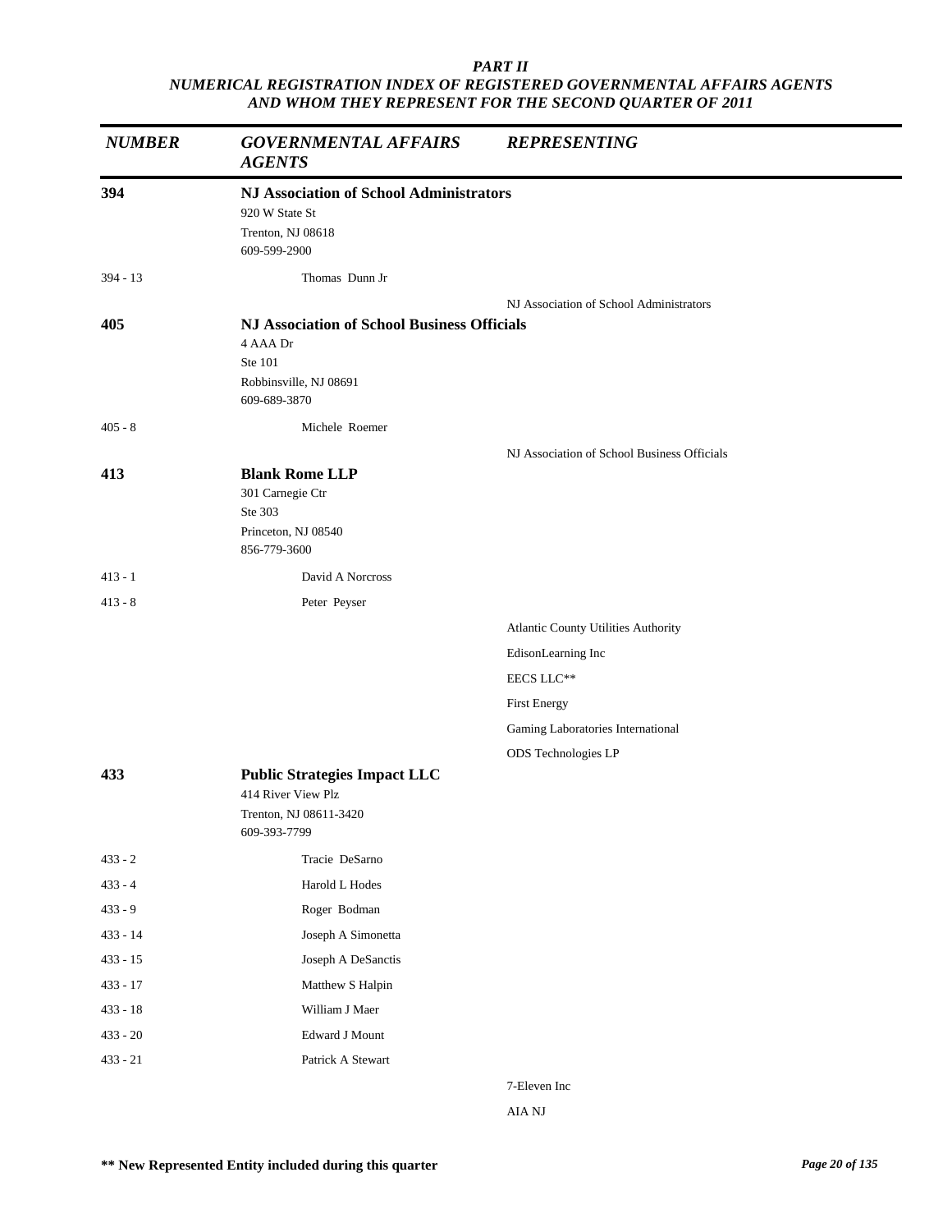*PART II*
*NUMERICAL REGISTRATION INDEX OF REGISTERED GOVERNMENTAL AFFAIRS AGENTS AND WHOM THEY REPRESENT FOR THE SECOND QUARTER OF 2011*

| *NUMBER* | *GOVERNMENTAL AFFAIRS AGENTS* | *REPRESENTING* |
|---|---|---|
| **394** | **NJ Association of School Administrators**<br>920 W State St<br>Trenton, NJ 08618<br>609-599-2900 | |
| 394 - 13 | Thomas Dunn Jr | |
| | | NJ Association of School Administrators |
| **405** | **NJ Association of School Business Officials**<br>4 AAA Dr<br>Ste 101<br>Robbinsville, NJ 08691<br>609-689-3870 | |
| 405 - 8 | Michele Roemer | |
| | | NJ Association of School Business Officials |
| **413** | **Blank Rome LLP**<br>301 Carnegie Ctr<br>Ste 303<br>Princeton, NJ 08540<br>856-779-3600 | |
| 413 - 1 | David A Norcross | |
| 413 - 8 | Peter Peyser | |
| | | Atlantic County Utilities Authority |
| | | EdisonLearning Inc |
| | | EECS LLC** |
| | | First Energy |
| | | Gaming Laboratories International |
| | | ODS Technologies LP |
| **433** | **Public Strategies Impact LLC**<br>414 River View Plz<br>Trenton, NJ 08611-3420<br>609-393-7799 | |
| 433 - 2 | Tracie DeSarno | |
| 433 - 4 | Harold L Hodes | |
| 433 - 9 | Roger Bodman | |
| 433 - 14 | Joseph A Simonetta | |
| 433 - 15 | Joseph A DeSanctis | |
| 433 - 17 | Matthew S Halpin | |
| 433 - 18 | William J Maer | |
| 433 - 20 | Edward J Mount | |
| 433 - 21 | Patrick A Stewart | |
| | | 7-Eleven Inc |
| | | AIA NJ |

**** New Represented Entity included during this quarter**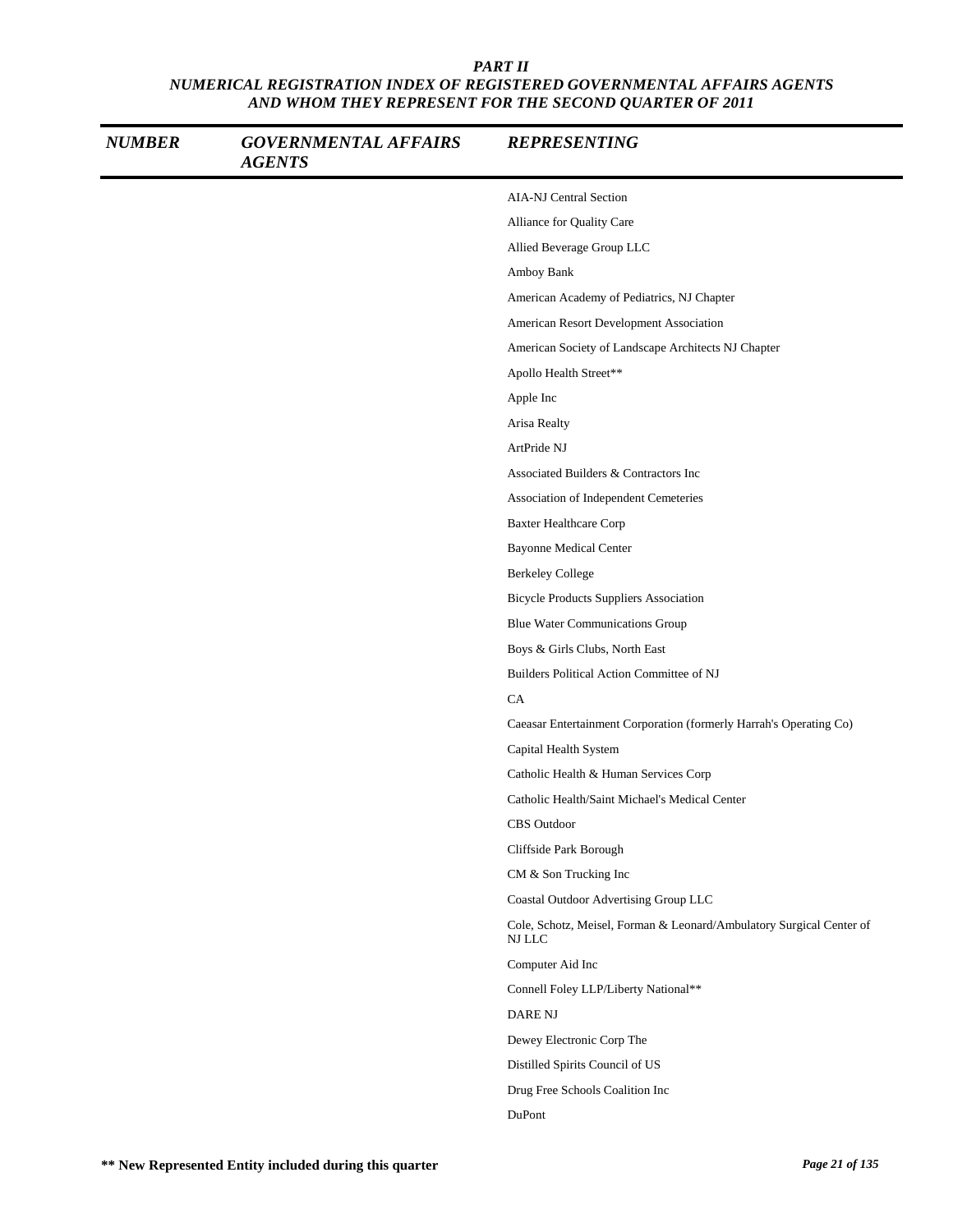*PART II*
*NUMERICAL REGISTRATION INDEX OF REGISTERED GOVERNMENTAL AFFAIRS AGENTS AND WHOM THEY REPRESENT FOR THE SECOND QUARTER OF 2011*

| *NUMBER* | *GOVERNMENTAL AFFAIRS AGENTS* | *REPRESENTING* |
|---|---|---|
| | | AIA-NJ Central Section |
| | | Alliance for Quality Care |
| | | Allied Beverage Group LLC |
| | | Amboy Bank |
| | | American Academy of Pediatrics, NJ Chapter |
| | | American Resort Development Association |
| | | American Society of Landscape Architects NJ Chapter |
| | | Apollo Health Street** |
| | | Apple Inc |
| | | Arisa Realty |
| | | ArtPride NJ |
| | | Associated Builders & Contractors Inc |
| | | Association of Independent Cemeteries |
| | | Baxter Healthcare Corp |
| | | Bayonne Medical Center |
| | | Berkeley College |
| | | Bicycle Products Suppliers Association |
| | | Blue Water Communications Group |
| | | Boys & Girls Clubs, North East |
| | | Builders Political Action Committee of NJ |
| | | CA |
| | | Caeasar Entertainment Corporation (formerly Harrah's Operating Co) |
| | | Capital Health System |
| | | Catholic Health & Human Services Corp |
| | | Catholic Health/Saint Michael's Medical Center |
| | | CBS Outdoor |
| | | Cliffside Park Borough |
| | | CM & Son Trucking Inc |
| | | Coastal Outdoor Advertising Group LLC |
| | | Cole, Schotz, Meisel, Forman & Leonard/Ambulatory Surgical Center of NJ LLC |
| | | Computer Aid Inc |
| | | Connell Foley LLP/Liberty National** |
| | | DARE NJ |
| | | Dewey Electronic Corp The |
| | | Distilled Spirits Council of US |
| | | Drug Free Schools Coalition Inc |
| | | DuPont |

**** New Represented Entity included during this quarter**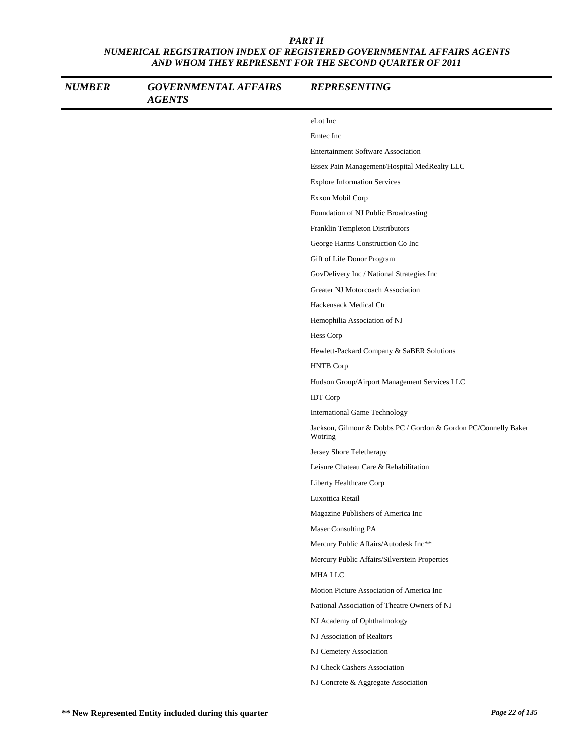# PART II
## NUMERICAL REGISTRATION INDEX OF REGISTERED GOVERNMENTAL AFFAIRS AGENTS AND WHOM THEY REPRESENT FOR THE SECOND QUARTER OF 2011

| NUMBER | GOVERNMENTAL AFFAIRS AGENTS | REPRESENTING |
|---|---|---|
| | | eLot Inc |
| | | Emtec Inc |
| | | Entertainment Software Association |
| | | Essex Pain Management/Hospital MedRealty LLC |
| | | Explore Information Services |
| | | Exxon Mobil Corp |
| | | Foundation of NJ Public Broadcasting |
| | | Franklin Templeton Distributors |
| | | George Harms Construction Co Inc |
| | | Gift of Life Donor Program |
| | | GovDelivery Inc / National Strategies Inc |
| | | Greater NJ Motorcoach Association |
| | | Hackensack Medical Ctr |
| | | Hemophilia Association of NJ |
| | | Hess Corp |
| | | Hewlett-Packard Company & SaBER Solutions |
| | | HNTB Corp |
| | | Hudson Group/Airport Management Services LLC |
| | | IDT Corp |
| | | International Game Technology |
| | | Jackson, Gilmour & Dobbs PC / Gordon & Gordon PC/Connelly Baker Wotring |
| | | Jersey Shore Teletherapy |
| | | Leisure Chateau Care & Rehabilitation |
| | | Liberty Healthcare Corp |
| | | Luxottica Retail |
| | | Magazine Publishers of America Inc |
| | | Maser Consulting PA |
| | | Mercury Public Affairs/Autodesk Inc** |
| | | Mercury Public Affairs/Silverstein Properties |
| | | MHA LLC |
| | | Motion Picture Association of America Inc |
| | | National Association of Theatre Owners of NJ |
| | | NJ Academy of Ophthalmology |
| | | NJ Association of Realtors |
| | | NJ Cemetery Association |
| | | NJ Check Cashers Association |
| | | NJ Concrete & Aggregate Association |

** New Represented Entity included during this quarter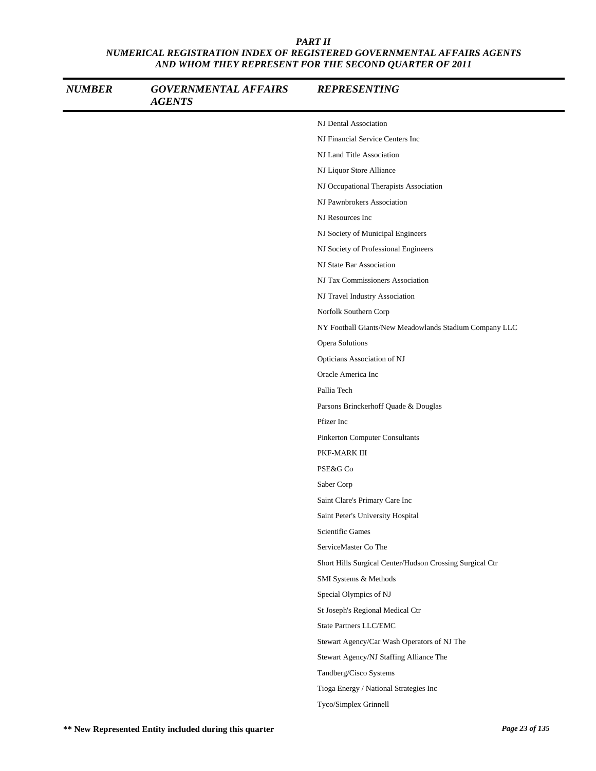**PART II**
**NUMERICAL REGISTRATION INDEX OF REGISTERED GOVERNMENTAL AFFAIRS AGENTS AND WHOM THEY REPRESENT FOR THE SECOND QUARTER OF 2011**

| NUMBER | GOVERNMENTAL AFFAIRS AGENTS | REPRESENTING |
|---|---|---|
| | | NJ Dental Association |
| | | NJ Financial Service Centers Inc |
| | | NJ Land Title Association |
| | | NJ Liquor Store Alliance |
| | | NJ Occupational Therapists Association |
| | | NJ Pawnbrokers Association |
| | | NJ Resources Inc |
| | | NJ Society of Municipal Engineers |
| | | NJ Society of Professional Engineers |
| | | NJ State Bar Association |
| | | NJ Tax Commissioners Association |
| | | NJ Travel Industry Association |
| | | Norfolk Southern Corp |
| | | NY Football Giants/New Meadowlands Stadium Company LLC |
| | | Opera Solutions |
| | | Opticians Association of NJ |
| | | Oracle America Inc |
| | | Pallia Tech |
| | | Parsons Brinckerhoff Quade & Douglas |
| | | Pfizer Inc |
| | | Pinkerton Computer Consultants |
| | | PKF-MARK III |
| | | PSE&G Co |
| | | Saber Corp |
| | | Saint Clare's Primary Care Inc |
| | | Saint Peter's University Hospital |
| | | Scientific Games |
| | | ServiceMaster Co The |
| | | Short Hills Surgical Center/Hudson Crossing Surgical Ctr |
| | | SMI Systems & Methods |
| | | Special Olympics of NJ |
| | | St Joseph's Regional Medical Ctr |
| | | State Partners LLC/EMC |
| | | Stewart Agency/Car Wash Operators of NJ The |
| | | Stewart Agency/NJ Staffing Alliance The |
| | | Tandberg/Cisco Systems |
| | | Tioga Energy / National Strategies Inc |
| | | Tyco/Simplex Grinnell |

**\*\* New Represented Entity included during this quarter**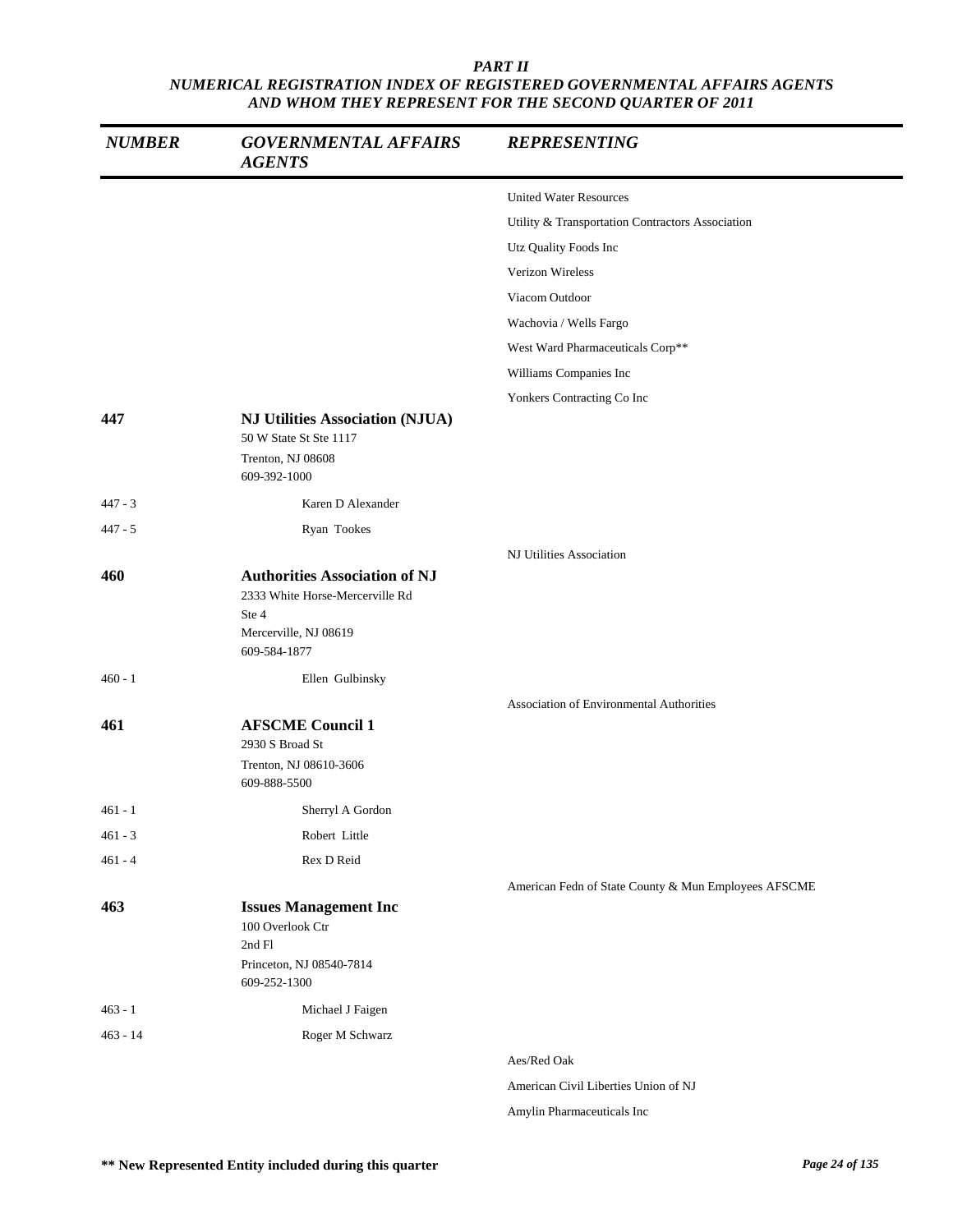*PART II*
*NUMERICAL REGISTRATION INDEX OF REGISTERED GOVERNMENTAL AFFAIRS AGENTS AND WHOM THEY REPRESENT FOR THE SECOND QUARTER OF 2011*

| *NUMBER* | *GOVERNMENTAL AFFAIRS AGENTS* | *REPRESENTING* |
|---|---|---|
| | | United Water Resources |
| | | Utility & Transportation Contractors Association |
| | | Utz Quality Foods Inc |
| | | Verizon Wireless |
| | | Viacom Outdoor |
| | | Wachovia / Wells Fargo |
| | | West Ward Pharmaceuticals Corp** |
| | | Williams Companies Inc |
| | | Yonkers Contracting Co Inc |
| **447** | **NJ Utilities Association (NJUA)**<br>50 W State St Ste 1117<br>Trenton, NJ 08608<br>609-392-1000 | |
| 447 - 3 | Karen D Alexander | |
| 447 - 5 | Ryan Tookes | |
| | | NJ Utilities Association |
| **460** | **Authorities Association of NJ**<br>2333 White Horse-Mercerville Rd<br>Ste 4<br>Mercerville, NJ 08619<br>609-584-1877 | |
| 460 - 1 | Ellen Gulbinsky | |
| | | Association of Environmental Authorities |
| **461** | **AFSCME Council 1**<br>2930 S Broad St<br>Trenton, NJ 08610-3606<br>609-888-5500 | |
| 461 - 1 | Sherryl A Gordon | |
| 461 - 3 | Robert Little | |
| 461 - 4 | Rex D Reid | |
| | | American Fedn of State County & Mun Employees AFSCME |
| **463** | **Issues Management Inc**<br>100 Overlook Ctr<br>2nd Fl<br>Princeton, NJ 08540-7814<br>609-252-1300 | |
| 463 - 1 | Michael J Faigen | |
| 463 - 14 | Roger M Schwarz | |
| | | Aes/Red Oak |
| | | American Civil Liberties Union of NJ |
| | | Amylin Pharmaceuticals Inc |

**** New Represented Entity included during this quarter**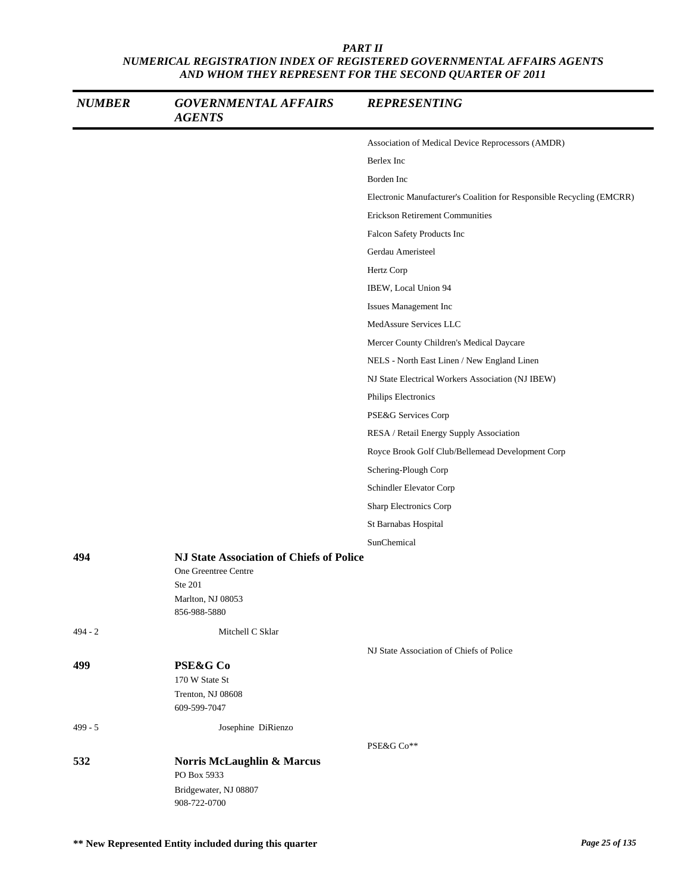## PART II

## NUMERICAL REGISTRATION INDEX OF REGISTERED GOVERNMENTAL AFFAIRS AGENTS AND WHOM THEY REPRESENT FOR THE SECOND QUARTER OF 2011

| NUMBER | GOVERNMENTAL AFFAIRS AGENTS | REPRESENTING |
|---|---|---|
| | | Association of Medical Device Reprocessors (AMDR) |
| | | Berlex Inc |
| | | Borden Inc |
| | | Electronic Manufacturer's Coalition for Responsible Recycling (EMCRR) |
| | | Erickson Retirement Communities |
| | | Falcon Safety Products Inc |
| | | Gerdau Ameristeel |
| | | Hertz Corp |
| | | IBEW, Local Union 94 |
| | | Issues Management Inc |
| | | MedAssure Services LLC |
| | | Mercer County Children's Medical Daycare |
| | | NELS - North East Linen / New England Linen |
| | | NJ State Electrical Workers Association (NJ IBEW) |
| | | Philips Electronics |
| | | PSE&G Services Corp |
| | | RESA / Retail Energy Supply Association |
| | | Royce Brook Golf Club/Bellemead Development Corp |
| | | Schering-Plough Corp |
| | | Schindler Elevator Corp |
| | | Sharp Electronics Corp |
| | | St Barnabas Hospital |
| | | SunChemical |
| **494** | **NJ State Association of Chiefs of Police**<br>One Greentree Centre<br>Ste 201<br>Marlton, NJ 08053<br>856-988-5880 | |
| 494 - 2 | Mitchell C Sklar | |
| | | NJ State Association of Chiefs of Police |
| **499** | **PSE&G Co**<br>170 W State St<br>Trenton, NJ 08608<br>609-599-7047 | |
| 499 - 5 | Josephine DiRienzo | |
| | | PSE&G Co** |
| **532** | **Norris McLaughlin & Marcus**<br>PO Box 5933<br>Bridgewater, NJ 08807<br>908-722-0700 | |

**** New Represented Entity included during this quarter**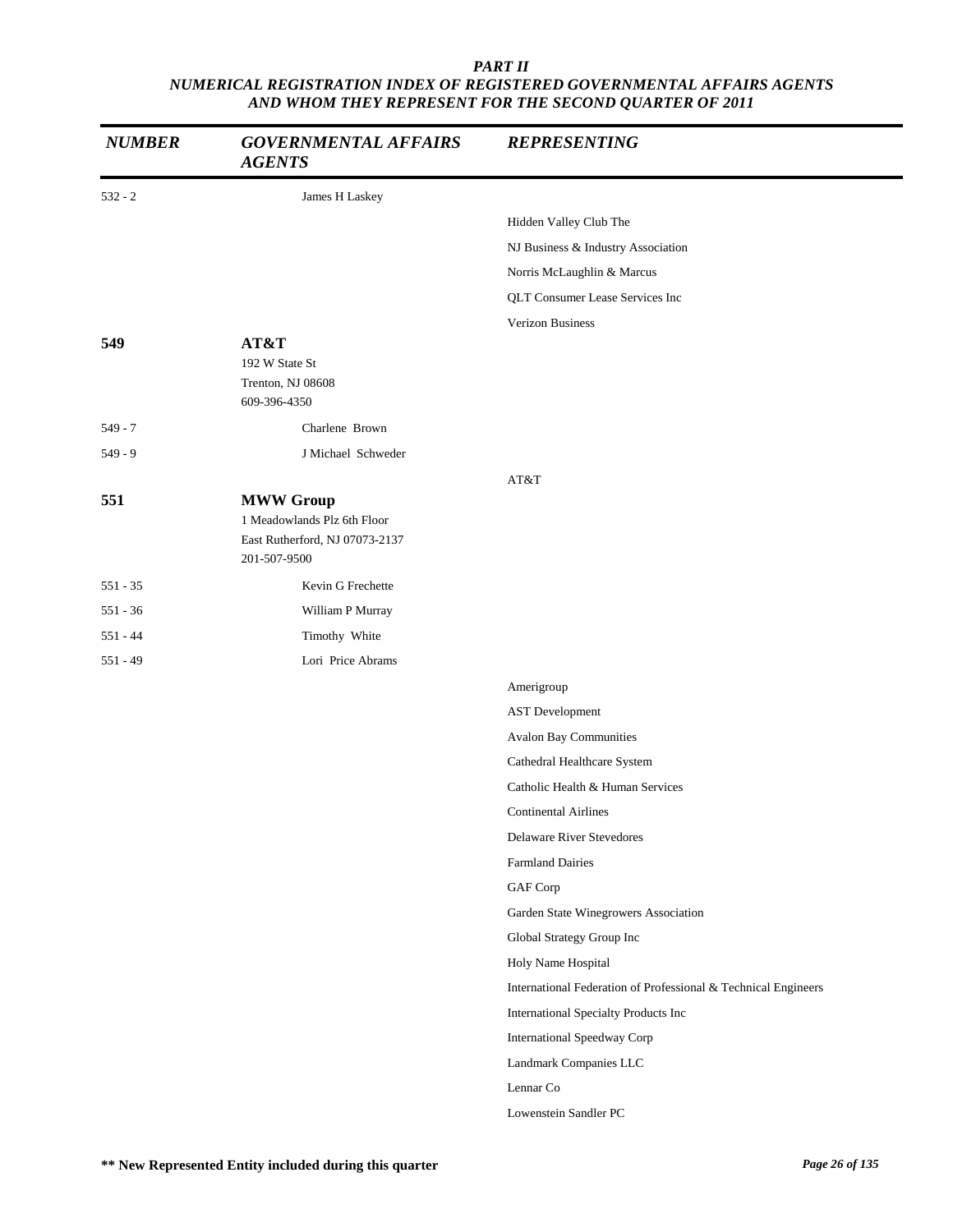*PART II*
*NUMERICAL REGISTRATION INDEX OF REGISTERED GOVERNMENTAL AFFAIRS AGENTS AND WHOM THEY REPRESENT FOR THE SECOND QUARTER OF 2011*

| *NUMBER* | *GOVERNMENTAL AFFAIRS AGENTS* | *REPRESENTING* |
|---|---|---|
| 532 - 2 | James H Laskey | |
| | | Hidden Valley Club The |
| | | NJ Business & Industry Association |
| | | Norris McLaughlin & Marcus |
| | | QLT Consumer Lease Services Inc |
| | | Verizon Business |
| **549** | **AT&T**<br>192 W State St<br>Trenton, NJ 08608<br>609-396-4350 | |
| 549 - 7 | Charlene Brown | |
| 549 - 9 | J Michael Schweder | |
| | | AT&T |
| **551** | **MWW Group**<br>1 Meadowlands Plz 6th Floor<br>East Rutherford, NJ 07073-2137<br>201-507-9500 | |
| 551 - 35 | Kevin G Frechette | |
| 551 - 36 | William P Murray | |
| 551 - 44 | Timothy White | |
| 551 - 49 | Lori Price Abrams | |
| | | Amerigroup |
| | | AST Development |
| | | Avalon Bay Communities |
| | | Cathedral Healthcare System |
| | | Catholic Health & Human Services |
| | | Continental Airlines |
| | | Delaware River Stevedores |
| | | Farmland Dairies |
| | | GAF Corp |
| | | Garden State Winegrowers Association |
| | | Global Strategy Group Inc |
| | | Holy Name Hospital |
| | | International Federation of Professional & Technical Engineers |
| | | International Specialty Products Inc |
| | | International Speedway Corp |
| | | Landmark Companies LLC |
| | | Lennar Co |
| | | Lowenstein Sandler PC |

**\*\* New Represented Entity included during this quarter**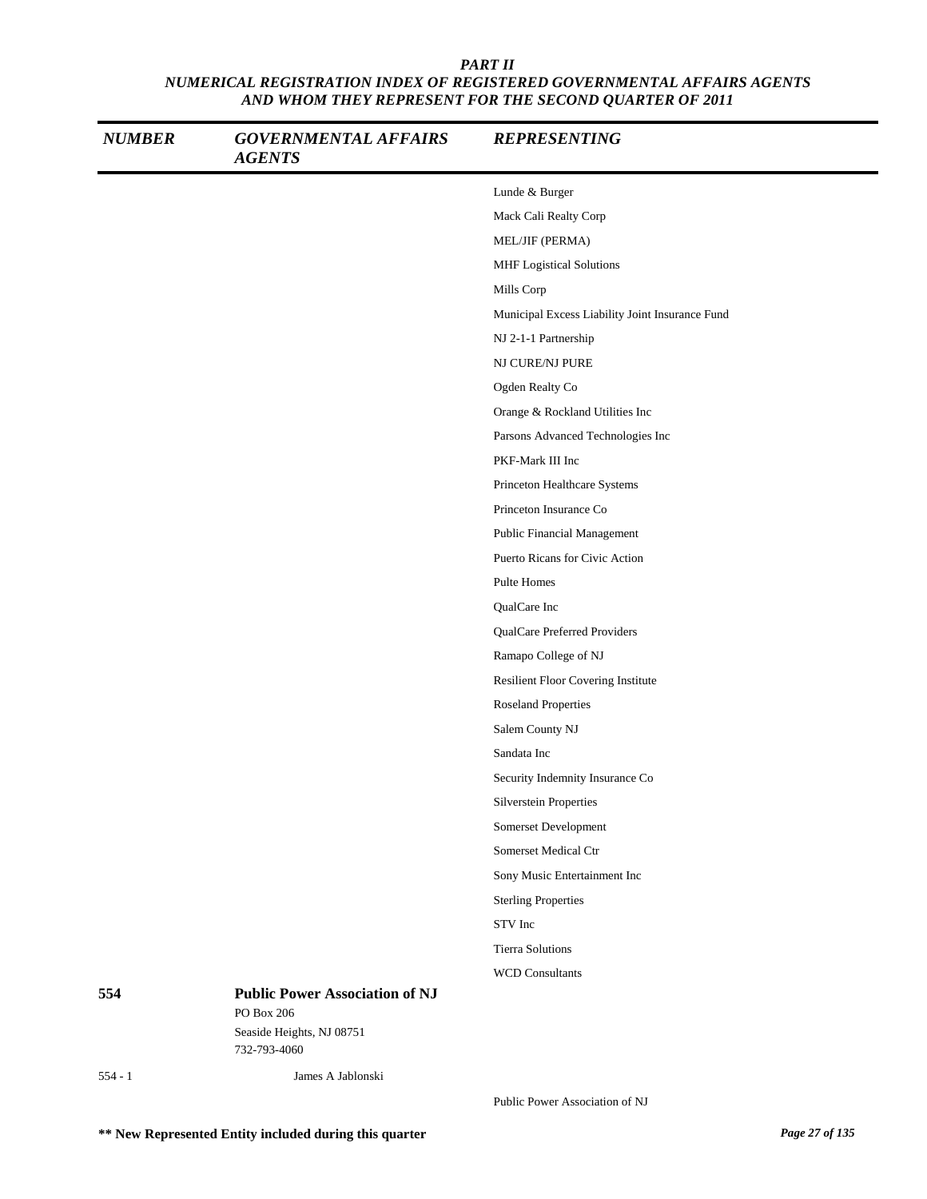## PART II
## NUMERICAL REGISTRATION INDEX OF REGISTERED GOVERNMENTAL AFFAIRS AGENTS AND WHOM THEY REPRESENT FOR THE SECOND QUARTER OF 2011

| NUMBER | GOVERNMENTAL AFFAIRS AGENTS | REPRESENTING |
|---|---|---|
| | | Lunde & Burger |
| | | Mack Cali Realty Corp |
| | | MEL/JIF (PERMA) |
| | | MHF Logistical Solutions |
| | | Mills Corp |
| | | Municipal Excess Liability Joint Insurance Fund |
| | | NJ 2-1-1 Partnership |
| | | NJ CURE/NJ PURE |
| | | Ogden Realty Co |
| | | Orange & Rockland Utilities Inc |
| | | Parsons Advanced Technologies Inc |
| | | PKF-Mark III Inc |
| | | Princeton Healthcare Systems |
| | | Princeton Insurance Co |
| | | Public Financial Management |
| | | Puerto Ricans for Civic Action |
| | | Pulte Homes |
| | | QualCare Inc |
| | | QualCare Preferred Providers |
| | | Ramapo College of NJ |
| | | Resilient Floor Covering Institute |
| | | Roseland Properties |
| | | Salem County NJ |
| | | Sandata Inc |
| | | Security Indemnity Insurance Co |
| | | Silverstein Properties |
| | | Somerset Development |
| | | Somerset Medical Ctr |
| | | Sony Music Entertainment Inc |
| | | Sterling Properties |
| | | STV Inc |
| | | Tierra Solutions |
| | | WCD Consultants |
| **554** | **Public Power Association of NJ**<br>PO Box 206<br>Seaside Heights, NJ 08751<br>732-793-4060 | |
| 554 - 1 | James A Jablonski | |
| | | Public Power Association of NJ |

**** New Represented Entity included during this quarter**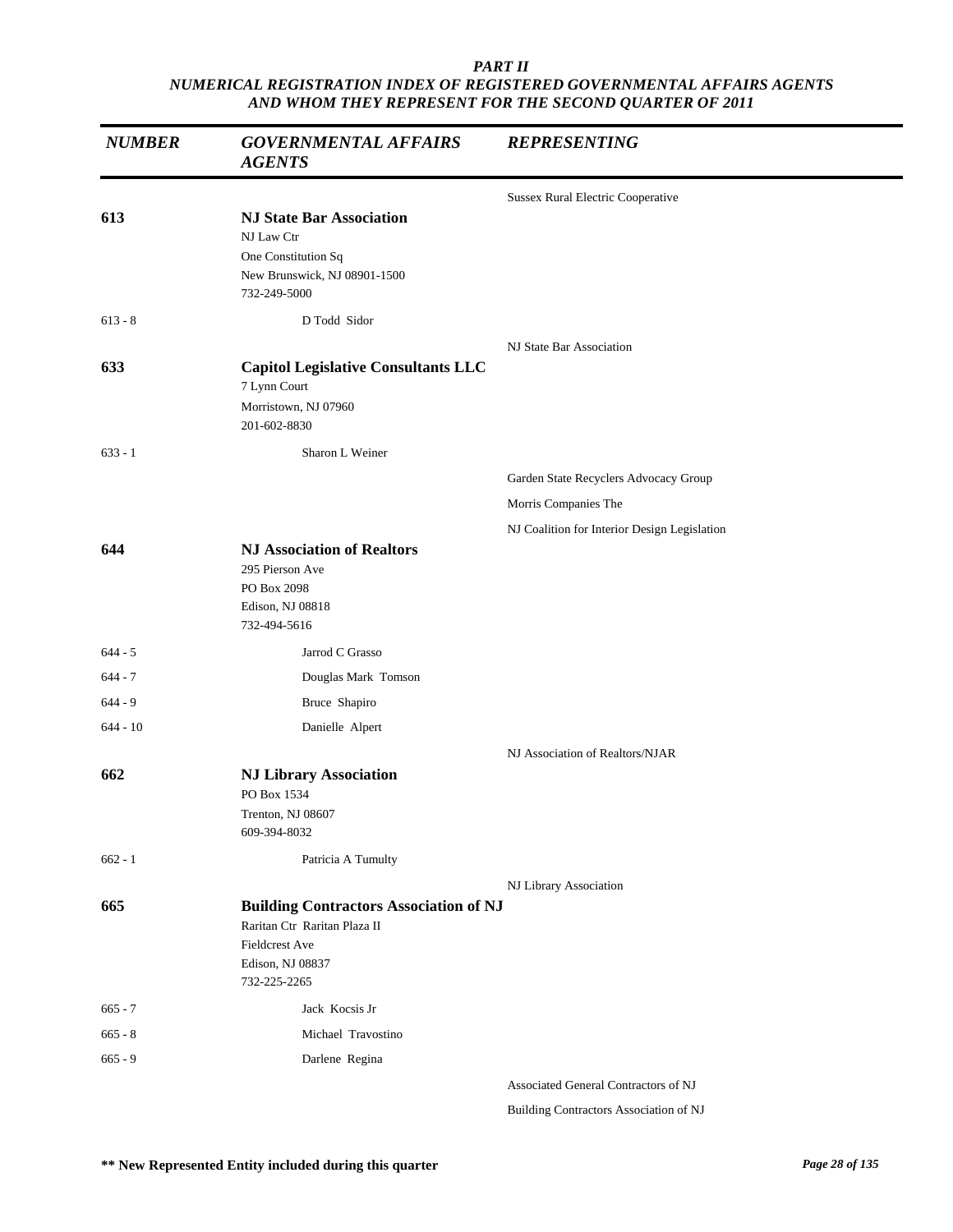*PART II*
*NUMERICAL REGISTRATION INDEX OF REGISTERED GOVERNMENTAL AFFAIRS AGENTS AND WHOM THEY REPRESENT FOR THE SECOND QUARTER OF 2011*

| *NUMBER* | *GOVERNMENTAL AFFAIRS AGENTS* | *REPRESENTING* |
|---|---|---|
| | | Sussex Rural Electric Cooperative |
| **613** | **NJ State Bar Association**<br>NJ Law Ctr<br>One Constitution Sq<br>New Brunswick, NJ 08901-1500<br>732-249-5000 | |
| 613 - 8 | D Todd Sidor | |
| | | NJ State Bar Association |
| **633** | **Capitol Legislative Consultants LLC**<br>7 Lynn Court<br>Morristown, NJ 07960<br>201-602-8830 | |
| 633 - 1 | Sharon L Weiner | |
| | | Garden State Recyclers Advocacy Group |
| | | Morris Companies The |
| | | NJ Coalition for Interior Design Legislation |
| **644** | **NJ Association of Realtors**<br>295 Pierson Ave<br>PO Box 2098<br>Edison, NJ 08818<br>732-494-5616 | |
| 644 - 5 | Jarrod C Grasso | |
| 644 - 7 | Douglas Mark Tomson | |
| 644 - 9 | Bruce Shapiro | |
| 644 - 10 | Danielle Alpert | |
| | | NJ Association of Realtors/NJAR |
| **662** | **NJ Library Association**<br>PO Box 1534<br>Trenton, NJ 08607<br>609-394-8032 | |
| 662 - 1 | Patricia A Tumulty | |
| | | NJ Library Association |
| **665** | **Building Contractors Association of NJ**<br>Raritan Ctr Raritan Plaza II<br>Fieldcrest Ave<br>Edison, NJ 08837<br>732-225-2265 | |
| 665 - 7 | Jack Kocsis Jr | |
| 665 - 8 | Michael Travostino | |
| 665 - 9 | Darlene Regina | |
| | | Associated General Contractors of NJ |
| | | Building Contractors Association of NJ |

**** New Represented Entity included during this quarter**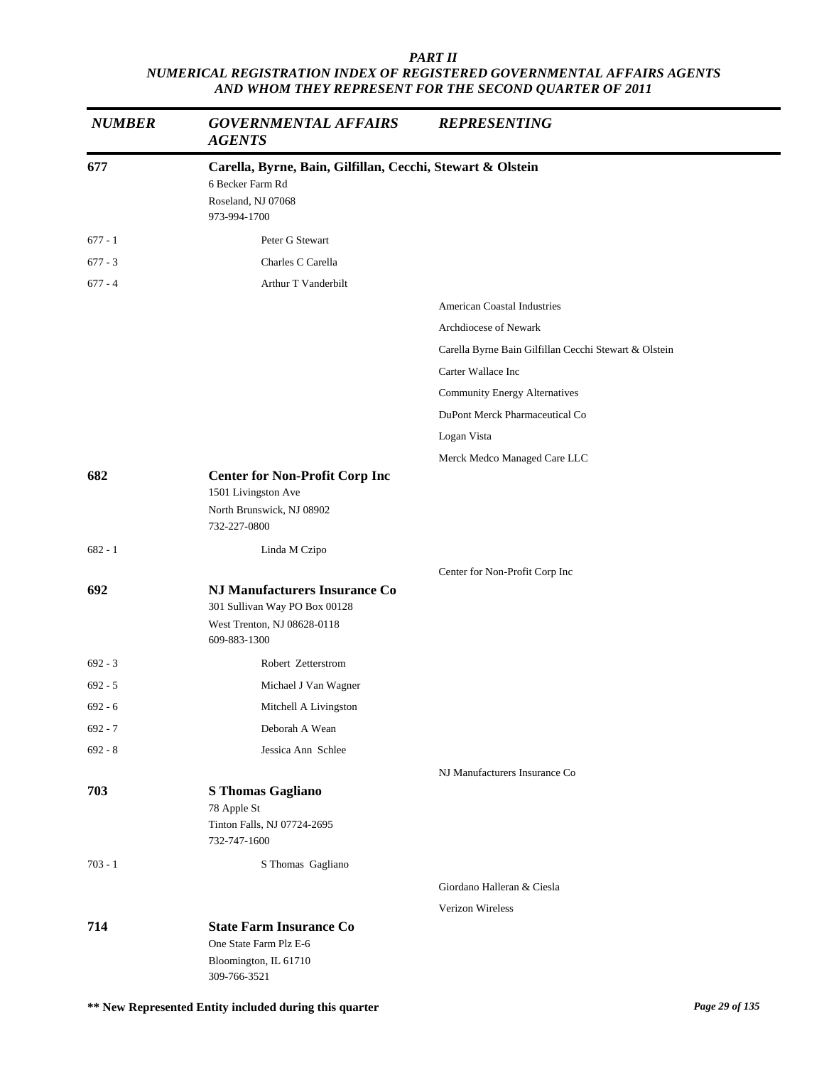*PART II*
*NUMERICAL REGISTRATION INDEX OF REGISTERED GOVERNMENTAL AFFAIRS AGENTS AND WHOM THEY REPRESENT FOR THE SECOND QUARTER OF 2011*

| *NUMBER* | *GOVERNMENTAL AFFAIRS AGENTS* | *REPRESENTING* |
|---|---|---|
| **677** | **Carella, Byrne, Bain, Gilfillan, Cecchi, Stewart & Olstein**<br>6 Becker Farm Rd<br>Roseland, NJ 07068<br>973-994-1700 | |
| 677 - 1 | Peter G Stewart | |
| 677 - 3 | Charles C Carella | |
| 677 - 4 | Arthur T Vanderbilt | |
| | | American Coastal Industries |
| | | Archdiocese of Newark |
| | | Carella Byrne Bain Gilfillan Cecchi Stewart & Olstein |
| | | Carter Wallace Inc |
| | | Community Energy Alternatives |
| | | DuPont Merck Pharmaceutical Co |
| | | Logan Vista |
| | | Merck Medco Managed Care LLC |
| **682** | **Center for Non-Profit Corp Inc**<br>1501 Livingston Ave<br>North Brunswick, NJ 08902<br>732-227-0800 | |
| 682 - 1 | Linda M Czipo | |
| | | Center for Non-Profit Corp Inc |
| **692** | **NJ Manufacturers Insurance Co**<br>301 Sullivan Way PO Box 00128<br>West Trenton, NJ 08628-0118<br>609-883-1300 | |
| 692 - 3 | Robert Zetterstrom | |
| 692 - 5 | Michael J Van Wagner | |
| 692 - 6 | Mitchell A Livingston | |
| 692 - 7 | Deborah A Wean | |
| 692 - 8 | Jessica Ann Schlee | |
| | | NJ Manufacturers Insurance Co |
| **703** | **S Thomas Gagliano**<br>78 Apple St<br>Tinton Falls, NJ 07724-2695<br>732-747-1600 | |
| 703 - 1 | S Thomas Gagliano | |
| | | Giordano Halleran & Ciesla |
| | | Verizon Wireless |
| **714** | **State Farm Insurance Co**<br>One State Farm Plz E-6<br>Bloomington, IL 61710<br>309-766-3521 | |

**\*\* New Represented Entity included during this quarter**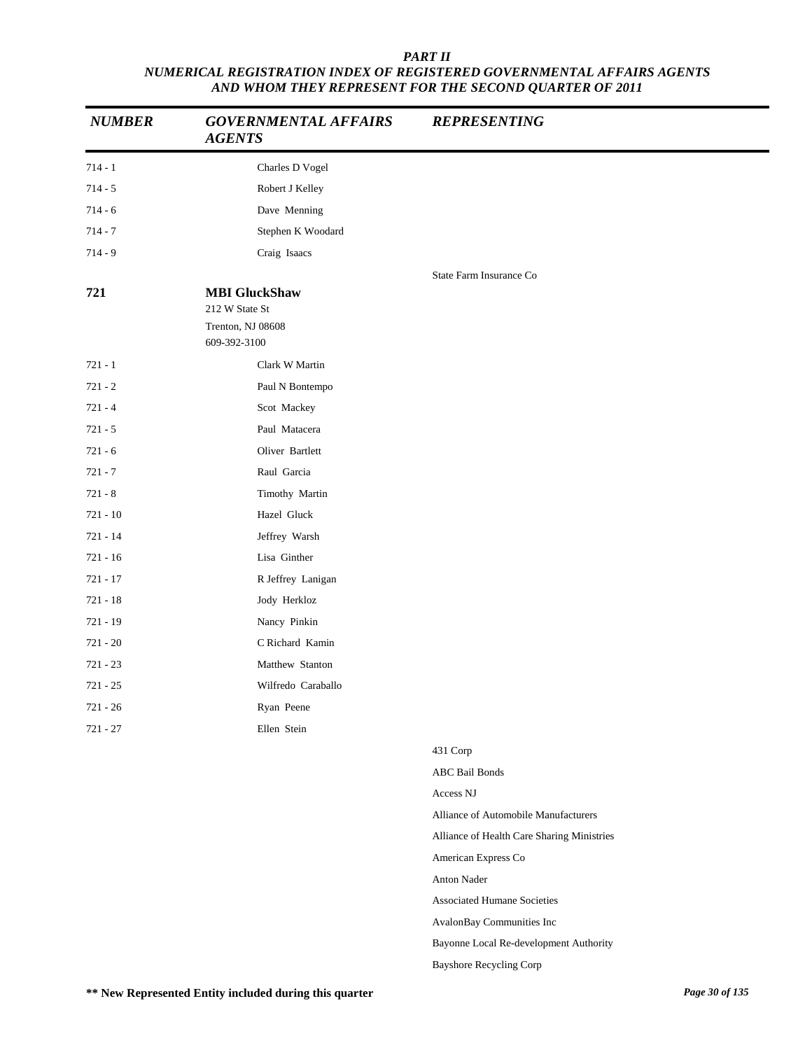***PART II***
***NUMERICAL REGISTRATION INDEX OF REGISTERED GOVERNMENTAL AFFAIRS AGENTS AND WHOM THEY REPRESENT FOR THE SECOND QUARTER OF 2011***

| *NUMBER* | *GOVERNMENTAL AFFAIRS AGENTS* | *REPRESENTING* |
|---|---|---|
| 714 - 1 | Charles D Vogel | |
| 714 - 5 | Robert J Kelley | |
| 714 - 6 | Dave Menning | |
| 714 - 7 | Stephen K Woodard | |
| 714 - 9 | Craig Isaacs | |
| | | State Farm Insurance Co |
| **721** | **MBI GluckShaw**<br>212 W State St<br>Trenton, NJ 08608<br>609-392-3100 | |
| 721 - 1 | Clark W Martin | |
| 721 - 2 | Paul N Bontempo | |
| 721 - 4 | Scot Mackey | |
| 721 - 5 | Paul Matacera | |
| 721 - 6 | Oliver Bartlett | |
| 721 - 7 | Raul Garcia | |
| 721 - 8 | Timothy Martin | |
| 721 - 10 | Hazel Gluck | |
| 721 - 14 | Jeffrey Warsh | |
| 721 - 16 | Lisa Ginther | |
| 721 - 17 | R Jeffrey Lanigan | |
| 721 - 18 | Jody Herkloz | |
| 721 - 19 | Nancy Pinkin | |
| 721 - 20 | C Richard Kamin | |
| 721 - 23 | Matthew Stanton | |
| 721 - 25 | Wilfredo Caraballo | |
| 721 - 26 | Ryan Peene | |
| 721 - 27 | Ellen Stein | |
| | | 431 Corp |
| | | ABC Bail Bonds |
| | | Access NJ |
| | | Alliance of Automobile Manufacturers |
| | | Alliance of Health Care Sharing Ministries |
| | | American Express Co |
| | | Anton Nader |
| | | Associated Humane Societies |
| | | AvalonBay Communities Inc |
| | | Bayonne Local Re-development Authority |
| | | Bayshore Recycling Corp |

**\*\* New Represented Entity included during this quarter**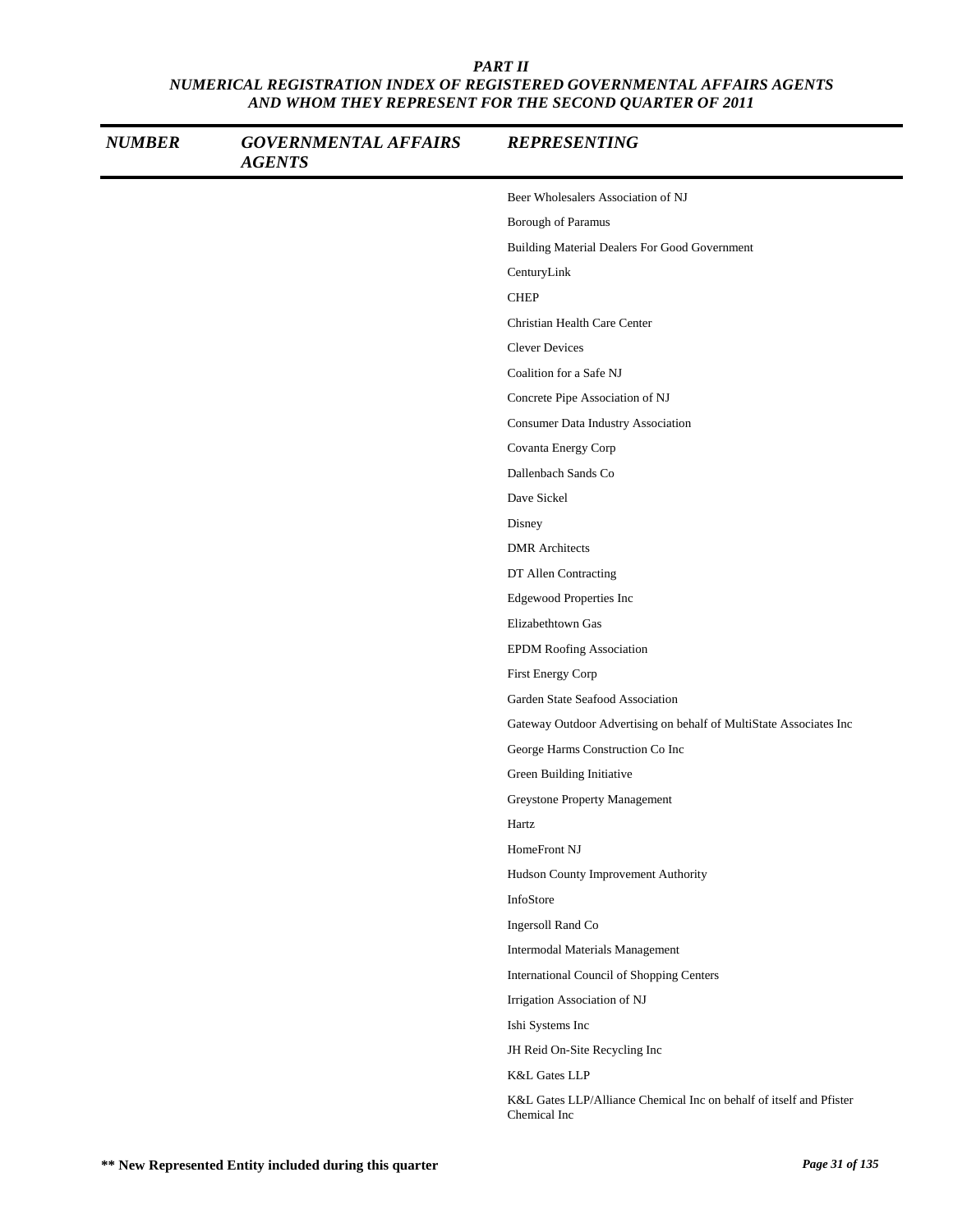## PART II
## NUMERICAL REGISTRATION INDEX OF REGISTERED GOVERNMENTAL AFFAIRS AGENTS AND WHOM THEY REPRESENT FOR THE SECOND QUARTER OF 2011

| NUMBER | GOVERNMENTAL AFFAIRS AGENTS | REPRESENTING |
|---|---|---|
| | | Beer Wholesalers Association of NJ |
| | | Borough of Paramus |
| | | Building Material Dealers For Good Government |
| | | CenturyLink |
| | | CHEP |
| | | Christian Health Care Center |
| | | Clever Devices |
| | | Coalition for a Safe NJ |
| | | Concrete Pipe Association of NJ |
| | | Consumer Data Industry Association |
| | | Covanta Energy Corp |
| | | Dallenbach Sands Co |
| | | Dave Sickel |
| | | Disney |
| | | DMR Architects |
| | | DT Allen Contracting |
| | | Edgewood Properties Inc |
| | | Elizabethtown Gas |
| | | EPDM Roofing Association |
| | | First Energy Corp |
| | | Garden State Seafood Association |
| | | Gateway Outdoor Advertising on behalf of MultiState Associates Inc |
| | | George Harms Construction Co Inc |
| | | Green Building Initiative |
| | | Greystone Property Management |
| | | Hartz |
| | | HomeFront NJ |
| | | Hudson County Improvement Authority |
| | | InfoStore |
| | | Ingersoll Rand Co |
| | | Intermodal Materials Management |
| | | International Council of Shopping Centers |
| | | Irrigation Association of NJ |
| | | Ishi Systems Inc |
| | | JH Reid On-Site Recycling Inc |
| | | K&L Gates LLP |
| | | K&L Gates LLP/Alliance Chemical Inc on behalf of itself and Pfister Chemical Inc |

** New Represented Entity included during this quarter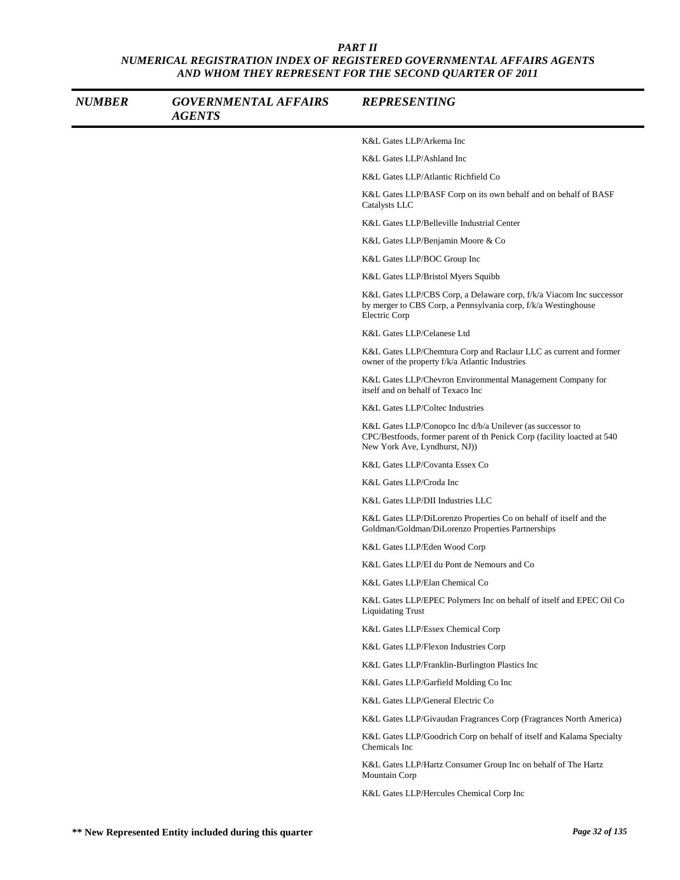## PART II
## NUMERICAL REGISTRATION INDEX OF REGISTERED GOVERNMENTAL AFFAIRS AGENTS AND WHOM THEY REPRESENT FOR THE SECOND QUARTER OF 2011

| NUMBER | GOVERNMENTAL AFFAIRS AGENTS | REPRESENTING |
|---|---|---|
| | | K&L Gates LLP/Arkema Inc |
| | | K&L Gates LLP/Ashland Inc |
| | | K&L Gates LLP/Atlantic Richfield Co |
| | | K&L Gates LLP/BASF Corp on its own behalf and on behalf of BASF Catalysts LLC |
| | | K&L Gates LLP/Belleville Industrial Center |
| | | K&L Gates LLP/Benjamin Moore & Co |
| | | K&L Gates LLP/BOC Group Inc |
| | | K&L Gates LLP/Bristol Myers Squibb |
| | | K&L Gates LLP/CBS Corp, a Delaware corp, f/k/a Viacom Inc successor by merger to CBS Corp, a Pennsylvania corp, f/k/a Westinghouse Electric Corp |
| | | K&L Gates LLP/Celanese Ltd |
| | | K&L Gates LLP/Chemtura Corp and Raclaur LLC as current and former owner of the property f/k/a Atlantic Industries |
| | | K&L Gates LLP/Chevron Environmental Management Company for itself and on behalf of Texaco Inc |
| | | K&L Gates LLP/Coltec Industries |
| | | K&L Gates LLP/Conopco Inc d/b/a Unilever (as successor to CPC/Bestfoods, former parent of th Penick Corp (facility loacted at 540 New York Ave, Lyndhurst, NJ)) |
| | | K&L Gates LLP/Covanta Essex Co |
| | | K&L Gates LLP/Croda Inc |
| | | K&L Gates LLP/DII Industries LLC |
| | | K&L Gates LLP/DiLorenzo Properties Co on behalf of itself and the Goldman/Goldman/DiLorenzo Properties Partnerships |
| | | K&L Gates LLP/Eden Wood Corp |
| | | K&L Gates LLP/EI du Pont de Nemours and Co |
| | | K&L Gates LLP/Elan Chemical Co |
| | | K&L Gates LLP/EPEC Polymers Inc on behalf of itself and EPEC Oil Co Liquidating Trust |
| | | K&L Gates LLP/Essex Chemical Corp |
| | | K&L Gates LLP/Flexon Industries Corp |
| | | K&L Gates LLP/Franklin-Burlington Plastics Inc |
| | | K&L Gates LLP/Garfield Molding Co Inc |
| | | K&L Gates LLP/General Electric Co |
| | | K&L Gates LLP/Givaudan Fragrances Corp (Fragrances North America) |
| | | K&L Gates LLP/Goodrich Corp on behalf of itself and Kalama Specialty Chemicals Inc |
| | | K&L Gates LLP/Hartz Consumer Group Inc on behalf of The Hartz Mountain Corp |
| | | K&L Gates LLP/Hercules Chemical Corp Inc |

**\*\* New Represented Entity included during this quarter**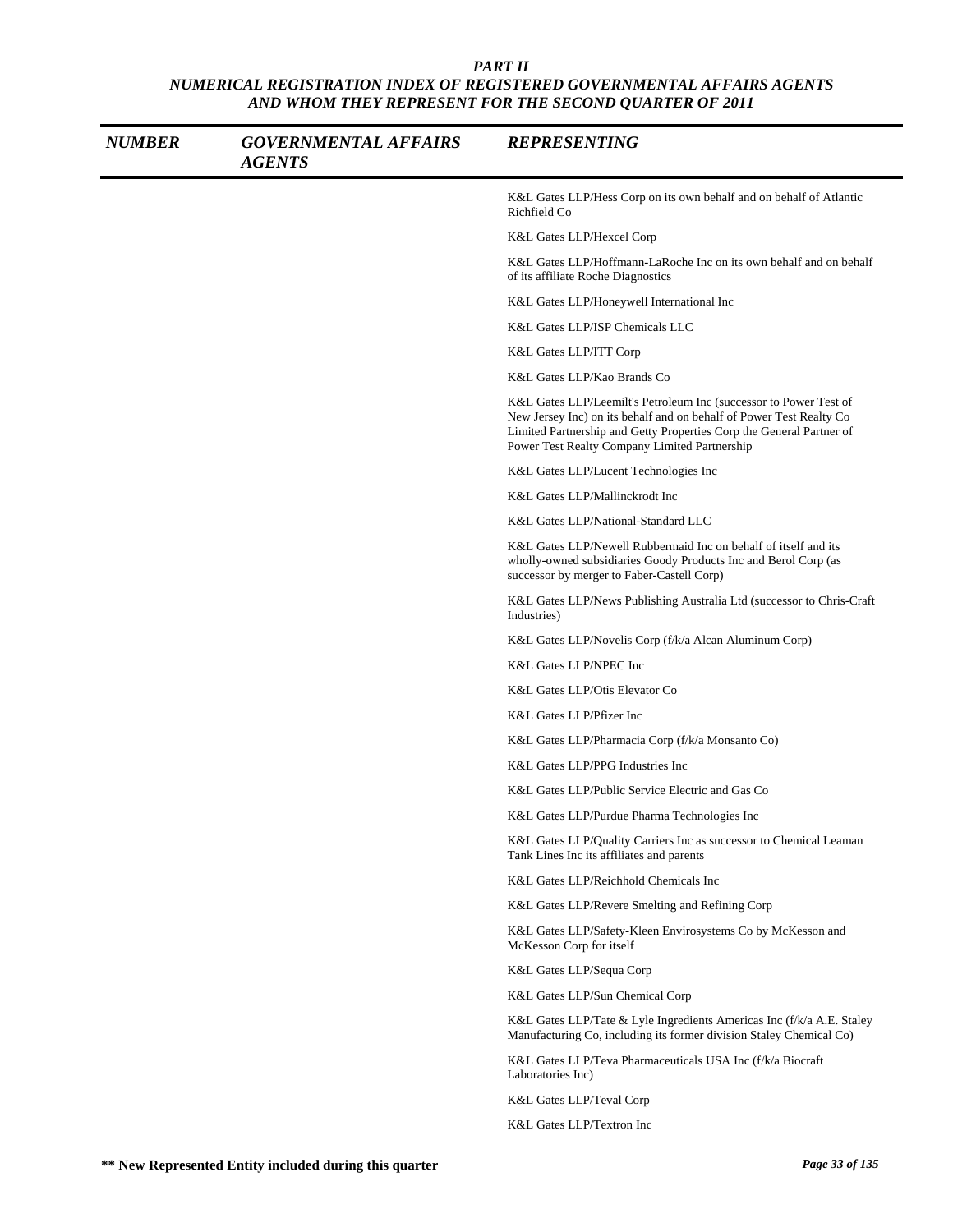## PART II

### NUMERICAL REGISTRATION INDEX OF REGISTERED GOVERNMENTAL AFFAIRS AGENTS AND WHOM THEY REPRESENT FOR THE SECOND QUARTER OF 2011

| NUMBER | GOVERNMENTAL AFFAIRS AGENTS | REPRESENTING |
|---|---|---|
| | | K&L Gates LLP/Hess Corp on its own behalf and on behalf of Atlantic Richfield Co |
| | | K&L Gates LLP/Hexcel Corp |
| | | K&L Gates LLP/Hoffmann-LaRoche Inc on its own behalf and on behalf of its affiliate Roche Diagnostics |
| | | K&L Gates LLP/Honeywell International Inc |
| | | K&L Gates LLP/ISP Chemicals LLC |
| | | K&L Gates LLP/ITT Corp |
| | | K&L Gates LLP/Kao Brands Co |
| | | K&L Gates LLP/Leemilt's Petroleum Inc (successor to Power Test of New Jersey Inc) on its behalf and on behalf of Power Test Realty Co Limited Partnership and Getty Properties Corp the General Partner of Power Test Realty Company Limited Partnership |
| | | K&L Gates LLP/Lucent Technologies Inc |
| | | K&L Gates LLP/Mallinckrodt Inc |
| | | K&L Gates LLP/National-Standard LLC |
| | | K&L Gates LLP/Newell Rubbermaid Inc on behalf of itself and its wholly-owned subsidiaries Goody Products Inc and Berol Corp (as successor by merger to Faber-Castell Corp) |
| | | K&L Gates LLP/News Publishing Australia Ltd (successor to Chris-Craft Industries) |
| | | K&L Gates LLP/Novelis Corp (f/k/a Alcan Aluminum Corp) |
| | | K&L Gates LLP/NPEC Inc |
| | | K&L Gates LLP/Otis Elevator Co |
| | | K&L Gates LLP/Pfizer Inc |
| | | K&L Gates LLP/Pharmacia Corp (f/k/a Monsanto Co) |
| | | K&L Gates LLP/PPG Industries Inc |
| | | K&L Gates LLP/Public Service Electric and Gas Co |
| | | K&L Gates LLP/Purdue Pharma Technologies Inc |
| | | K&L Gates LLP/Quality Carriers Inc as successor to Chemical Leaman Tank Lines Inc its affiliates and parents |
| | | K&L Gates LLP/Reichhold Chemicals Inc |
| | | K&L Gates LLP/Revere Smelting and Refining Corp |
| | | K&L Gates LLP/Safety-Kleen Envirosystems Co by McKesson and McKesson Corp for itself |
| | | K&L Gates LLP/Sequa Corp |
| | | K&L Gates LLP/Sun Chemical Corp |
| | | K&L Gates LLP/Tate & Lyle Ingredients Americas Inc (f/k/a A.E. Staley Manufacturing Co, including its former division Staley Chemical Co) |
| | | K&L Gates LLP/Teva Pharmaceuticals USA Inc (f/k/a Biocraft Laboratories Inc) |
| | | K&L Gates LLP/Teval Corp |
| | | K&L Gates LLP/Textron Inc |

**\*\* New Represented Entity included during this quarter**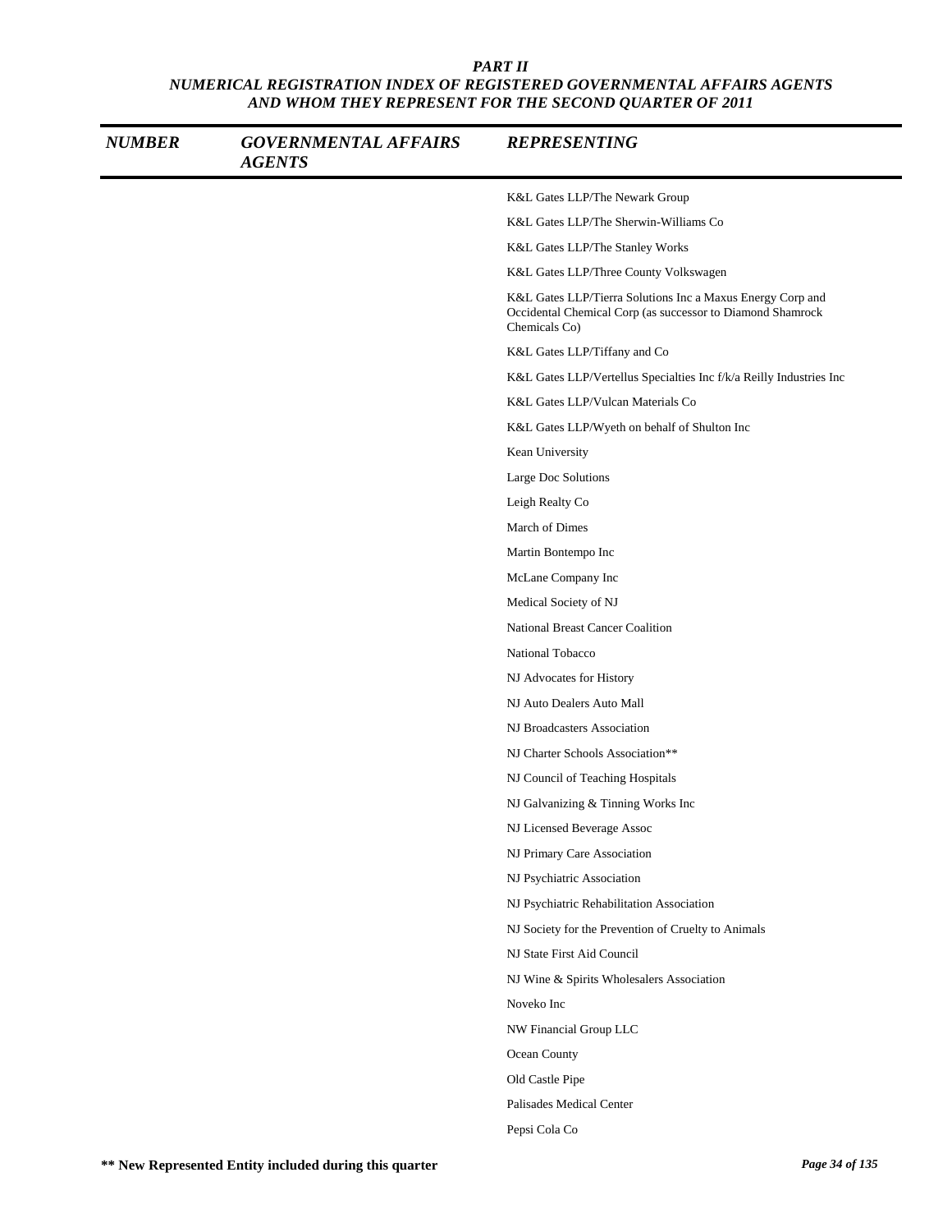*PART II*
*NUMERICAL REGISTRATION INDEX OF REGISTERED GOVERNMENTAL AFFAIRS AGENTS AND WHOM THEY REPRESENT FOR THE SECOND QUARTER OF 2011*

| NUMBER | GOVERNMENTAL AFFAIRS AGENTS | REPRESENTING |
|---|---|---|
| | | K&L Gates LLP/The Newark Group |
| | | K&L Gates LLP/The Sherwin-Williams Co |
| | | K&L Gates LLP/The Stanley Works |
| | | K&L Gates LLP/Three County Volkswagen |
| | | K&L Gates LLP/Tierra Solutions Inc a Maxus Energy Corp and Occidental Chemical Corp (as successor to Diamond Shamrock Chemicals Co) |
| | | K&L Gates LLP/Tiffany and Co |
| | | K&L Gates LLP/Vertellus Specialties Inc f/k/a Reilly Industries Inc |
| | | K&L Gates LLP/Vulcan Materials Co |
| | | K&L Gates LLP/Wyeth on behalf of Shulton Inc |
| | | Kean University |
| | | Large Doc Solutions |
| | | Leigh Realty Co |
| | | March of Dimes |
| | | Martin Bontempo Inc |
| | | McLane Company Inc |
| | | Medical Society of NJ |
| | | National Breast Cancer Coalition |
| | | National Tobacco |
| | | NJ Advocates for History |
| | | NJ Auto Dealers Auto Mall |
| | | NJ Broadcasters Association |
| | | NJ Charter Schools Association** |
| | | NJ Council of Teaching Hospitals |
| | | NJ Galvanizing & Tinning Works Inc |
| | | NJ Licensed Beverage Assoc |
| | | NJ Primary Care Association |
| | | NJ Psychiatric Association |
| | | NJ Psychiatric Rehabilitation Association |
| | | NJ Society for the Prevention of Cruelty to Animals |
| | | NJ State First Aid Council |
| | | NJ Wine & Spirits Wholesalers Association |
| | | Noveko Inc |
| | | NW Financial Group LLC |
| | | Ocean County |
| | | Old Castle Pipe |
| | | Palisades Medical Center |
| | | Pepsi Cola Co |

**** New Represented Entity included during this quarter**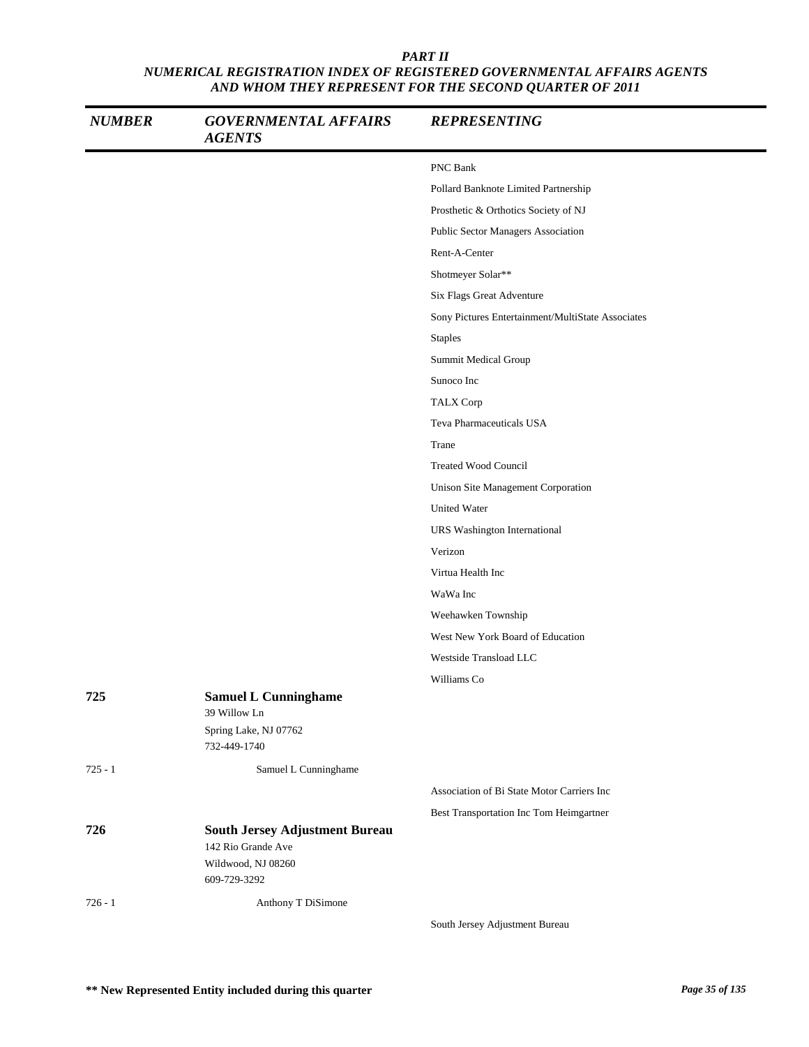# PART II
## NUMERICAL REGISTRATION INDEX OF REGISTERED GOVERNMENTAL AFFAIRS AGENTS AND WHOM THEY REPRESENT FOR THE SECOND QUARTER OF 2011

| NUMBER | GOVERNMENTAL AFFAIRS AGENTS | REPRESENTING |
|---|---|---|
| | | PNC Bank |
| | | Pollard Banknote Limited Partnership |
| | | Prosthetic & Orthotics Society of NJ |
| | | Public Sector Managers Association |
| | | Rent-A-Center |
| | | Shotmeyer Solar** |
| | | Six Flags Great Adventure |
| | | Sony Pictures Entertainment/MultiState Associates |
| | | Staples |
| | | Summit Medical Group |
| | | Sunoco Inc |
| | | TALX Corp |
| | | Teva Pharmaceuticals USA |
| | | Trane |
| | | Treated Wood Council |
| | | Unison Site Management Corporation |
| | | United Water |
| | | URS Washington International |
| | | Verizon |
| | | Virtua Health Inc |
| | | WaWa Inc |
| | | Weehawken Township |
| | | West New York Board of Education |
| | | Westside Transload LLC |
| | | Williams Co |
| **725** | **Samuel L Cunninghame**<br>39 Willow Ln<br>Spring Lake, NJ 07762<br>732-449-1740 | |
| 725 - 1 | Samuel L Cunninghame | |
| | | Association of Bi State Motor Carriers Inc |
| | | Best Transportation Inc Tom Heimgartner |
| **726** | **South Jersey Adjustment Bureau**<br>142 Rio Grande Ave<br>Wildwood, NJ 08260<br>609-729-3292 | |
| 726 - 1 | Anthony T DiSimone | |
| | | South Jersey Adjustment Bureau |

**** New Represented Entity included during this quarter**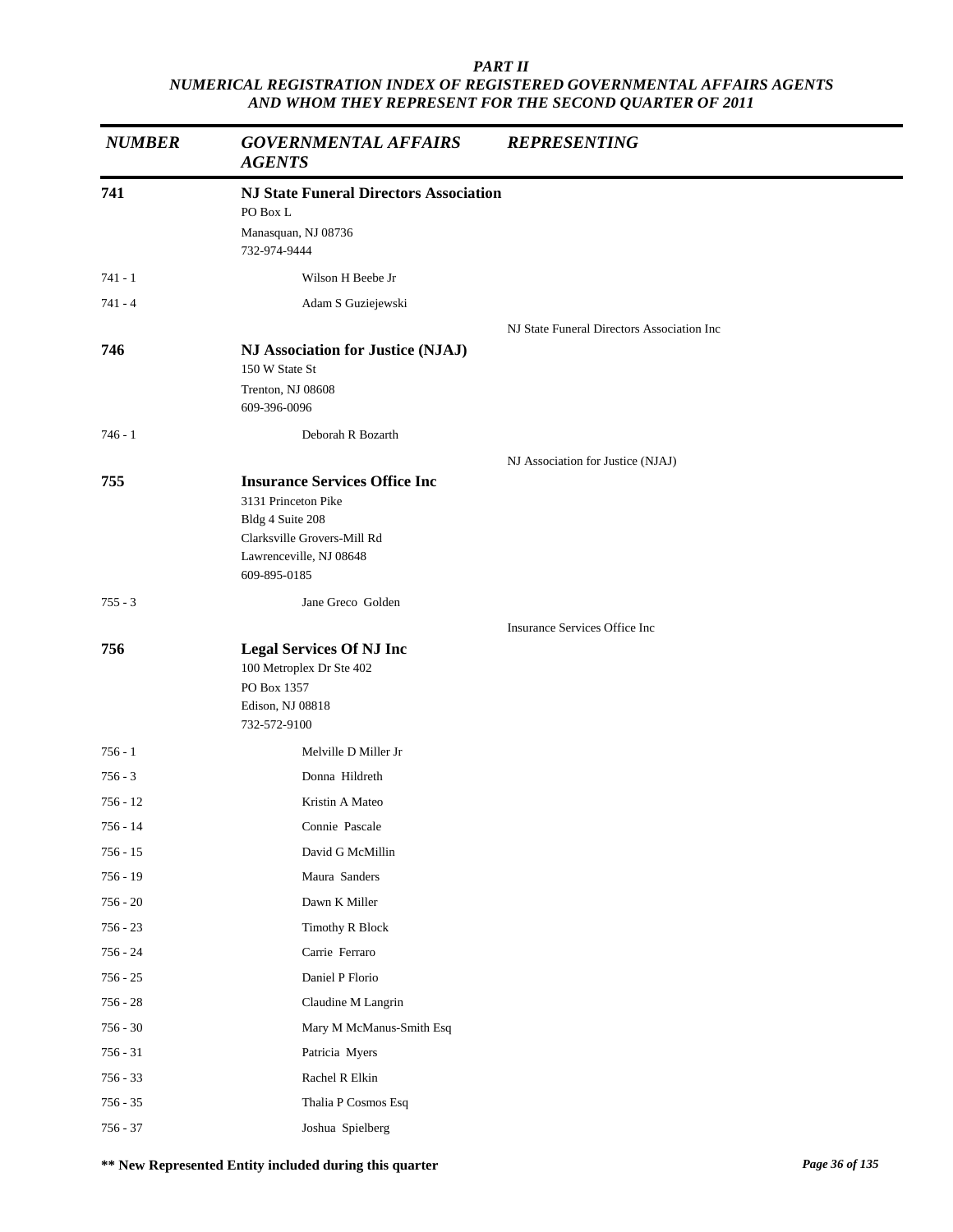*PART II*
*NUMERICAL REGISTRATION INDEX OF REGISTERED GOVERNMENTAL AFFAIRS AGENTS AND WHOM THEY REPRESENT FOR THE SECOND QUARTER OF 2011*

| *NUMBER* | *GOVERNMENTAL AFFAIRS AGENTS* | *REPRESENTING* |
|---|---|---|
| **741** | **NJ State Funeral Directors Association**<br>PO Box L<br>Manasquan, NJ 08736<br>732-974-9444 | |
| 741 - 1 | Wilson H Beebe Jr | |
| 741 - 4 | Adam S Guziejewski | |
| | | NJ State Funeral Directors Association Inc |
| **746** | **NJ Association for Justice (NJAJ)**<br>150 W State St<br>Trenton, NJ 08608<br>609-396-0096 | |
| 746 - 1 | Deborah R Bozarth | |
| | | NJ Association for Justice (NJAJ) |
| **755** | **Insurance Services Office Inc**<br>3131 Princeton Pike<br>Bldg 4 Suite 208<br>Clarksville Grovers-Mill Rd<br>Lawrenceville, NJ 08648<br>609-895-0185 | |
| 755 - 3 | Jane Greco Golden | |
| | | Insurance Services Office Inc |
| **756** | **Legal Services Of NJ Inc**<br>100 Metroplex Dr Ste 402<br>PO Box 1357<br>Edison, NJ 08818<br>732-572-9100 | |
| 756 - 1 | Melville D Miller Jr | |
| 756 - 3 | Donna Hildreth | |
| 756 - 12 | Kristin A Mateo | |
| 756 - 14 | Connie Pascale | |
| 756 - 15 | David G McMillin | |
| 756 - 19 | Maura Sanders | |
| 756 - 20 | Dawn K Miller | |
| 756 - 23 | Timothy R Block | |
| 756 - 24 | Carrie Ferraro | |
| 756 - 25 | Daniel P Florio | |
| 756 - 28 | Claudine M Langrin | |
| 756 - 30 | Mary M McManus-Smith Esq | |
| 756 - 31 | Patricia Myers | |
| 756 - 33 | Rachel R Elkin | |
| 756 - 35 | Thalia P Cosmos Esq | |
| 756 - 37 | Joshua Spielberg | |

**\*\* New Represented Entity included during this quarter**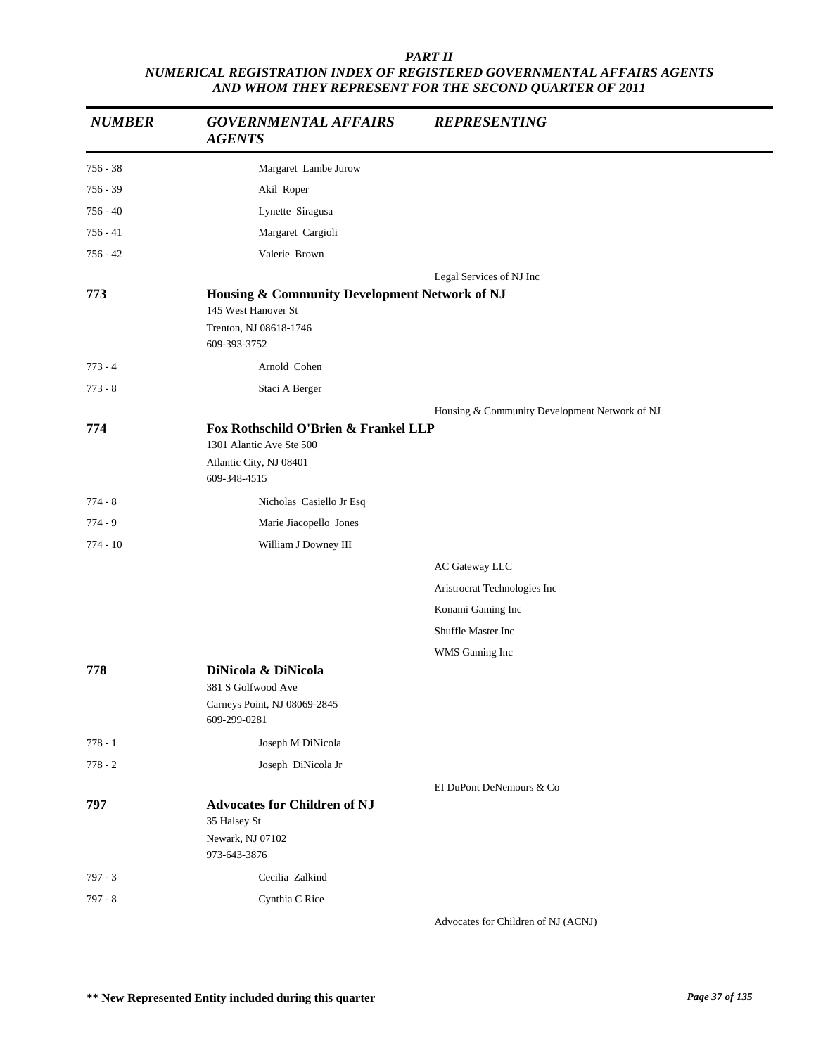***PART II***
***NUMERICAL REGISTRATION INDEX OF REGISTERED GOVERNMENTAL AFFAIRS AGENTS AND WHOM THEY REPRESENT FOR THE SECOND QUARTER OF 2011***

| *NUMBER* | *GOVERNMENTAL AFFAIRS AGENTS* | *REPRESENTING* |
|---|---|---|
| 756 - 38 | Margaret Lambe Jurow | |
| 756 - 39 | Akil Roper | |
| 756 - 40 | Lynette Siragusa | |
| 756 - 41 | Margaret Cargioli | |
| 756 - 42 | Valerie Brown | |
| | | Legal Services of NJ Inc |
| **773** | **Housing & Community Development Network of NJ**<br>145 West Hanover St<br>Trenton, NJ 08618-1746<br>609-393-3752 | |
| 773 - 4 | Arnold Cohen | |
| 773 - 8 | Staci A Berger | |
| | | Housing & Community Development Network of NJ |
| **774** | **Fox Rothschild O'Brien & Frankel LLP**<br>1301 Alantic Ave Ste 500<br>Atlantic City, NJ 08401<br>609-348-4515 | |
| 774 - 8 | Nicholas Casiello Jr Esq | |
| 774 - 9 | Marie Jiacopello Jones | |
| 774 - 10 | William J Downey III | |
| | | AC Gateway LLC |
| | | Aristrocrat Technologies Inc |
| | | Konami Gaming Inc |
| | | Shuffle Master Inc |
| | | WMS Gaming Inc |
| **778** | **DiNicola & DiNicola**<br>381 S Golfwood Ave<br>Carneys Point, NJ 08069-2845<br>609-299-0281 | |
| 778 - 1 | Joseph M DiNicola | |
| 778 - 2 | Joseph DiNicola Jr | |
| | | EI DuPont DeNemours & Co |
| **797** | **Advocates for Children of NJ**<br>35 Halsey St<br>Newark, NJ 07102<br>973-643-3876 | |
| 797 - 3 | Cecilia Zalkind | |
| 797 - 8 | Cynthia C Rice | |
| | | Advocates for Children of NJ (ACNJ) |

**\*\* New Represented Entity included during this quarter**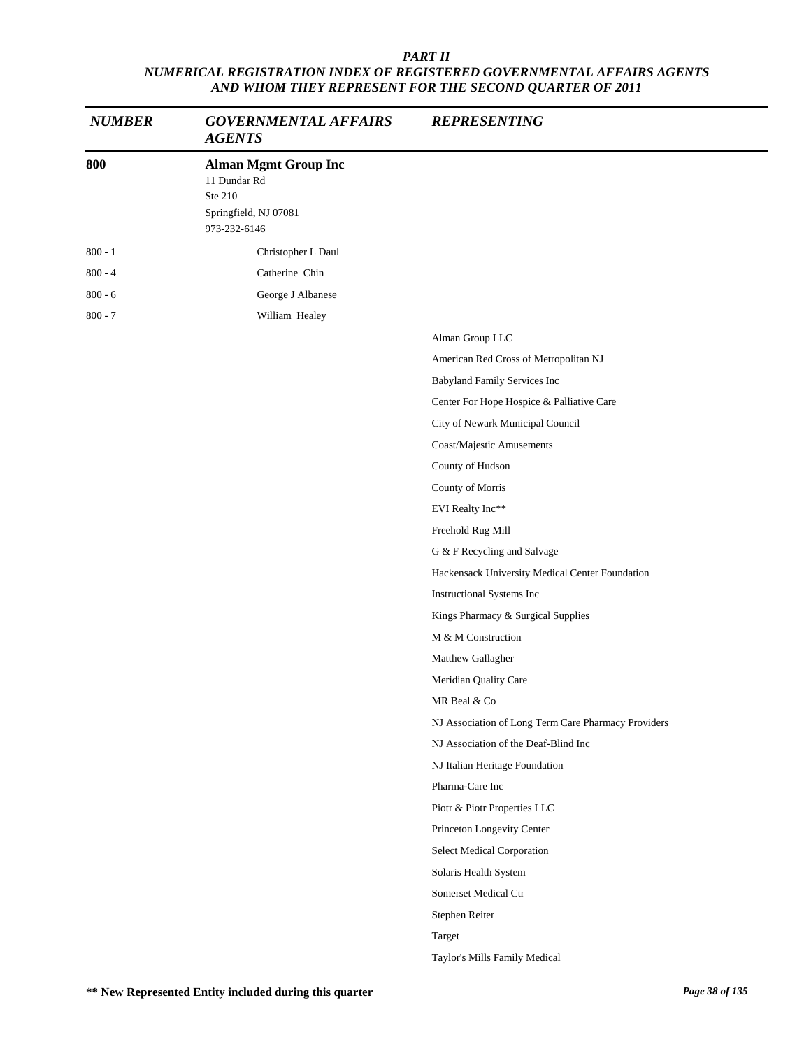*PART II*
*NUMERICAL REGISTRATION INDEX OF REGISTERED GOVERNMENTAL AFFAIRS AGENTS AND WHOM THEY REPRESENT FOR THE SECOND QUARTER OF 2011*

| *NUMBER* | *GOVERNMENTAL AFFAIRS AGENTS* | *REPRESENTING* |
|---|---|---|
| **800** | **Alman Mgmt Group Inc**<br>11 Dundar Rd<br>Ste 210<br>Springfield, NJ 07081<br>973-232-6146 | |
| 800 - 1 | Christopher L Daul | |
| 800 - 4 | Catherine Chin | |
| 800 - 6 | George J Albanese | |
| 800 - 7 | William Healey | |
| | | Alman Group LLC |
| | | American Red Cross of Metropolitan NJ |
| | | Babyland Family Services Inc |
| | | Center For Hope Hospice & Palliative Care |
| | | City of Newark Municipal Council |
| | | Coast/Majestic Amusements |
| | | County of Hudson |
| | | County of Morris |
| | | EVI Realty Inc** |
| | | Freehold Rug Mill |
| | | G & F Recycling and Salvage |
| | | Hackensack University Medical Center Foundation |
| | | Instructional Systems Inc |
| | | Kings Pharmacy & Surgical Supplies |
| | | M & M Construction |
| | | Matthew Gallagher |
| | | Meridian Quality Care |
| | | MR Beal & Co |
| | | NJ Association of Long Term Care Pharmacy Providers |
| | | NJ Association of the Deaf-Blind Inc |
| | | NJ Italian Heritage Foundation |
| | | Pharma-Care Inc |
| | | Piotr & Piotr Properties LLC |
| | | Princeton Longevity Center |
| | | Select Medical Corporation |
| | | Solaris Health System |
| | | Somerset Medical Ctr |
| | | Stephen Reiter |
| | | Target |
| | | Taylor's Mills Family Medical |

**** New Represented Entity included during this quarter**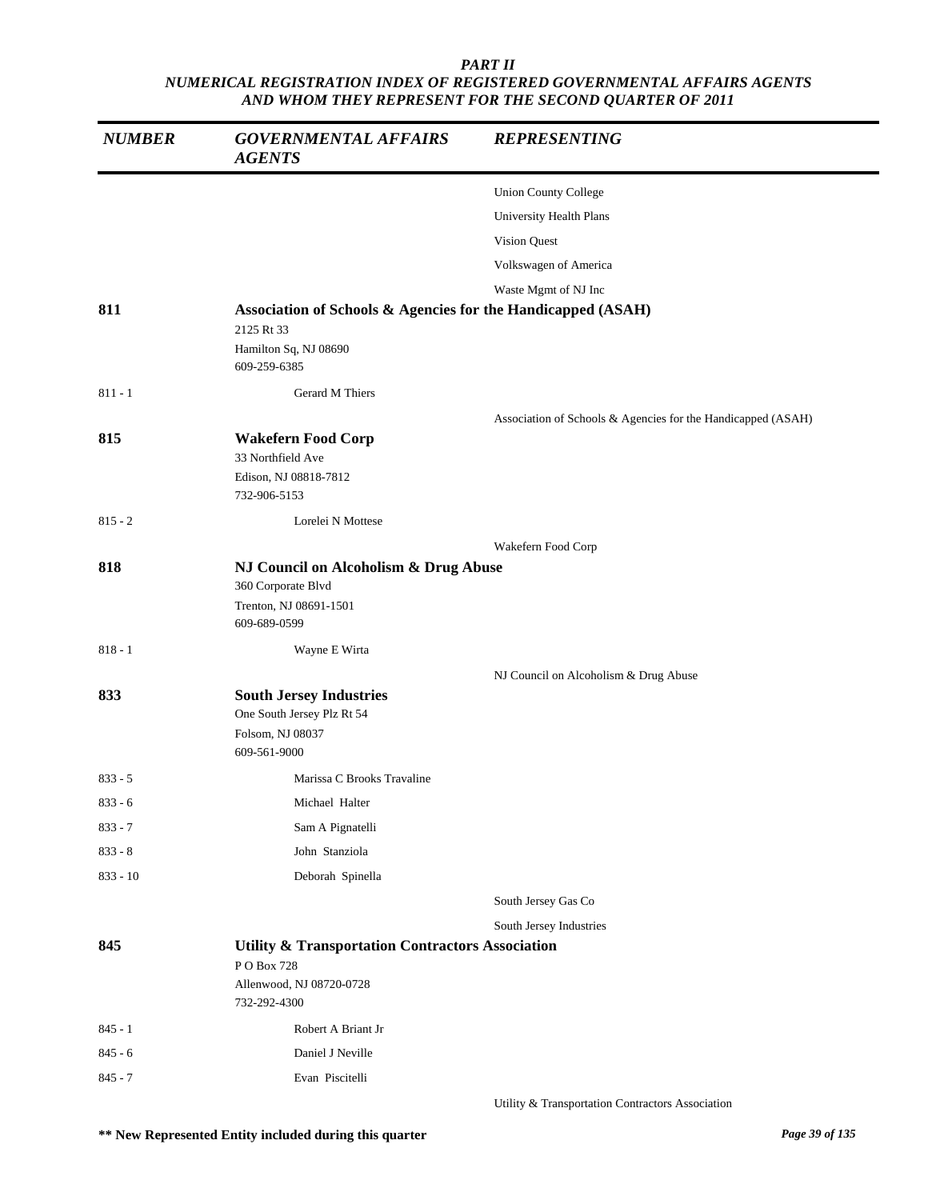*PART II*
*NUMERICAL REGISTRATION INDEX OF REGISTERED GOVERNMENTAL AFFAIRS AGENTS AND WHOM THEY REPRESENT FOR THE SECOND QUARTER OF 2011*

| *NUMBER* | *GOVERNMENTAL AFFAIRS AGENTS* | *REPRESENTING* |
|---|---|---|
| | | Union County College |
| | | University Health Plans |
| | | Vision Quest |
| | | Volkswagen of America |
| | | Waste Mgmt of NJ Inc |
| **811** | **Association of Schools & Agencies for the Handicapped (ASAH)**<br>2125 Rt 33<br>Hamilton Sq, NJ 08690<br>609-259-6385 | |
| 811 - 1 | Gerard M Thiers | |
| | | Association of Schools & Agencies for the Handicapped (ASAH) |
| **815** | **Wakefern Food Corp**<br>33 Northfield Ave<br>Edison, NJ 08818-7812<br>732-906-5153 | |
| 815 - 2 | Lorelei N Mottese | |
| | | Wakefern Food Corp |
| **818** | **NJ Council on Alcoholism & Drug Abuse**<br>360 Corporate Blvd<br>Trenton, NJ 08691-1501<br>609-689-0599 | |
| 818 - 1 | Wayne E Wirta | |
| | | NJ Council on Alcoholism & Drug Abuse |
| **833** | **South Jersey Industries**<br>One South Jersey Plz Rt 54<br>Folsom, NJ 08037<br>609-561-9000 | |
| 833 - 5 | Marissa C Brooks Travaline | |
| 833 - 6 | Michael Halter | |
| 833 - 7 | Sam A Pignatelli | |
| 833 - 8 | John Stanziola | |
| 833 - 10 | Deborah Spinella | |
| | | South Jersey Gas Co |
| | | South Jersey Industries |
| **845** | **Utility & Transportation Contractors Association**<br>P O Box 728<br>Allenwood, NJ 08720-0728<br>732-292-4300 | |
| 845 - 1 | Robert A Briant Jr | |
| 845 - 6 | Daniel J Neville | |
| 845 - 7 | Evan Piscitelli | |
| | | Utility & Transportation Contractors Association |

**** New Represented Entity included during this quarter**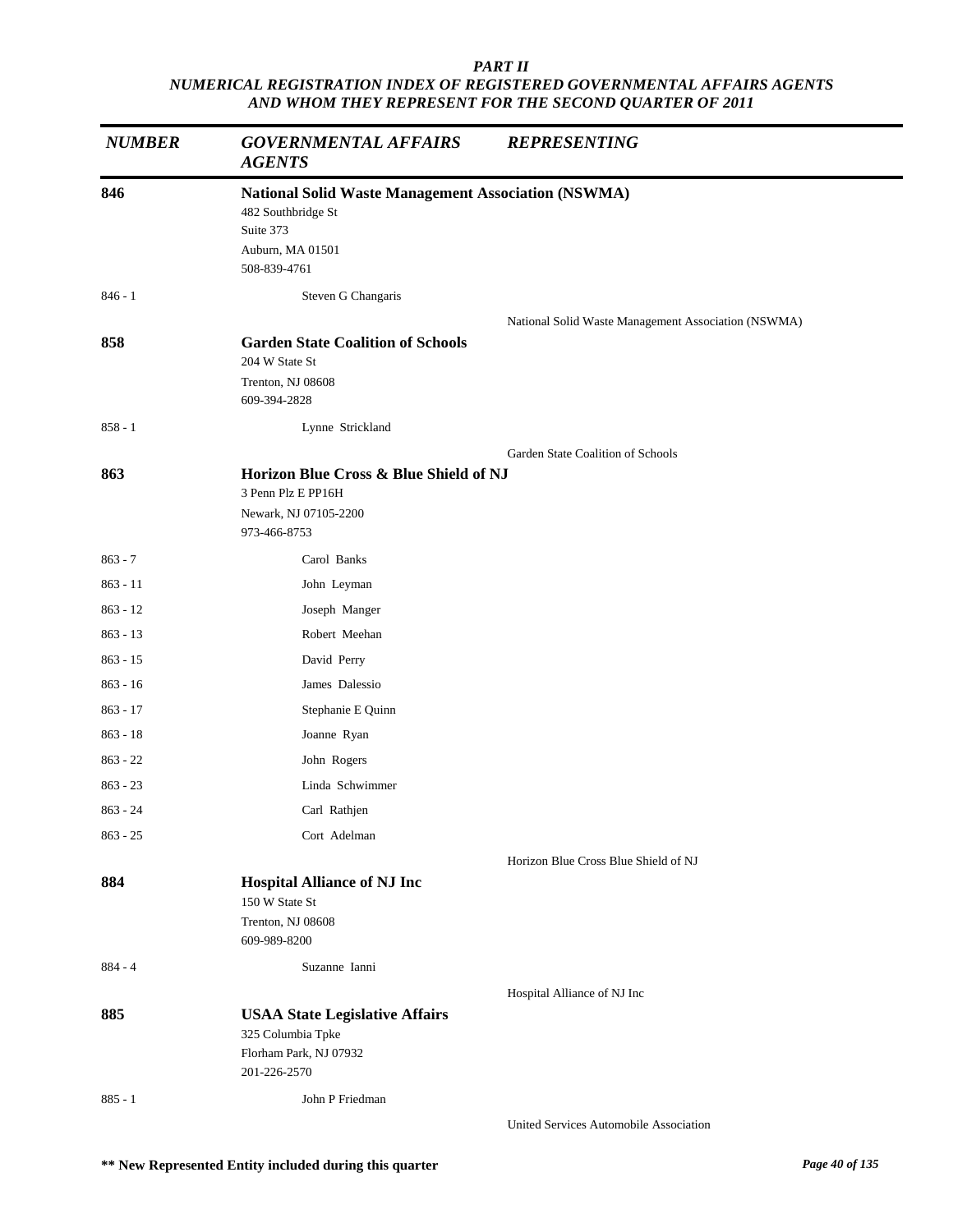*PART II*
*NUMERICAL REGISTRATION INDEX OF REGISTERED GOVERNMENTAL AFFAIRS AGENTS AND WHOM THEY REPRESENT FOR THE SECOND QUARTER OF 2011*

| *NUMBER* | *GOVERNMENTAL AFFAIRS AGENTS* | *REPRESENTING* |
|---|---|---|
| **846** | **National Solid Waste Management Association (NSWMA)**<br>482 Southbridge St<br>Suite 373<br>Auburn, MA 01501<br>508-839-4761 | |
| 846 - 1 | Steven G Changaris | |
| | | National Solid Waste Management Association (NSWMA) |
| **858** | **Garden State Coalition of Schools**<br>204 W State St<br>Trenton, NJ 08608<br>609-394-2828 | |
| 858 - 1 | Lynne Strickland | |
| | | Garden State Coalition of Schools |
| **863** | **Horizon Blue Cross & Blue Shield of NJ**<br>3 Penn Plz E PP16H<br>Newark, NJ 07105-2200<br>973-466-8753 | |
| 863 - 7 | Carol Banks | |
| 863 - 11 | John Leyman | |
| 863 - 12 | Joseph Manger | |
| 863 - 13 | Robert Meehan | |
| 863 - 15 | David Perry | |
| 863 - 16 | James Dalessio | |
| 863 - 17 | Stephanie E Quinn | |
| 863 - 18 | Joanne Ryan | |
| 863 - 22 | John Rogers | |
| 863 - 23 | Linda Schwimmer | |
| 863 - 24 | Carl Rathjen | |
| 863 - 25 | Cort Adelman | |
| | | Horizon Blue Cross Blue Shield of NJ |
| **884** | **Hospital Alliance of NJ Inc**<br>150 W State St<br>Trenton, NJ 08608<br>609-989-8200 | |
| 884 - 4 | Suzanne Ianni | |
| | | Hospital Alliance of NJ Inc |
| **885** | **USAA State Legislative Affairs**<br>325 Columbia Tpke<br>Florham Park, NJ 07932<br>201-226-2570 | |
| 885 - 1 | John P Friedman | |
| | | United Services Automobile Association |

**\*\* New Represented Entity included during this quarter**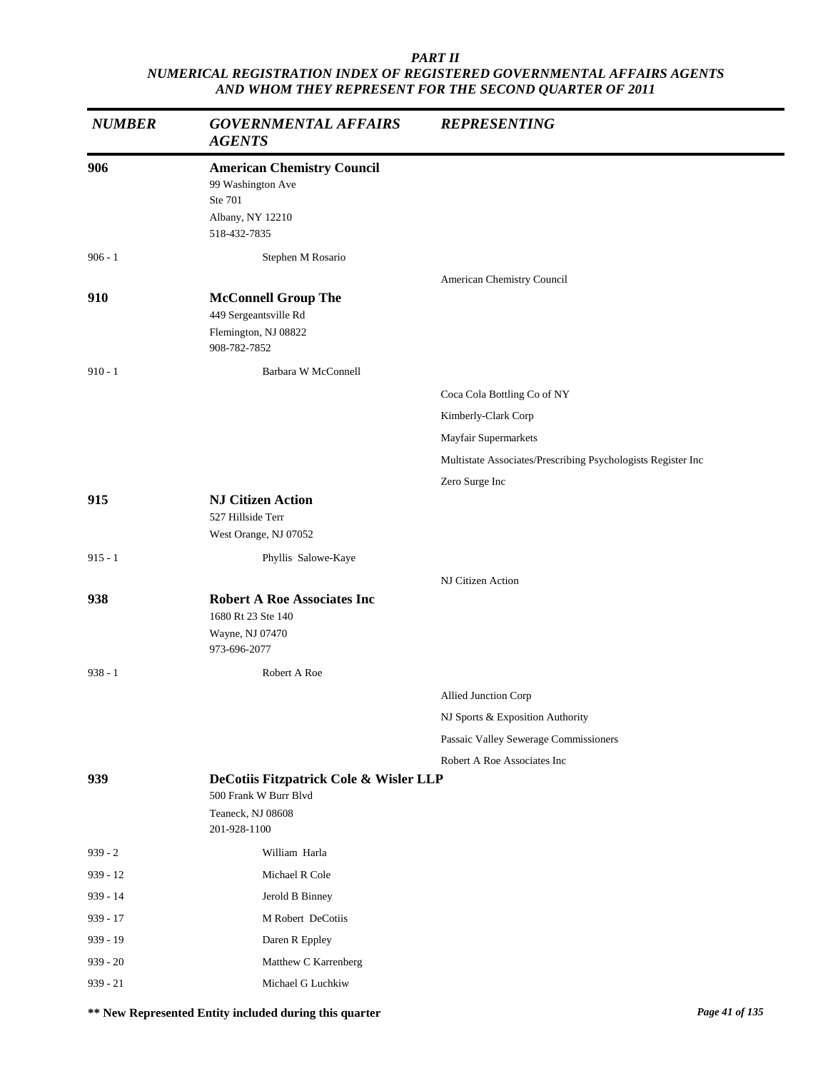***PART II***
***NUMERICAL REGISTRATION INDEX OF REGISTERED GOVERNMENTAL AFFAIRS AGENTS AND WHOM THEY REPRESENT FOR THE SECOND QUARTER OF 2011***

| *NUMBER* | *GOVERNMENTAL AFFAIRS AGENTS* | *REPRESENTING* |
|---|---|---|
| **906** | **American Chemistry Council**<br>99 Washington Ave<br>Ste 701<br>Albany, NY 12210<br>518-432-7835 | |
| 906 - 1 | Stephen M Rosario | |
| | | American Chemistry Council |
| **910** | **McConnell Group The**<br>449 Sergeantsville Rd<br>Flemington, NJ 08822<br>908-782-7852 | |
| 910 - 1 | Barbara W McConnell | |
| | | Coca Cola Bottling Co of NY |
| | | Kimberly-Clark Corp |
| | | Mayfair Supermarkets |
| | | Multistate Associates/Prescribing Psychologists Register Inc |
| | | Zero Surge Inc |
| **915** | **NJ Citizen Action**<br>527 Hillside Terr<br>West Orange, NJ 07052 | |
| 915 - 1 | Phyllis Salowe-Kaye | |
| | | NJ Citizen Action |
| **938** | **Robert A Roe Associates Inc**<br>1680 Rt 23 Ste 140<br>Wayne, NJ 07470<br>973-696-2077 | |
| 938 - 1 | Robert A Roe | |
| | | Allied Junction Corp |
| | | NJ Sports & Exposition Authority |
| | | Passaic Valley Sewerage Commissioners |
| | | Robert A Roe Associates Inc |
| **939** | **DeCotiis Fitzpatrick Cole & Wisler LLP**<br>500 Frank W Burr Blvd<br>Teaneck, NJ 08608<br>201-928-1100 | |
| 939 - 2 | William Harla | |
| 939 - 12 | Michael R Cole | |
| 939 - 14 | Jerold B Binney | |
| 939 - 17 | M Robert DeCotiis | |
| 939 - 19 | Daren R Eppley | |
| 939 - 20 | Matthew C Karrenberg | |
| 939 - 21 | Michael G Luchkiw | |

**\*\* New Represented Entity included during this quarter**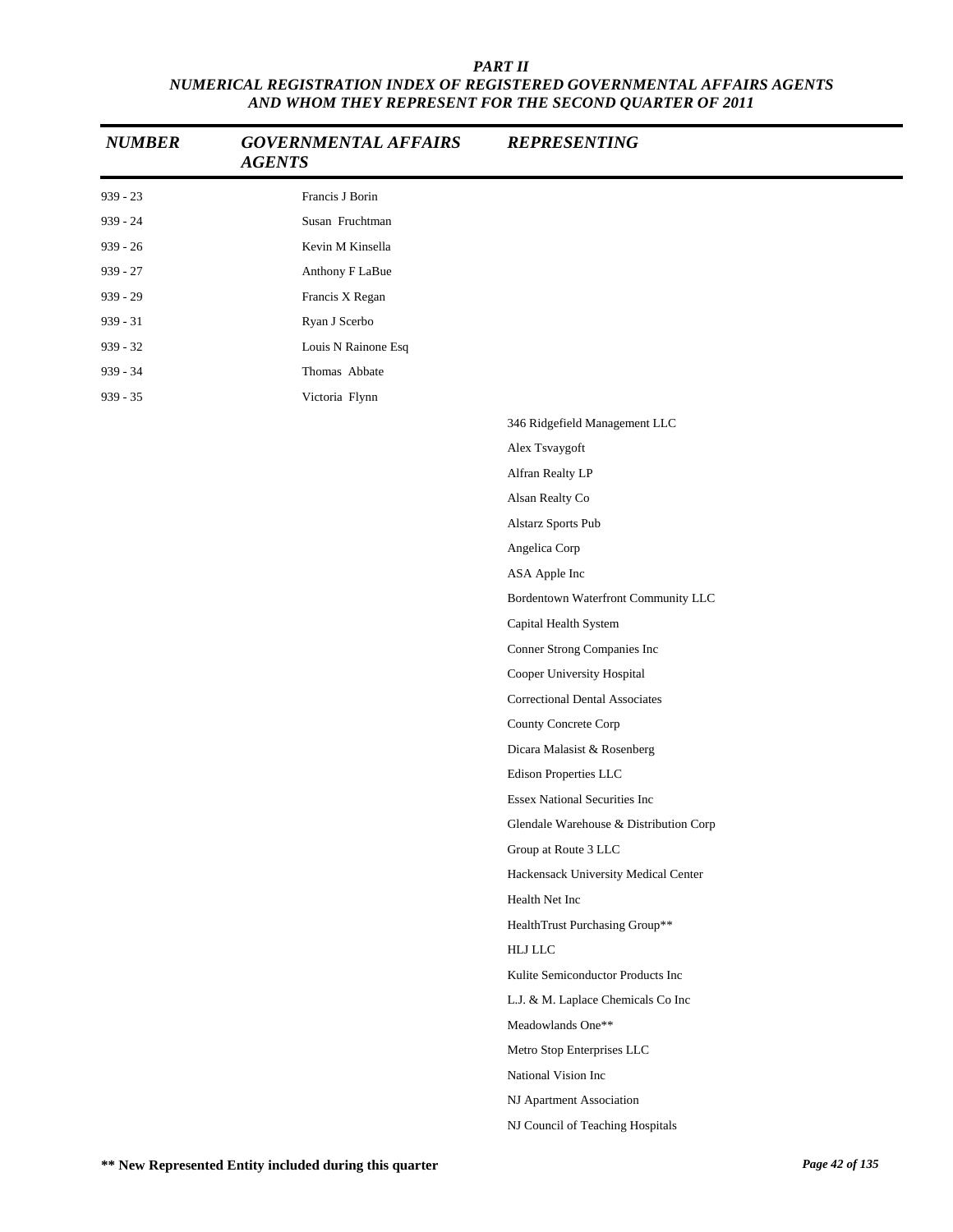**PART II**
**NUMERICAL REGISTRATION INDEX OF REGISTERED GOVERNMENTAL AFFAIRS AGENTS AND WHOM THEY REPRESENT FOR THE SECOND QUARTER OF 2011**

| NUMBER | GOVERNMENTAL AFFAIRS AGENTS | REPRESENTING |
|---|---|---|
| 939 - 23 | Francis J Borin | |
| 939 - 24 | Susan Fruchtman | |
| 939 - 26 | Kevin M Kinsella | |
| 939 - 27 | Anthony F LaBue | |
| 939 - 29 | Francis X Regan | |
| 939 - 31 | Ryan J Scerbo | |
| 939 - 32 | Louis N Rainone Esq | |
| 939 - 34 | Thomas Abbate | |
| 939 - 35 | Victoria Flynn | |
| | | 346 Ridgefield Management LLC |
| | | Alex Tsvaygoft |
| | | Alfran Realty LP |
| | | Alsan Realty Co |
| | | Alstarz Sports Pub |
| | | Angelica Corp |
| | | ASA Apple Inc |
| | | Bordentown Waterfront Community LLC |
| | | Capital Health System |
| | | Conner Strong Companies Inc |
| | | Cooper University Hospital |
| | | Correctional Dental Associates |
| | | County Concrete Corp |
| | | Dicara Malasist & Rosenberg |
| | | Edison Properties LLC |
| | | Essex National Securities Inc |
| | | Glendale Warehouse & Distribution Corp |
| | | Group at Route 3 LLC |
| | | Hackensack University Medical Center |
| | | Health Net Inc |
| | | HealthTrust Purchasing Group** |
| | | HLJ LLC |
| | | Kulite Semiconductor Products Inc |
| | | L.J. & M. Laplace Chemicals Co Inc |
| | | Meadowlands One** |
| | | Metro Stop Enterprises LLC |
| | | National Vision Inc |
| | | NJ Apartment Association |
| | | NJ Council of Teaching Hospitals |

**** New Represented Entity included during this quarter**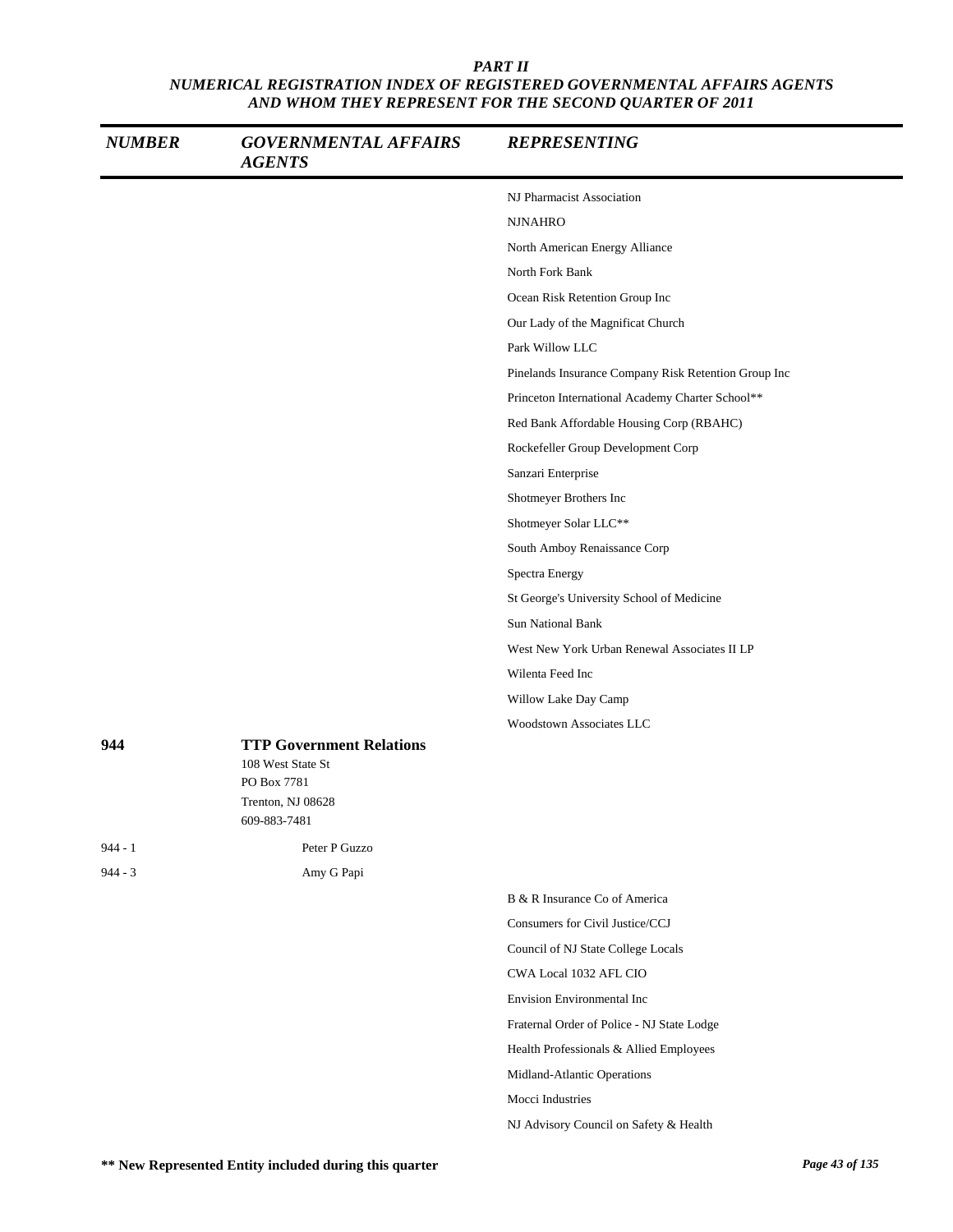## PART II
## NUMERICAL REGISTRATION INDEX OF REGISTERED GOVERNMENTAL AFFAIRS AGENTS AND WHOM THEY REPRESENT FOR THE SECOND QUARTER OF 2011

| NUMBER | GOVERNMENTAL AFFAIRS AGENTS | REPRESENTING |
|---|---|---|
| | | NJ Pharmacist Association |
| | | NJNAHRO |
| | | North American Energy Alliance |
| | | North Fork Bank |
| | | Ocean Risk Retention Group Inc |
| | | Our Lady of the Magnificat Church |
| | | Park Willow LLC |
| | | Pinelands Insurance Company Risk Retention Group Inc |
| | | Princeton International Academy Charter School** |
| | | Red Bank Affordable Housing Corp (RBAHC) |
| | | Rockefeller Group Development Corp |
| | | Sanzari Enterprise |
| | | Shotmeyer Brothers Inc |
| | | Shotmeyer Solar LLC** |
| | | South Amboy Renaissance Corp |
| | | Spectra Energy |
| | | St George's University School of Medicine |
| | | Sun National Bank |
| | | West New York Urban Renewal Associates II LP |
| | | Wilenta Feed Inc |
| | | Willow Lake Day Camp |
| | | Woodstown Associates LLC |
| **944** | **TTP Government Relations**<br>108 West State St<br>PO Box 7781<br>Trenton, NJ 08628<br>609-883-7481 | |
| 944 - 1 | Peter P Guzzo | |
| 944 - 3 | Amy G Papi | |
| | | B & R Insurance Co of America |
| | | Consumers for Civil Justice/CCJ |
| | | Council of NJ State College Locals |
| | | CWA Local 1032 AFL CIO |
| | | Envision Environmental Inc |
| | | Fraternal Order of Police - NJ State Lodge |
| | | Health Professionals & Allied Employees |
| | | Midland-Atlantic Operations |
| | | Mocci Industries |
| | | NJ Advisory Council on Safety & Health |

**** New Represented Entity included during this quarter**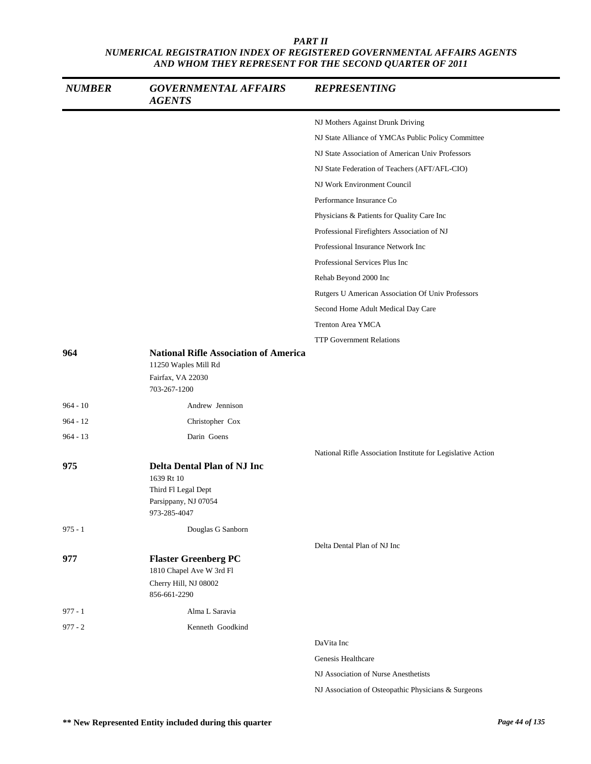## PART II
## NUMERICAL REGISTRATION INDEX OF REGISTERED GOVERNMENTAL AFFAIRS AGENTS AND WHOM THEY REPRESENT FOR THE SECOND QUARTER OF 2011

| NUMBER | GOVERNMENTAL AFFAIRS AGENTS | REPRESENTING |
|---|---|---|
| | | NJ Mothers Against Drunk Driving |
| | | NJ State Alliance of YMCAs Public Policy Committee |
| | | NJ State Association of American Univ Professors |
| | | NJ State Federation of Teachers (AFT/AFL-CIO) |
| | | NJ Work Environment Council |
| | | Performance Insurance Co |
| | | Physicians & Patients for Quality Care Inc |
| | | Professional Firefighters Association of NJ |
| | | Professional Insurance Network Inc |
| | | Professional Services Plus Inc |
| | | Rehab Beyond 2000 Inc |
| | | Rutgers U American Association Of Univ Professors |
| | | Second Home Adult Medical Day Care |
| | | Trenton Area YMCA |
| | | TTP Government Relations |
| **964** | **National Rifle Association of America**<br>11250 Waples Mill Rd<br>Fairfax, VA 22030<br>703-267-1200 | |
| 964 - 10 | Andrew Jennison | |
| 964 - 12 | Christopher Cox | |
| 964 - 13 | Darin Goens | |
| | | National Rifle Association Institute for Legislative Action |
| **975** | **Delta Dental Plan of NJ Inc**<br>1639 Rt 10<br>Third Fl Legal Dept<br>Parsippany, NJ 07054<br>973-285-4047 | |
| 975 - 1 | Douglas G Sanborn | |
| | | Delta Dental Plan of NJ Inc |
| **977** | **Flaster Greenberg PC**<br>1810 Chapel Ave W 3rd Fl<br>Cherry Hill, NJ 08002<br>856-661-2290 | |
| 977 - 1 | Alma L Saravia | |
| 977 - 2 | Kenneth Goodkind | |
| | | DaVita Inc |
| | | Genesis Healthcare |
| | | NJ Association of Nurse Anesthetists |
| | | NJ Association of Osteopathic Physicians & Surgeons |

**\*\* New Represented Entity included during this quarter**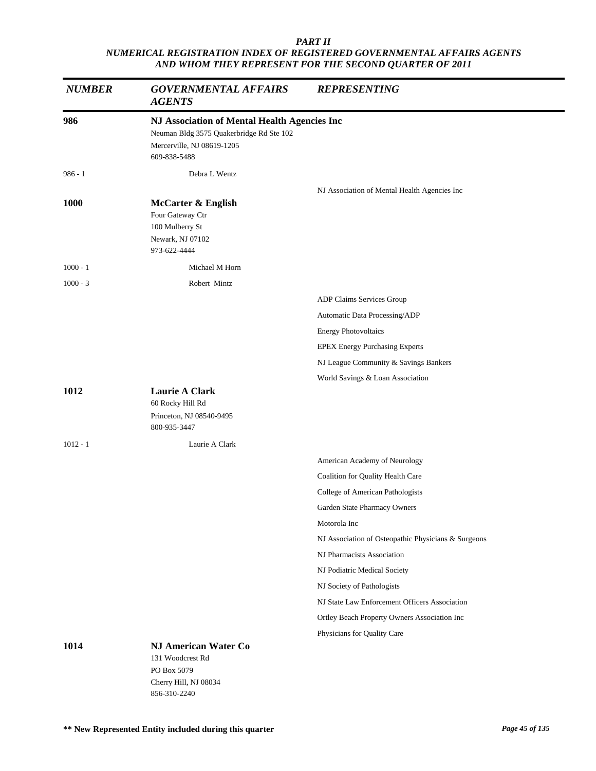*PART II*
*NUMERICAL REGISTRATION INDEX OF REGISTERED GOVERNMENTAL AFFAIRS AGENTS AND WHOM THEY REPRESENT FOR THE SECOND QUARTER OF 2011*

| *NUMBER* | *GOVERNMENTAL AFFAIRS AGENTS* | *REPRESENTING* |
|---|---|---|
| **986** | **NJ Association of Mental Health Agencies Inc**<br>Neuman Bldg 3575 Quakerbridge Rd Ste 102<br>Mercerville, NJ 08619-1205<br>609-838-5488 | |
| 986 - 1 | Debra L Wentz | |
| | | NJ Association of Mental Health Agencies Inc |
| **1000** | **McCarter & English**<br>Four Gateway Ctr<br>100 Mulberry St<br>Newark, NJ 07102<br>973-622-4444 | |
| 1000 - 1 | Michael M Horn | |
| 1000 - 3 | Robert Mintz | |
| | | ADP Claims Services Group |
| | | Automatic Data Processing/ADP |
| | | Energy Photovoltaics |
| | | EPEX Energy Purchasing Experts |
| | | NJ League Community & Savings Bankers |
| | | World Savings & Loan Association |
| **1012** | **Laurie A Clark**<br>60 Rocky Hill Rd<br>Princeton, NJ 08540-9495<br>800-935-3447 | |
| 1012 - 1 | Laurie A Clark | |
| | | American Academy of Neurology |
| | | Coalition for Quality Health Care |
| | | College of American Pathologists |
| | | Garden State Pharmacy Owners |
| | | Motorola Inc |
| | | NJ Association of Osteopathic Physicians & Surgeons |
| | | NJ Pharmacists Association |
| | | NJ Podiatric Medical Society |
| | | NJ Society of Pathologists |
| | | NJ State Law Enforcement Officers Association |
| | | Ortley Beach Property Owners Association Inc |
| | | Physicians for Quality Care |
| **1014** | **NJ American Water Co**<br>131 Woodcrest Rd<br>PO Box 5079<br>Cherry Hill, NJ 08034<br>856-310-2240 | |

**\*\* New Represented Entity included during this quarter**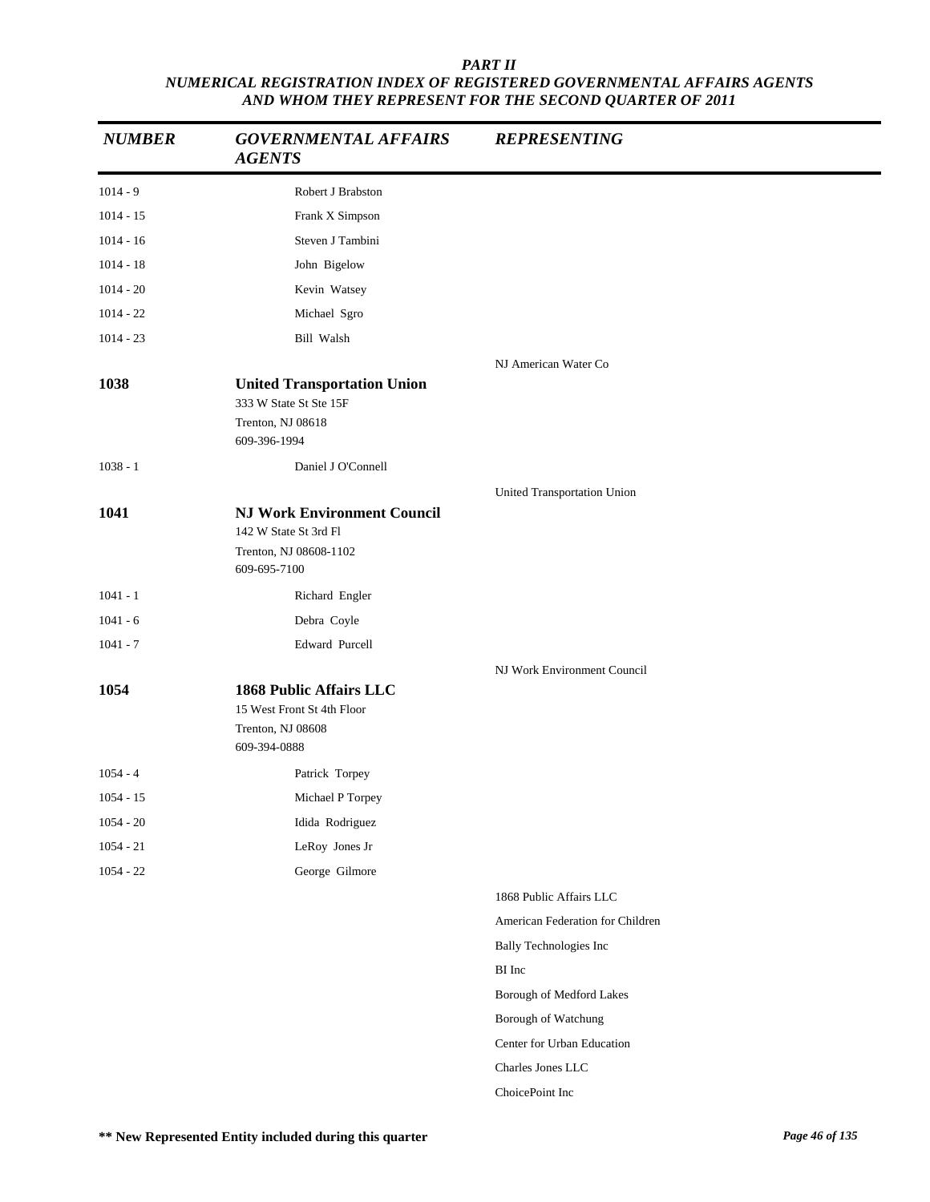*PART II*
*NUMERICAL REGISTRATION INDEX OF REGISTERED GOVERNMENTAL AFFAIRS AGENTS AND WHOM THEY REPRESENT FOR THE SECOND QUARTER OF 2011*

| NUMBER | GOVERNMENTAL AFFAIRS AGENTS | REPRESENTING |
|---|---|---|
| 1014 - 9 | Robert J Brabston | |
| 1014 - 15 | Frank X Simpson | |
| 1014 - 16 | Steven J Tambini | |
| 1014 - 18 | John Bigelow | |
| 1014 - 20 | Kevin Watsey | |
| 1014 - 22 | Michael Sgro | |
| 1014 - 23 | Bill Walsh | |
| | | NJ American Water Co |
| **1038** | **United Transportation Union**<br>333 W State St Ste 15F<br>Trenton, NJ 08618<br>609-396-1994 | |
| 1038 - 1 | Daniel J O'Connell | |
| | | United Transportation Union |
| **1041** | **NJ Work Environment Council**<br>142 W State St 3rd Fl<br>Trenton, NJ 08608-1102<br>609-695-7100 | |
| 1041 - 1 | Richard Engler | |
| 1041 - 6 | Debra Coyle | |
| 1041 - 7 | Edward Purcell | |
| | | NJ Work Environment Council |
| **1054** | **1868 Public Affairs LLC**<br>15 West Front St 4th Floor<br>Trenton, NJ 08608<br>609-394-0888 | |
| 1054 - 4 | Patrick Torpey | |
| 1054 - 15 | Michael P Torpey | |
| 1054 - 20 | Idida Rodriguez | |
| 1054 - 21 | LeRoy Jones Jr | |
| 1054 - 22 | George Gilmore | |
| | | 1868 Public Affairs LLC |
| | | American Federation for Children |
| | | Bally Technologies Inc |
| | | BI Inc |
| | | Borough of Medford Lakes |
| | | Borough of Watchung |
| | | Center for Urban Education |
| | | Charles Jones LLC |
| | | ChoicePoint Inc |

**\*\* New Represented Entity included during this quarter**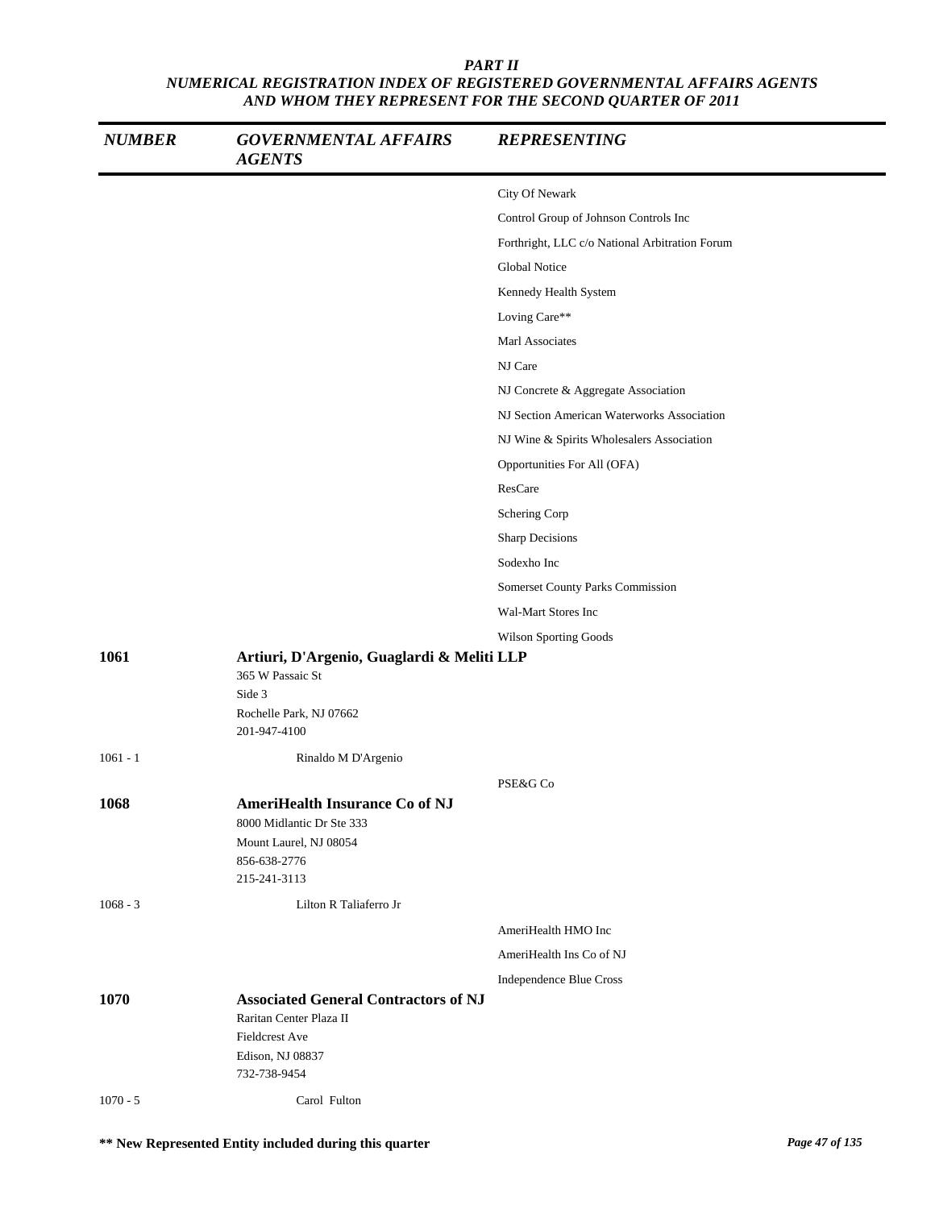## PART II
## NUMERICAL REGISTRATION INDEX OF REGISTERED GOVERNMENTAL AFFAIRS AGENTS AND WHOM THEY REPRESENT FOR THE SECOND QUARTER OF 2011

| NUMBER | GOVERNMENTAL AFFAIRS AGENTS | REPRESENTING |
|---|---|---|
| | | City Of Newark |
| | | Control Group of Johnson Controls Inc |
| | | Forthright, LLC c/o National Arbitration Forum |
| | | Global Notice |
| | | Kennedy Health System |
| | | Loving Care** |
| | | Marl Associates |
| | | NJ Care |
| | | NJ Concrete & Aggregate Association |
| | | NJ Section American Waterworks Association |
| | | NJ Wine & Spirits Wholesalers Association |
| | | Opportunities For All (OFA) |
| | | ResCare |
| | | Schering Corp |
| | | Sharp Decisions |
| | | Sodexho Inc |
| | | Somerset County Parks Commission |
| | | Wal-Mart Stores Inc |
| | | Wilson Sporting Goods |
| **1061** | **Artiuri, D'Argenio, Guaglardi & Meliti LLP**<br>365 W Passaic St<br>Side 3<br>Rochelle Park, NJ 07662<br>201-947-4100 | |
| 1061 - 1 | Rinaldo M D'Argenio | |
| | | PSE&G Co |
| **1068** | **AmeriHealth Insurance Co of NJ**<br>8000 Midlantic Dr Ste 333<br>Mount Laurel, NJ 08054<br>856-638-2776<br>215-241-3113 | |
| 1068 - 3 | Lilton R Taliaferro Jr | |
| | | AmeriHealth HMO Inc |
| | | AmeriHealth Ins Co of NJ |
| | | Independence Blue Cross |
| **1070** | **Associated General Contractors of NJ**<br>Raritan Center Plaza II<br>Fieldcrest Ave<br>Edison, NJ 08837<br>732-738-9454 | |
| 1070 - 5 | Carol Fulton | |

**\*\* New Represented Entity included during this quarter**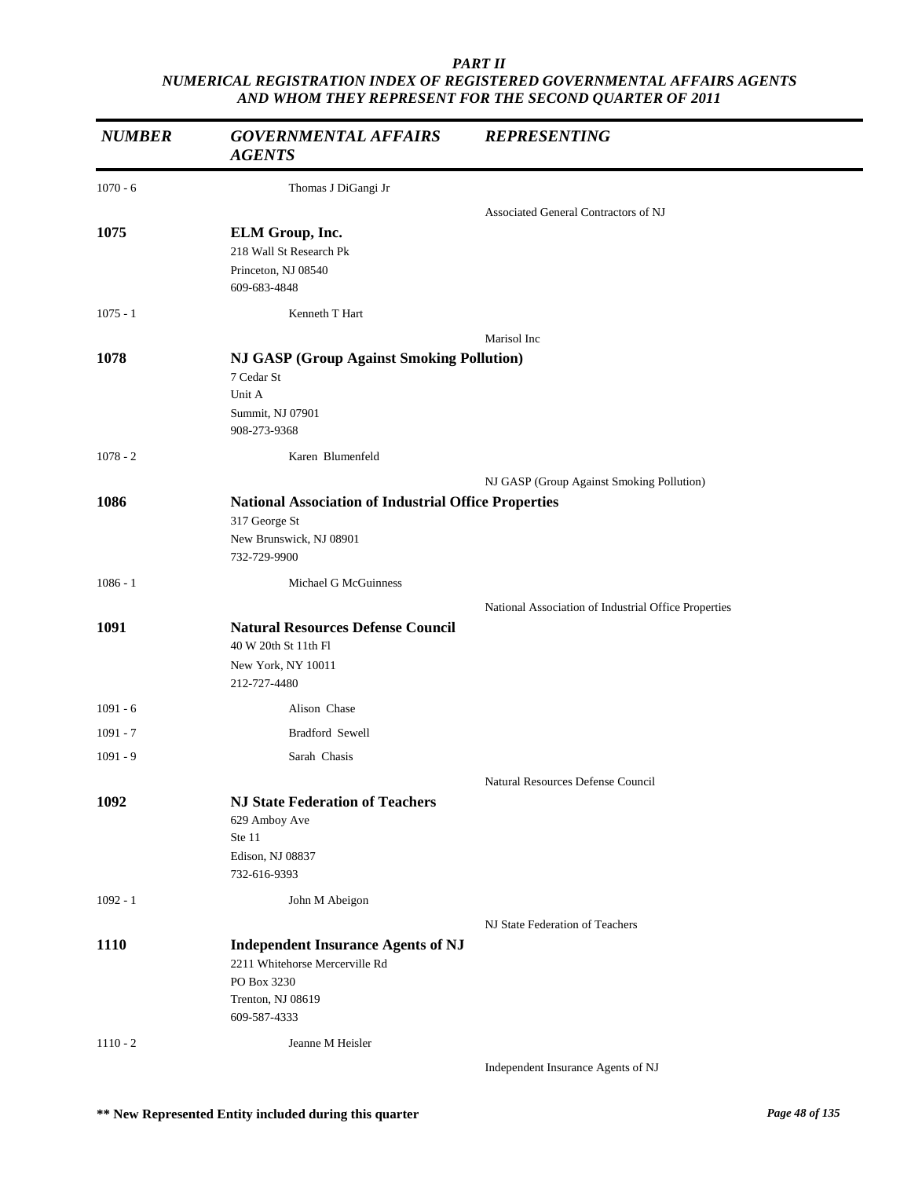*PART II*
*NUMERICAL REGISTRATION INDEX OF REGISTERED GOVERNMENTAL AFFAIRS AGENTS AND WHOM THEY REPRESENT FOR THE SECOND QUARTER OF 2011*

| *NUMBER* | *GOVERNMENTAL AFFAIRS AGENTS* | *REPRESENTING* |
|---|---|---|
| 1070 - 6 | Thomas J DiGangi Jr | |
| | | Associated General Contractors of NJ |
| **1075** | **ELM Group, Inc.**<br>218 Wall St Research Pk<br>Princeton, NJ 08540<br>609-683-4848 | |
| 1075 - 1 | Kenneth T Hart | |
| | | Marisol Inc |
| **1078** | **NJ GASP (Group Against Smoking Pollution)**<br>7 Cedar St<br>Unit A<br>Summit, NJ 07901<br>908-273-9368 | |
| 1078 - 2 | Karen Blumenfeld | |
| | | NJ GASP (Group Against Smoking Pollution) |
| **1086** | **National Association of Industrial Office Properties**<br>317 George St<br>New Brunswick, NJ 08901<br>732-729-9900 | |
| 1086 - 1 | Michael G McGuinness | |
| | | National Association of Industrial Office Properties |
| **1091** | **Natural Resources Defense Council**<br>40 W 20th St 11th Fl<br>New York, NY 10011<br>212-727-4480 | |
| 1091 - 6 | Alison Chase | |
| 1091 - 7 | Bradford Sewell | |
| 1091 - 9 | Sarah Chasis | |
| | | Natural Resources Defense Council |
| **1092** | **NJ State Federation of Teachers**<br>629 Amboy Ave<br>Ste 11<br>Edison, NJ 08837<br>732-616-9393 | |
| 1092 - 1 | John M Abeigon | |
| | | NJ State Federation of Teachers |
| **1110** | **Independent Insurance Agents of NJ**<br>2211 Whitehorse Mercerville Rd<br>PO Box 3230<br>Trenton, NJ 08619<br>609-587-4333 | |
| 1110 - 2 | Jeanne M Heisler | |
| | | Independent Insurance Agents of NJ |

**\*\* New Represented Entity included during this quarter**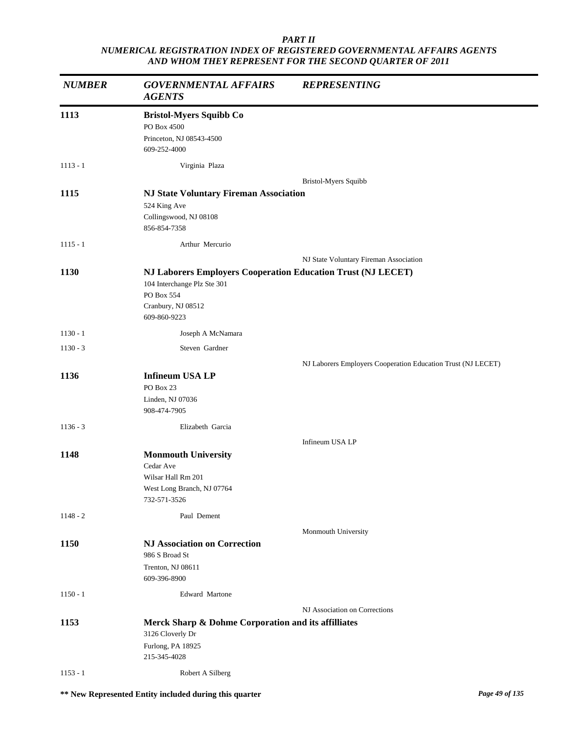*PART II*
*NUMERICAL REGISTRATION INDEX OF REGISTERED GOVERNMENTAL AFFAIRS AGENTS AND WHOM THEY REPRESENT FOR THE SECOND QUARTER OF 2011*

| *NUMBER* | *GOVERNMENTAL AFFAIRS AGENTS* | *REPRESENTING* |
|---|---|---|
| **1113** | **Bristol-Myers Squibb Co**<br>PO Box 4500<br>Princeton, NJ 08543-4500<br>609-252-4000 | |
| 1113 - 1 | Virginia Plaza | |
| | | Bristol-Myers Squibb |
| **1115** | **NJ State Voluntary Fireman Association**<br>524 King Ave<br>Collingswood, NJ 08108<br>856-854-7358 | |
| 1115 - 1 | Arthur Mercurio | |
| | | NJ State Voluntary Fireman Association |
| **1130** | **NJ Laborers Employers Cooperation Education Trust (NJ LECET)**<br>104 Interchange Plz Ste 301<br>PO Box 554<br>Cranbury, NJ 08512<br>609-860-9223 | |
| 1130 - 1 | Joseph A McNamara | |
| 1130 - 3 | Steven Gardner | |
| | | NJ Laborers Employers Cooperation Education Trust (NJ LECET) |
| **1136** | **Infineum USA LP**<br>PO Box 23<br>Linden, NJ 07036<br>908-474-7905 | |
| 1136 - 3 | Elizabeth Garcia | |
| | | Infineum USA LP |
| **1148** | **Monmouth University**<br>Cedar Ave<br>Wilsar Hall Rm 201<br>West Long Branch, NJ 07764<br>732-571-3526 | |
| 1148 - 2 | Paul Dement | |
| | | Monmouth University |
| **1150** | **NJ Association on Correction**<br>986 S Broad St<br>Trenton, NJ 08611<br>609-396-8900 | |
| 1150 - 1 | Edward Martone | |
| | | NJ Association on Corrections |
| **1153** | **Merck Sharp & Dohme Corporation and its affilliates**<br>3126 Cloverly Dr<br>Furlong, PA 18925<br>215-345-4028 | |
| 1153 - 1 | Robert A Silberg | |

**** New Represented Entity included during this quarter**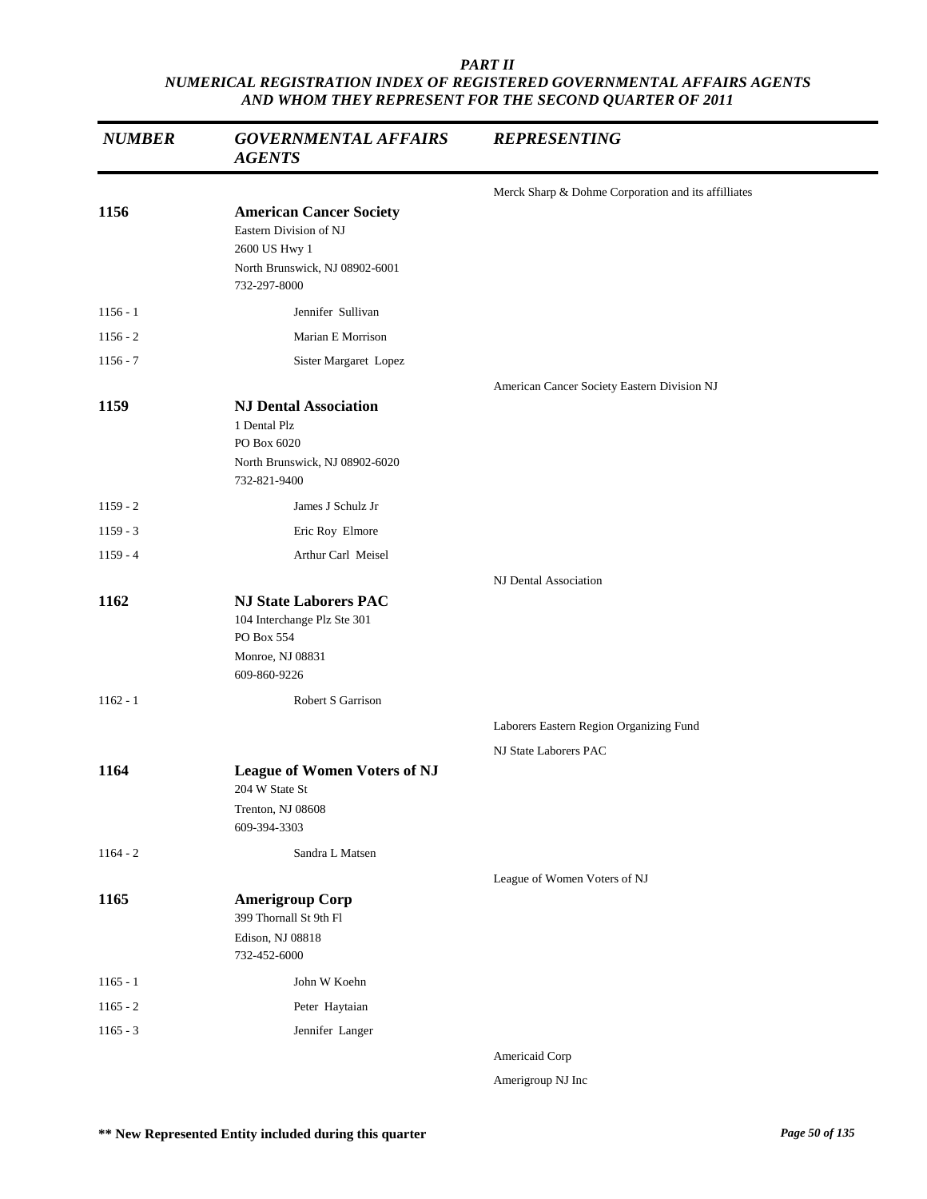***PART II***
***NUMERICAL REGISTRATION INDEX OF REGISTERED GOVERNMENTAL AFFAIRS AGENTS AND WHOM THEY REPRESENT FOR THE SECOND QUARTER OF 2011***

| *NUMBER* | *GOVERNMENTAL AFFAIRS AGENTS* | *REPRESENTING* |
|---|---|---|
| | | Merck Sharp & Dohme Corporation and its affilliates |
| **1156** | **American Cancer Society**<br>Eastern Division of NJ<br>2600 US Hwy 1<br>North Brunswick, NJ 08902-6001<br>732-297-8000 | |
| 1156 - 1 | Jennifer Sullivan | |
| 1156 - 2 | Marian E Morrison | |
| 1156 - 7 | Sister Margaret Lopez | |
| | | American Cancer Society Eastern Division NJ |
| **1159** | **NJ Dental Association**<br>1 Dental Plz<br>PO Box 6020<br>North Brunswick, NJ 08902-6020<br>732-821-9400 | |
| 1159 - 2 | James J Schulz Jr | |
| 1159 - 3 | Eric Roy Elmore | |
| 1159 - 4 | Arthur Carl Meisel | |
| | | NJ Dental Association |
| **1162** | **NJ State Laborers PAC**<br>104 Interchange Plz Ste 301<br>PO Box 554<br>Monroe, NJ 08831<br>609-860-9226 | |
| 1162 - 1 | Robert S Garrison | |
| | | Laborers Eastern Region Organizing Fund |
| | | NJ State Laborers PAC |
| **1164** | **League of Women Voters of NJ**<br>204 W State St<br>Trenton, NJ 08608<br>609-394-3303 | |
| 1164 - 2 | Sandra L Matsen | |
| | | League of Women Voters of NJ |
| **1165** | **Amerigroup Corp**<br>399 Thornall St 9th Fl<br>Edison, NJ 08818<br>732-452-6000 | |
| 1165 - 1 | John W Koehn | |
| 1165 - 2 | Peter Haytaian | |
| 1165 - 3 | Jennifer Langer | |
| | | Americaid Corp |
| | | Amerigroup NJ Inc |

**\*\* New Represented Entity included during this quarter**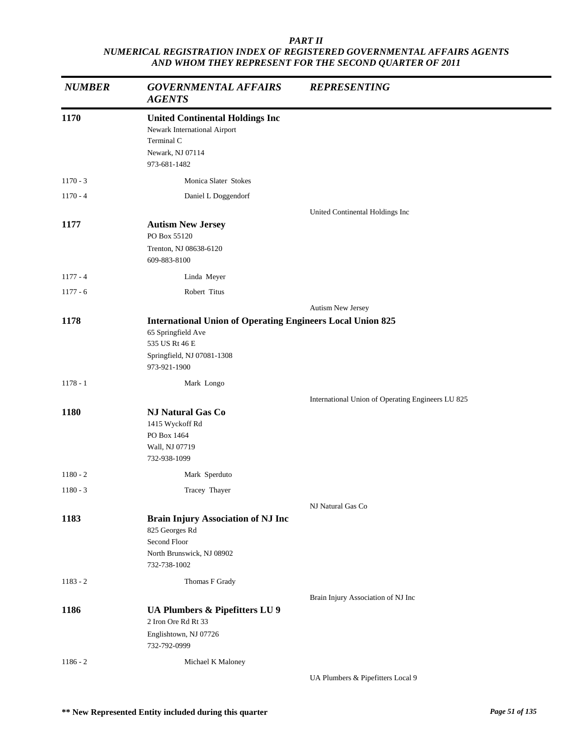***PART II***
***NUMERICAL REGISTRATION INDEX OF REGISTERED GOVERNMENTAL AFFAIRS AGENTS AND WHOM THEY REPRESENT FOR THE SECOND QUARTER OF 2011***

| *NUMBER* | *GOVERNMENTAL AFFAIRS AGENTS* | *REPRESENTING* |
|---|---|---|
| **1170** | **United Continental Holdings Inc**<br>Newark International Airport<br>Terminal C<br>Newark, NJ 07114<br>973-681-1482 | |
| 1170 - 3 | Monica Slater Stokes | |
| 1170 - 4 | Daniel L Doggendorf | |
| | | United Continental Holdings Inc |
| **1177** | **Autism New Jersey**<br>PO Box 55120<br>Trenton, NJ 08638-6120<br>609-883-8100 | |
| 1177 - 4 | Linda Meyer | |
| 1177 - 6 | Robert Titus | |
| | | Autism New Jersey |
| **1178** | **International Union of Operating Engineers Local Union 825**<br>65 Springfield Ave<br>535 US Rt 46 E<br>Springfield, NJ 07081-1308<br>973-921-1900 | |
| 1178 - 1 | Mark Longo | |
| | | International Union of Operating Engineers LU 825 |
| **1180** | **NJ Natural Gas Co**<br>1415 Wyckoff Rd<br>PO Box 1464<br>Wall, NJ 07719<br>732-938-1099 | |
| 1180 - 2 | Mark Sperduto | |
| 1180 - 3 | Tracey Thayer | |
| | | NJ Natural Gas Co |
| **1183** | **Brain Injury Association of NJ Inc**<br>825 Georges Rd<br>Second Floor<br>North Brunswick, NJ 08902<br>732-738-1002 | |
| 1183 - 2 | Thomas F Grady | |
| | | Brain Injury Association of NJ Inc |
| **1186** | **UA Plumbers & Pipefitters LU 9**<br>2 Iron Ore Rd Rt 33<br>Englishtown, NJ 07726<br>732-792-0999 | |
| 1186 - 2 | Michael K Maloney | |
| | | UA Plumbers & Pipefitters Local 9 |

**** New Represented Entity included during this quarter**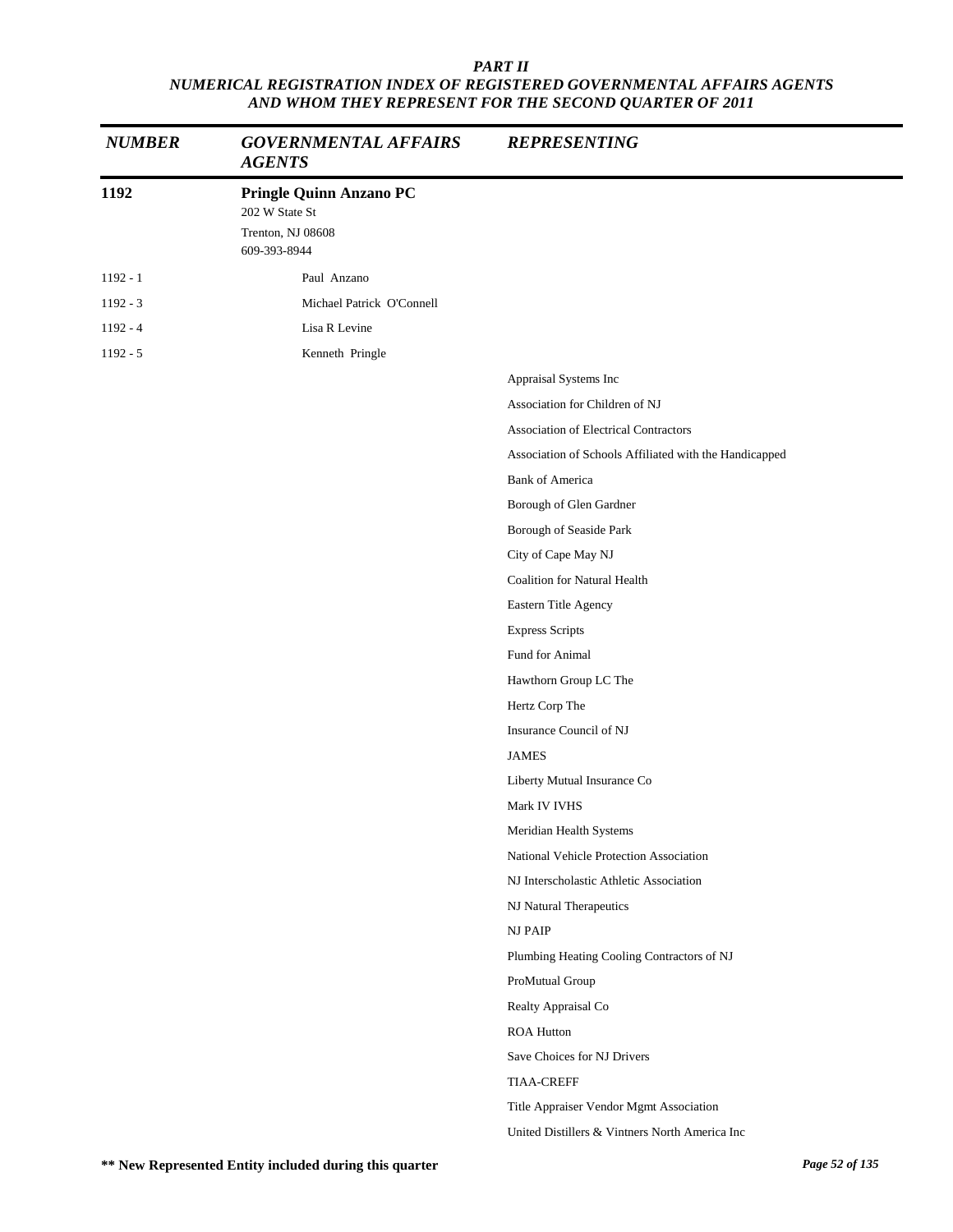*PART II*
*NUMERICAL REGISTRATION INDEX OF REGISTERED GOVERNMENTAL AFFAIRS AGENTS AND WHOM THEY REPRESENT FOR THE SECOND QUARTER OF 2011*

| *NUMBER* | *GOVERNMENTAL AFFAIRS AGENTS* | *REPRESENTING* |
|---|---|---|
| **1192** | **Pringle Quinn Anzano PC**<br>202 W State St<br>Trenton, NJ 08608<br>609-393-8944 | |
| 1192 - 1 | Paul Anzano | |
| 1192 - 3 | Michael Patrick O'Connell | |
| 1192 - 4 | Lisa R Levine | |
| 1192 - 5 | Kenneth Pringle | |
| | | Appraisal Systems Inc |
| | | Association for Children of NJ |
| | | Association of Electrical Contractors |
| | | Association of Schools Affiliated with the Handicapped |
| | | Bank of America |
| | | Borough of Glen Gardner |
| | | Borough of Seaside Park |
| | | City of Cape May NJ |
| | | Coalition for Natural Health |
| | | Eastern Title Agency |
| | | Express Scripts |
| | | Fund for Animal |
| | | Hawthorn Group LC The |
| | | Hertz Corp The |
| | | Insurance Council of NJ |
| | | JAMES |
| | | Liberty Mutual Insurance Co |
| | | Mark IV IVHS |
| | | Meridian Health Systems |
| | | National Vehicle Protection Association |
| | | NJ Interscholastic Athletic Association |
| | | NJ Natural Therapeutics |
| | | NJ PAIP |
| | | Plumbing Heating Cooling Contractors of NJ |
| | | ProMutual Group |
| | | Realty Appraisal Co |
| | | ROA Hutton |
| | | Save Choices for NJ Drivers |
| | | TIAA-CREFF |
| | | Title Appraiser Vendor Mgmt Association |
| | | United Distillers & Vintners North America Inc |

**** New Represented Entity included during this quarter**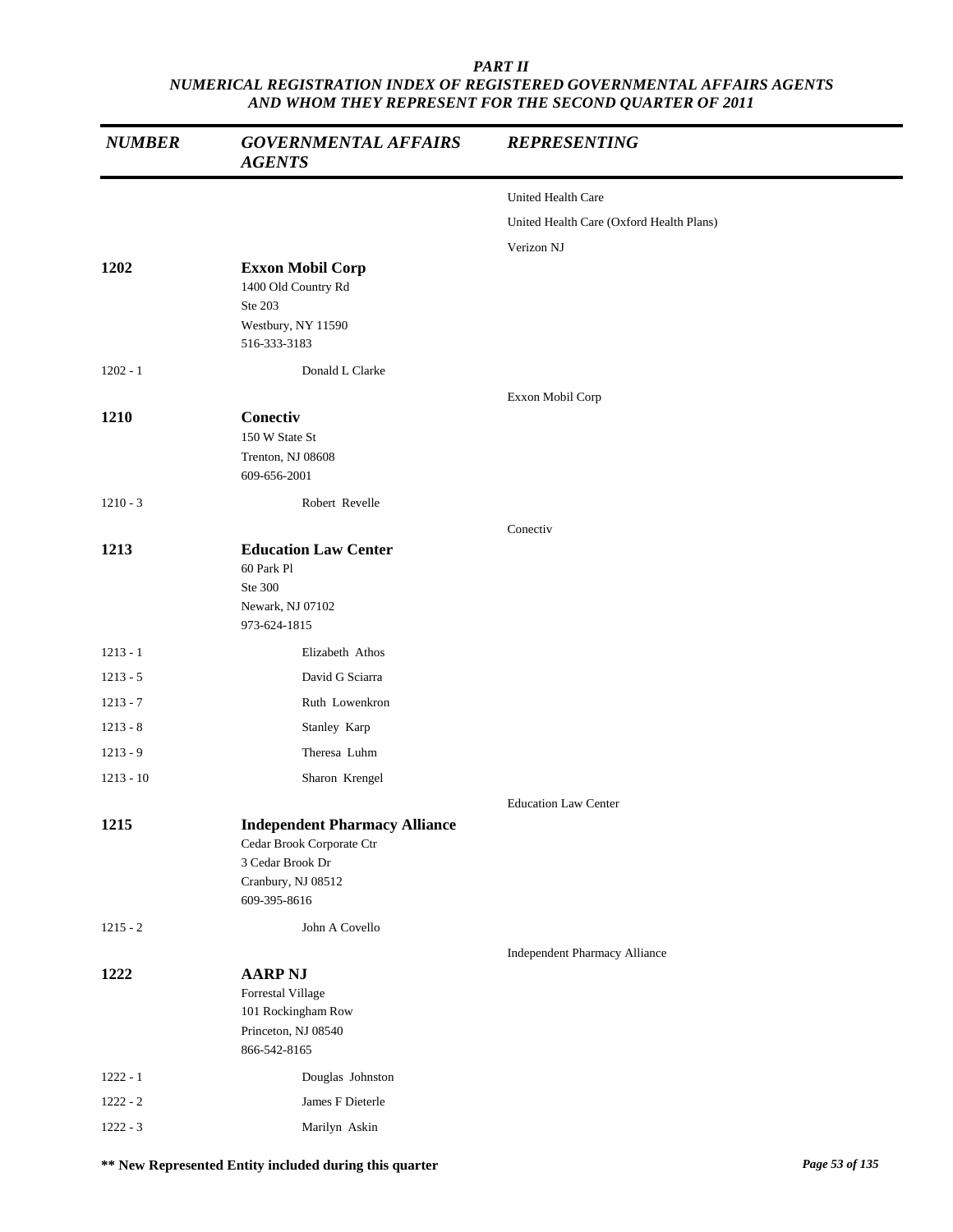*PART II*
*NUMERICAL REGISTRATION INDEX OF REGISTERED GOVERNMENTAL AFFAIRS AGENTS AND WHOM THEY REPRESENT FOR THE SECOND QUARTER OF 2011*

| *NUMBER* | *GOVERNMENTAL AFFAIRS AGENTS* | *REPRESENTING* |
|---|---|---|
| | | United Health Care |
| | | United Health Care (Oxford Health Plans) |
| | | Verizon NJ |
| **1202** | **Exxon Mobil Corp**<br>1400 Old Country Rd<br>Ste 203<br>Westbury, NY 11590<br>516-333-3183 | |
| 1202 - 1 | Donald L Clarke | |
| | | Exxon Mobil Corp |
| **1210** | **Conectiv**<br>150 W State St<br>Trenton, NJ 08608<br>609-656-2001 | |
| 1210 - 3 | Robert Revelle | |
| | | Conectiv |
| **1213** | **Education Law Center**<br>60 Park Pl<br>Ste 300<br>Newark, NJ 07102<br>973-624-1815 | |
| 1213 - 1 | Elizabeth Athos | |
| 1213 - 5 | David G Sciarra | |
| 1213 - 7 | Ruth Lowenkron | |
| 1213 - 8 | Stanley Karp | |
| 1213 - 9 | Theresa Luhm | |
| 1213 - 10 | Sharon Krengel | |
| | | Education Law Center |
| **1215** | **Independent Pharmacy Alliance**<br>Cedar Brook Corporate Ctr<br>3 Cedar Brook Dr<br>Cranbury, NJ 08512<br>609-395-8616 | |
| 1215 - 2 | John A Covello | |
| | | Independent Pharmacy Alliance |
| **1222** | **AARP NJ**<br>Forrestal Village<br>101 Rockingham Row<br>Princeton, NJ 08540<br>866-542-8165 | |
| 1222 - 1 | Douglas Johnston | |
| 1222 - 2 | James F Dieterle | |
| 1222 - 3 | Marilyn Askin | |

**\** New Represented Entity included during this quarter**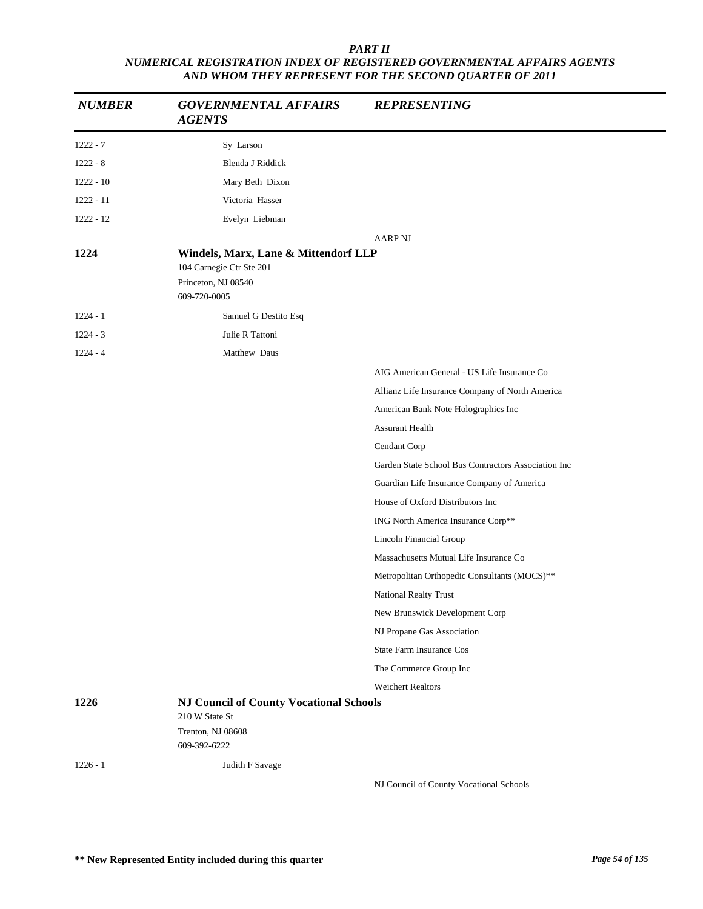**PART II**
**NUMERICAL REGISTRATION INDEX OF REGISTERED GOVERNMENTAL AFFAIRS AGENTS AND WHOM THEY REPRESENT FOR THE SECOND QUARTER OF 2011**

| NUMBER | GOVERNMENTAL AFFAIRS AGENTS | REPRESENTING |
|---|---|---|
| 1222 - 7 | Sy Larson | |
| 1222 - 8 | Blenda J Riddick | |
| 1222 - 10 | Mary Beth Dixon | |
| 1222 - 11 | Victoria Hasser | |
| 1222 - 12 | Evelyn Liebman | |
| | | AARP NJ |
| **1224** | **Windels, Marx, Lane & Mittendorf LLP**<br>104 Carnegie Ctr Ste 201<br>Princeton, NJ 08540<br>609-720-0005 | |
| 1224 - 1 | Samuel G Destito Esq | |
| 1224 - 3 | Julie R Tattoni | |
| 1224 - 4 | Matthew Daus | |
| | | AIG American General - US Life Insurance Co |
| | | Allianz Life Insurance Company of North America |
| | | American Bank Note Holographics Inc |
| | | Assurant Health |
| | | Cendant Corp |
| | | Garden State School Bus Contractors Association Inc |
| | | Guardian Life Insurance Company of America |
| | | House of Oxford Distributors Inc |
| | | ING North America Insurance Corp** |
| | | Lincoln Financial Group |
| | | Massachusetts Mutual Life Insurance Co |
| | | Metropolitan Orthopedic Consultants (MOCS)** |
| | | National Realty Trust |
| | | New Brunswick Development Corp |
| | | NJ Propane Gas Association |
| | | State Farm Insurance Cos |
| | | The Commerce Group Inc |
| | | Weichert Realtors |
| **1226** | **NJ Council of County Vocational Schools**<br>210 W State St<br>Trenton, NJ 08608<br>609-392-6222 | |
| 1226 - 1 | Judith F Savage | |
| | | NJ Council of County Vocational Schools |

**** New Represented Entity included during this quarter**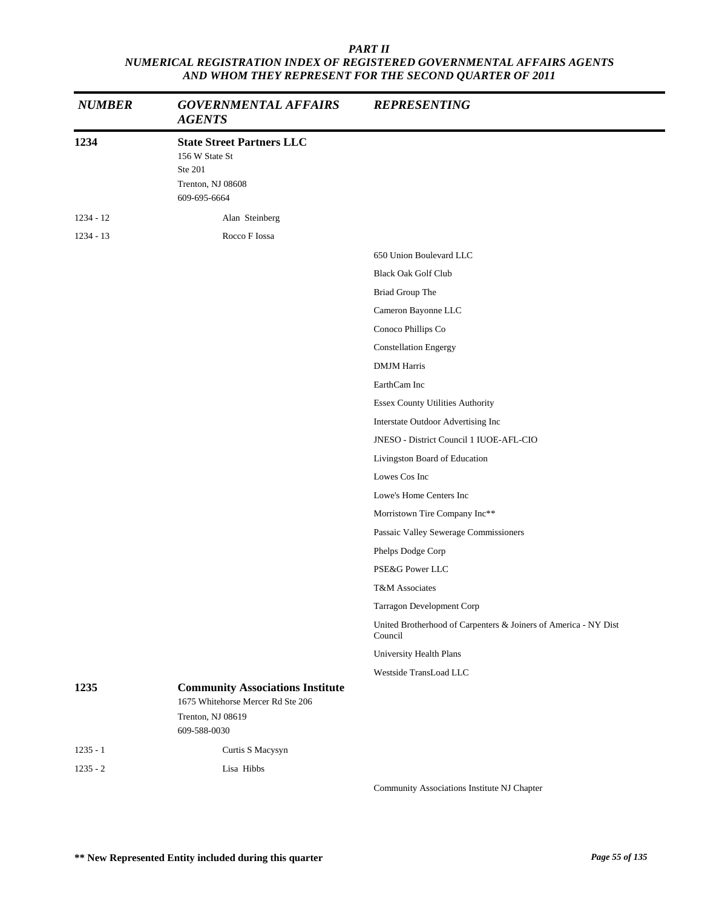| *NUMBER* | *GOVERNMENTAL AFFAIRS AGENTS* | *REPRESENTING* |
|---|---|---|
| **1234** | **State Street Partners LLC**<br>156 W State St<br>Ste 201<br>Trenton, NJ 08608<br>609-695-6664 | |
| 1234 - 12 | Alan Steinberg | |
| 1234 - 13 | Rocco F Iossa | |
| | | 650 Union Boulevard LLC |
| | | Black Oak Golf Club |
| | | Briad Group The |
| | | Cameron Bayonne LLC |
| | | Conoco Phillips Co |
| | | Constellation Engergy |
| | | DMJM Harris |
| | | EarthCam Inc |
| | | Essex County Utilities Authority |
| | | Interstate Outdoor Advertising Inc |
| | | JNESO - District Council 1 IUOE-AFL-CIO |
| | | Livingston Board of Education |
| | | Lowes Cos Inc |
| | | Lowe's Home Centers Inc |
| | | Morristown Tire Company Inc** |
| | | Passaic Valley Sewerage Commissioners |
| | | Phelps Dodge Corp |
| | | PSE&G Power LLC |
| | | T&M Associates |
| | | Tarragon Development Corp |
| | | United Brotherhood of Carpenters & Joiners of America - NY Dist Council |
| | | University Health Plans |
| | | Westside TransLoad LLC |
| **1235** | **Community Associations Institute**<br>1675 Whitehorse Mercer Rd Ste 206<br>Trenton, NJ 08619<br>609-588-0030 | |
| 1235 - 1 | Curtis S Macysyn | |
| 1235 - 2 | Lisa Hibbs | |
| | | Community Associations Institute NJ Chapter |

**\*\* New Represented Entity included during this quarter**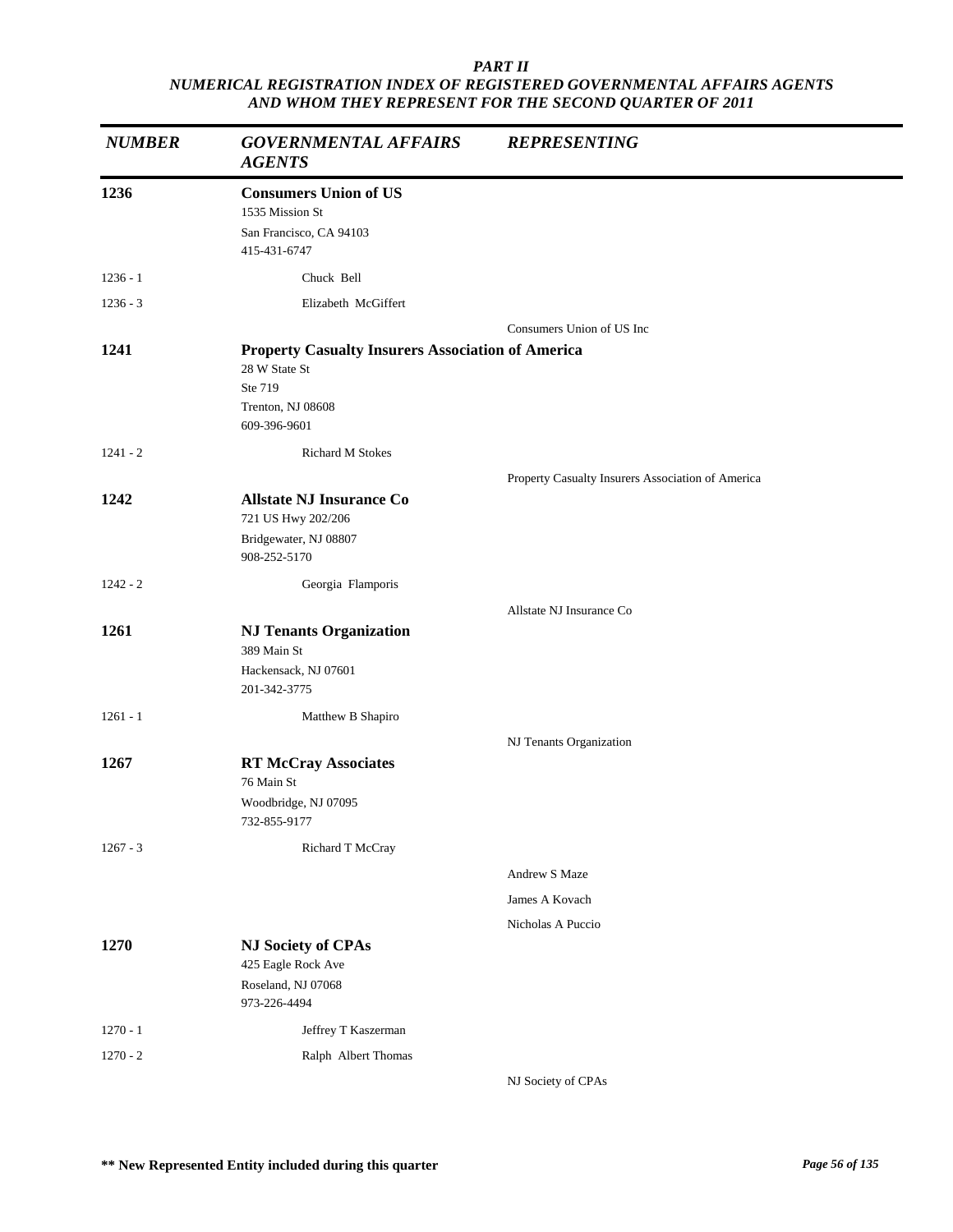## PART II
## NUMERICAL REGISTRATION INDEX OF REGISTERED GOVERNMENTAL AFFAIRS AGENTS AND WHOM THEY REPRESENT FOR THE SECOND QUARTER OF 2011

| *NUMBER* | *GOVERNMENTAL AFFAIRS AGENTS* | *REPRESENTING* |
|---|---|---|
| **1236** | **Consumers Union of US**<br>1535 Mission St<br>San Francisco, CA 94103<br>415-431-6747 | |
| 1236 - 1 | Chuck Bell | |
| 1236 - 3 | Elizabeth McGiffert | |
| | | Consumers Union of US Inc |
| **1241** | **Property Casualty Insurers Association of America**<br>28 W State St<br>Ste 719<br>Trenton, NJ 08608<br>609-396-9601 | |
| 1241 - 2 | Richard M Stokes | |
| | | Property Casualty Insurers Association of America |
| **1242** | **Allstate NJ Insurance Co**<br>721 US Hwy 202/206<br>Bridgewater, NJ 08807<br>908-252-5170 | |
| 1242 - 2 | Georgia Flamporis | |
| | | Allstate NJ Insurance Co |
| **1261** | **NJ Tenants Organization**<br>389 Main St<br>Hackensack, NJ 07601<br>201-342-3775 | |
| 1261 - 1 | Matthew B Shapiro | |
| | | NJ Tenants Organization |
| **1267** | **RT McCray Associates**<br>76 Main St<br>Woodbridge, NJ 07095<br>732-855-9177 | |
| 1267 - 3 | Richard T McCray | |
| | | Andrew S Maze |
| | | James A Kovach |
| | | Nicholas A Puccio |
| **1270** | **NJ Society of CPAs**<br>425 Eagle Rock Ave<br>Roseland, NJ 07068<br>973-226-4494 | |
| 1270 - 1 | Jeffrey T Kaszerman | |
| 1270 - 2 | Ralph Albert Thomas | |
| | | NJ Society of CPAs |

**\*\* New Represented Entity included during this quarter**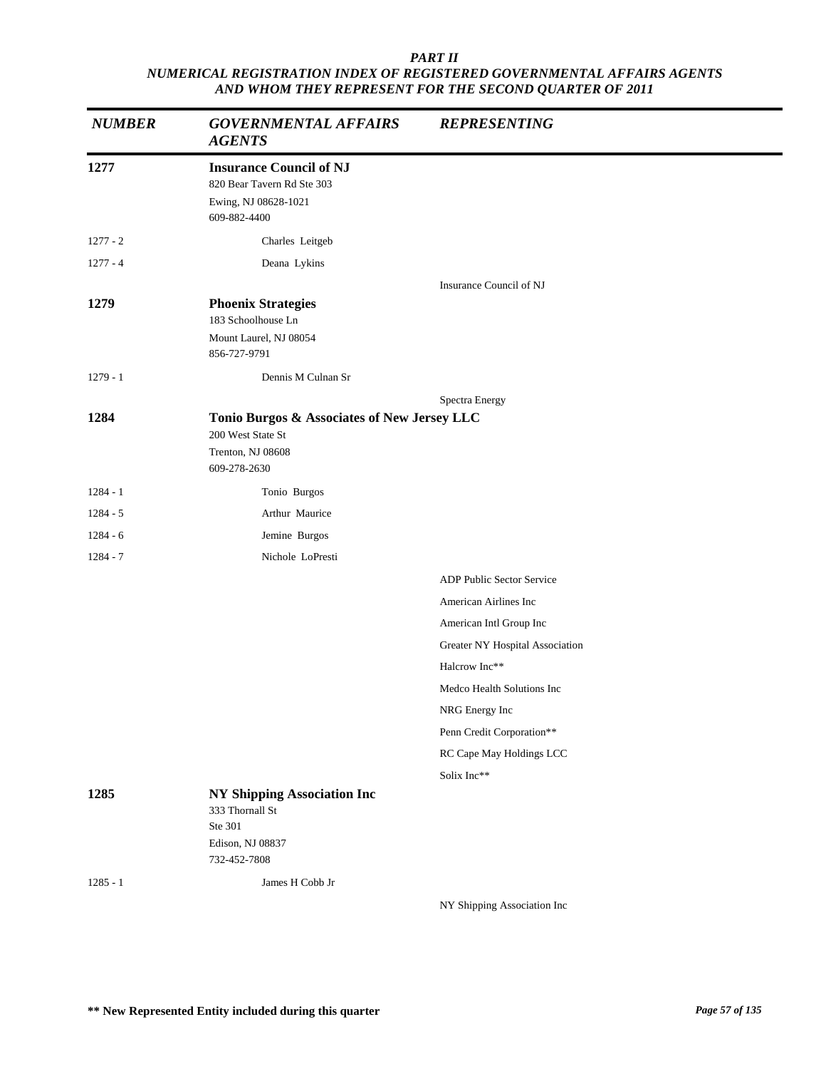***PART II***
***NUMERICAL REGISTRATION INDEX OF REGISTERED GOVERNMENTAL AFFAIRS AGENTS AND WHOM THEY REPRESENT FOR THE SECOND QUARTER OF 2011***

| *NUMBER* | *GOVERNMENTAL AFFAIRS AGENTS* | *REPRESENTING* |
|---|---|---|
| **1277** | **Insurance Council of NJ**<br>820 Bear Tavern Rd Ste 303<br>Ewing, NJ 08628-1021<br>609-882-4400 | |
| 1277 - 2 | Charles Leitgeb | |
| 1277 - 4 | Deana Lykins | |
| | | Insurance Council of NJ |
| **1279** | **Phoenix Strategies**<br>183 Schoolhouse Ln<br>Mount Laurel, NJ 08054<br>856-727-9791 | |
| 1279 - 1 | Dennis M Culnan Sr | |
| | | Spectra Energy |
| **1284** | **Tonio Burgos & Associates of New Jersey LLC**<br>200 West State St<br>Trenton, NJ 08608<br>609-278-2630 | |
| 1284 - 1 | Tonio Burgos | |
| 1284 - 5 | Arthur Maurice | |
| 1284 - 6 | Jemine Burgos | |
| 1284 - 7 | Nichole LoPresti | |
| | | ADP Public Sector Service |
| | | American Airlines Inc |
| | | American Intl Group Inc |
| | | Greater NY Hospital Association |
| | | Halcrow Inc** |
| | | Medco Health Solutions Inc |
| | | NRG Energy Inc |
| | | Penn Credit Corporation** |
| | | RC Cape May Holdings LCC |
| | | Solix Inc** |
| **1285** | **NY Shipping Association Inc**<br>333 Thornall St<br>Ste 301<br>Edison, NJ 08837<br>732-452-7808 | |
| 1285 - 1 | James H Cobb Jr | |
| | | NY Shipping Association Inc |

**** New Represented Entity included during this quarter**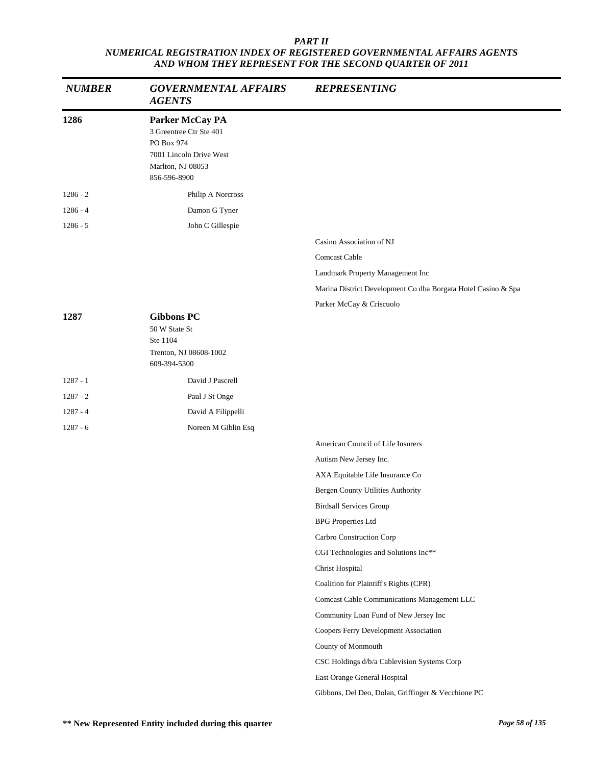*PART II*
*NUMERICAL REGISTRATION INDEX OF REGISTERED GOVERNMENTAL AFFAIRS AGENTS AND WHOM THEY REPRESENT FOR THE SECOND QUARTER OF 2011*

| NUMBER | GOVERNMENTAL AFFAIRS AGENTS | REPRESENTING |
|---|---|---|
| **1286** | **Parker McCay PA**<br>3 Greentree Ctr Ste 401<br>PO Box 974<br>7001 Lincoln Drive West<br>Marlton, NJ 08053<br>856-596-8900 | |
| 1286 - 2 | Philip A Norcross | |
| 1286 - 4 | Damon G Tyner | |
| 1286 - 5 | John C Gillespie | |
| | | Casino Association of NJ |
| | | Comcast Cable |
| | | Landmark Property Management Inc |
| | | Marina District Development Co dba Borgata Hotel Casino & Spa |
| | | Parker McCay & Criscuolo |
| **1287** | **Gibbons PC**<br>50 W State St<br>Ste 1104<br>Trenton, NJ 08608-1002<br>609-394-5300 | |
| 1287 - 1 | David J Pascrell | |
| 1287 - 2 | Paul J St Onge | |
| 1287 - 4 | David A Filippelli | |
| 1287 - 6 | Noreen M Giblin Esq | |
| | | American Council of Life Insurers |
| | | Autism New Jersey Inc. |
| | | AXA Equitable Life Insurance Co |
| | | Bergen County Utilities Authority |
| | | Birdsall Services Group |
| | | BPG Properties Ltd |
| | | Carbro Construction Corp |
| | | CGI Technologies and Solutions Inc** |
| | | Christ Hospital |
| | | Coalition for Plaintiff's Rights (CPR) |
| | | Comcast Cable Communications Management LLC |
| | | Community Loan Fund of New Jersey Inc |
| | | Coopers Ferry Development Association |
| | | County of Monmouth |
| | | CSC Holdings d/b/a Cablevision Systems Corp |
| | | East Orange General Hospital |
| | | Gibbons, Del Deo, Dolan, Griffinger & Vecchione PC |

**** New Represented Entity included during this quarter**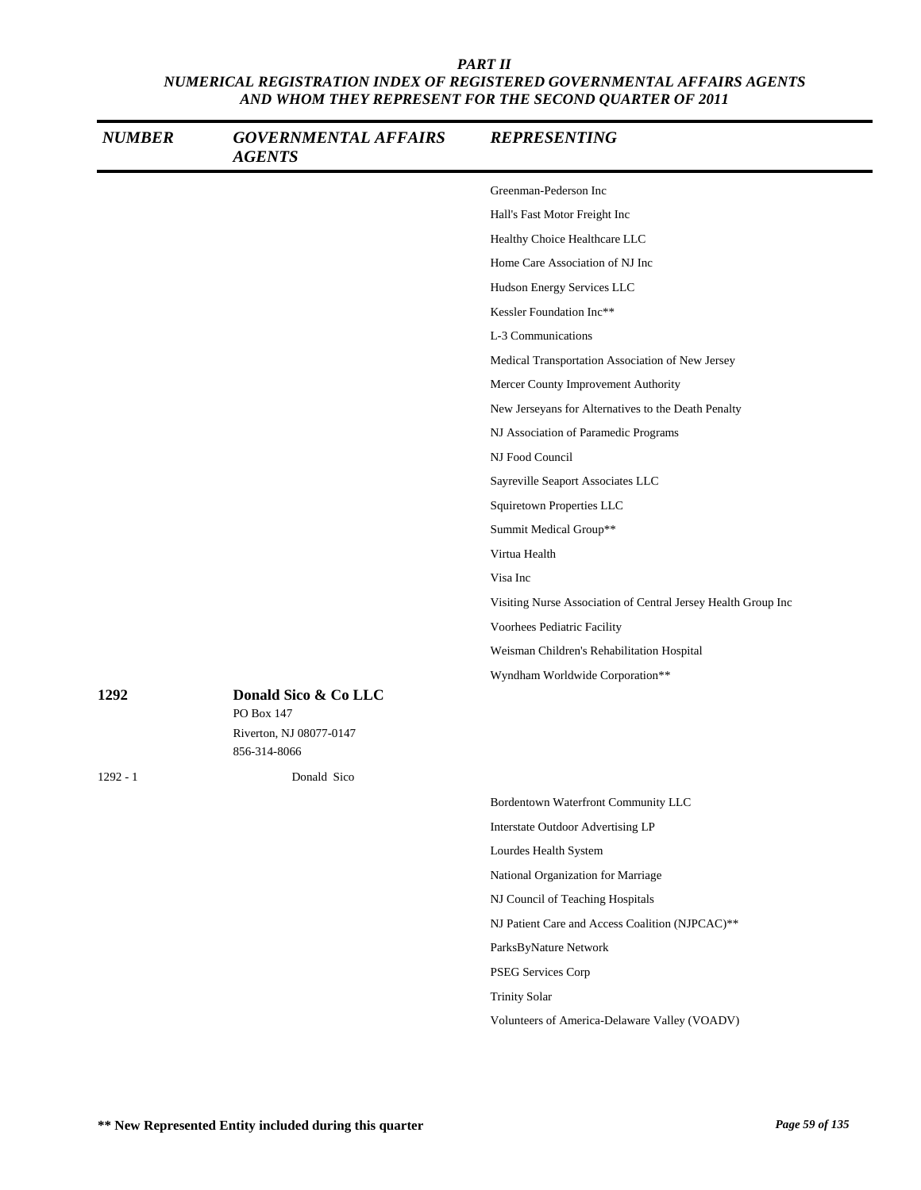## PART II
## NUMERICAL REGISTRATION INDEX OF REGISTERED GOVERNMENTAL AFFAIRS AGENTS AND WHOM THEY REPRESENT FOR THE SECOND QUARTER OF 2011

| NUMBER | GOVERNMENTAL AFFAIRS AGENTS | REPRESENTING |
|---|---|---|
| | | Greenman-Pederson Inc |
| | | Hall's Fast Motor Freight Inc |
| | | Healthy Choice Healthcare LLC |
| | | Home Care Association of NJ Inc |
| | | Hudson Energy Services LLC |
| | | Kessler Foundation Inc** |
| | | L-3 Communications |
| | | Medical Transportation Association of New Jersey |
| | | Mercer County Improvement Authority |
| | | New Jerseyans for Alternatives to the Death Penalty |
| | | NJ Association of Paramedic Programs |
| | | NJ Food Council |
| | | Sayreville Seaport Associates LLC |
| | | Squiretown Properties LLC |
| | | Summit Medical Group** |
| | | Virtua Health |
| | | Visa Inc |
| | | Visiting Nurse Association of Central Jersey Health Group Inc |
| | | Voorhees Pediatric Facility |
| | | Weisman Children's Rehabilitation Hospital |
| | | Wyndham Worldwide Corporation** |
| **1292** | **Donald Sico & Co LLC**<br>PO Box 147<br>Riverton, NJ 08077-0147<br>856-314-8066 | |
| 1292 - 1 | Donald Sico | |
| | | Bordentown Waterfront Community LLC |
| | | Interstate Outdoor Advertising LP |
| | | Lourdes Health System |
| | | National Organization for Marriage |
| | | NJ Council of Teaching Hospitals |
| | | NJ Patient Care and Access Coalition (NJPCAC)** |
| | | ParksByNature Network |
| | | PSEG Services Corp |
| | | Trinity Solar |
| | | Volunteers of America-Delaware Valley (VOADV) |

**\*\* New Represented Entity included during this quarter**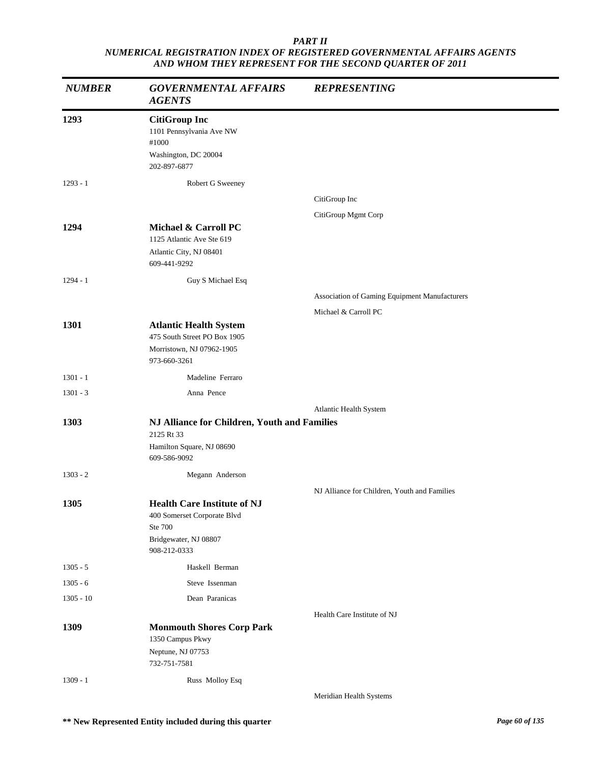*PART II*
*NUMERICAL REGISTRATION INDEX OF REGISTERED GOVERNMENTAL AFFAIRS AGENTS AND WHOM THEY REPRESENT FOR THE SECOND QUARTER OF 2011*

| *NUMBER* | *GOVERNMENTAL AFFAIRS AGENTS* | *REPRESENTING* |
|---|---|---|
| **1293** | **CitiGroup Inc**<br>1101 Pennsylvania Ave NW<br>#1000<br>Washington, DC 20004<br>202-897-6877 | |
| 1293 - 1 | Robert G Sweeney | |
| | | CitiGroup Inc |
| | | CitiGroup Mgmt Corp |
| **1294** | **Michael & Carroll PC**<br>1125 Atlantic Ave Ste 619<br>Atlantic City, NJ 08401<br>609-441-9292 | |
| 1294 - 1 | Guy S Michael Esq | |
| | | Association of Gaming Equipment Manufacturers |
| | | Michael & Carroll PC |
| **1301** | **Atlantic Health System**<br>475 South Street PO Box 1905<br>Morristown, NJ 07962-1905<br>973-660-3261 | |
| 1301 - 1 | Madeline Ferraro | |
| 1301 - 3 | Anna Pence | |
| | | Atlantic Health System |
| **1303** | **NJ Alliance for Children, Youth and Families**<br>2125 Rt 33<br>Hamilton Square, NJ 08690<br>609-586-9092 | |
| 1303 - 2 | Megann Anderson | |
| | | NJ Alliance for Children, Youth and Families |
| **1305** | **Health Care Institute of NJ**<br>400 Somerset Corporate Blvd<br>Ste 700<br>Bridgewater, NJ 08807<br>908-212-0333 | |
| 1305 - 5 | Haskell Berman | |
| 1305 - 6 | Steve Issenman | |
| 1305 - 10 | Dean Paranicas | |
| | | Health Care Institute of NJ |
| **1309** | **Monmouth Shores Corp Park**<br>1350 Campus Pkwy<br>Neptune, NJ 07753<br>732-751-7581 | |
| 1309 - 1 | Russ Molloy Esq | |
| | | Meridian Health Systems |

**\*\* New Represented Entity included during this quarter**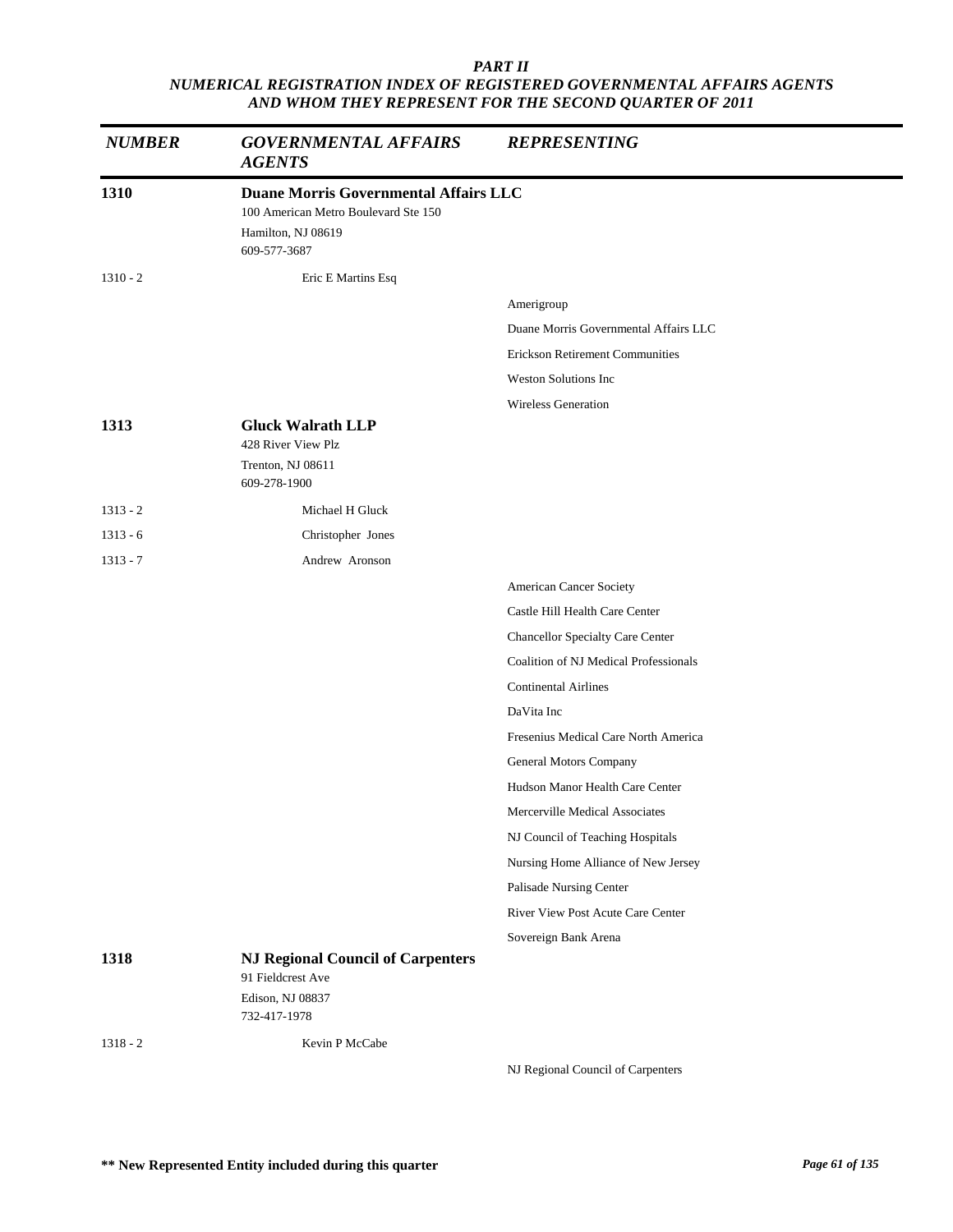# PART II
## NUMERICAL REGISTRATION INDEX OF REGISTERED GOVERNMENTAL AFFAIRS AGENTS AND WHOM THEY REPRESENT FOR THE SECOND QUARTER OF 2011

| NUMBER | GOVERNMENTAL AFFAIRS AGENTS | REPRESENTING |
|---|---|---|
| **1310** | **Duane Morris Governmental Affairs LLC**<br>100 American Metro Boulevard Ste 150<br>Hamilton, NJ 08619<br>609-577-3687 | |
| 1310 - 2 | Eric E Martins Esq | |
| | | Amerigroup |
| | | Duane Morris Governmental Affairs LLC |
| | | Erickson Retirement Communities |
| | | Weston Solutions Inc |
| | | Wireless Generation |
| **1313** | **Gluck Walrath LLP**<br>428 River View Plz<br>Trenton, NJ 08611<br>609-278-1900 | |
| 1313 - 2 | Michael H Gluck | |
| 1313 - 6 | Christopher Jones | |
| 1313 - 7 | Andrew Aronson | |
| | | American Cancer Society |
| | | Castle Hill Health Care Center |
| | | Chancellor Specialty Care Center |
| | | Coalition of NJ Medical Professionals |
| | | Continental Airlines |
| | | DaVita Inc |
| | | Fresenius Medical Care North America |
| | | General Motors Company |
| | | Hudson Manor Health Care Center |
| | | Mercerville Medical Associates |
| | | NJ Council of Teaching Hospitals |
| | | Nursing Home Alliance of New Jersey |
| | | Palisade Nursing Center |
| | | River View Post Acute Care Center |
| | | Sovereign Bank Arena |
| **1318** | **NJ Regional Council of Carpenters**<br>91 Fieldcrest Ave<br>Edison, NJ 08837<br>732-417-1978 | |
| 1318 - 2 | Kevin P McCabe | |
| | | NJ Regional Council of Carpenters |

**\*\* New Represented Entity included during this quarter**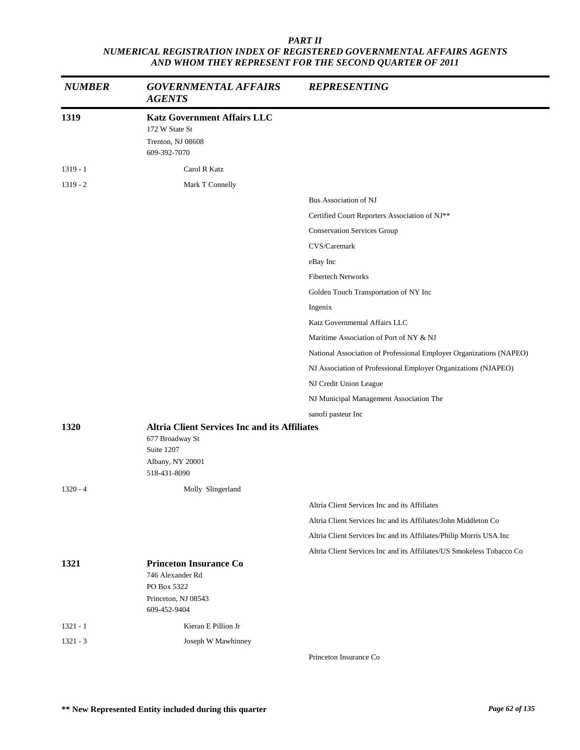*PART II*
*NUMERICAL REGISTRATION INDEX OF REGISTERED GOVERNMENTAL AFFAIRS AGENTS AND WHOM THEY REPRESENT FOR THE SECOND QUARTER OF 2011*

| *NUMBER* | *GOVERNMENTAL AFFAIRS AGENTS* | *REPRESENTING* |
|---|---|---|
| **1319** | **Katz Government Affairs LLC**<br>172 W State St<br>Trenton, NJ 08608<br>609-392-7070 | |
| 1319 - 1 | Carol R Katz | |
| 1319 - 2 | Mark T Connelly | |
| | | Bus Association of NJ |
| | | Certified Court Reporters Association of NJ** |
| | | Conservation Services Group |
| | | CVS/Caremark |
| | | eBay Inc |
| | | Fibertech Networks |
| | | Golden Touch Transportation of NY Inc |
| | | Ingenix |
| | | Katz Governmental Affairs LLC |
| | | Maritime Association of Port of NY & NJ |
| | | National Association of Professional Employer Organizations (NAPEO) |
| | | NJ Association of Professional Employer Organizations (NJAPEO) |
| | | NJ Credit Union League |
| | | NJ Municipal Management Association The |
| | | sanofi pasteur Inc |
| **1320** | **Altria Client Services Inc and its Affiliates**<br>677 Broadway St<br>Suite 1207<br>Albany, NY 20001<br>518-431-8090 | |
| 1320 - 4 | Molly Slingerland | |
| | | Altria Client Services Inc and its Affiliates |
| | | Altria Client Services Inc and its Affiliates/John Middleton Co |
| | | Altria Client Services Inc and its Affiliates/Philip Morris USA Inc |
| | | Altria Client Services Inc and its Affiliates/US Smokeless Tobacco Co |
| **1321** | **Princeton Insurance Co**<br>746 Alexander Rd<br>PO Box 5322<br>Princeton, NJ 08543<br>609-452-9404 | |
| 1321 - 1 | Kieran E Pillion Jr | |
| 1321 - 3 | Joseph W Mawhinney | |
| | | Princeton Insurance Co |

**** New Represented Entity included during this quarter**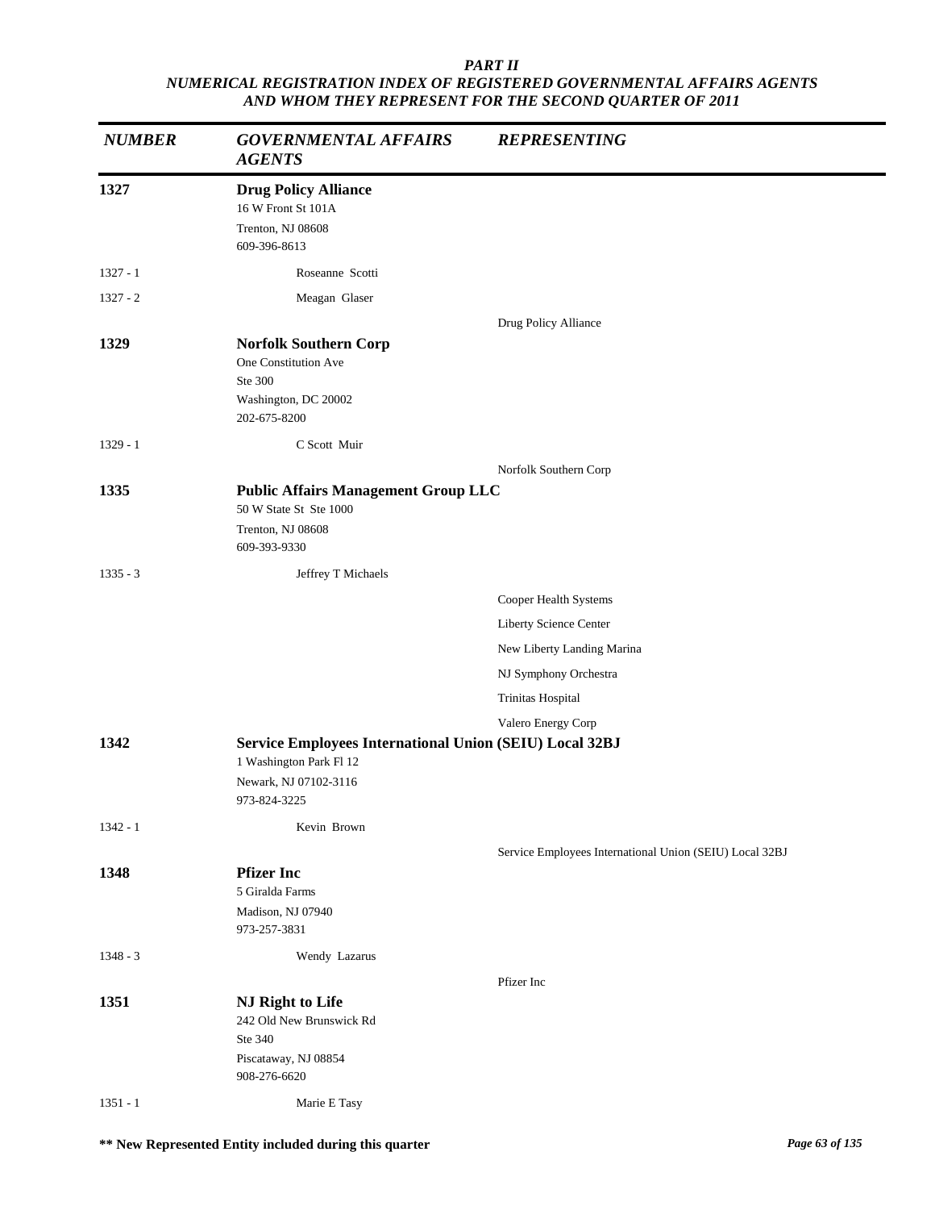***PART II***
***NUMERICAL REGISTRATION INDEX OF REGISTERED GOVERNMENTAL AFFAIRS AGENTS AND WHOM THEY REPRESENT FOR THE SECOND QUARTER OF 2011***

| *NUMBER* | *GOVERNMENTAL AFFAIRS AGENTS* | *REPRESENTING* |
|---|---|---|
| **1327** | **Drug Policy Alliance**<br>16 W Front St 101A<br>Trenton, NJ 08608<br>609-396-8613 | |
| 1327 - 1 | Roseanne Scotti | |
| 1327 - 2 | Meagan Glaser | |
| | | Drug Policy Alliance |
| **1329** | **Norfolk Southern Corp**<br>One Constitution Ave<br>Ste 300<br>Washington, DC 20002<br>202-675-8200 | |
| 1329 - 1 | C Scott Muir | |
| | | Norfolk Southern Corp |
| **1335** | **Public Affairs Management Group LLC**<br>50 W State St Ste 1000<br>Trenton, NJ 08608<br>609-393-9330 | |
| 1335 - 3 | Jeffrey T Michaels | |
| | | Cooper Health Systems |
| | | Liberty Science Center |
| | | New Liberty Landing Marina |
| | | NJ Symphony Orchestra |
| | | Trinitas Hospital |
| | | Valero Energy Corp |
| **1342** | **Service Employees International Union (SEIU) Local 32BJ**<br>1 Washington Park Fl 12<br>Newark, NJ 07102-3116<br>973-824-3225 | |
| 1342 - 1 | Kevin Brown | |
| | | Service Employees International Union (SEIU) Local 32BJ |
| **1348** | **Pfizer Inc**<br>5 Giralda Farms<br>Madison, NJ 07940<br>973-257-3831 | |
| 1348 - 3 | Wendy Lazarus | |
| | | Pfizer Inc |
| **1351** | **NJ Right to Life**<br>242 Old New Brunswick Rd<br>Ste 340<br>Piscataway, NJ 08854<br>908-276-6620 | |
| 1351 - 1 | Marie E Tasy | |

**\*\* New Represented Entity included during this quarter**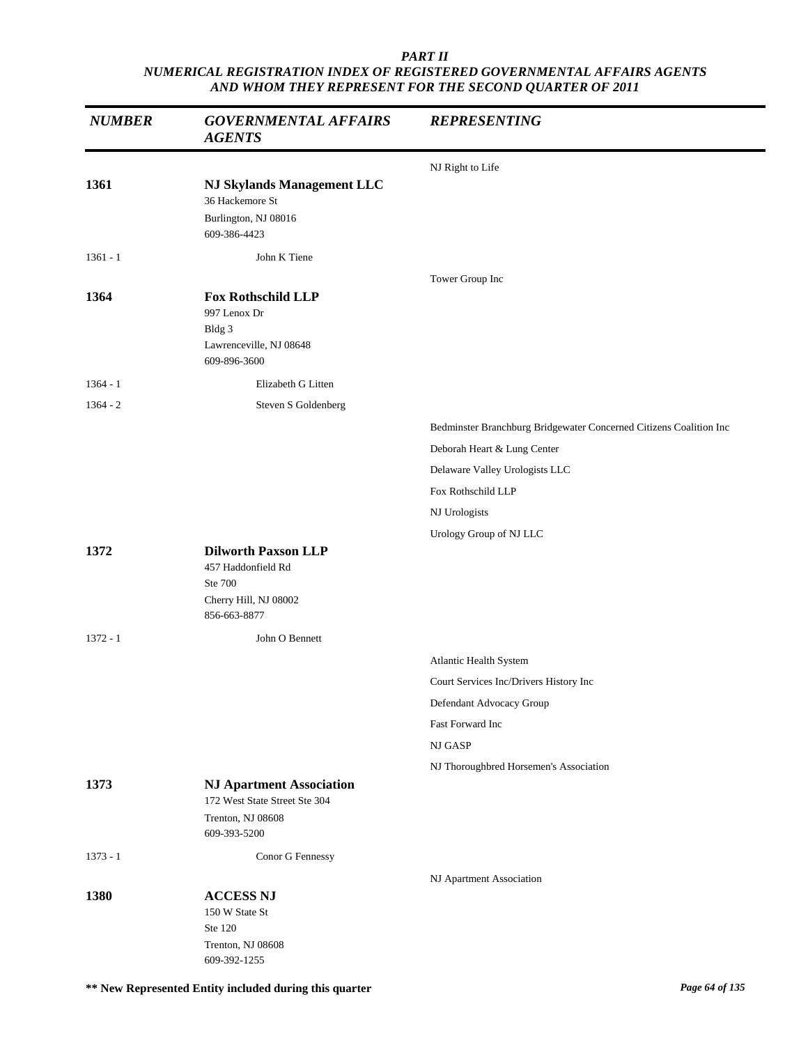*PART II*
*NUMERICAL REGISTRATION INDEX OF REGISTERED GOVERNMENTAL AFFAIRS AGENTS AND WHOM THEY REPRESENT FOR THE SECOND QUARTER OF 2011*

| *NUMBER* | *GOVERNMENTAL AFFAIRS AGENTS* | *REPRESENTING* |
|---|---|---|
| | | NJ Right to Life |
| **1361** | **NJ Skylands Management LLC**<br>36 Hackemore St<br>Burlington, NJ 08016<br>609-386-4423 | |
| 1361 - 1 | John K Tiene | |
| | | Tower Group Inc |
| **1364** | **Fox Rothschild LLP**<br>997 Lenox Dr<br>Bldg 3<br>Lawrenceville, NJ 08648<br>609-896-3600 | |
| 1364 - 1 | Elizabeth G Litten | |
| 1364 - 2 | Steven S Goldenberg | |
| | | Bedminster Branchburg Bridgewater Concerned Citizens Coalition Inc |
| | | Deborah Heart & Lung Center |
| | | Delaware Valley Urologists LLC |
| | | Fox Rothschild LLP |
| | | NJ Urologists |
| | | Urology Group of NJ LLC |
| **1372** | **Dilworth Paxson LLP**<br>457 Haddonfield Rd<br>Ste 700<br>Cherry Hill, NJ 08002<br>856-663-8877 | |
| 1372 - 1 | John O Bennett | |
| | | Atlantic Health System |
| | | Court Services Inc/Drivers History Inc |
| | | Defendant Advocacy Group |
| | | Fast Forward Inc |
| | | NJ GASP |
| | | NJ Thoroughbred Horsemen's Association |
| **1373** | **NJ Apartment Association**<br>172 West State Street Ste 304<br>Trenton, NJ 08608<br>609-393-5200 | |
| 1373 - 1 | Conor G Fennessy | |
| | | NJ Apartment Association |
| **1380** | **ACCESS NJ**<br>150 W State St<br>Ste 120<br>Trenton, NJ 08608<br>609-392-1255 | |

**\*\* New Represented Entity included during this quarter**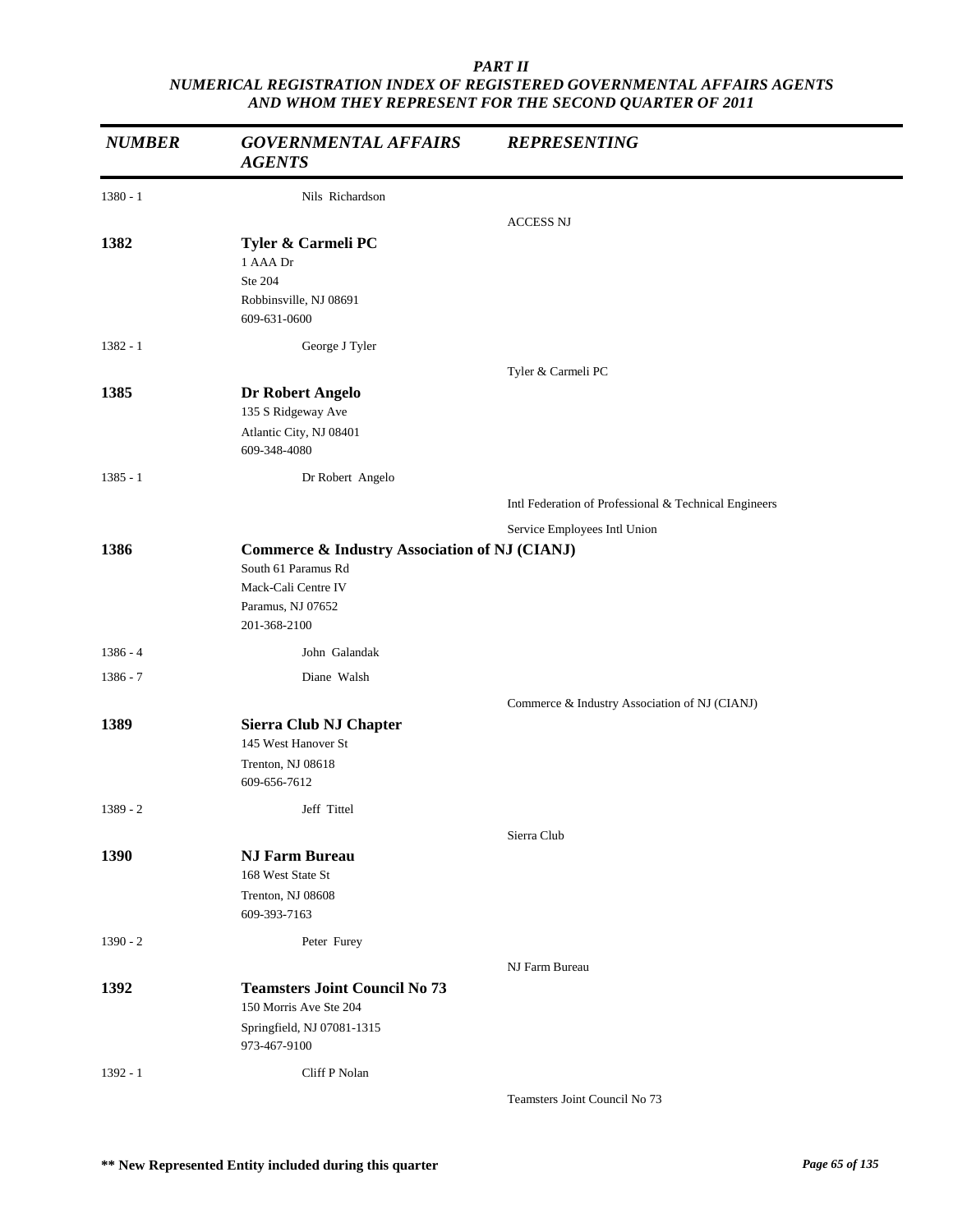*PART II*
*NUMERICAL REGISTRATION INDEX OF REGISTERED GOVERNMENTAL AFFAIRS AGENTS AND WHOM THEY REPRESENT FOR THE SECOND QUARTER OF 2011*

| *NUMBER* | *GOVERNMENTAL AFFAIRS AGENTS* | *REPRESENTING* |
|---|---|---|
| 1380 - 1 | Nils Richardson | |
| | | ACCESS NJ |
| **1382** | **Tyler & Carmeli PC**<br>1 AAA Dr<br>Ste 204<br>Robbinsville, NJ 08691<br>609-631-0600 | |
| 1382 - 1 | George J Tyler | |
| | | Tyler & Carmeli PC |
| **1385** | **Dr Robert Angelo**<br>135 S Ridgeway Ave<br>Atlantic City, NJ 08401<br>609-348-4080 | |
| 1385 - 1 | Dr Robert Angelo | |
| | | Intl Federation of Professional & Technical Engineers |
| | | Service Employees Intl Union |
| **1386** | **Commerce & Industry Association of NJ (CIANJ)**<br>South 61 Paramus Rd<br>Mack-Cali Centre IV<br>Paramus, NJ 07652<br>201-368-2100 | |
| 1386 - 4 | John Galandak | |
| 1386 - 7 | Diane Walsh | |
| | | Commerce & Industry Association of NJ (CIANJ) |
| **1389** | **Sierra Club NJ Chapter**<br>145 West Hanover St<br>Trenton, NJ 08618<br>609-656-7612 | |
| 1389 - 2 | Jeff Tittel | |
| | | Sierra Club |
| **1390** | **NJ Farm Bureau**<br>168 West State St<br>Trenton, NJ 08608<br>609-393-7163 | |
| 1390 - 2 | Peter Furey | |
| | | NJ Farm Bureau |
| **1392** | **Teamsters Joint Council No 73**<br>150 Morris Ave Ste 204<br>Springfield, NJ 07081-1315<br>973-467-9100 | |
| 1392 - 1 | Cliff P Nolan | |
| | | Teamsters Joint Council No 73 |

**\*\* New Represented Entity included during this quarter**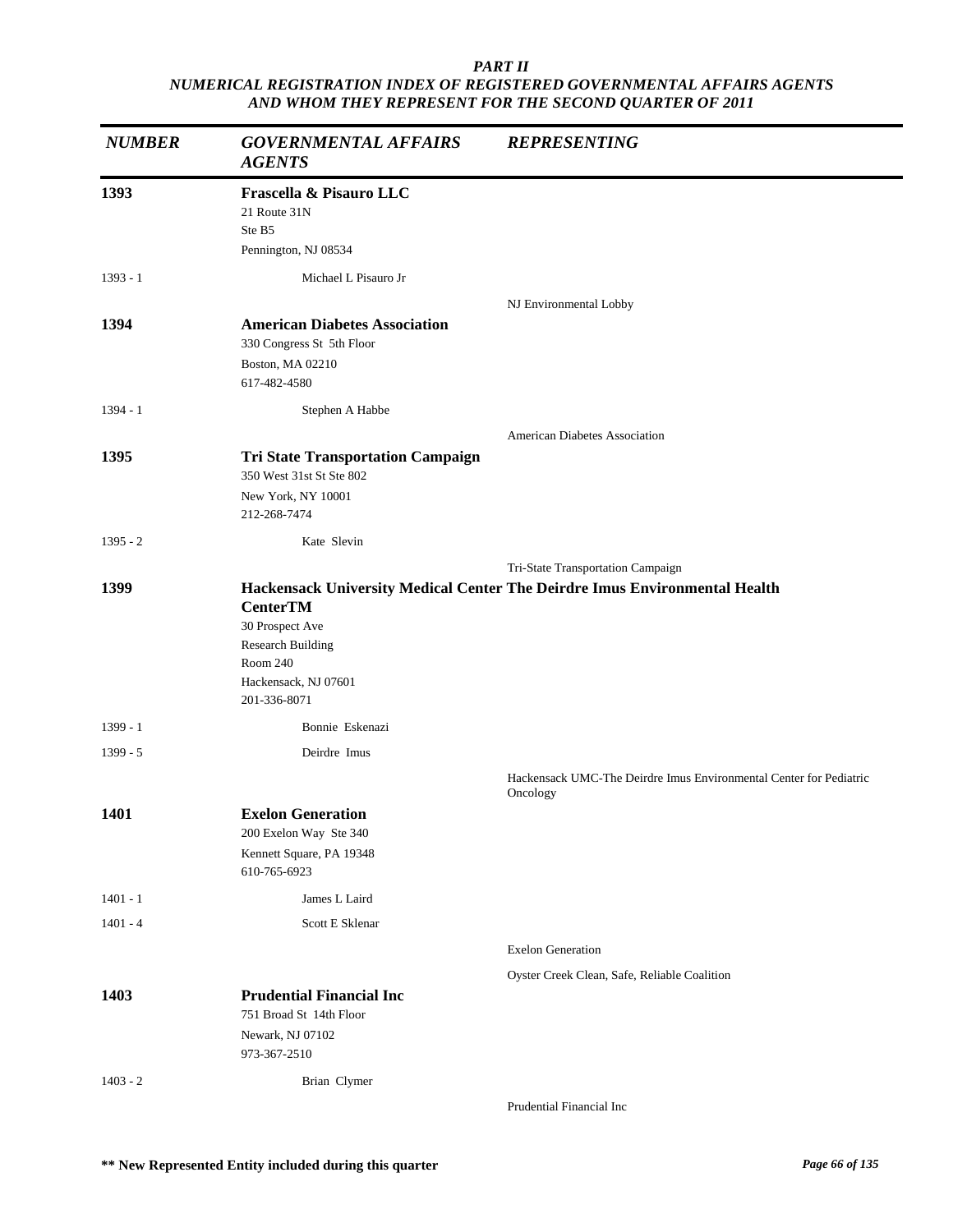## PART II
## NUMERICAL REGISTRATION INDEX OF REGISTERED GOVERNMENTAL AFFAIRS AGENTS AND WHOM THEY REPRESENT FOR THE SECOND QUARTER OF 2011

| NUMBER | GOVERNMENTAL AFFAIRS AGENTS | REPRESENTING |
|---|---|---|
| **1393** | **Frascella & Pisauro LLC**<br>21 Route 31N<br>Ste B5<br>Pennington, NJ 08534 | |
| 1393 - 1 | Michael L Pisauro Jr | |
| | | NJ Environmental Lobby |
| **1394** | **American Diabetes Association**<br>330 Congress St 5th Floor<br>Boston, MA 02210<br>617-482-4580 | |
| 1394 - 1 | Stephen A Habbe | |
| | | American Diabetes Association |
| **1395** | **Tri State Transportation Campaign**<br>350 West 31st St Ste 802<br>New York, NY 10001<br>212-268-7474 | |
| 1395 - 2 | Kate Slevin | |
| | | Tri-State Transportation Campaign |
| **1399** | **Hackensack University Medical Center The Deirdre Imus Environmental Health CenterTM**<br>30 Prospect Ave<br>Research Building<br>Room 240<br>Hackensack, NJ 07601<br>201-336-8071 | |
| 1399 - 1 | Bonnie Eskenazi | |
| 1399 - 5 | Deirdre Imus | |
| | | Hackensack UMC-The Deirdre Imus Environmental Center for Pediatric Oncology |
| **1401** | **Exelon Generation**<br>200 Exelon Way Ste 340<br>Kennett Square, PA 19348<br>610-765-6923 | |
| 1401 - 1 | James L Laird | |
| 1401 - 4 | Scott E Sklenar | |
| | | Exelon Generation |
| | | Oyster Creek Clean, Safe, Reliable Coalition |
| **1403** | **Prudential Financial Inc**<br>751 Broad St 14th Floor<br>Newark, NJ 07102<br>973-367-2510 | |
| 1403 - 2 | Brian Clymer | |
| | | Prudential Financial Inc |

**\*\* New Represented Entity included during this quarter**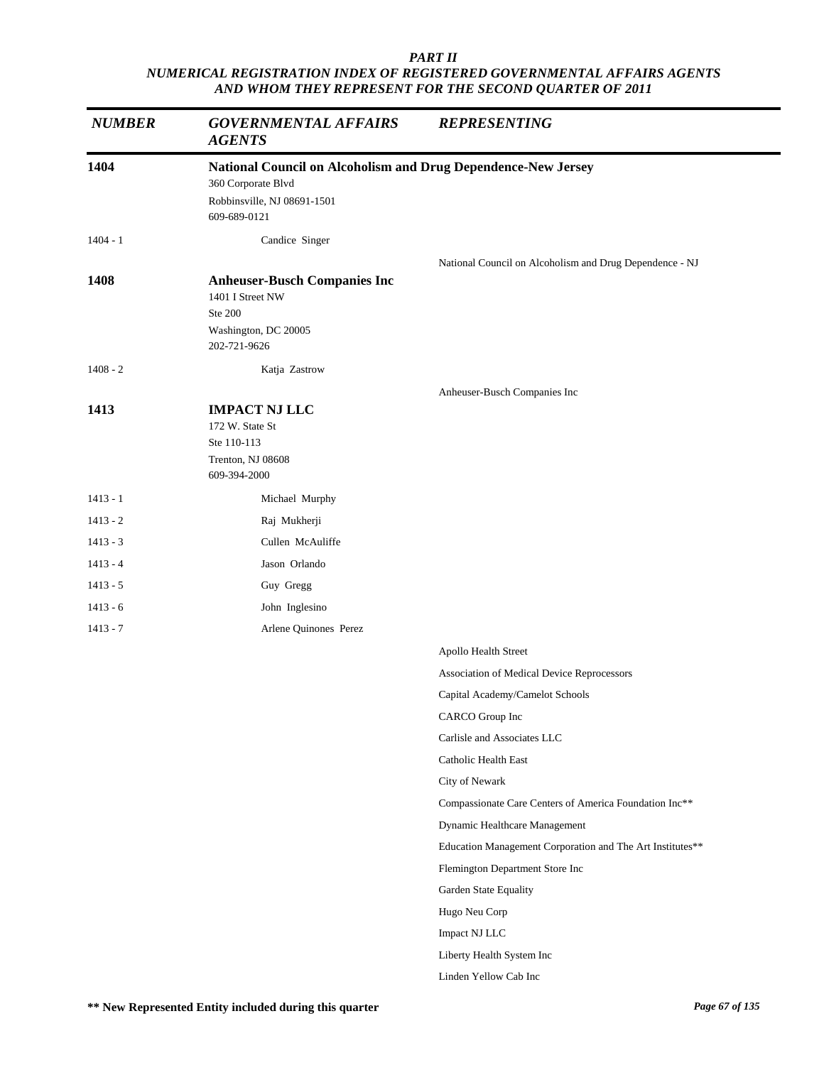*PART II*
*NUMERICAL REGISTRATION INDEX OF REGISTERED GOVERNMENTAL AFFAIRS AGENTS AND WHOM THEY REPRESENT FOR THE SECOND QUARTER OF 2011*

| *NUMBER* | *GOVERNMENTAL AFFAIRS AGENTS* | *REPRESENTING* |
|---|---|---|
| **1404** | **National Council on Alcoholism and Drug Dependence-New Jersey**<br>360 Corporate Blvd<br>Robbinsville, NJ 08691-1501<br>609-689-0121 | |
| 1404 - 1 | Candice Singer | |
| | | National Council on Alcoholism and Drug Dependence - NJ |
| **1408** | **Anheuser-Busch Companies Inc**<br>1401 I Street NW<br>Ste 200<br>Washington, DC 20005<br>202-721-9626 | |
| 1408 - 2 | Katja Zastrow | |
| | | Anheuser-Busch Companies Inc |
| **1413** | **IMPACT NJ LLC**<br>172 W. State St<br>Ste 110-113<br>Trenton, NJ 08608<br>609-394-2000 | |
| 1413 - 1 | Michael Murphy | |
| 1413 - 2 | Raj Mukherji | |
| 1413 - 3 | Cullen McAuliffe | |
| 1413 - 4 | Jason Orlando | |
| 1413 - 5 | Guy Gregg | |
| 1413 - 6 | John Inglesino | |
| 1413 - 7 | Arlene Quinones Perez | |
| | | Apollo Health Street |
| | | Association of Medical Device Reprocessors |
| | | Capital Academy/Camelot Schools |
| | | CARCO Group Inc |
| | | Carlisle and Associates LLC |
| | | Catholic Health East |
| | | City of Newark |
| | | Compassionate Care Centers of America Foundation Inc** |
| | | Dynamic Healthcare Management |
| | | Education Management Corporation and The Art Institutes** |
| | | Flemington Department Store Inc |
| | | Garden State Equality |
| | | Hugo Neu Corp |
| | | Impact NJ LLC |
| | | Liberty Health System Inc |
| | | Linden Yellow Cab Inc |

**** New Represented Entity included during this quarter**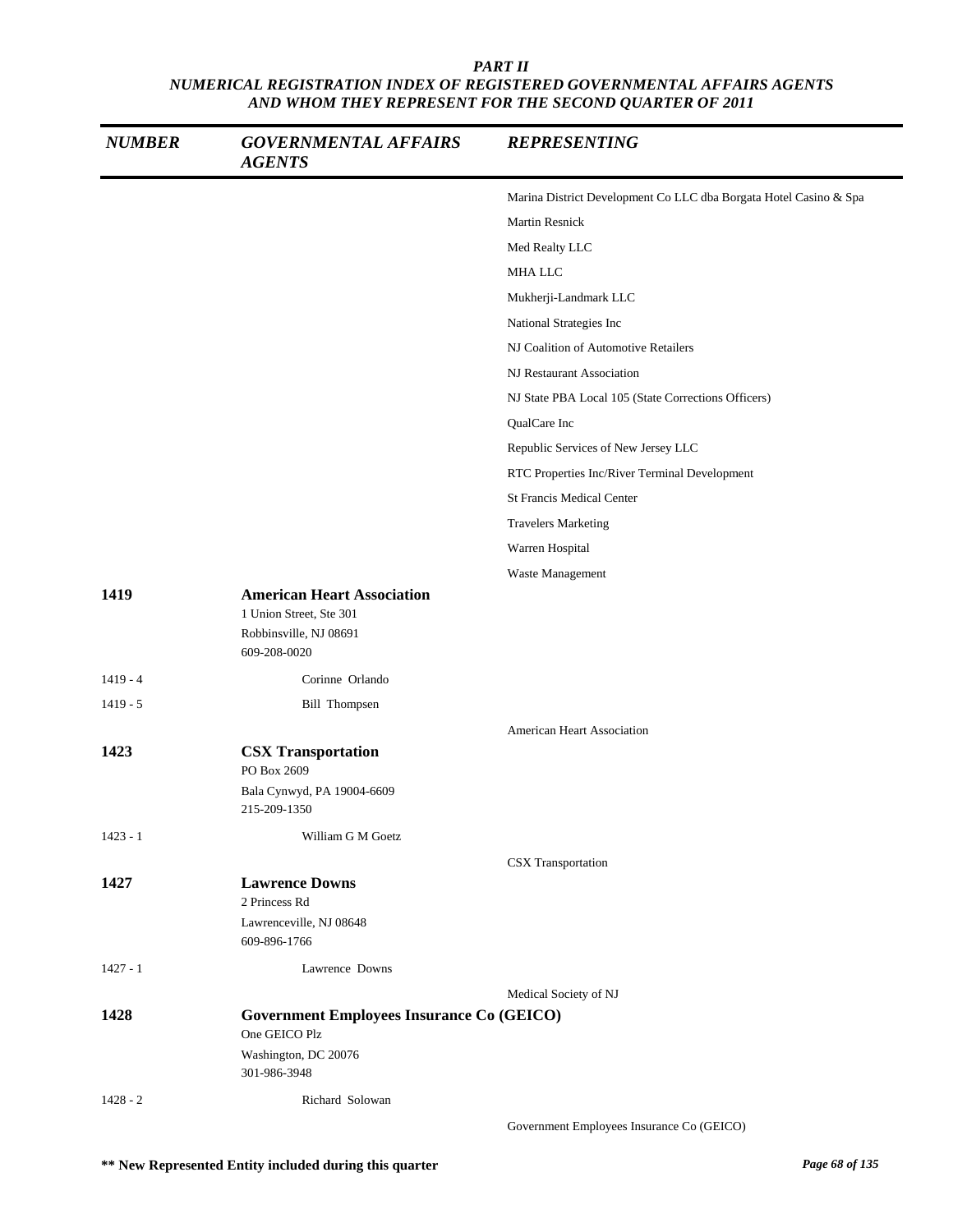*PART II*
*NUMERICAL REGISTRATION INDEX OF REGISTERED GOVERNMENTAL AFFAIRS AGENTS AND WHOM THEY REPRESENT FOR THE SECOND QUARTER OF 2011*

| *NUMBER* | *GOVERNMENTAL AFFAIRS AGENTS* | *REPRESENTING* |
|---|---|---|
| | | Marina District Development Co LLC dba Borgata Hotel Casino & Spa |
| | | Martin Resnick |
| | | Med Realty LLC |
| | | MHA LLC |
| | | Mukherji-Landmark LLC |
| | | National Strategies Inc |
| | | NJ Coalition of Automotive Retailers |
| | | NJ Restaurant Association |
| | | NJ State PBA Local 105 (State Corrections Officers) |
| | | QualCare Inc |
| | | Republic Services of New Jersey LLC |
| | | RTC Properties Inc/River Terminal Development |
| | | St Francis Medical Center |
| | | Travelers Marketing |
| | | Warren Hospital |
| | | Waste Management |
| **1419** | **American Heart Association**<br>1 Union Street, Ste 301<br>Robbinsville, NJ 08691<br>609-208-0020 | |
| 1419 - 4 | Corinne Orlando | |
| 1419 - 5 | Bill Thompsen | |
| | | American Heart Association |
| **1423** | **CSX Transportation**<br>PO Box 2609<br>Bala Cynwyd, PA 19004-6609<br>215-209-1350 | |
| 1423 - 1 | William G M Goetz | |
| | | CSX Transportation |
| **1427** | **Lawrence Downs**<br>2 Princess Rd<br>Lawrenceville, NJ 08648<br>609-896-1766 | |
| 1427 - 1 | Lawrence Downs | |
| | | Medical Society of NJ |
| **1428** | **Government Employees Insurance Co (GEICO)**<br>One GEICO Plz<br>Washington, DC 20076<br>301-986-3948 | |
| 1428 - 2 | Richard Solowan | |
| | | Government Employees Insurance Co (GEICO) |

**\*\* New Represented Entity included during this quarter**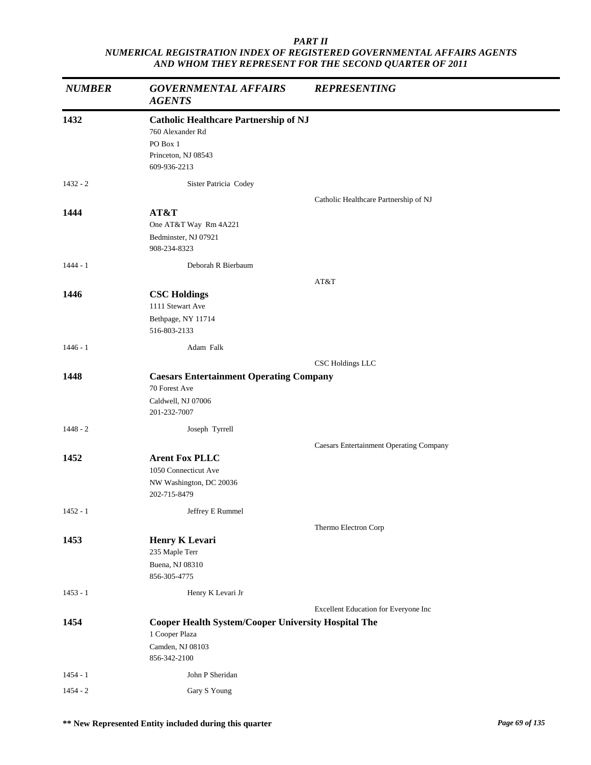***PART II***
***NUMERICAL REGISTRATION INDEX OF REGISTERED GOVERNMENTAL AFFAIRS AGENTS AND WHOM THEY REPRESENT FOR THE SECOND QUARTER OF 2011***

| *NUMBER* | *GOVERNMENTAL AFFAIRS AGENTS* | *REPRESENTING* |
|---|---|---|
| **1432** | **Catholic Healthcare Partnership of NJ**<br>760 Alexander Rd<br>PO Box 1<br>Princeton, NJ 08543<br>609-936-2213 | |
| 1432 - 2 | Sister Patricia Codey | |
| | | Catholic Healthcare Partnership of NJ |
| **1444** | **AT&T**<br>One AT&T Way Rm 4A221<br>Bedminster, NJ 07921<br>908-234-8323 | |
| 1444 - 1 | Deborah R Bierbaum | |
| | | AT&T |
| **1446** | **CSC Holdings**<br>1111 Stewart Ave<br>Bethpage, NY 11714<br>516-803-2133 | |
| 1446 - 1 | Adam Falk | |
| | | CSC Holdings LLC |
| **1448** | **Caesars Entertainment Operating Company**<br>70 Forest Ave<br>Caldwell, NJ 07006<br>201-232-7007 | |
| 1448 - 2 | Joseph Tyrrell | |
| | | Caesars Entertainment Operating Company |
| **1452** | **Arent Fox PLLC**<br>1050 Connecticut Ave<br>NW Washington, DC 20036<br>202-715-8479 | |
| 1452 - 1 | Jeffrey E Rummel | |
| | | Thermo Electron Corp |
| **1453** | **Henry K Levari**<br>235 Maple Terr<br>Buena, NJ 08310<br>856-305-4775 | |
| 1453 - 1 | Henry K Levari Jr | |
| | | Excellent Education for Everyone Inc |
| **1454** | **Cooper Health System/Cooper University Hospital The**<br>1 Cooper Plaza<br>Camden, NJ 08103<br>856-342-2100 | |
| 1454 - 1 | John P Sheridan | |
| 1454 - 2 | Gary S Young | |

**** New Represented Entity included during this quarter**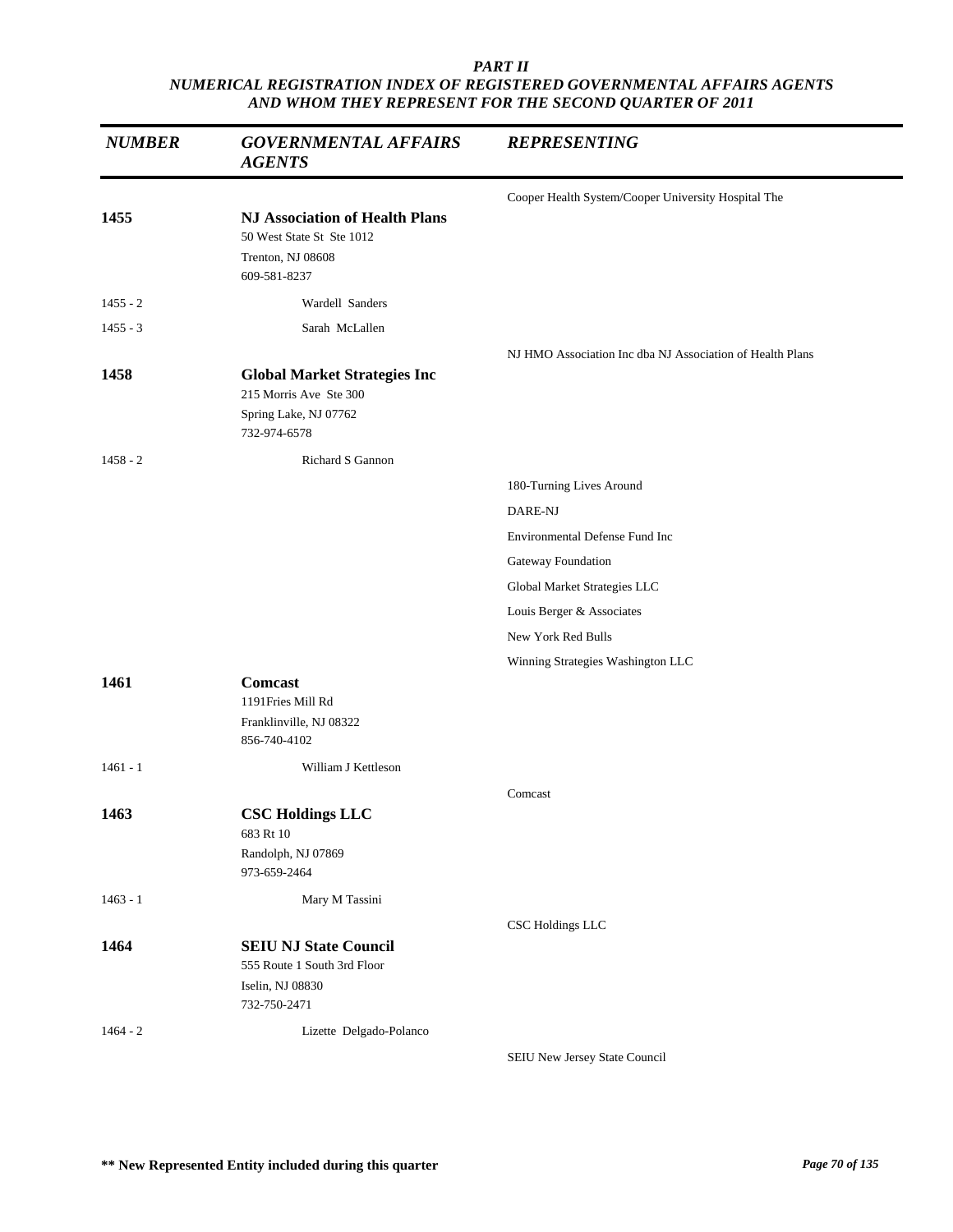*PART II*
*NUMERICAL REGISTRATION INDEX OF REGISTERED GOVERNMENTAL AFFAIRS AGENTS AND WHOM THEY REPRESENT FOR THE SECOND QUARTER OF 2011*

| *NUMBER* | *GOVERNMENTAL AFFAIRS AGENTS* | *REPRESENTING* |
|---|---|---|
| | | Cooper Health System/Cooper University Hospital The |
| **1455** | **NJ Association of Health Plans**<br>50 West State St Ste 1012<br>Trenton, NJ 08608<br>609-581-8237 | |
| 1455 - 2 | Wardell Sanders | |
| 1455 - 3 | Sarah McLallen | |
| | | NJ HMO Association Inc dba NJ Association of Health Plans |
| **1458** | **Global Market Strategies Inc**<br>215 Morris Ave Ste 300<br>Spring Lake, NJ 07762<br>732-974-6578 | |
| 1458 - 2 | Richard S Gannon | |
| | | 180-Turning Lives Around |
| | | DARE-NJ |
| | | Environmental Defense Fund Inc |
| | | Gateway Foundation |
| | | Global Market Strategies LLC |
| | | Louis Berger & Associates |
| | | New York Red Bulls |
| | | Winning Strategies Washington LLC |
| **1461** | **Comcast**<br>1191Fries Mill Rd<br>Franklinville, NJ 08322<br>856-740-4102 | |
| 1461 - 1 | William J Kettleson | |
| | | Comcast |
| **1463** | **CSC Holdings LLC**<br>683 Rt 10<br>Randolph, NJ 07869<br>973-659-2464 | |
| 1463 - 1 | Mary M Tassini | |
| | | CSC Holdings LLC |
| **1464** | **SEIU NJ State Council**<br>555 Route 1 South 3rd Floor<br>Iselin, NJ 08830<br>732-750-2471 | |
| 1464 - 2 | Lizette Delgado-Polanco | |
| | | SEIU New Jersey State Council |

**\*\* New Represented Entity included during this quarter**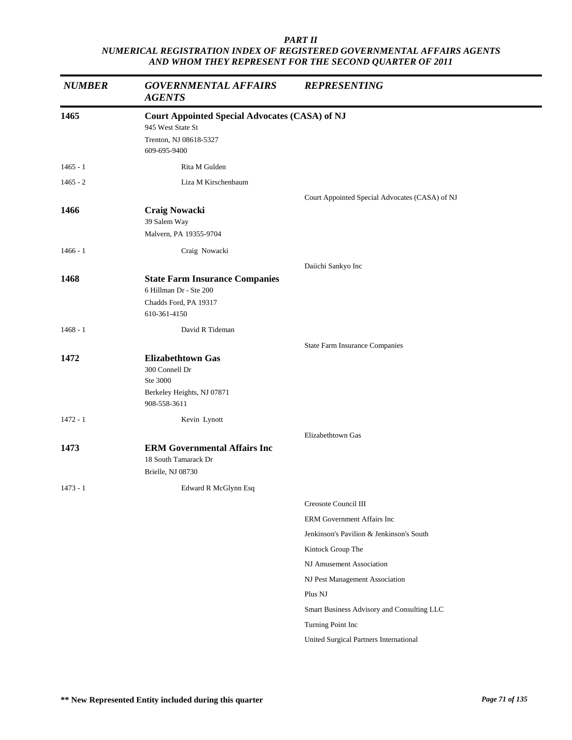*PART II*
*NUMERICAL REGISTRATION INDEX OF REGISTERED GOVERNMENTAL AFFAIRS AGENTS AND WHOM THEY REPRESENT FOR THE SECOND QUARTER OF 2011*

| *NUMBER* | *GOVERNMENTAL AFFAIRS AGENTS* | *REPRESENTING* |
|---|---|---|
| **1465** | **Court Appointed Special Advocates (CASA) of NJ**<br>945 West State St<br>Trenton, NJ 08618-5327<br>609-695-9400 | |
| 1465 - 1 | Rita M Gulden | |
| 1465 - 2 | Liza M Kirschenbaum | |
| | | Court Appointed Special Advocates (CASA) of NJ |
| **1466** | **Craig Nowacki**<br>39 Salem Way<br>Malvern, PA 19355-9704 | |
| 1466 - 1 | Craig Nowacki | |
| | | Daiichi Sankyo Inc |
| **1468** | **State Farm Insurance Companies**<br>6 Hillman Dr - Ste 200<br>Chadds Ford, PA 19317<br>610-361-4150 | |
| 1468 - 1 | David R Tideman | |
| | | State Farm Insurance Companies |
| **1472** | **Elizabethtown Gas**<br>300 Connell Dr<br>Ste 3000<br>Berkeley Heights, NJ 07871<br>908-558-3611 | |
| 1472 - 1 | Kevin Lynott | |
| | | Elizabethtown Gas |
| **1473** | **ERM Governmental Affairs Inc**<br>18 South Tamarack Dr<br>Brielle, NJ 08730 | |
| 1473 - 1 | Edward R McGlynn Esq | |
| | | Creosote Council III |
| | | ERM Government Affairs Inc |
| | | Jenkinson's Pavilion & Jenkinson's South |
| | | Kintock Group The |
| | | NJ Amusement Association |
| | | NJ Pest Management Association |
| | | Plus NJ |
| | | Smart Business Advisory and Consulting LLC |
| | | Turning Point Inc |
| | | United Surgical Partners International |

**\*\* New Represented Entity included during this quarter**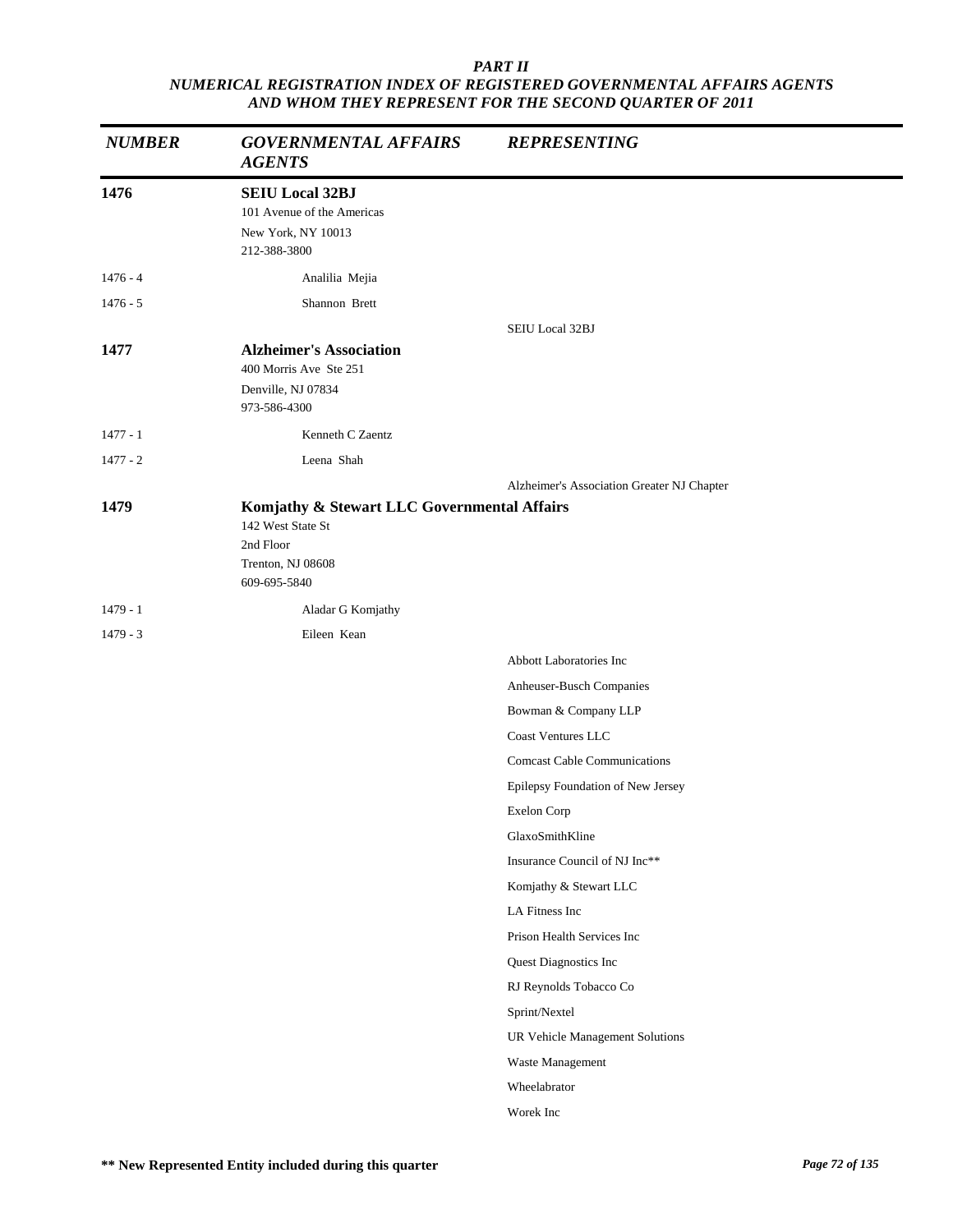*PART II*
*NUMERICAL REGISTRATION INDEX OF REGISTERED GOVERNMENTAL AFFAIRS AGENTS AND WHOM THEY REPRESENT FOR THE SECOND QUARTER OF 2011*

| *NUMBER* | *GOVERNMENTAL AFFAIRS AGENTS* | *REPRESENTING* |
|---|---|---|
| **1476** | **SEIU Local 32BJ**<br>101 Avenue of the Americas<br>New York, NY 10013<br>212-388-3800 | |
| 1476 - 4 | Analilia Mejia | |
| 1476 - 5 | Shannon Brett | |
| | | SEIU Local 32BJ |
| **1477** | **Alzheimer's Association**<br>400 Morris Ave Ste 251<br>Denville, NJ 07834<br>973-586-4300 | |
| 1477 - 1 | Kenneth C Zaentz | |
| 1477 - 2 | Leena Shah | |
| | | Alzheimer's Association Greater NJ Chapter |
| **1479** | **Komjathy & Stewart LLC Governmental Affairs**<br>142 West State St<br>2nd Floor<br>Trenton, NJ 08608<br>609-695-5840 | |
| 1479 - 1 | Aladar G Komjathy | |
| 1479 - 3 | Eileen Kean | |
| | | Abbott Laboratories Inc |
| | | Anheuser-Busch Companies |
| | | Bowman & Company LLP |
| | | Coast Ventures LLC |
| | | Comcast Cable Communications |
| | | Epilepsy Foundation of New Jersey |
| | | Exelon Corp |
| | | GlaxoSmithKline |
| | | Insurance Council of NJ Inc** |
| | | Komjathy & Stewart LLC |
| | | LA Fitness Inc |
| | | Prison Health Services Inc |
| | | Quest Diagnostics Inc |
| | | RJ Reynolds Tobacco Co |
| | | Sprint/Nextel |
| | | UR Vehicle Management Solutions |
| | | Waste Management |
| | | Wheelabrator |
| | | Worek Inc |

**** New Represented Entity included during this quarter**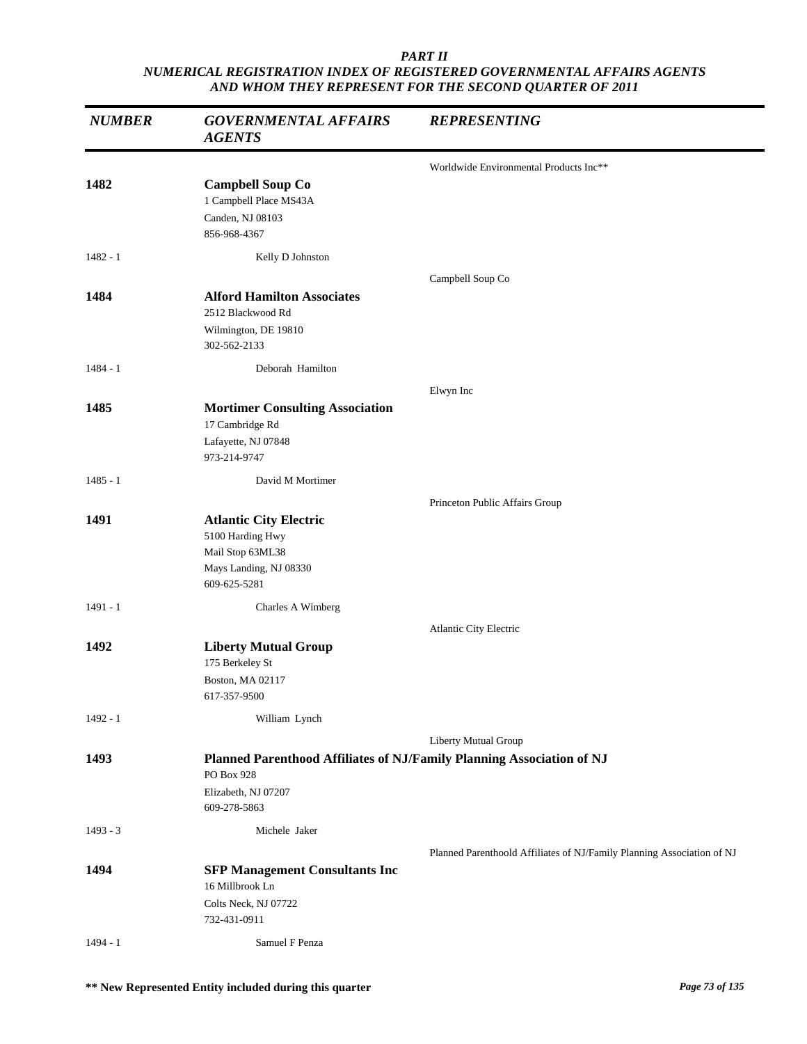*PART II*
*NUMERICAL REGISTRATION INDEX OF REGISTERED GOVERNMENTAL AFFAIRS AGENTS AND WHOM THEY REPRESENT FOR THE SECOND QUARTER OF 2011*

| *NUMBER* | *GOVERNMENTAL AFFAIRS AGENTS* | *REPRESENTING* |
|---|---|---|
| | | Worldwide Environmental Products Inc** |
| **1482** | **Campbell Soup Co**<br>1 Campbell Place MS43A<br>Canden, NJ 08103<br>856-968-4367 | |
| 1482 - 1 | Kelly D Johnston | |
| | | Campbell Soup Co |
| **1484** | **Alford Hamilton Associates**<br>2512 Blackwood Rd<br>Wilmington, DE 19810<br>302-562-2133 | |
| 1484 - 1 | Deborah Hamilton | |
| | | Elwyn Inc |
| **1485** | **Mortimer Consulting Association**<br>17 Cambridge Rd<br>Lafayette, NJ 07848<br>973-214-9747 | |
| 1485 - 1 | David M Mortimer | |
| | | Princeton Public Affairs Group |
| **1491** | **Atlantic City Electric**<br>5100 Harding Hwy<br>Mail Stop 63ML38<br>Mays Landing, NJ 08330<br>609-625-5281 | |
| 1491 - 1 | Charles A Wimberg | |
| | | Atlantic City Electric |
| **1492** | **Liberty Mutual Group**<br>175 Berkeley St<br>Boston, MA 02117<br>617-357-9500 | |
| 1492 - 1 | William Lynch | |
| | | Liberty Mutual Group |
| **1493** | **Planned Parenthood Affiliates of NJ/Family Planning Association of NJ**<br>PO Box 928<br>Elizabeth, NJ 07207<br>609-278-5863 | |
| 1493 - 3 | Michele Jaker | |
| | | Planned Parenthoold Affiliates of NJ/Family Planning Association of NJ |
| **1494** | **SFP Management Consultants Inc**<br>16 Millbrook Ln<br>Colts Neck, NJ 07722<br>732-431-0911 | |
| 1494 - 1 | Samuel F Penza | |

**** New Represented Entity included during this quarter**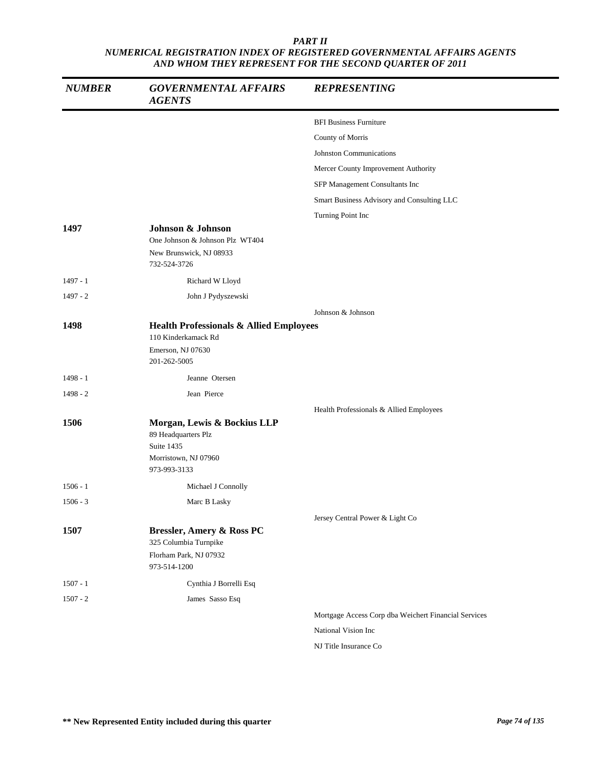*PART II*
*NUMERICAL REGISTRATION INDEX OF REGISTERED GOVERNMENTAL AFFAIRS AGENTS AND WHOM THEY REPRESENT FOR THE SECOND QUARTER OF 2011*

| *NUMBER* | *GOVERNMENTAL AFFAIRS AGENTS* | *REPRESENTING* |
|---|---|---|
| | | BFI Business Furniture |
| | | County of Morris |
| | | Johnston Communications |
| | | Mercer County Improvement Authority |
| | | SFP Management Consultants Inc |
| | | Smart Business Advisory and Consulting LLC |
| | | Turning Point Inc |
| **1497** | **Johnson & Johnson**<br>One Johnson & Johnson Plz WT404<br>New Brunswick, NJ 08933<br>732-524-3726 | |
| 1497 - 1 | Richard W Lloyd | |
| 1497 - 2 | John J Pydyszewski | |
| | | Johnson & Johnson |
| **1498** | **Health Professionals & Allied Employees**<br>110 Kinderkamack Rd<br>Emerson, NJ 07630<br>201-262-5005 | |
| 1498 - 1 | Jeanne Otersen | |
| 1498 - 2 | Jean Pierce | |
| | | Health Professionals & Allied Employees |
| **1506** | **Morgan, Lewis & Bockius LLP**<br>89 Headquarters Plz<br>Suite 1435<br>Morristown, NJ 07960<br>973-993-3133 | |
| 1506 - 1 | Michael J Connolly | |
| 1506 - 3 | Marc B Lasky | |
| | | Jersey Central Power & Light Co |
| **1507** | **Bressler, Amery & Ross PC**<br>325 Columbia Turnpike<br>Florham Park, NJ 07932<br>973-514-1200 | |
| 1507 - 1 | Cynthia J Borrelli Esq | |
| 1507 - 2 | James Sasso Esq | |
| | | Mortgage Access Corp dba Weichert Financial Services |
| | | National Vision Inc |
| | | NJ Title Insurance Co |

**\*\* New Represented Entity included during this quarter**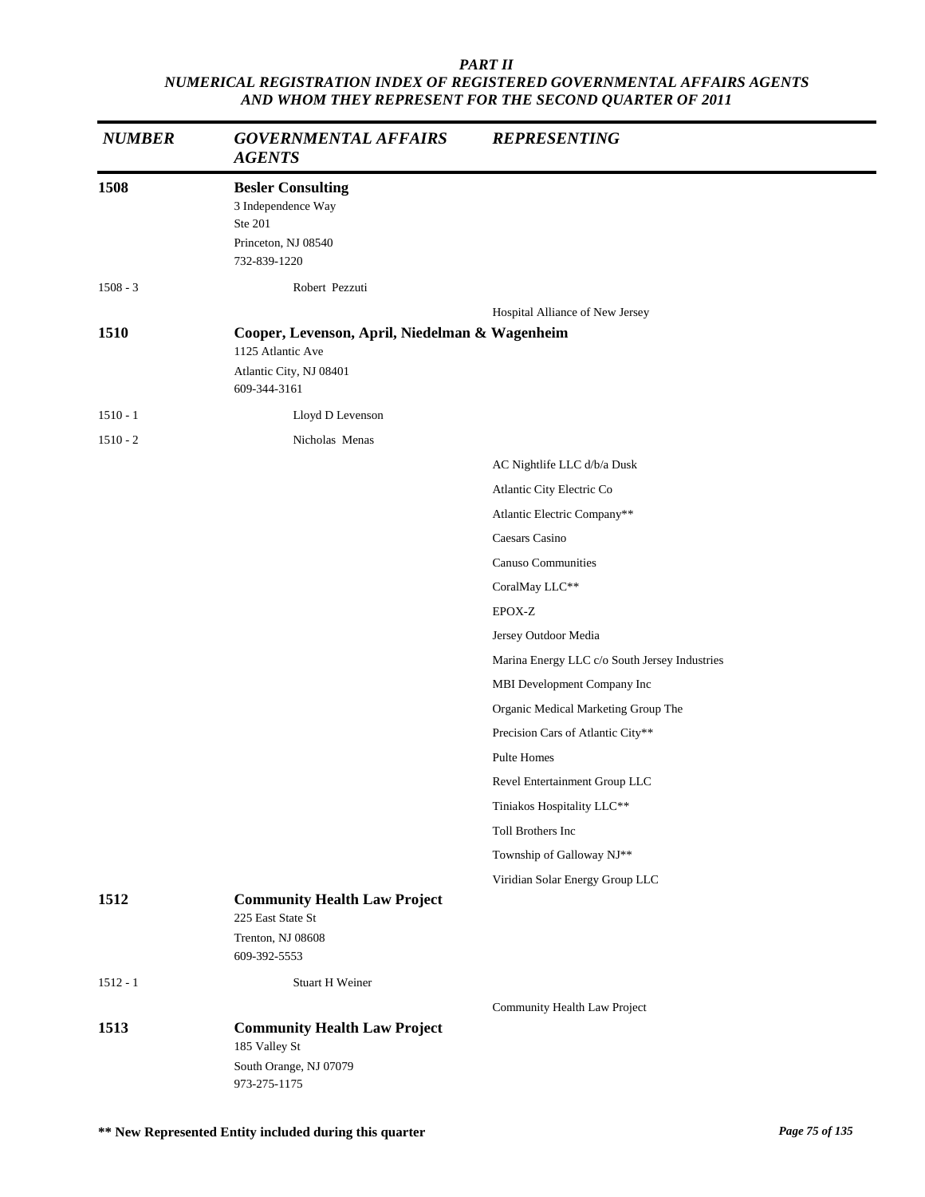## PART II
## NUMERICAL REGISTRATION INDEX OF REGISTERED GOVERNMENTAL AFFAIRS AGENTS AND WHOM THEY REPRESENT FOR THE SECOND QUARTER OF 2011

| NUMBER | GOVERNMENTAL AFFAIRS AGENTS | REPRESENTING |
|---|---|---|
| **1508** | **Besler Consulting**<br>3 Independence Way<br>Ste 201<br>Princeton, NJ 08540<br>732-839-1220 | |
| 1508 - 3 | Robert Pezzuti | |
| | | Hospital Alliance of New Jersey |
| **1510** | **Cooper, Levenson, April, Niedelman & Wagenheim**<br>1125 Atlantic Ave<br>Atlantic City, NJ 08401<br>609-344-3161 | |
| 1510 - 1 | Lloyd D Levenson | |
| 1510 - 2 | Nicholas Menas | |
| | | AC Nightlife LLC d/b/a Dusk |
| | | Atlantic City Electric Co |
| | | Atlantic Electric Company** |
| | | Caesars Casino |
| | | Canuso Communities |
| | | CoralMay LLC** |
| | | EPOX-Z |
| | | Jersey Outdoor Media |
| | | Marina Energy LLC c/o South Jersey Industries |
| | | MBI Development Company Inc |
| | | Organic Medical Marketing Group The |
| | | Precision Cars of Atlantic City** |
| | | Pulte Homes |
| | | Revel Entertainment Group LLC |
| | | Tiniakos Hospitality LLC** |
| | | Toll Brothers Inc |
| | | Township of Galloway NJ** |
| | | Viridian Solar Energy Group LLC |
| **1512** | **Community Health Law Project**<br>225 East State St<br>Trenton, NJ 08608<br>609-392-5553 | |
| 1512 - 1 | Stuart H Weiner | |
| | | Community Health Law Project |
| **1513** | **Community Health Law Project**<br>185 Valley St<br>South Orange, NJ 07079<br>973-275-1175 | |

**** New Represented Entity included during this quarter**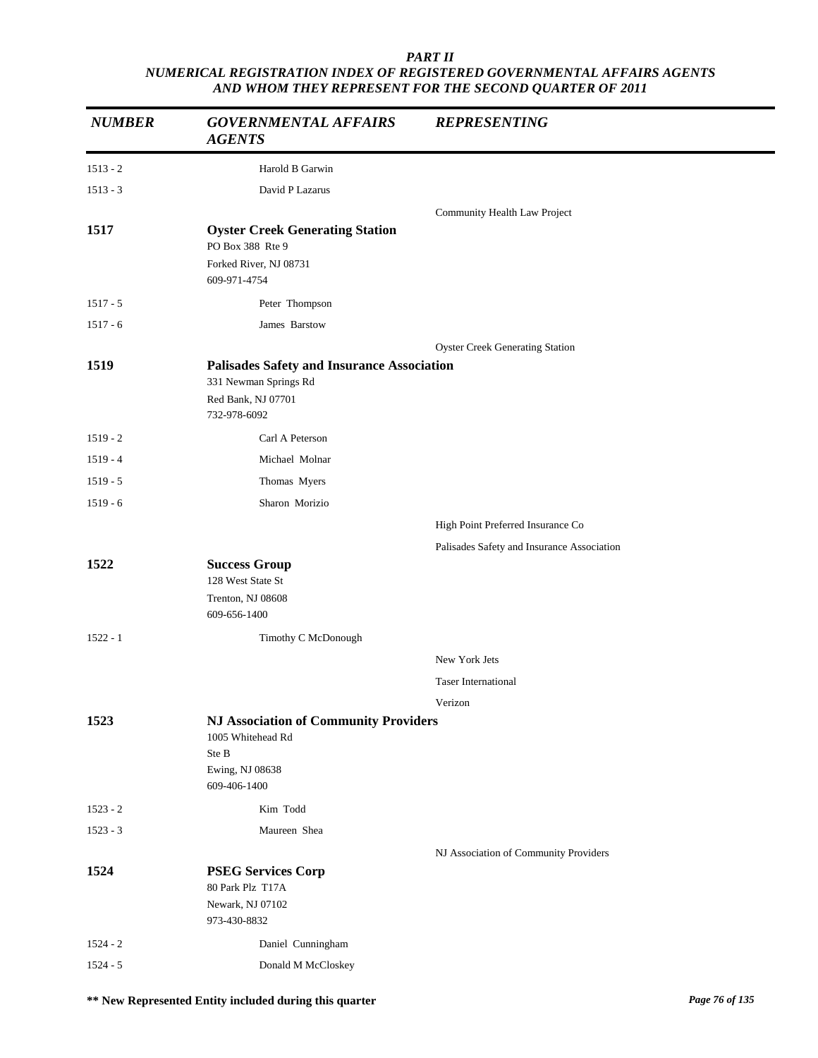*PART II*
*NUMERICAL REGISTRATION INDEX OF REGISTERED GOVERNMENTAL AFFAIRS AGENTS AND WHOM THEY REPRESENT FOR THE SECOND QUARTER OF 2011*

| *NUMBER* | *GOVERNMENTAL AFFAIRS AGENTS* | *REPRESENTING* |
|---|---|---|
| 1513 - 2 | Harold B Garwin | |
| 1513 - 3 | David P Lazarus | |
| | | Community Health Law Project |
| **1517** | **Oyster Creek Generating Station**<br>PO Box 388 Rte 9<br>Forked River, NJ 08731<br>609-971-4754 | |
| 1517 - 5 | Peter Thompson | |
| 1517 - 6 | James Barstow | |
| | | Oyster Creek Generating Station |
| **1519** | **Palisades Safety and Insurance Association**<br>331 Newman Springs Rd<br>Red Bank, NJ 07701<br>732-978-6092 | |
| 1519 - 2 | Carl A Peterson | |
| 1519 - 4 | Michael Molnar | |
| 1519 - 5 | Thomas Myers | |
| 1519 - 6 | Sharon Morizio | |
| | | High Point Preferred Insurance Co |
| | | Palisades Safety and Insurance Association |
| **1522** | **Success Group**<br>128 West State St<br>Trenton, NJ 08608<br>609-656-1400 | |
| 1522 - 1 | Timothy C McDonough | |
| | | New York Jets |
| | | Taser International |
| | | Verizon |
| **1523** | **NJ Association of Community Providers**<br>1005 Whitehead Rd<br>Ste B<br>Ewing, NJ 08638<br>609-406-1400 | |
| 1523 - 2 | Kim Todd | |
| 1523 - 3 | Maureen Shea | |
| | | NJ Association of Community Providers |
| **1524** | **PSEG Services Corp**<br>80 Park Plz T17A<br>Newark, NJ 07102<br>973-430-8832 | |
| 1524 - 2 | Daniel Cunningham | |
| 1524 - 5 | Donald M McCloskey | |

**\** New Represented Entity included during this quarter**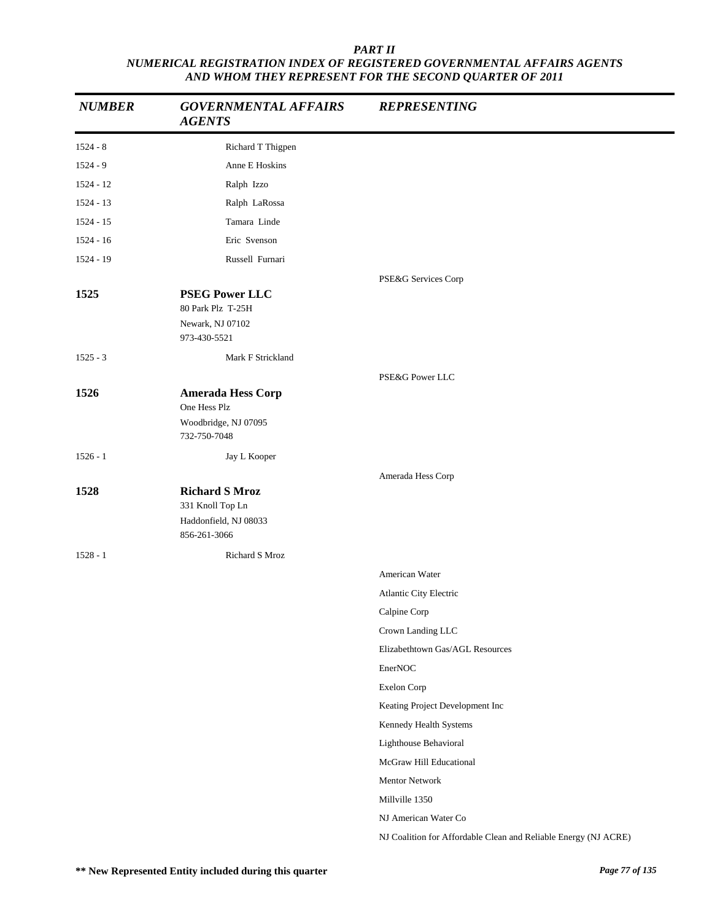***PART II***
***NUMERICAL REGISTRATION INDEX OF REGISTERED GOVERNMENTAL AFFAIRS AGENTS AND WHOM THEY REPRESENT FOR THE SECOND QUARTER OF 2011***

| *NUMBER* | *GOVERNMENTAL AFFAIRS AGENTS* | *REPRESENTING* |
|---|---|---|
| 1524 - 8 | Richard T Thigpen | |
| 1524 - 9 | Anne E Hoskins | |
| 1524 - 12 | Ralph Izzo | |
| 1524 - 13 | Ralph LaRossa | |
| 1524 - 15 | Tamara Linde | |
| 1524 - 16 | Eric Svenson | |
| 1524 - 19 | Russell Furnari | |
| | | PSE&G Services Corp |
| **1525** | **PSEG Power LLC**<br>80 Park Plz T-25H<br>Newark, NJ 07102<br>973-430-5521 | |
| 1525 - 3 | Mark F Strickland | |
| | | PSE&G Power LLC |
| **1526** | **Amerada Hess Corp**<br>One Hess Plz<br>Woodbridge, NJ 07095<br>732-750-7048 | |
| 1526 - 1 | Jay L Kooper | |
| | | Amerada Hess Corp |
| **1528** | **Richard S Mroz**<br>331 Knoll Top Ln<br>Haddonfield, NJ 08033<br>856-261-3066 | |
| 1528 - 1 | Richard S Mroz | |
| | | American Water |
| | | Atlantic City Electric |
| | | Calpine Corp |
| | | Crown Landing LLC |
| | | Elizabethtown Gas/AGL Resources |
| | | EnerNOC |
| | | Exelon Corp |
| | | Keating Project Development Inc |
| | | Kennedy Health Systems |
| | | Lighthouse Behavioral |
| | | McGraw Hill Educational |
| | | Mentor Network |
| | | Millville 1350 |
| | | NJ American Water Co |
| | | NJ Coalition for Affordable Clean and Reliable Energy (NJ ACRE) |

**\*\* New Represented Entity included during this quarter**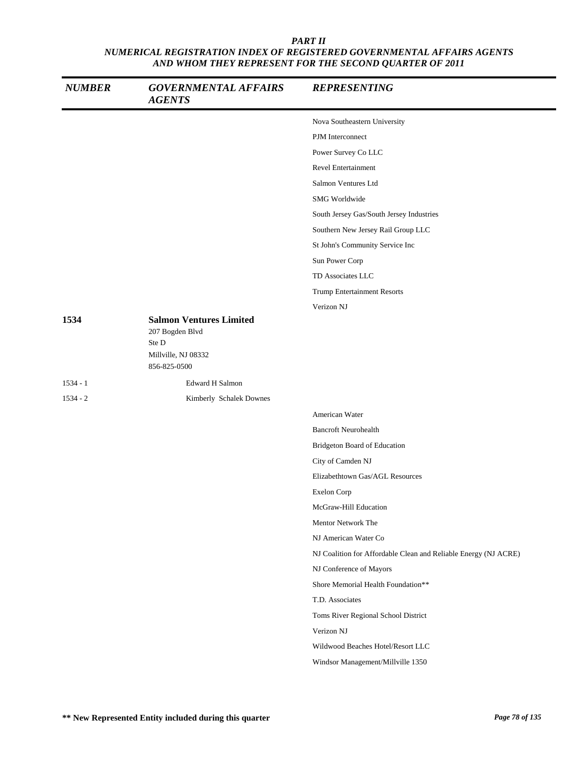# PART II
## NUMERICAL REGISTRATION INDEX OF REGISTERED GOVERNMENTAL AFFAIRS AGENTS AND WHOM THEY REPRESENT FOR THE SECOND QUARTER OF 2011

| NUMBER | GOVERNMENTAL AFFAIRS AGENTS | REPRESENTING |
|---|---|---|
| | | Nova Southeastern University |
| | | PJM Interconnect |
| | | Power Survey Co LLC |
| | | Revel Entertainment |
| | | Salmon Ventures Ltd |
| | | SMG Worldwide |
| | | South Jersey Gas/South Jersey Industries |
| | | Southern New Jersey Rail Group LLC |
| | | St John's Community Service Inc |
| | | Sun Power Corp |
| | | TD Associates LLC |
| | | Trump Entertainment Resorts |
| | | Verizon NJ |
| **1534** | **Salmon Ventures Limited**<br>207 Bogden Blvd<br>Ste D<br>Millville, NJ 08332<br>856-825-0500 | |
| 1534 - 1 | Edward H Salmon | |
| 1534 - 2 | Kimberly Schalek Downes | |
| | | American Water |
| | | Bancroft Neurohealth |
| | | Bridgeton Board of Education |
| | | City of Camden NJ |
| | | Elizabethtown Gas/AGL Resources |
| | | Exelon Corp |
| | | McGraw-Hill Education |
| | | Mentor Network The |
| | | NJ American Water Co |
| | | NJ Coalition for Affordable Clean and Reliable Energy (NJ ACRE) |
| | | NJ Conference of Mayors |
| | | Shore Memorial Health Foundation** |
| | | T.D. Associates |
| | | Toms River Regional School District |
| | | Verizon NJ |
| | | Wildwood Beaches Hotel/Resort LLC |
| | | Windsor Management/Millville 1350 |

**** New Represented Entity included during this quarter**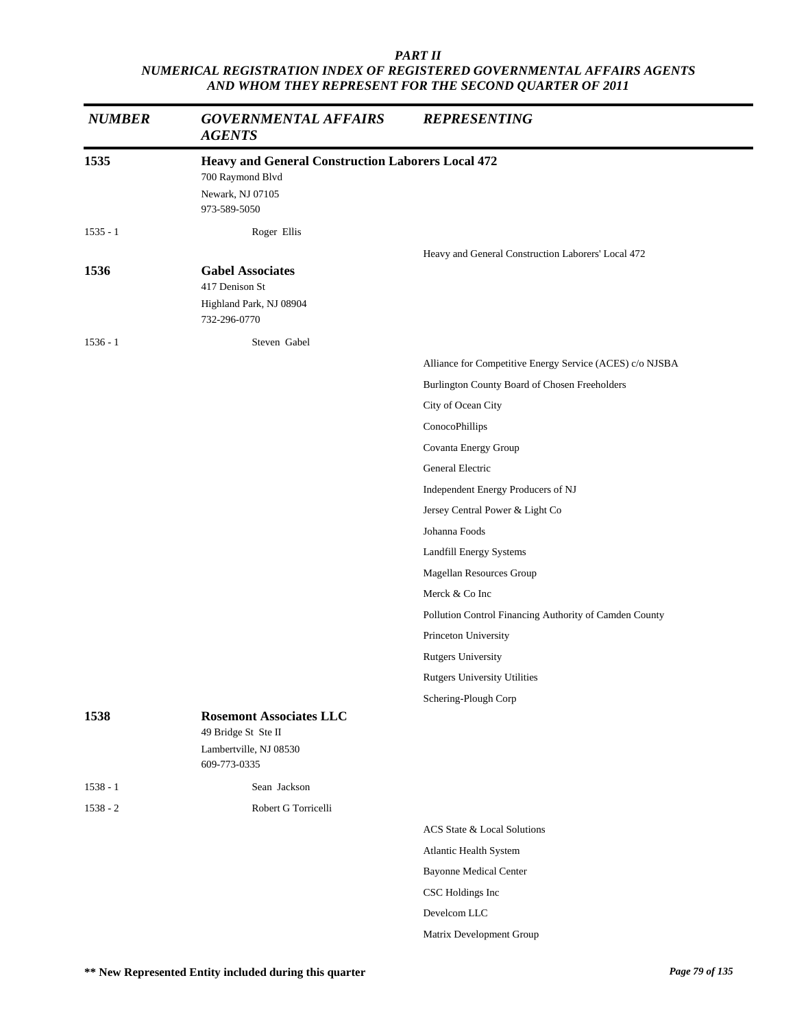***PART II***
***NUMERICAL REGISTRATION INDEX OF REGISTERED GOVERNMENTAL AFFAIRS AGENTS AND WHOM THEY REPRESENT FOR THE SECOND QUARTER OF 2011***

| *NUMBER* | *GOVERNMENTAL AFFAIRS AGENTS* | *REPRESENTING* |
|---|---|---|
| **1535** | **Heavy and General Construction Laborers Local 472**<br>700 Raymond Blvd<br>Newark, NJ 07105<br>973-589-5050 | |
| 1535 - 1 | Roger Ellis | |
| | | Heavy and General Construction Laborers' Local 472 |
| **1536** | **Gabel Associates**<br>417 Denison St<br>Highland Park, NJ 08904<br>732-296-0770 | |
| 1536 - 1 | Steven Gabel | |
| | | Alliance for Competitive Energy Service (ACES) c/o NJSBA |
| | | Burlington County Board of Chosen Freeholders |
| | | City of Ocean City |
| | | ConocoPhillips |
| | | Covanta Energy Group |
| | | General Electric |
| | | Independent Energy Producers of NJ |
| | | Jersey Central Power & Light Co |
| | | Johanna Foods |
| | | Landfill Energy Systems |
| | | Magellan Resources Group |
| | | Merck & Co Inc |
| | | Pollution Control Financing Authority of Camden County |
| | | Princeton University |
| | | Rutgers University |
| | | Rutgers University Utilities |
| | | Schering-Plough Corp |
| **1538** | **Rosemont Associates LLC**<br>49 Bridge St Ste II<br>Lambertville, NJ 08530<br>609-773-0335 | |
| 1538 - 1 | Sean Jackson | |
| 1538 - 2 | Robert G Torricelli | |
| | | ACS State & Local Solutions |
| | | Atlantic Health System |
| | | Bayonne Medical Center |
| | | CSC Holdings Inc |
| | | Develcom LLC |
| | | Matrix Development Group |

**\*\* New Represented Entity included during this quarter**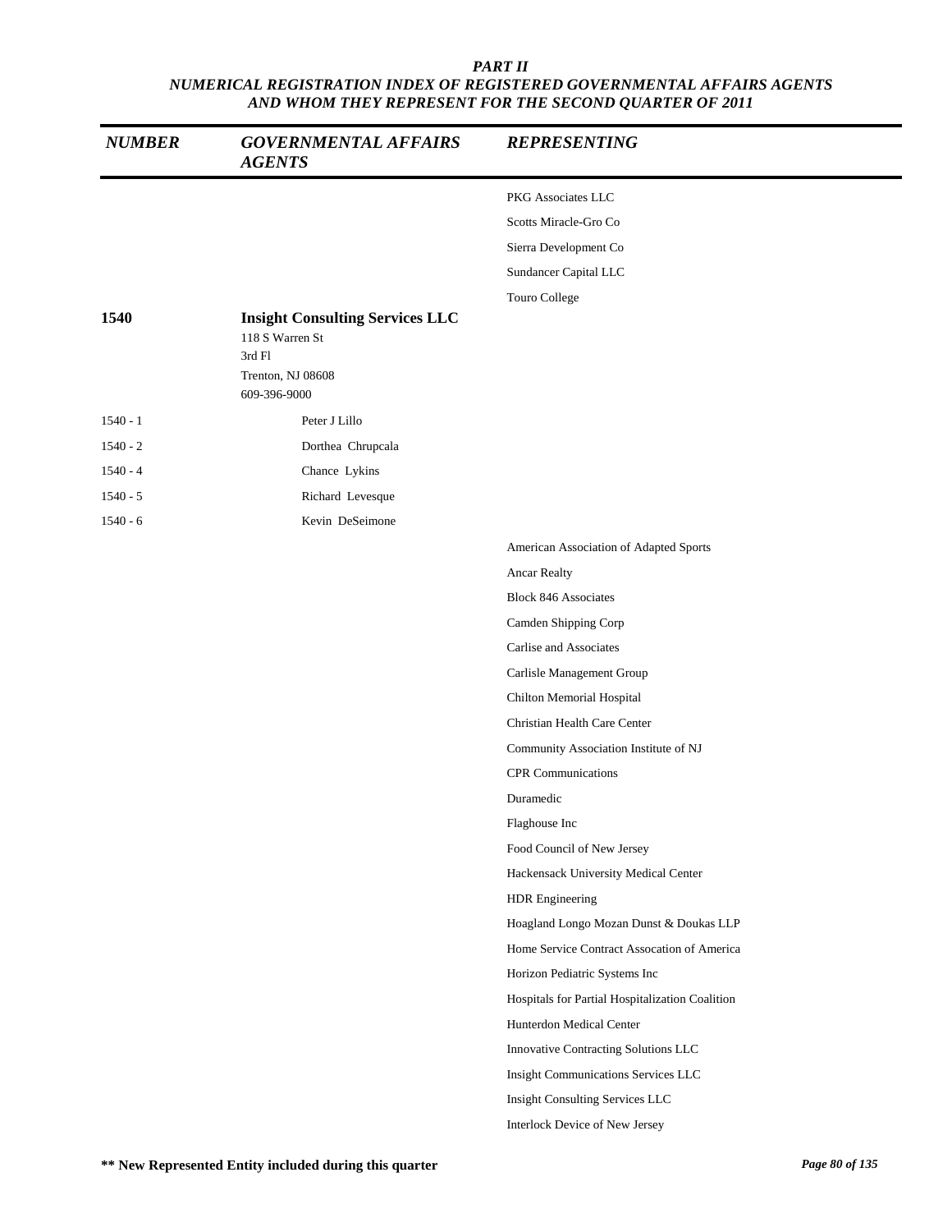## PART II
## NUMERICAL REGISTRATION INDEX OF REGISTERED GOVERNMENTAL AFFAIRS AGENTS AND WHOM THEY REPRESENT FOR THE SECOND QUARTER OF 2011

| NUMBER | GOVERNMENTAL AFFAIRS AGENTS | REPRESENTING |
|---|---|---|
| | | PKG Associates LLC |
| | | Scotts Miracle-Gro Co |
| | | Sierra Development Co |
| | | Sundancer Capital LLC |
| | | Touro College |
| **1540** | **Insight Consulting Services LLC**<br>118 S Warren St<br>3rd Fl<br>Trenton, NJ 08608<br>609-396-9000 | |
| 1540 - 1 | Peter J Lillo | |
| 1540 - 2 | Dorthea Chrupcala | |
| 1540 - 4 | Chance Lykins | |
| 1540 - 5 | Richard Levesque | |
| 1540 - 6 | Kevin DeSeimone | |
| | | American Association of Adapted Sports |
| | | Ancar Realty |
| | | Block 846 Associates |
| | | Camden Shipping Corp |
| | | Carlise and Associates |
| | | Carlisle Management Group |
| | | Chilton Memorial Hospital |
| | | Christian Health Care Center |
| | | Community Association Institute of NJ |
| | | CPR Communications |
| | | Duramedic |
| | | Flaghouse Inc |
| | | Food Council of New Jersey |
| | | Hackensack University Medical Center |
| | | HDR Engineering |
| | | Hoagland Longo Mozan Dunst & Doukas LLP |
| | | Home Service Contract Assocation of America |
| | | Horizon Pediatric Systems Inc |
| | | Hospitals for Partial Hospitalization Coalition |
| | | Hunterdon Medical Center |
| | | Innovative Contracting Solutions LLC |
| | | Insight Communications Services LLC |
| | | Insight Consulting Services LLC |
| | | Interlock Device of New Jersey |

**** New Represented Entity included during this quarter**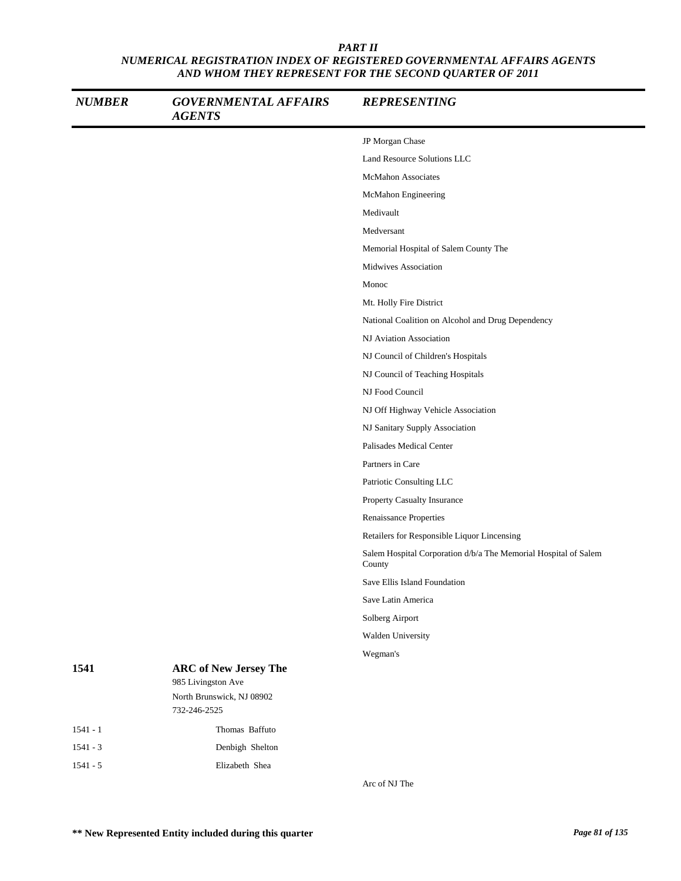**PART II**
**NUMERICAL REGISTRATION INDEX OF REGISTERED GOVERNMENTAL AFFAIRS AGENTS AND WHOM THEY REPRESENT FOR THE SECOND QUARTER OF 2011**

| NUMBER | GOVERNMENTAL AFFAIRS AGENTS | REPRESENTING |
|---|---|---|
| | | JP Morgan Chase |
| | | Land Resource Solutions LLC |
| | | McMahon Associates |
| | | McMahon Engineering |
| | | Medivault |
| | | Medversant |
| | | Memorial Hospital of Salem County The |
| | | Midwives Association |
| | | Monoc |
| | | Mt. Holly Fire District |
| | | National Coalition on Alcohol and Drug Dependency |
| | | NJ Aviation Association |
| | | NJ Council of Children's Hospitals |
| | | NJ Council of Teaching Hospitals |
| | | NJ Food Council |
| | | NJ Off Highway Vehicle Association |
| | | NJ Sanitary Supply Association |
| | | Palisades Medical Center |
| | | Partners in Care |
| | | Patriotic Consulting LLC |
| | | Property Casualty Insurance |
| | | Renaissance Properties |
| | | Retailers for Responsible Liquor Lincensing |
| | | Salem Hospital Corporation d/b/a The Memorial Hospital of Salem County |
| | | Save Ellis Island Foundation |
| | | Save Latin America |
| | | Solberg Airport |
| | | Walden University |
| | | Wegman's |
| **1541** | **ARC of New Jersey The**<br>985 Livingston Ave<br>North Brunswick, NJ 08902<br>732-246-2525 | |
| 1541 - 1 | Thomas Baffuto | |
| 1541 - 3 | Denbigh Shelton | |
| 1541 - 5 | Elizabeth Shea | |
| | | Arc of NJ The |

**** New Represented Entity included during this quarter**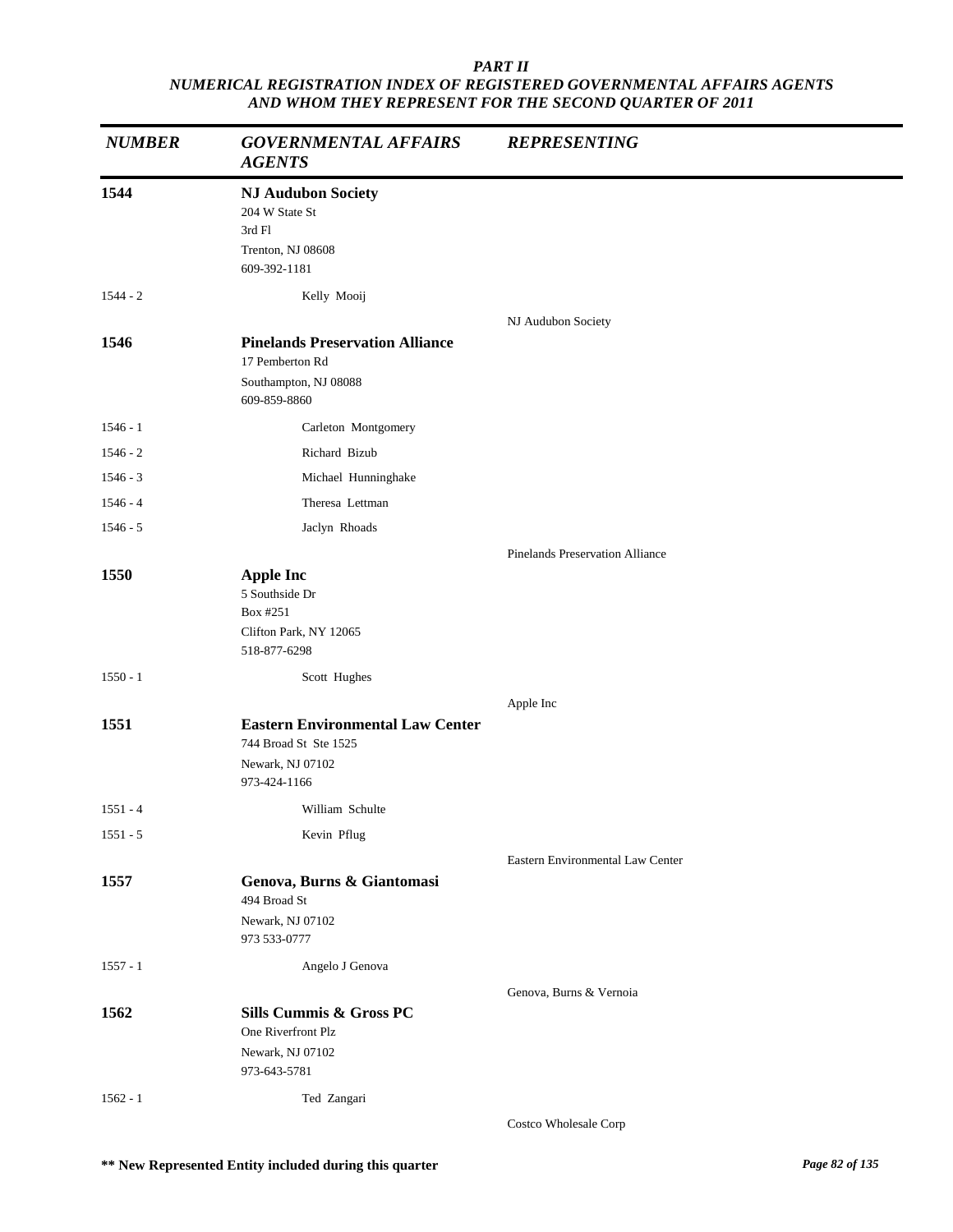*PART II*
*NUMERICAL REGISTRATION INDEX OF REGISTERED GOVERNMENTAL AFFAIRS AGENTS AND WHOM THEY REPRESENT FOR THE SECOND QUARTER OF 2011*

| *NUMBER* | *GOVERNMENTAL AFFAIRS AGENTS* | *REPRESENTING* |
|---|---|---|
| **1544** | **NJ Audubon Society**<br>204 W State St<br>3rd Fl<br>Trenton, NJ 08608<br>609-392-1181 | |
| 1544 - 2 | Kelly Mooij | |
| | | NJ Audubon Society |
| **1546** | **Pinelands Preservation Alliance**<br>17 Pemberton Rd<br>Southampton, NJ 08088<br>609-859-8860 | |
| 1546 - 1 | Carleton Montgomery | |
| 1546 - 2 | Richard Bizub | |
| 1546 - 3 | Michael Hunninghake | |
| 1546 - 4 | Theresa Lettman | |
| 1546 - 5 | Jaclyn Rhoads | |
| | | Pinelands Preservation Alliance |
| **1550** | **Apple Inc**<br>5 Southside Dr<br>Box #251<br>Clifton Park, NY 12065<br>518-877-6298 | |
| 1550 - 1 | Scott Hughes | |
| | | Apple Inc |
| **1551** | **Eastern Environmental Law Center**<br>744 Broad St Ste 1525<br>Newark, NJ 07102<br>973-424-1166 | |
| 1551 - 4 | William Schulte | |
| 1551 - 5 | Kevin Pflug | |
| | | Eastern Environmental Law Center |
| **1557** | **Genova, Burns & Giantomasi**<br>494 Broad St<br>Newark, NJ 07102<br>973 533-0777 | |
| 1557 - 1 | Angelo J Genova | |
| | | Genova, Burns & Vernoia |
| **1562** | **Sills Cummis & Gross PC**<br>One Riverfront Plz<br>Newark, NJ 07102<br>973-643-5781 | |
| 1562 - 1 | Ted Zangari | |
| | | Costco Wholesale Corp |

**\*\* New Represented Entity included during this quarter**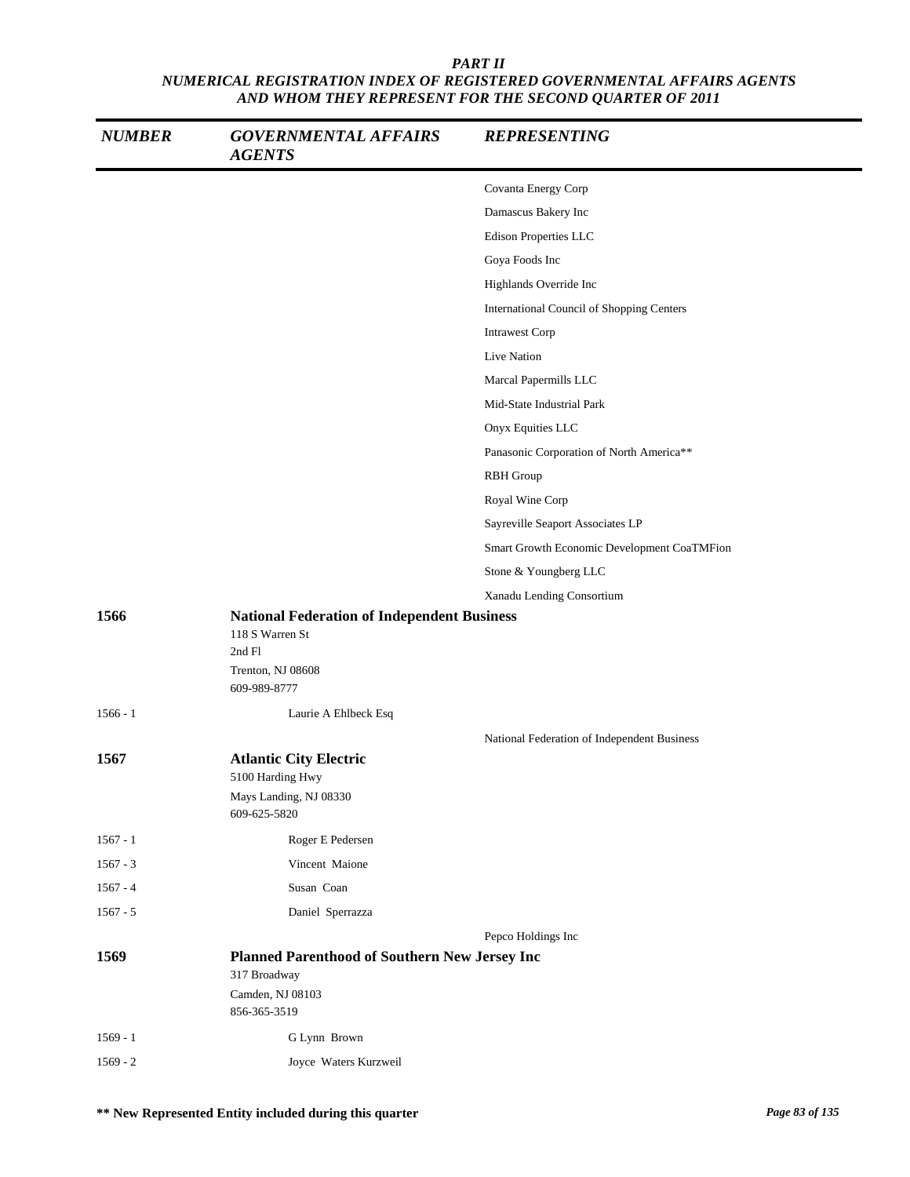*PART II*
*NUMERICAL REGISTRATION INDEX OF REGISTERED GOVERNMENTAL AFFAIRS AGENTS AND WHOM THEY REPRESENT FOR THE SECOND QUARTER OF 2011*

| NUMBER | GOVERNMENTAL AFFAIRS AGENTS | REPRESENTING |
|---|---|---|
| | | Covanta Energy Corp |
| | | Damascus Bakery Inc |
| | | Edison Properties LLC |
| | | Goya Foods Inc |
| | | Highlands Override Inc |
| | | International Council of Shopping Centers |
| | | Intrawest Corp |
| | | Live Nation |
| | | Marcal Papermills LLC |
| | | Mid-State Industrial Park |
| | | Onyx Equities LLC |
| | | Panasonic Corporation of North America** |
| | | RBH Group |
| | | Royal Wine Corp |
| | | Sayreville Seaport Associates LP |
| | | Smart Growth Economic Development CoaTMFion |
| | | Stone & Youngberg LLC |
| | | Xanadu Lending Consortium |
| **1566** | **National Federation of Independent Business**<br>118 S Warren St<br>2nd Fl<br>Trenton, NJ 08608<br>609-989-8777 | |
| 1566 - 1 | Laurie A Ehlbeck Esq | |
| | | National Federation of Independent Business |
| **1567** | **Atlantic City Electric**<br>5100 Harding Hwy<br>Mays Landing, NJ 08330<br>609-625-5820 | |
| 1567 - 1 | Roger E Pedersen | |
| 1567 - 3 | Vincent Maione | |
| 1567 - 4 | Susan Coan | |
| 1567 - 5 | Daniel Sperrazza | |
| | | Pepco Holdings Inc |
| **1569** | **Planned Parenthood of Southern New Jersey Inc**<br>317 Broadway<br>Camden, NJ 08103<br>856-365-3519 | |
| 1569 - 1 | G Lynn Brown | |
| 1569 - 2 | Joyce Waters Kurzweil | |

**** New Represented Entity included during this quarter**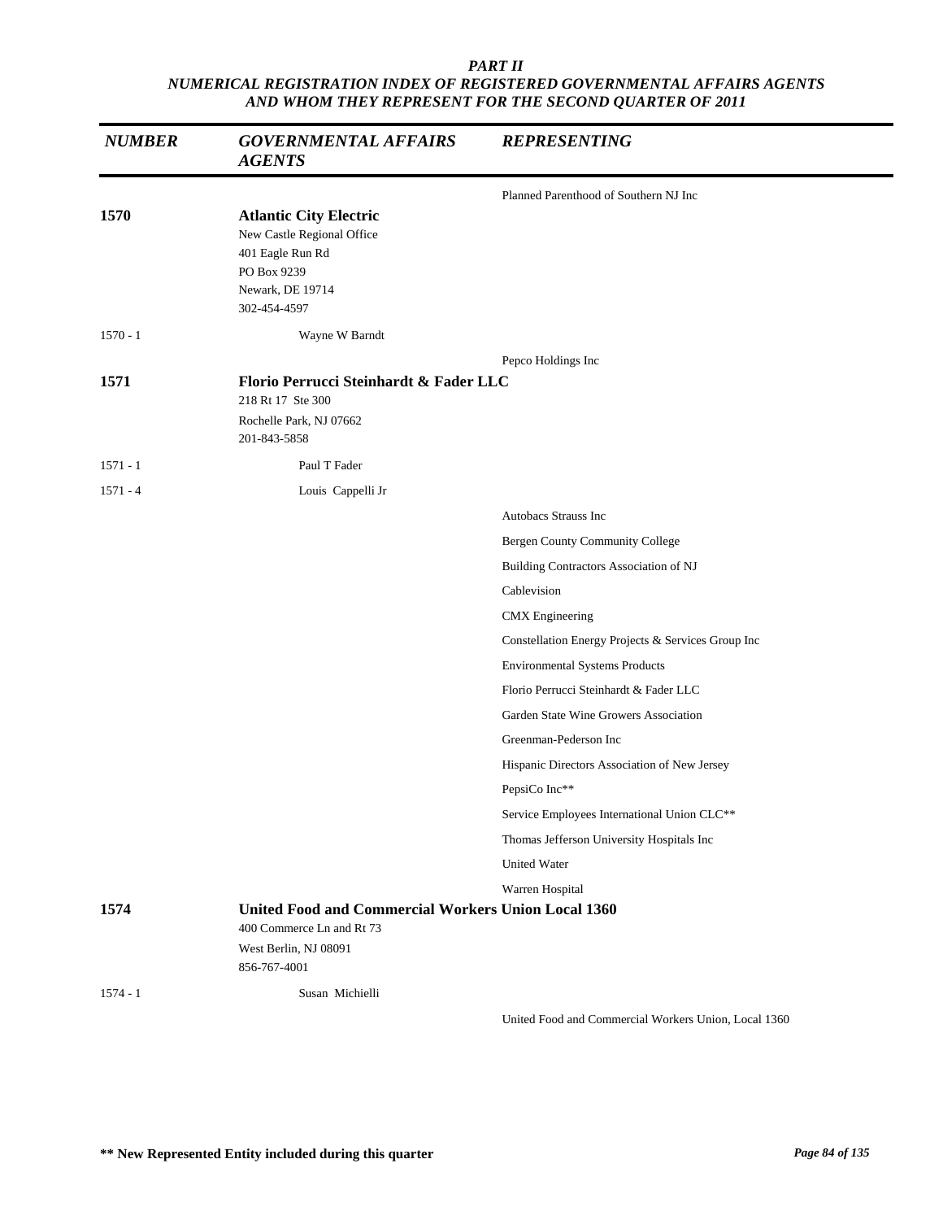*PART II*
*NUMERICAL REGISTRATION INDEX OF REGISTERED GOVERNMENTAL AFFAIRS AGENTS AND WHOM THEY REPRESENT FOR THE SECOND QUARTER OF 2011*

| NUMBER | GOVERNMENTAL AFFAIRS AGENTS | REPRESENTING |
|---|---|---|
| | | Planned Parenthood of Southern NJ Inc |
| **1570** | **Atlantic City Electric**<br>New Castle Regional Office<br>401 Eagle Run Rd<br>PO Box 9239<br>Newark, DE 19714<br>302-454-4597 | |
| 1570 - 1 | Wayne W Barndt | |
| | | Pepco Holdings Inc |
| **1571** | **Florio Perrucci Steinhardt & Fader LLC**<br>218 Rt 17 Ste 300<br>Rochelle Park, NJ 07662<br>201-843-5858 | |
| 1571 - 1 | Paul T Fader | |
| 1571 - 4 | Louis Cappelli Jr | |
| | | Autobacs Strauss Inc |
| | | Bergen County Community College |
| | | Building Contractors Association of NJ |
| | | Cablevision |
| | | CMX Engineering |
| | | Constellation Energy Projects & Services Group Inc |
| | | Environmental Systems Products |
| | | Florio Perrucci Steinhardt & Fader LLC |
| | | Garden State Wine Growers Association |
| | | Greenman-Pederson Inc |
| | | Hispanic Directors Association of New Jersey |
| | | PepsiCo Inc** |
| | | Service Employees International Union CLC** |
| | | Thomas Jefferson University Hospitals Inc |
| | | United Water |
| | | Warren Hospital |
| **1574** | **United Food and Commercial Workers Union Local 1360**<br>400 Commerce Ln and Rt 73<br>West Berlin, NJ 08091<br>856-767-4001 | |
| 1574 - 1 | Susan Michielli | |
| | | United Food and Commercial Workers Union, Local 1360 |

**** New Represented Entity included during this quarter**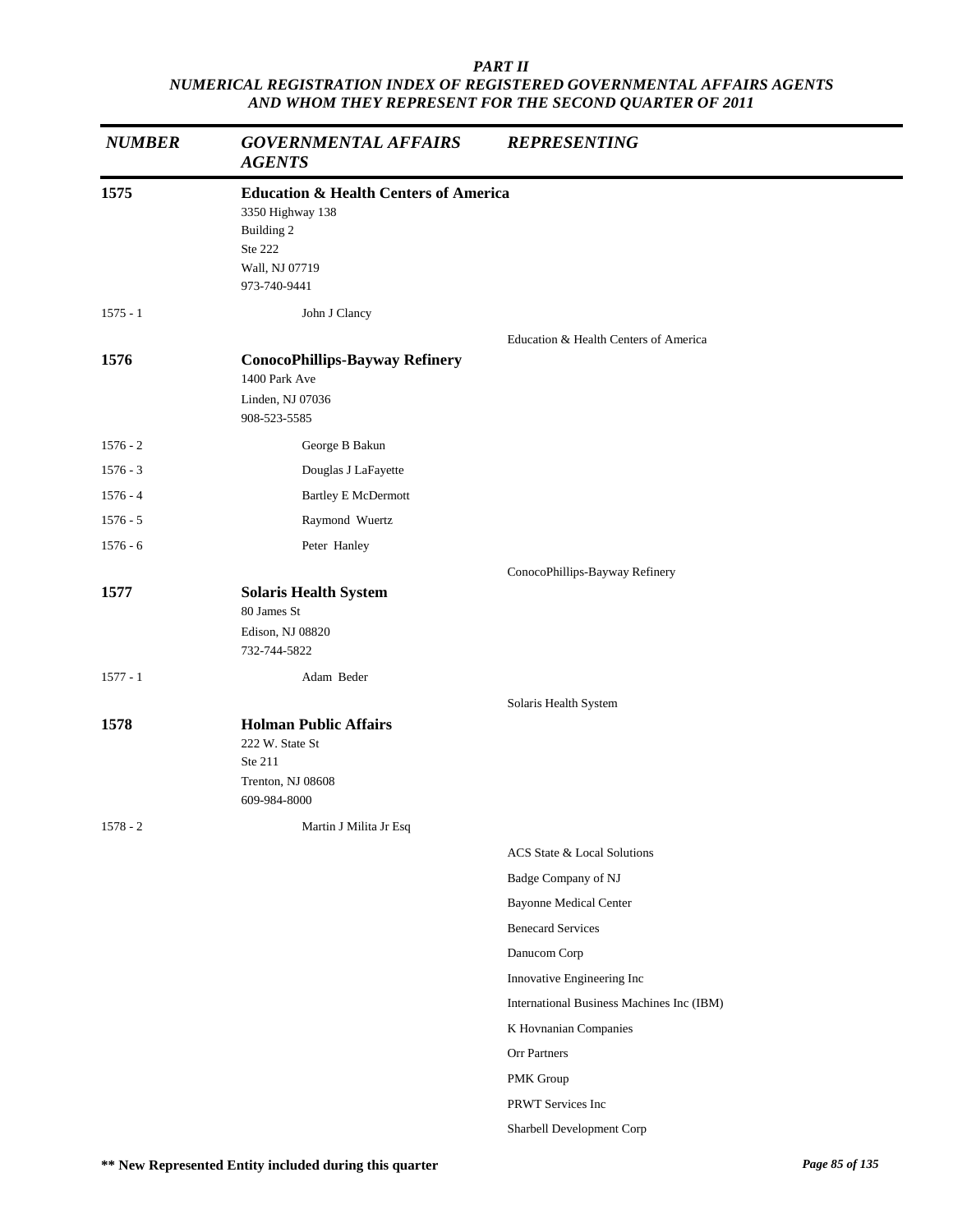***PART II***
***NUMERICAL REGISTRATION INDEX OF REGISTERED GOVERNMENTAL AFFAIRS AGENTS AND WHOM THEY REPRESENT FOR THE SECOND QUARTER OF 2011***

| *NUMBER* | *GOVERNMENTAL AFFAIRS AGENTS* | *REPRESENTING* |
|---|---|---|
| **1575** | **Education & Health Centers of America**<br>3350 Highway 138<br>Building 2<br>Ste 222<br>Wall, NJ 07719<br>973-740-9441 | |
| 1575 - 1 | John J Clancy | |
| | | Education & Health Centers of America |
| **1576** | **ConocoPhillips-Bayway Refinery**<br>1400 Park Ave<br>Linden, NJ 07036<br>908-523-5585 | |
| 1576 - 2 | George B Bakun | |
| 1576 - 3 | Douglas J LaFayette | |
| 1576 - 4 | Bartley E McDermott | |
| 1576 - 5 | Raymond Wuertz | |
| 1576 - 6 | Peter Hanley | |
| | | ConocoPhillips-Bayway Refinery |
| **1577** | **Solaris Health System**<br>80 James St<br>Edison, NJ 08820<br>732-744-5822 | |
| 1577 - 1 | Adam Beder | |
| | | Solaris Health System |
| **1578** | **Holman Public Affairs**<br>222 W. State St<br>Ste 211<br>Trenton, NJ 08608<br>609-984-8000 | |
| 1578 - 2 | Martin J Milita Jr Esq | |
| | | ACS State & Local Solutions |
| | | Badge Company of NJ |
| | | Bayonne Medical Center |
| | | Benecard Services |
| | | Danucom Corp |
| | | Innovative Engineering Inc |
| | | International Business Machines Inc (IBM) |
| | | K Hovnanian Companies |
| | | Orr Partners |
| | | PMK Group |
| | | PRWT Services Inc |
| | | Sharbell Development Corp |

**\*\* New Represented Entity included during this quarter**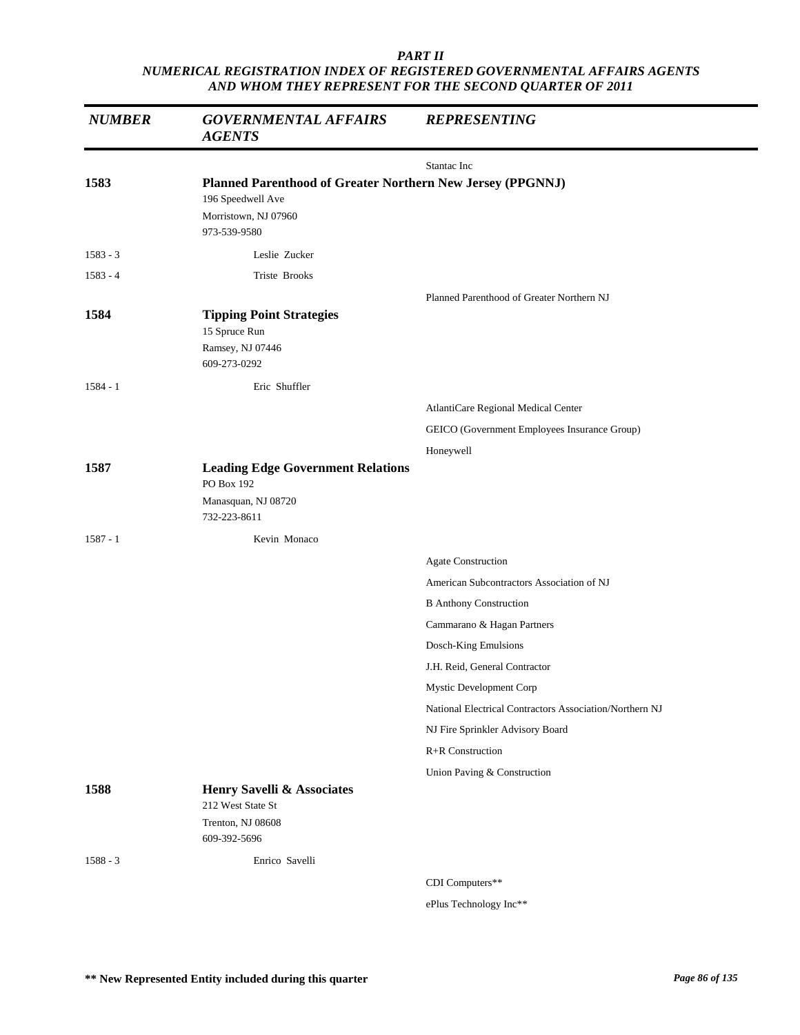***PART II***
***NUMERICAL REGISTRATION INDEX OF REGISTERED GOVERNMENTAL AFFAIRS AGENTS AND WHOM THEY REPRESENT FOR THE SECOND QUARTER OF 2011***

| *NUMBER* | *GOVERNMENTAL AFFAIRS AGENTS* | *REPRESENTING* |
|---|---|---|
| | | Stantac Inc |
| **1583** | **Planned Parenthood of Greater Northern New Jersey (PPGNNJ)**<br>196 Speedwell Ave<br>Morristown, NJ 07960<br>973-539-9580 | |
| 1583 - 3 | Leslie Zucker | |
| 1583 - 4 | Triste Brooks | |
| | | Planned Parenthood of Greater Northern NJ |
| **1584** | **Tipping Point Strategies**<br>15 Spruce Run<br>Ramsey, NJ 07446<br>609-273-0292 | |
| 1584 - 1 | Eric Shuffler | |
| | | AtlantiCare Regional Medical Center |
| | | GEICO (Government Employees Insurance Group) |
| | | Honeywell |
| **1587** | **Leading Edge Government Relations**<br>PO Box 192<br>Manasquan, NJ 08720<br>732-223-8611 | |
| 1587 - 1 | Kevin Monaco | |
| | | Agate Construction |
| | | American Subcontractors Association of NJ |
| | | B Anthony Construction |
| | | Cammarano & Hagan Partners |
| | | Dosch-King Emulsions |
| | | J.H. Reid, General Contractor |
| | | Mystic Development Corp |
| | | National Electrical Contractors Association/Northern NJ |
| | | NJ Fire Sprinkler Advisory Board |
| | | R+R Construction |
| | | Union Paving & Construction |
| **1588** | **Henry Savelli & Associates**<br>212 West State St<br>Trenton, NJ 08608<br>609-392-5696 | |
| 1588 - 3 | Enrico Savelli | |
| | | CDI Computers** |
| | | ePlus Technology Inc** |

**** New Represented Entity included during this quarter**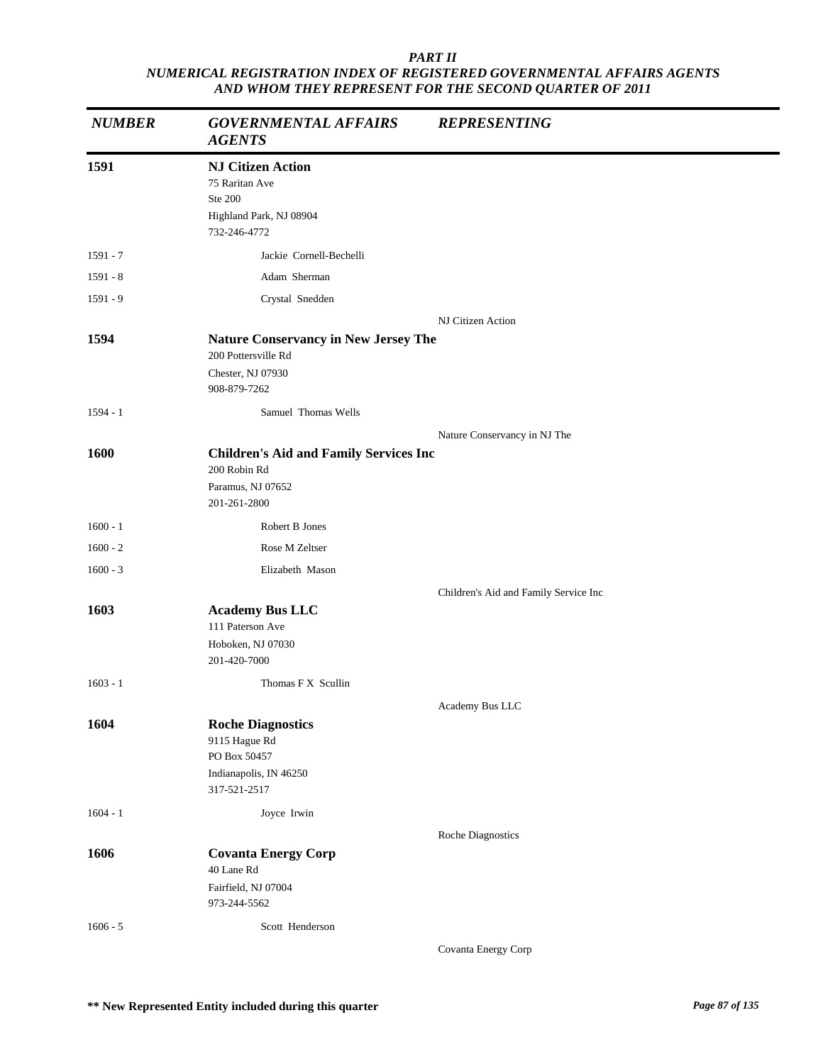*PART II*
*NUMERICAL REGISTRATION INDEX OF REGISTERED GOVERNMENTAL AFFAIRS AGENTS AND WHOM THEY REPRESENT FOR THE SECOND QUARTER OF 2011*

| *NUMBER* | *GOVERNMENTAL AFFAIRS AGENTS* | *REPRESENTING* |
|---|---|---|
| **1591** | **NJ Citizen Action**<br>75 Raritan Ave<br>Ste 200<br>Highland Park, NJ 08904<br>732-246-4772 | |
| 1591 - 7 | Jackie Cornell-Bechelli | |
| 1591 - 8 | Adam Sherman | |
| 1591 - 9 | Crystal Snedden | |
| | | NJ Citizen Action |
| **1594** | **Nature Conservancy in New Jersey The**<br>200 Pottersville Rd<br>Chester, NJ 07930<br>908-879-7262 | |
| 1594 - 1 | Samuel Thomas Wells | |
| | | Nature Conservancy in NJ The |
| **1600** | **Children's Aid and Family Services Inc**<br>200 Robin Rd<br>Paramus, NJ 07652<br>201-261-2800 | |
| 1600 - 1 | Robert B Jones | |
| 1600 - 2 | Rose M Zeltser | |
| 1600 - 3 | Elizabeth Mason | |
| | | Children's Aid and Family Service Inc |
| **1603** | **Academy Bus LLC**<br>111 Paterson Ave<br>Hoboken, NJ 07030<br>201-420-7000 | |
| 1603 - 1 | Thomas F X Scullin | |
| | | Academy Bus LLC |
| **1604** | **Roche Diagnostics**<br>9115 Hague Rd<br>PO Box 50457<br>Indianapolis, IN 46250<br>317-521-2517 | |
| 1604 - 1 | Joyce Irwin | |
| | | Roche Diagnostics |
| **1606** | **Covanta Energy Corp**<br>40 Lane Rd<br>Fairfield, NJ 07004<br>973-244-5562 | |
| 1606 - 5 | Scott Henderson | |
| | | Covanta Energy Corp |

**** New Represented Entity included during this quarter**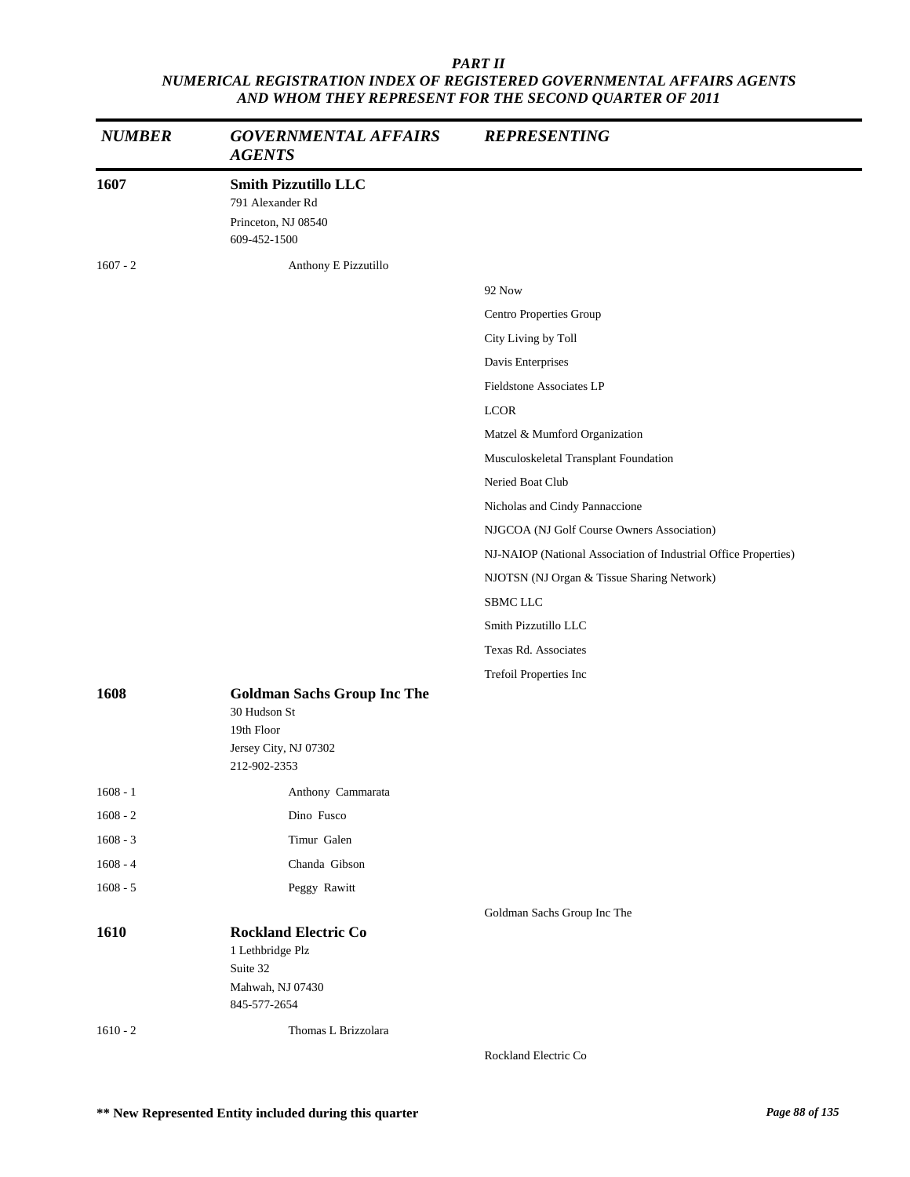*PART II*
*NUMERICAL REGISTRATION INDEX OF REGISTERED GOVERNMENTAL AFFAIRS AGENTS AND WHOM THEY REPRESENT FOR THE SECOND QUARTER OF 2011*

| *NUMBER* | *GOVERNMENTAL AFFAIRS AGENTS* | *REPRESENTING* |
|---|---|---|
| **1607** | **Smith Pizzutillo LLC**<br>791 Alexander Rd<br>Princeton, NJ 08540<br>609-452-1500 | |
| 1607 - 2 | Anthony E Pizzutillo | |
| | | 92 Now |
| | | Centro Properties Group |
| | | City Living by Toll |
| | | Davis Enterprises |
| | | Fieldstone Associates LP |
| | | LCOR |
| | | Matzel & Mumford Organization |
| | | Musculoskeletal Transplant Foundation |
| | | Neried Boat Club |
| | | Nicholas and Cindy Pannaccione |
| | | NJGCOA (NJ Golf Course Owners Association) |
| | | NJ-NAIOP (National Association of Industrial Office Properties) |
| | | NJOTSN (NJ Organ & Tissue Sharing Network) |
| | | SBMC LLC |
| | | Smith Pizzutillo LLC |
| | | Texas Rd. Associates |
| | | Trefoil Properties Inc |
| **1608** | **Goldman Sachs Group Inc The**<br>30 Hudson St<br>19th Floor<br>Jersey City, NJ 07302<br>212-902-2353 | |
| 1608 - 1 | Anthony Cammarata | |
| 1608 - 2 | Dino Fusco | |
| 1608 - 3 | Timur Galen | |
| 1608 - 4 | Chanda Gibson | |
| 1608 - 5 | Peggy Rawitt | |
| | | Goldman Sachs Group Inc The |
| **1610** | **Rockland Electric Co**<br>1 Lethbridge Plz<br>Suite 32<br>Mahwah, NJ 07430<br>845-577-2654 | |
| 1610 - 2 | Thomas L Brizzolara | |
| | | Rockland Electric Co |

**** New Represented Entity included during this quarter**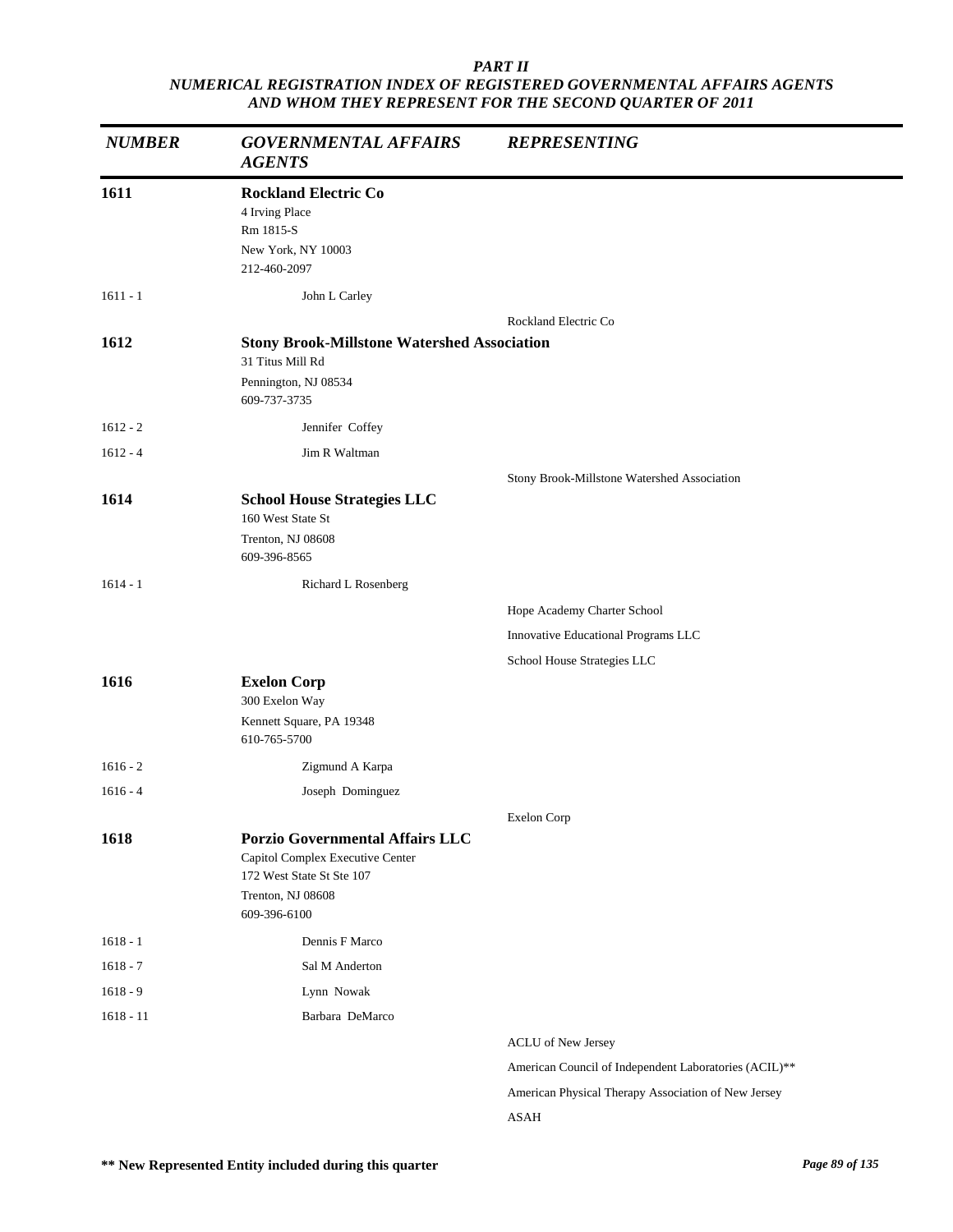***PART II***
***NUMERICAL REGISTRATION INDEX OF REGISTERED GOVERNMENTAL AFFAIRS AGENTS AND WHOM THEY REPRESENT FOR THE SECOND QUARTER OF 2011***

| *NUMBER* | *GOVERNMENTAL AFFAIRS AGENTS* | *REPRESENTING* |
|---|---|---|
| **1611** | **Rockland Electric Co**<br>4 Irving Place<br>Rm 1815-S<br>New York, NY 10003<br>212-460-2097 | |
| 1611 - 1 | John L Carley | |
| | | Rockland Electric Co |
| **1612** | **Stony Brook-Millstone Watershed Association**<br>31 Titus Mill Rd<br>Pennington, NJ 08534<br>609-737-3735 | |
| 1612 - 2 | Jennifer Coffey | |
| 1612 - 4 | Jim R Waltman | |
| | | Stony Brook-Millstone Watershed Association |
| **1614** | **School House Strategies LLC**<br>160 West State St<br>Trenton, NJ 08608<br>609-396-8565 | |
| 1614 - 1 | Richard L Rosenberg | |
| | | Hope Academy Charter School |
| | | Innovative Educational Programs LLC |
| | | School House Strategies LLC |
| **1616** | **Exelon Corp**<br>300 Exelon Way<br>Kennett Square, PA 19348<br>610-765-5700 | |
| 1616 - 2 | Zigmund A Karpa | |
| 1616 - 4 | Joseph Dominguez | |
| | | Exelon Corp |
| **1618** | **Porzio Governmental Affairs LLC**<br>Capitol Complex Executive Center<br>172 West State St Ste 107<br>Trenton, NJ 08608<br>609-396-6100 | |
| 1618 - 1 | Dennis F Marco | |
| 1618 - 7 | Sal M Anderton | |
| 1618 - 9 | Lynn Nowak | |
| 1618 - 11 | Barbara DeMarco | |
| | | ACLU of New Jersey |
| | | American Council of Independent Laboratories (ACIL)** |
| | | American Physical Therapy Association of New Jersey |
| | | ASAH |

**** New Represented Entity included during this quarter**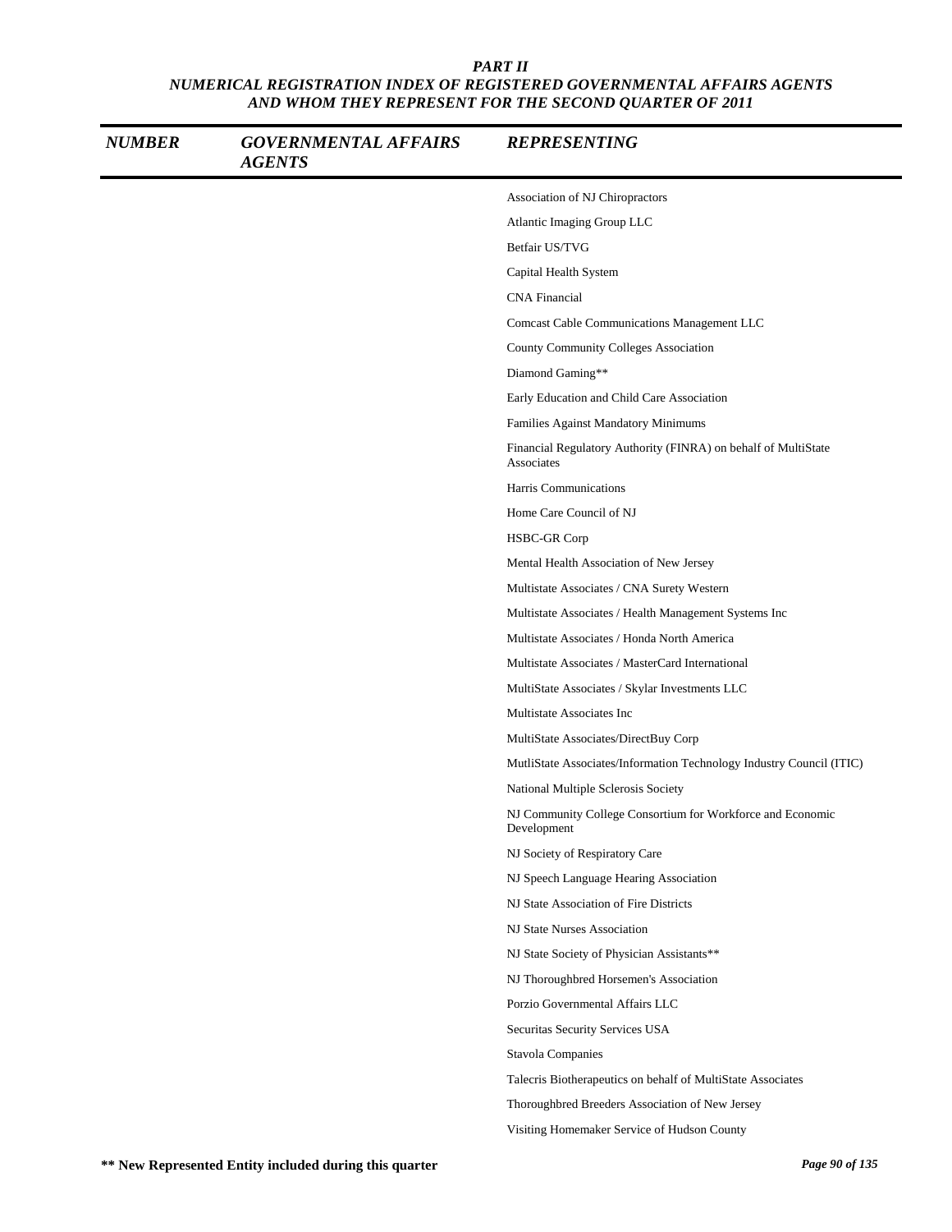*PART II*
*NUMERICAL REGISTRATION INDEX OF REGISTERED GOVERNMENTAL AFFAIRS AGENTS AND WHOM THEY REPRESENT FOR THE SECOND QUARTER OF 2011*

| *NUMBER* | *GOVERNMENTAL AFFAIRS AGENTS* | *REPRESENTING* |
|---|---|---|
| | | Association of NJ Chiropractors |
| | | Atlantic Imaging Group LLC |
| | | Betfair US/TVG |
| | | Capital Health System |
| | | CNA Financial |
| | | Comcast Cable Communications Management LLC |
| | | County Community Colleges Association |
| | | Diamond Gaming** |
| | | Early Education and Child Care Association |
| | | Families Against Mandatory Minimums |
| | | Financial Regulatory Authority (FINRA) on behalf of MultiState Associates |
| | | Harris Communications |
| | | Home Care Council of NJ |
| | | HSBC-GR Corp |
| | | Mental Health Association of New Jersey |
| | | Multistate Associates / CNA Surety Western |
| | | Multistate Associates / Health Management Systems Inc |
| | | Multistate Associates / Honda North America |
| | | Multistate Associates / MasterCard International |
| | | MultiState Associates / Skylar Investments LLC |
| | | Multistate Associates Inc |
| | | MultiState Associates/DirectBuy Corp |
| | | MutliState Associates/Information Technology Industry Council (ITIC) |
| | | National Multiple Sclerosis Society |
| | | NJ Community College Consortium for Workforce and Economic Development |
| | | NJ Society of Respiratory Care |
| | | NJ Speech Language Hearing Association |
| | | NJ State Association of Fire Districts |
| | | NJ State Nurses Association |
| | | NJ State Society of Physician Assistants** |
| | | NJ Thoroughbred Horsemen's Association |
| | | Porzio Governmental Affairs LLC |
| | | Securitas Security Services USA |
| | | Stavola Companies |
| | | Talecris Biotherapeutics on behalf of MultiState Associates |
| | | Thoroughbred Breeders Association of New Jersey |
| | | Visiting Homemaker Service of Hudson County |

**** New Represented Entity included during this quarter**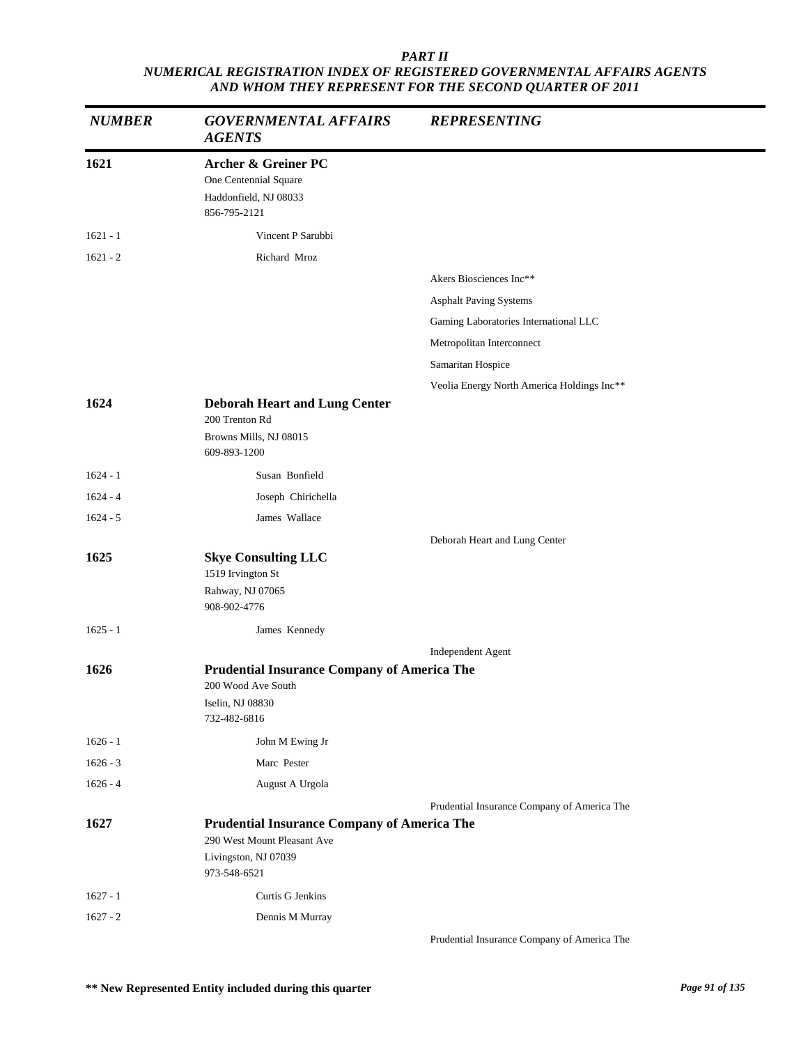***PART II***
***NUMERICAL REGISTRATION INDEX OF REGISTERED GOVERNMENTAL AFFAIRS AGENTS AND WHOM THEY REPRESENT FOR THE SECOND QUARTER OF 2011***

| *NUMBER* | *GOVERNMENTAL AFFAIRS AGENTS* | *REPRESENTING* |
|---|---|---|
| **1621** | **Archer & Greiner PC**<br>One Centennial Square<br>Haddonfield, NJ 08033<br>856-795-2121 | |
| 1621 - 1 | Vincent P Sarubbi | |
| 1621 - 2 | Richard Mroz | |
| | | Akers Biosciences Inc** |
| | | Asphalt Paving Systems |
| | | Gaming Laboratories International LLC |
| | | Metropolitan Interconnect |
| | | Samaritan Hospice |
| | | Veolia Energy North America Holdings Inc** |
| **1624** | **Deborah Heart and Lung Center**<br>200 Trenton Rd<br>Browns Mills, NJ 08015<br>609-893-1200 | |
| 1624 - 1 | Susan Bonfield | |
| 1624 - 4 | Joseph Chirichella | |
| 1624 - 5 | James Wallace | |
| | | Deborah Heart and Lung Center |
| **1625** | **Skye Consulting LLC**<br>1519 Irvington St<br>Rahway, NJ 07065<br>908-902-4776 | |
| 1625 - 1 | James Kennedy | |
| | | Independent Agent |
| **1626** | **Prudential Insurance Company of America The**<br>200 Wood Ave South<br>Iselin, NJ 08830<br>732-482-6816 | |
| 1626 - 1 | John M Ewing Jr | |
| 1626 - 3 | Marc Pester | |
| 1626 - 4 | August A Urgola | |
| | | Prudential Insurance Company of America The |
| **1627** | **Prudential Insurance Company of America The**<br>290 West Mount Pleasant Ave<br>Livingston, NJ 07039<br>973-548-6521 | |
| 1627 - 1 | Curtis G Jenkins | |
| 1627 - 2 | Dennis M Murray | |
| | | Prudential Insurance Company of America The |

**** New Represented Entity included during this quarter**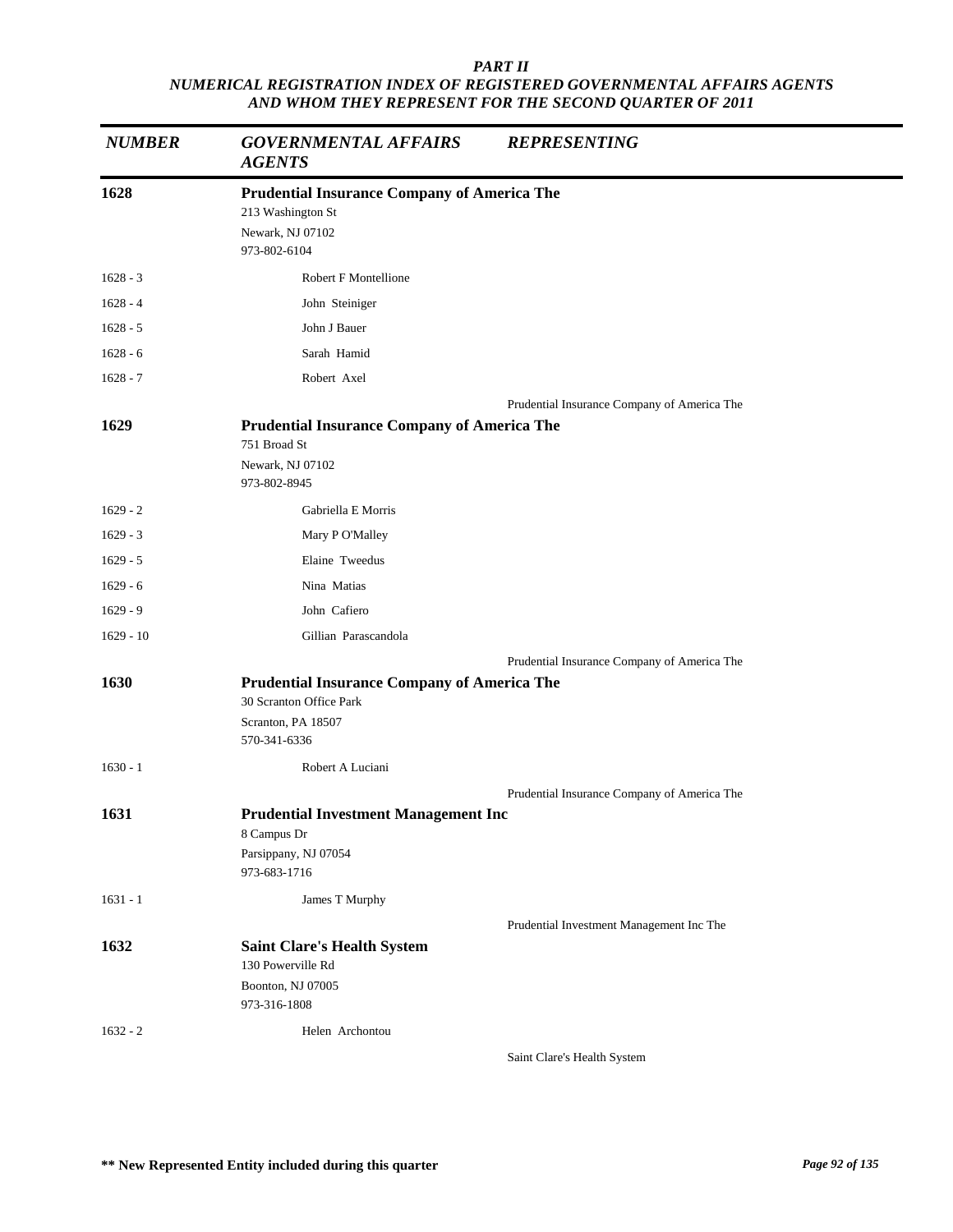*PART II*
*NUMERICAL REGISTRATION INDEX OF REGISTERED GOVERNMENTAL AFFAIRS AGENTS AND WHOM THEY REPRESENT FOR THE SECOND QUARTER OF 2011*

| *NUMBER* | *GOVERNMENTAL AFFAIRS AGENTS* | *REPRESENTING* |
|---|---|---|
| **1628** | **Prudential Insurance Company of America The**<br>213 Washington St<br>Newark, NJ 07102<br>973-802-6104 | |
| 1628 - 3 | Robert F Montellione | |
| 1628 - 4 | John Steiniger | |
| 1628 - 5 | John J Bauer | |
| 1628 - 6 | Sarah Hamid | |
| 1628 - 7 | Robert Axel | |
| | | Prudential Insurance Company of America The |
| **1629** | **Prudential Insurance Company of America The**<br>751 Broad St<br>Newark, NJ 07102<br>973-802-8945 | |
| 1629 - 2 | Gabriella E Morris | |
| 1629 - 3 | Mary P O'Malley | |
| 1629 - 5 | Elaine Tweedus | |
| 1629 - 6 | Nina Matias | |
| 1629 - 9 | John Cafiero | |
| 1629 - 10 | Gillian Parascandola | |
| | | Prudential Insurance Company of America The |
| **1630** | **Prudential Insurance Company of America The**<br>30 Scranton Office Park<br>Scranton, PA 18507<br>570-341-6336 | |
| 1630 - 1 | Robert A Luciani | |
| | | Prudential Insurance Company of America The |
| **1631** | **Prudential Investment Management Inc**<br>8 Campus Dr<br>Parsippany, NJ 07054<br>973-683-1716 | |
| 1631 - 1 | James T Murphy | |
| | | Prudential Investment Management Inc The |
| **1632** | **Saint Clare's Health System**<br>130 Powerville Rd<br>Boonton, NJ 07005<br>973-316-1808 | |
| 1632 - 2 | Helen Archontou | |
| | | Saint Clare's Health System |

**\*\* New Represented Entity included during this quarter**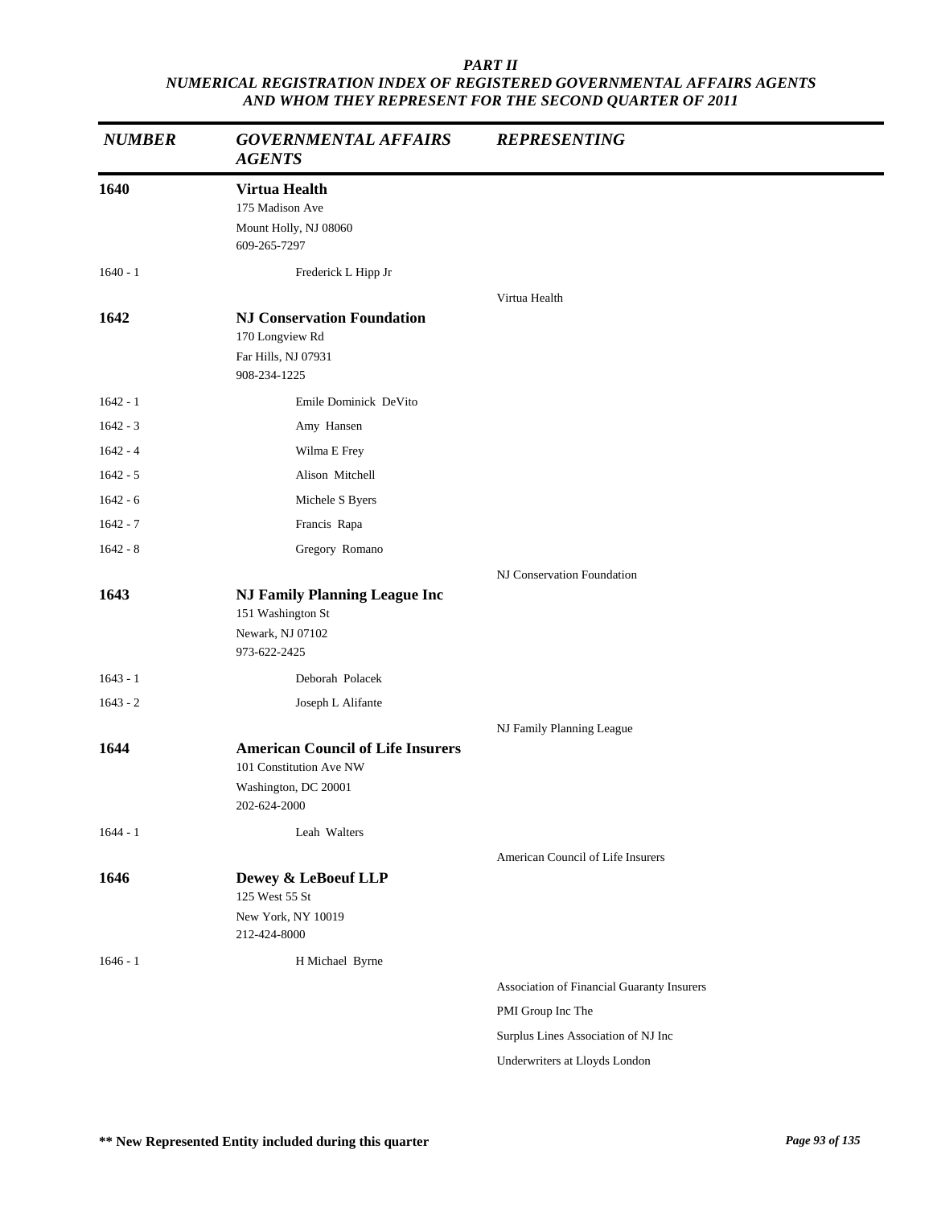*PART II*
*NUMERICAL REGISTRATION INDEX OF REGISTERED GOVERNMENTAL AFFAIRS AGENTS AND WHOM THEY REPRESENT FOR THE SECOND QUARTER OF 2011*

| *NUMBER* | *GOVERNMENTAL AFFAIRS AGENTS* | *REPRESENTING* |
|---|---|---|
| **1640** | **Virtua Health**<br>175 Madison Ave<br>Mount Holly, NJ 08060<br>609-265-7297 | |
| 1640 - 1 | Frederick L Hipp Jr | |
| | | Virtua Health |
| **1642** | **NJ Conservation Foundation**<br>170 Longview Rd<br>Far Hills, NJ 07931<br>908-234-1225 | |
| 1642 - 1 | Emile Dominick DeVito | |
| 1642 - 3 | Amy Hansen | |
| 1642 - 4 | Wilma E Frey | |
| 1642 - 5 | Alison Mitchell | |
| 1642 - 6 | Michele S Byers | |
| 1642 - 7 | Francis Rapa | |
| 1642 - 8 | Gregory Romano | |
| | | NJ Conservation Foundation |
| **1643** | **NJ Family Planning League Inc**<br>151 Washington St<br>Newark, NJ 07102<br>973-622-2425 | |
| 1643 - 1 | Deborah Polacek | |
| 1643 - 2 | Joseph L Alifante | |
| | | NJ Family Planning League |
| **1644** | **American Council of Life Insurers**<br>101 Constitution Ave NW<br>Washington, DC 20001<br>202-624-2000 | |
| 1644 - 1 | Leah Walters | |
| | | American Council of Life Insurers |
| **1646** | **Dewey & LeBoeuf LLP**<br>125 West 55 St<br>New York, NY 10019<br>212-424-8000 | |
| 1646 - 1 | H Michael Byrne | |
| | | Association of Financial Guaranty Insurers |
| | | PMI Group Inc The |
| | | Surplus Lines Association of NJ Inc |
| | | Underwriters at Lloyds London |

**\*\* New Represented Entity included during this quarter**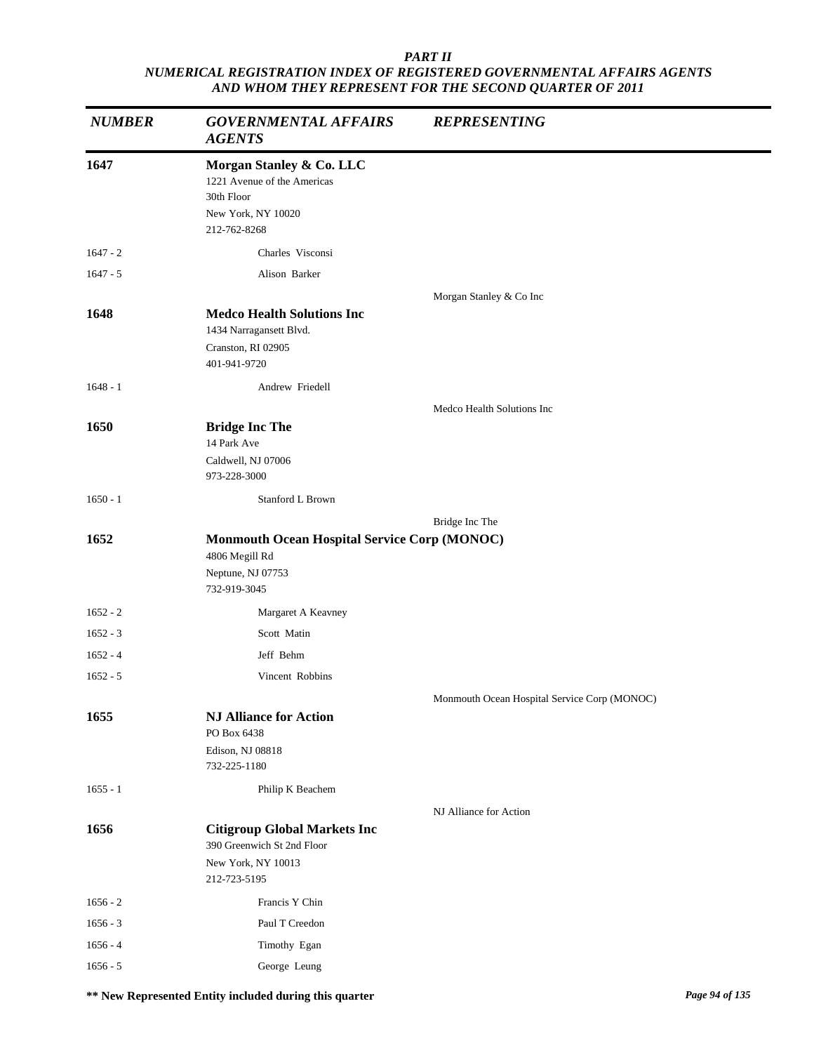*PART II*
*NUMERICAL REGISTRATION INDEX OF REGISTERED GOVERNMENTAL AFFAIRS AGENTS AND WHOM THEY REPRESENT FOR THE SECOND QUARTER OF 2011*

| *NUMBER* | *GOVERNMENTAL AFFAIRS AGENTS* | *REPRESENTING* |
|---|---|---|
| **1647** | **Morgan Stanley & Co. LLC**<br>1221 Avenue of the Americas<br>30th Floor<br>New York, NY 10020<br>212-762-8268 | |
| 1647 - 2 | Charles Visconsi | |
| 1647 - 5 | Alison Barker | |
| | | Morgan Stanley & Co Inc |
| **1648** | **Medco Health Solutions Inc**<br>1434 Narragansett Blvd.<br>Cranston, RI 02905<br>401-941-9720 | |
| 1648 - 1 | Andrew Friedell | |
| | | Medco Health Solutions Inc |
| **1650** | **Bridge Inc The**<br>14 Park Ave<br>Caldwell, NJ 07006<br>973-228-3000 | |
| 1650 - 1 | Stanford L Brown | |
| | | Bridge Inc The |
| **1652** | **Monmouth Ocean Hospital Service Corp (MONOC)**<br>4806 Megill Rd<br>Neptune, NJ 07753<br>732-919-3045 | |
| 1652 - 2 | Margaret A Keavney | |
| 1652 - 3 | Scott Matin | |
| 1652 - 4 | Jeff Behm | |
| 1652 - 5 | Vincent Robbins | |
| | | Monmouth Ocean Hospital Service Corp (MONOC) |
| **1655** | **NJ Alliance for Action**<br>PO Box 6438<br>Edison, NJ 08818<br>732-225-1180 | |
| 1655 - 1 | Philip K Beachem | |
| | | NJ Alliance for Action |
| **1656** | **Citigroup Global Markets Inc**<br>390 Greenwich St 2nd Floor<br>New York, NY 10013<br>212-723-5195 | |
| 1656 - 2 | Francis Y Chin | |
| 1656 - 3 | Paul T Creedon | |
| 1656 - 4 | Timothy Egan | |
| 1656 - 5 | George Leung | |

**\** New Represented Entity included during this quarter**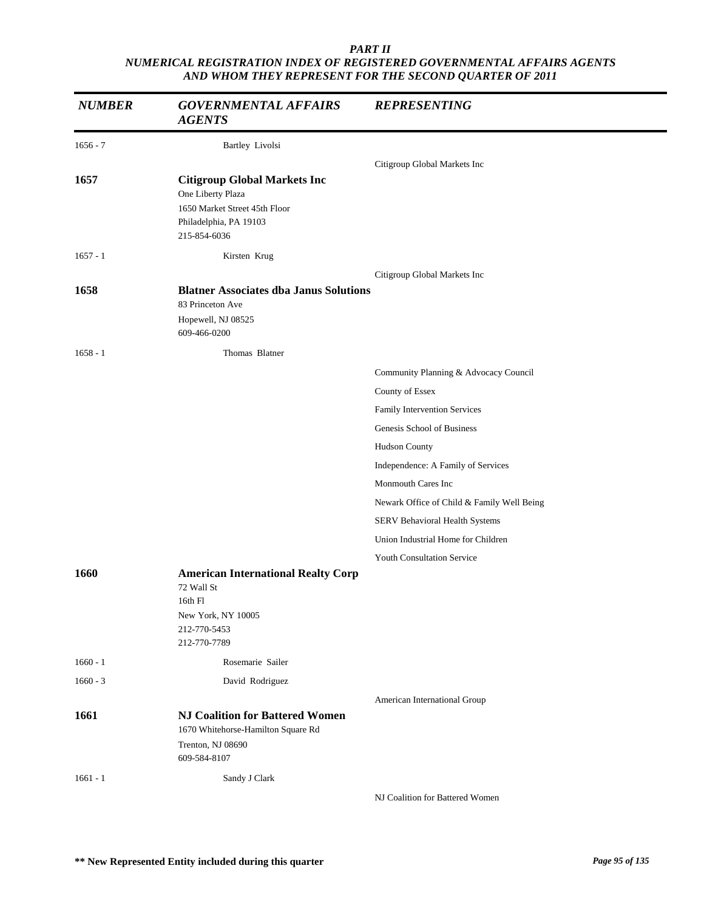*PART II*
*NUMERICAL REGISTRATION INDEX OF REGISTERED GOVERNMENTAL AFFAIRS AGENTS AND WHOM THEY REPRESENT FOR THE SECOND QUARTER OF 2011*

| *NUMBER* | *GOVERNMENTAL AFFAIRS AGENTS* | *REPRESENTING* |
|---|---|---|
| 1656 - 7 | Bartley Livolsi | |
| | | Citigroup Global Markets Inc |
| **1657** | **Citigroup Global Markets Inc**<br>One Liberty Plaza<br>1650 Market Street 45th Floor<br>Philadelphia, PA 19103<br>215-854-6036 | |
| 1657 - 1 | Kirsten Krug | |
| | | Citigroup Global Markets Inc |
| **1658** | **Blatner Associates dba Janus Solutions**<br>83 Princeton Ave<br>Hopewell, NJ 08525<br>609-466-0200 | |
| 1658 - 1 | Thomas Blatner | |
| | | Community Planning & Advocacy Council |
| | | County of Essex |
| | | Family Intervention Services |
| | | Genesis School of Business |
| | | Hudson County |
| | | Independence: A Family of Services |
| | | Monmouth Cares Inc |
| | | Newark Office of Child & Family Well Being |
| | | SERV Behavioral Health Systems |
| | | Union Industrial Home for Children |
| | | Youth Consultation Service |
| **1660** | **American International Realty Corp**<br>72 Wall St<br>16th Fl<br>New York, NY 10005<br>212-770-5453<br>212-770-7789 | |
| 1660 - 1 | Rosemarie Sailer | |
| 1660 - 3 | David Rodriguez | |
| | | American International Group |
| **1661** | **NJ Coalition for Battered Women**<br>1670 Whitehorse-Hamilton Square Rd<br>Trenton, NJ 08690<br>609-584-8107 | |
| 1661 - 1 | Sandy J Clark | |
| | | NJ Coalition for Battered Women |

**\*\* New Represented Entity included during this quarter**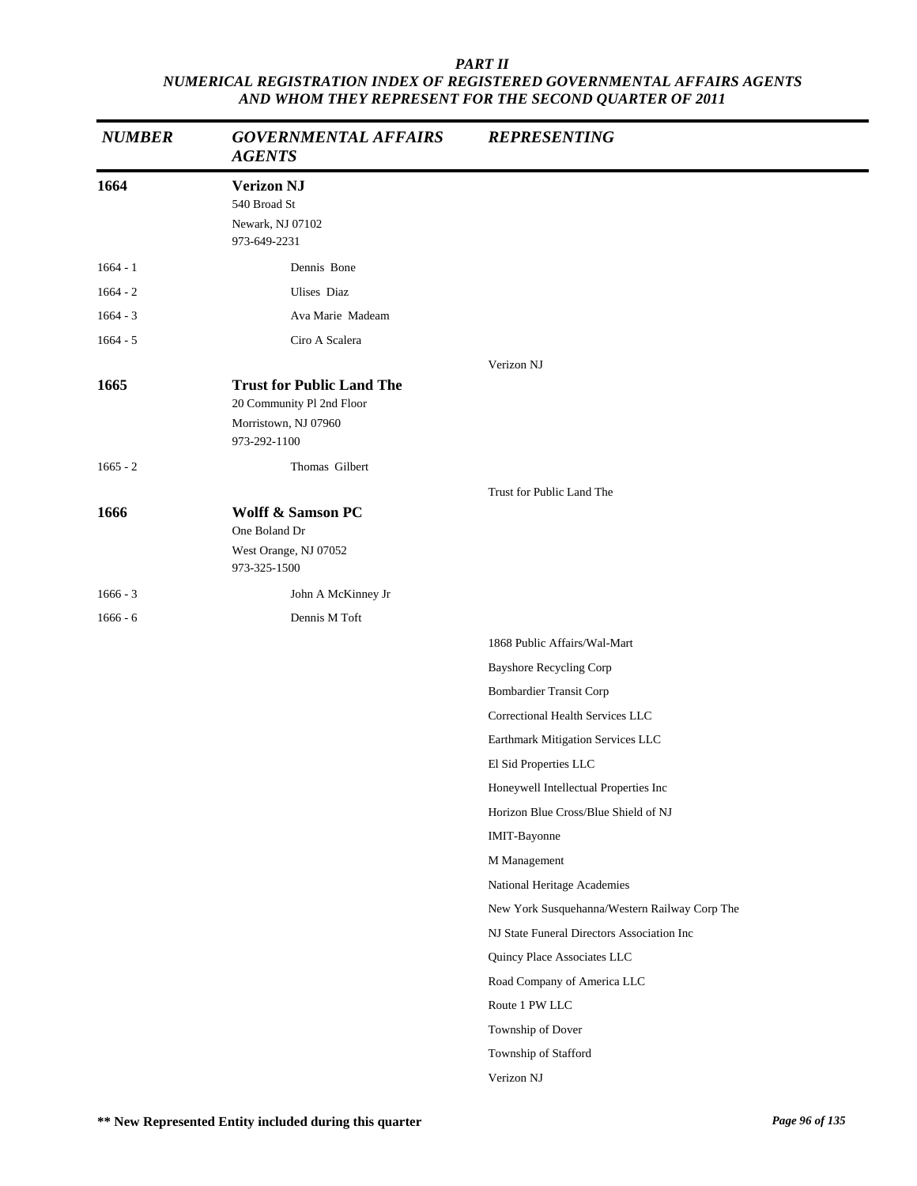*PART II*
*NUMERICAL REGISTRATION INDEX OF REGISTERED GOVERNMENTAL AFFAIRS AGENTS AND WHOM THEY REPRESENT FOR THE SECOND QUARTER OF 2011*

| *NUMBER* | *GOVERNMENTAL AFFAIRS AGENTS* | *REPRESENTING* |
|---|---|---|
| **1664** | **Verizon NJ**<br>540 Broad St<br>Newark, NJ 07102<br>973-649-2231 | |
| 1664 - 1 | Dennis Bone | |
| 1664 - 2 | Ulises Diaz | |
| 1664 - 3 | Ava Marie Madeam | |
| 1664 - 5 | Ciro A Scalera | |
| | | Verizon NJ |
| **1665** | **Trust for Public Land The**<br>20 Community Pl 2nd Floor<br>Morristown, NJ 07960<br>973-292-1100 | |
| 1665 - 2 | Thomas Gilbert | |
| | | Trust for Public Land The |
| **1666** | **Wolff & Samson PC**<br>One Boland Dr<br>West Orange, NJ 07052<br>973-325-1500 | |
| 1666 - 3 | John A McKinney Jr | |
| 1666 - 6 | Dennis M Toft | |
| | | 1868 Public Affairs/Wal-Mart |
| | | Bayshore Recycling Corp |
| | | Bombardier Transit Corp |
| | | Correctional Health Services LLC |
| | | Earthmark Mitigation Services LLC |
| | | El Sid Properties LLC |
| | | Honeywell Intellectual Properties Inc |
| | | Horizon Blue Cross/Blue Shield of NJ |
| | | IMIT-Bayonne |
| | | M Management |
| | | National Heritage Academies |
| | | New York Susquehanna/Western Railway Corp The |
| | | NJ State Funeral Directors Association Inc |
| | | Quincy Place Associates LLC |
| | | Road Company of America LLC |
| | | Route 1 PW LLC |
| | | Township of Dover |
| | | Township of Stafford |
| | | Verizon NJ |

**** New Represented Entity included during this quarter**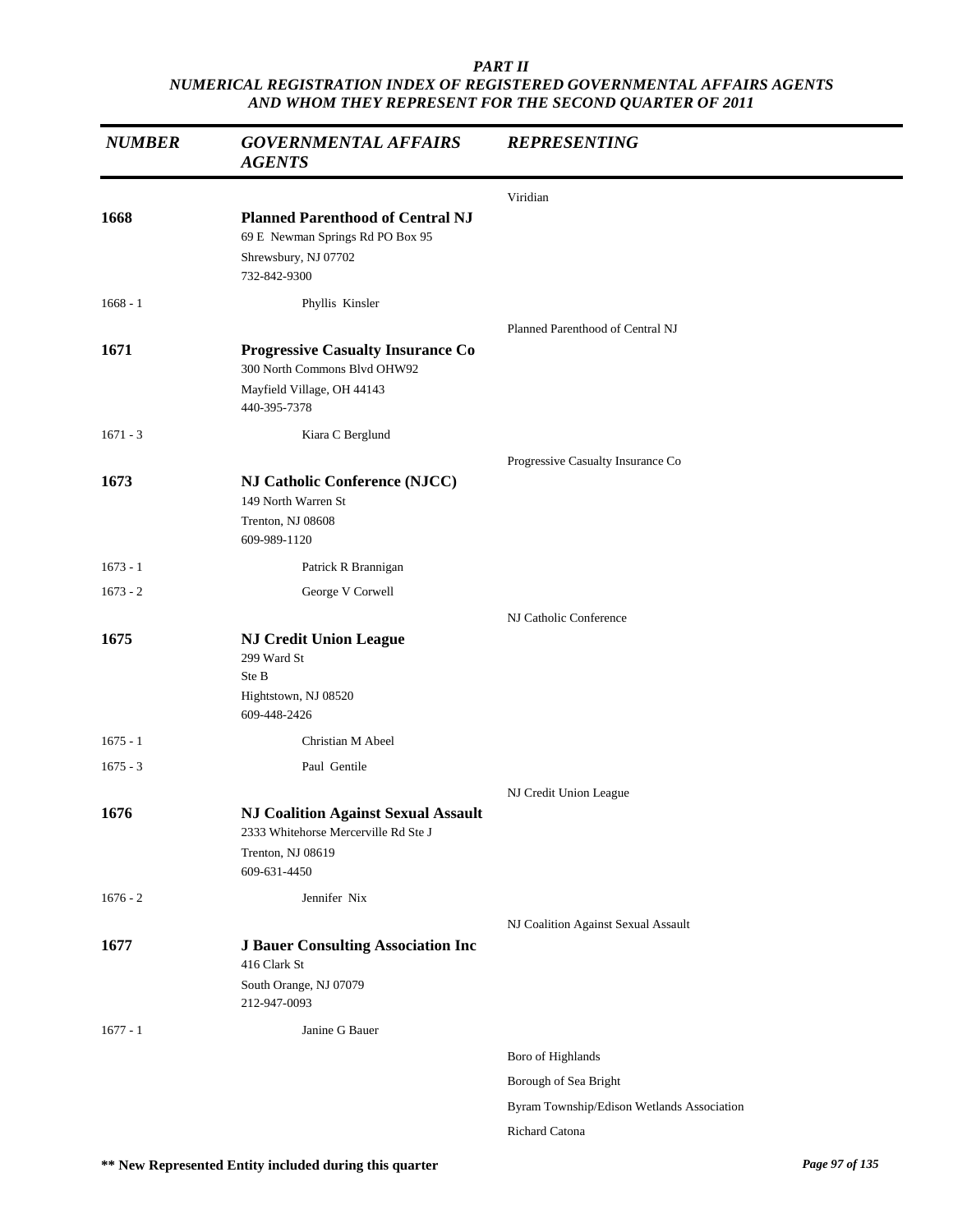*PART II*
*NUMERICAL REGISTRATION INDEX OF REGISTERED GOVERNMENTAL AFFAIRS AGENTS AND WHOM THEY REPRESENT FOR THE SECOND QUARTER OF 2011*

| *NUMBER* | *GOVERNMENTAL AFFAIRS AGENTS* | *REPRESENTING* |
|---|---|---|
| | | Viridian |
| **1668** | **Planned Parenthood of Central NJ**<br>69 E Newman Springs Rd PO Box 95<br>Shrewsbury, NJ 07702<br>732-842-9300 | |
| 1668 - 1 | Phyllis Kinsler | |
| | | Planned Parenthood of Central NJ |
| **1671** | **Progressive Casualty Insurance Co**<br>300 North Commons Blvd OHW92<br>Mayfield Village, OH 44143<br>440-395-7378 | |
| 1671 - 3 | Kiara C Berglund | |
| | | Progressive Casualty Insurance Co |
| **1673** | **NJ Catholic Conference (NJCC)**<br>149 North Warren St<br>Trenton, NJ 08608<br>609-989-1120 | |
| 1673 - 1 | Patrick R Brannigan | |
| 1673 - 2 | George V Corwell | |
| | | NJ Catholic Conference |
| **1675** | **NJ Credit Union League**<br>299 Ward St<br>Ste B<br>Hightstown, NJ 08520<br>609-448-2426 | |
| 1675 - 1 | Christian M Abeel | |
| 1675 - 3 | Paul Gentile | |
| | | NJ Credit Union League |
| **1676** | **NJ Coalition Against Sexual Assault**<br>2333 Whitehorse Mercerville Rd Ste J<br>Trenton, NJ 08619<br>609-631-4450 | |
| 1676 - 2 | Jennifer Nix | |
| | | NJ Coalition Against Sexual Assault |
| **1677** | **J Bauer Consulting Association Inc**<br>416 Clark St<br>South Orange, NJ 07079<br>212-947-0093 | |
| 1677 - 1 | Janine G Bauer | |
| | | Boro of Highlands |
| | | Borough of Sea Bright |
| | | Byram Township/Edison Wetlands Association |
| | | Richard Catona |

**\*\* New Represented Entity included during this quarter**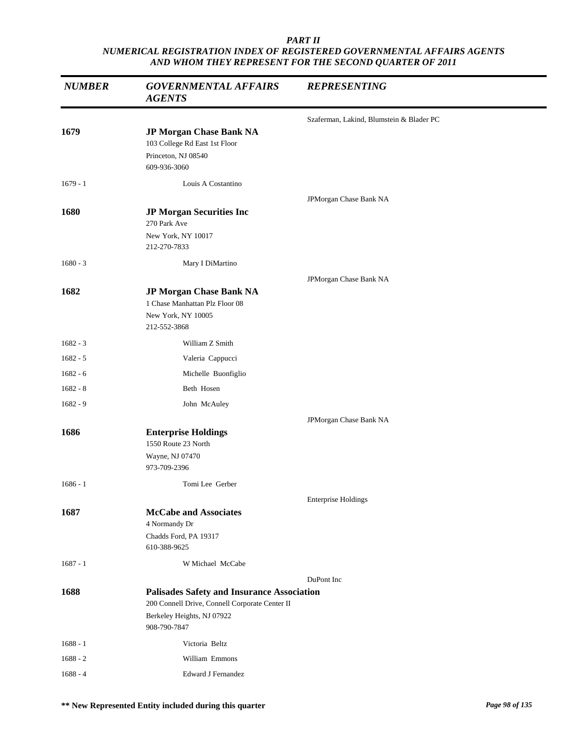***PART II***
***NUMERICAL REGISTRATION INDEX OF REGISTERED GOVERNMENTAL AFFAIRS AGENTS AND WHOM THEY REPRESENT FOR THE SECOND QUARTER OF 2011***

| *NUMBER* | *GOVERNMENTAL AFFAIRS AGENTS* | *REPRESENTING* |
|---|---|---|
| | | Szaferman, Lakind, Blumstein & Blader PC |
| **1679** | **JP Morgan Chase Bank NA**<br>103 College Rd East 1st Floor<br>Princeton, NJ 08540<br>609-936-3060 | |
| 1679 - 1 | Louis A Costantino | |
| | | JPMorgan Chase Bank NA |
| **1680** | **JP Morgan Securities Inc**<br>270 Park Ave<br>New York, NY 10017<br>212-270-7833 | |
| 1680 - 3 | Mary I DiMartino | |
| | | JPMorgan Chase Bank NA |
| **1682** | **JP Morgan Chase Bank NA**<br>1 Chase Manhattan Plz Floor 08<br>New York, NY 10005<br>212-552-3868 | |
| 1682 - 3 | William Z Smith | |
| 1682 - 5 | Valeria Cappucci | |
| 1682 - 6 | Michelle Buonfiglio | |
| 1682 - 8 | Beth Hosen | |
| 1682 - 9 | John McAuley | |
| | | JPMorgan Chase Bank NA |
| **1686** | **Enterprise Holdings**<br>1550 Route 23 North<br>Wayne, NJ 07470<br>973-709-2396 | |
| 1686 - 1 | Tomi Lee Gerber | |
| | | Enterprise Holdings |
| **1687** | **McCabe and Associates**<br>4 Normandy Dr<br>Chadds Ford, PA 19317<br>610-388-9625 | |
| 1687 - 1 | W Michael McCabe | |
| | | DuPont Inc |
| **1688** | **Palisades Safety and Insurance Association**<br>200 Connell Drive, Connell Corporate Center II<br>Berkeley Heights, NJ 07922<br>908-790-7847 | |
| 1688 - 1 | Victoria Beltz | |
| 1688 - 2 | William Emmons | |
| 1688 - 4 | Edward J Fernandez | |

**\*\* New Represented Entity included during this quarter**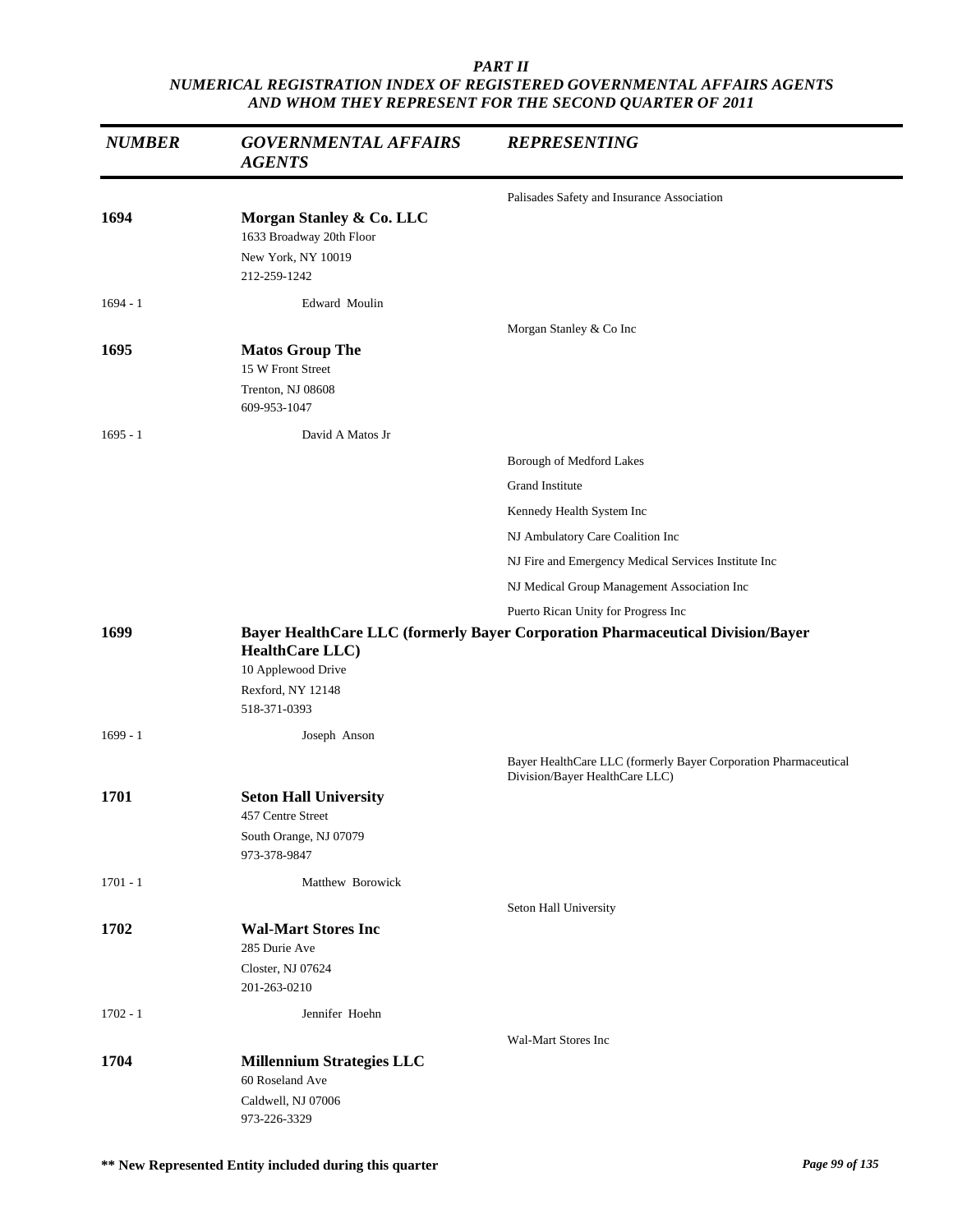| NUMBER | GOVERNMENTAL AFFAIRS AGENTS | REPRESENTING |
|---|---|---|
| | | Palisades Safety and Insurance Association |
| **1694** | **Morgan Stanley & Co. LLC**<br>1633 Broadway 20th Floor<br>New York, NY 10019<br>212-259-1242 | |
| 1694 - 1 | Edward Moulin | |
| | | Morgan Stanley & Co Inc |
| **1695** | **Matos Group The**<br>15 W Front Street<br>Trenton, NJ 08608<br>609-953-1047 | |
| 1695 - 1 | David A Matos Jr | |
| | | Borough of Medford Lakes |
| | | Grand Institute |
| | | Kennedy Health System Inc |
| | | NJ Ambulatory Care Coalition Inc |
| | | NJ Fire and Emergency Medical Services Institute Inc |
| | | NJ Medical Group Management Association Inc |
| | | Puerto Rican Unity for Progress Inc |
| **1699** | **Bayer HealthCare LLC (formerly Bayer Corporation Pharmaceutical Division/Bayer HealthCare LLC)**<br>10 Applewood Drive<br>Rexford, NY 12148<br>518-371-0393 | |
| 1699 - 1 | Joseph Anson | |
| | | Bayer HealthCare LLC (formerly Bayer Corporation Pharmaceutical Division/Bayer HealthCare LLC) |
| **1701** | **Seton Hall University**<br>457 Centre Street<br>South Orange, NJ 07079<br>973-378-9847 | |
| 1701 - 1 | Matthew Borowick | |
| | | Seton Hall University |
| **1702** | **Wal-Mart Stores Inc**<br>285 Durie Ave<br>Closter, NJ 07624<br>201-263-0210 | |
| 1702 - 1 | Jennifer Hoehn | |
| | | Wal-Mart Stores Inc |
| **1704** | **Millennium Strategies LLC**<br>60 Roseland Ave<br>Caldwell, NJ 07006<br>973-226-3329 | |

**** New Represented Entity included during this quarter**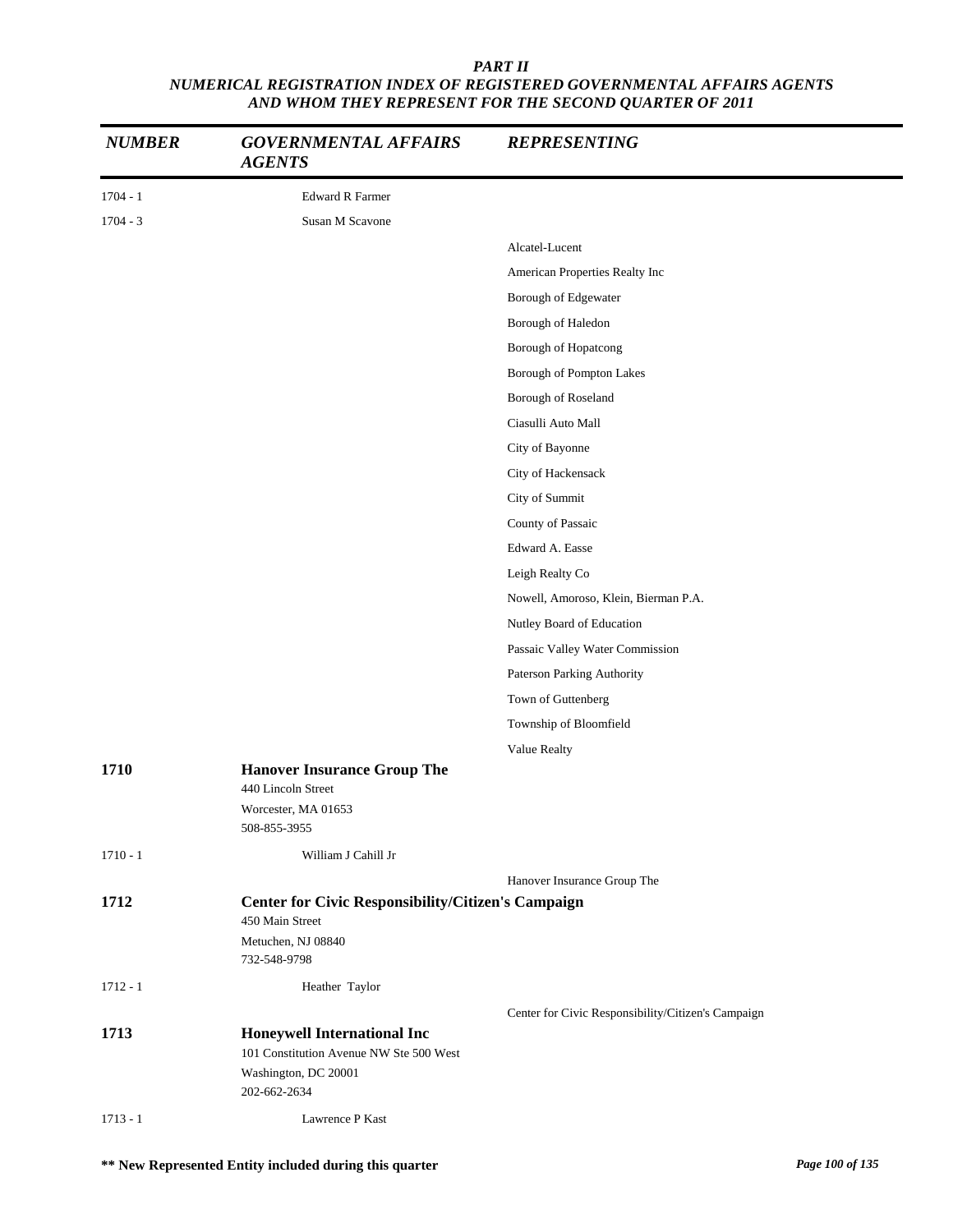*PART II*
*NUMERICAL REGISTRATION INDEX OF REGISTERED GOVERNMENTAL AFFAIRS AGENTS AND WHOM THEY REPRESENT FOR THE SECOND QUARTER OF 2011*

| *NUMBER* | *GOVERNMENTAL AFFAIRS AGENTS* | *REPRESENTING* |
|---|---|---|
| 1704 - 1 | Edward R Farmer | |
| 1704 - 3 | Susan M Scavone | |
| | | Alcatel-Lucent |
| | | American Properties Realty Inc |
| | | Borough of Edgewater |
| | | Borough of Haledon |
| | | Borough of Hopatcong |
| | | Borough of Pompton Lakes |
| | | Borough of Roseland |
| | | Ciasulli Auto Mall |
| | | City of Bayonne |
| | | City of Hackensack |
| | | City of Summit |
| | | County of Passaic |
| | | Edward A. Easse |
| | | Leigh Realty Co |
| | | Nowell, Amoroso, Klein, Bierman P.A. |
| | | Nutley Board of Education |
| | | Passaic Valley Water Commission |
| | | Paterson Parking Authority |
| | | Town of Guttenberg |
| | | Township of Bloomfield |
| | | Value Realty |
| **1710** | **Hanover Insurance Group The**<br>440 Lincoln Street<br>Worcester, MA 01653<br>508-855-3955 | |
| 1710 - 1 | William J Cahill Jr | |
| | | Hanover Insurance Group The |
| **1712** | **Center for Civic Responsibility/Citizen's Campaign**<br>450 Main Street<br>Metuchen, NJ 08840<br>732-548-9798 | |
| 1712 - 1 | Heather Taylor | |
| | | Center for Civic Responsibility/Citizen's Campaign |
| **1713** | **Honeywell International Inc**<br>101 Constitution Avenue NW Ste 500 West<br>Washington, DC 20001<br>202-662-2634 | |
| 1713 - 1 | Lawrence P Kast | |

**** New Represented Entity included during this quarter**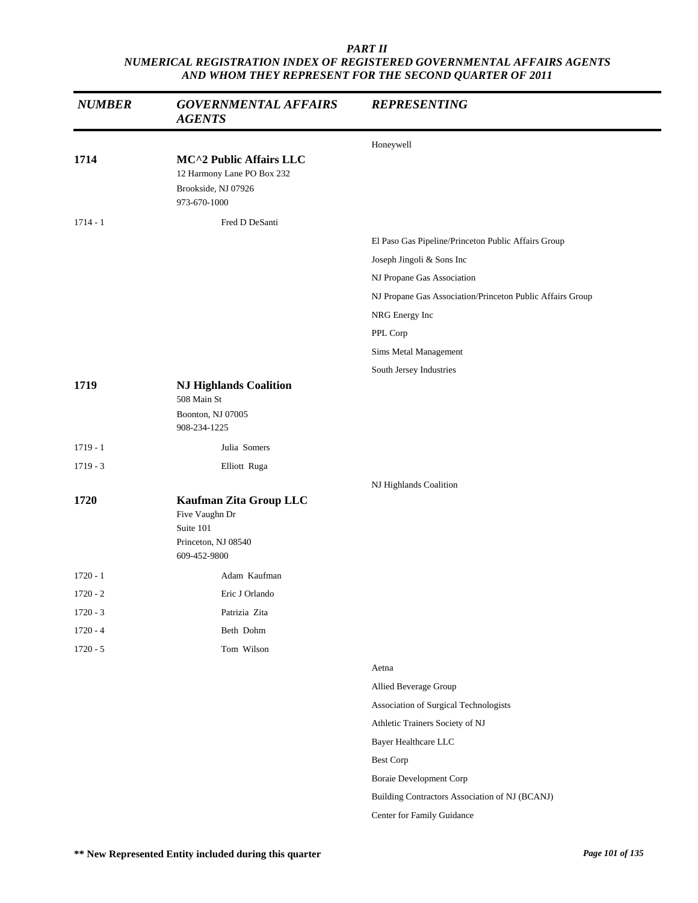*PART II*
*NUMERICAL REGISTRATION INDEX OF REGISTERED GOVERNMENTAL AFFAIRS AGENTS AND WHOM THEY REPRESENT FOR THE SECOND QUARTER OF 2011*

| *NUMBER* | *GOVERNMENTAL AFFAIRS AGENTS* | *REPRESENTING* |
|---|---|---|
| | | Honeywell |
| **1714** | **MC^2 Public Affairs LLC**<br>12 Harmony Lane PO Box 232<br>Brookside, NJ 07926<br>973-670-1000 | |
| 1714 - 1 | Fred D DeSanti | |
| | | El Paso Gas Pipeline/Princeton Public Affairs Group |
| | | Joseph Jingoli & Sons Inc |
| | | NJ Propane Gas Association |
| | | NJ Propane Gas Association/Princeton Public Affairs Group |
| | | NRG Energy Inc |
| | | PPL Corp |
| | | Sims Metal Management |
| | | South Jersey Industries |
| **1719** | **NJ Highlands Coalition**<br>508 Main St<br>Boonton, NJ 07005<br>908-234-1225 | |
| 1719 - 1 | Julia Somers | |
| 1719 - 3 | Elliott Ruga | |
| | | NJ Highlands Coalition |
| **1720** | **Kaufman Zita Group LLC**<br>Five Vaughn Dr<br>Suite 101<br>Princeton, NJ 08540<br>609-452-9800 | |
| 1720 - 1 | Adam Kaufman | |
| 1720 - 2 | Eric J Orlando | |
| 1720 - 3 | Patrizia Zita | |
| 1720 - 4 | Beth Dohm | |
| 1720 - 5 | Tom Wilson | |
| | | Aetna |
| | | Allied Beverage Group |
| | | Association of Surgical Technologists |
| | | Athletic Trainers Society of NJ |
| | | Bayer Healthcare LLC |
| | | Best Corp |
| | | Boraie Development Corp |
| | | Building Contractors Association of NJ (BCANJ) |
| | | Center for Family Guidance |

**\*\* New Represented Entity included during this quarter**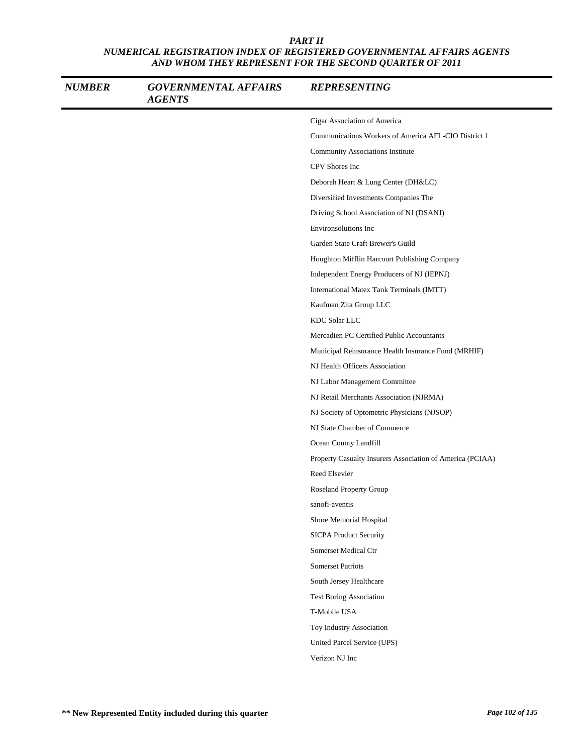*PART II*
*NUMERICAL REGISTRATION INDEX OF REGISTERED GOVERNMENTAL AFFAIRS AGENTS AND WHOM THEY REPRESENT FOR THE SECOND QUARTER OF 2011*

| *NUMBER* | *GOVERNMENTAL AFFAIRS AGENTS* | *REPRESENTING* |
|---|---|---|
| | | Cigar Association of America |
| | | Communications Workers of America AFL-CIO District 1 |
| | | Community Associations Institute |
| | | CPV Shores Inc |
| | | Deborah Heart & Lung Center (DH&LC) |
| | | Diversified Investments Companies The |
| | | Driving School Association of NJ (DSANJ) |
| | | Environsolutions Inc |
| | | Garden State Craft Brewer's Guild |
| | | Houghton Mifflin Harcourt Publishing Company |
| | | Independent Energy Producers of NJ (IEPNJ) |
| | | International Matex Tank Terminals (IMTT) |
| | | Kaufman Zita Group LLC |
| | | KDC Solar LLC |
| | | Mercadien PC Certified Public Accountants |
| | | Municipal Reinsurance Health Insurance Fund (MRHIF) |
| | | NJ Health Officers Association |
| | | NJ Labor Management Committee |
| | | NJ Retail Merchants Association (NJRMA) |
| | | NJ Society of Optometric Physicians (NJSOP) |
| | | NJ State Chamber of Commerce |
| | | Ocean County Landfill |
| | | Property Casualty Insurers Association of America (PCIAA) |
| | | Reed Elsevier |
| | | Roseland Property Group |
| | | sanofi-aventis |
| | | Shore Memorial Hospital |
| | | SICPA Product Security |
| | | Somerset Medical Ctr |
| | | Somerset Patriots |
| | | South Jersey Healthcare |
| | | Test Boring Association |
| | | T-Mobile USA |
| | | Toy Industry Association |
| | | United Parcel Service (UPS) |
| | | Verizon NJ Inc |

**** New Represented Entity included during this quarter**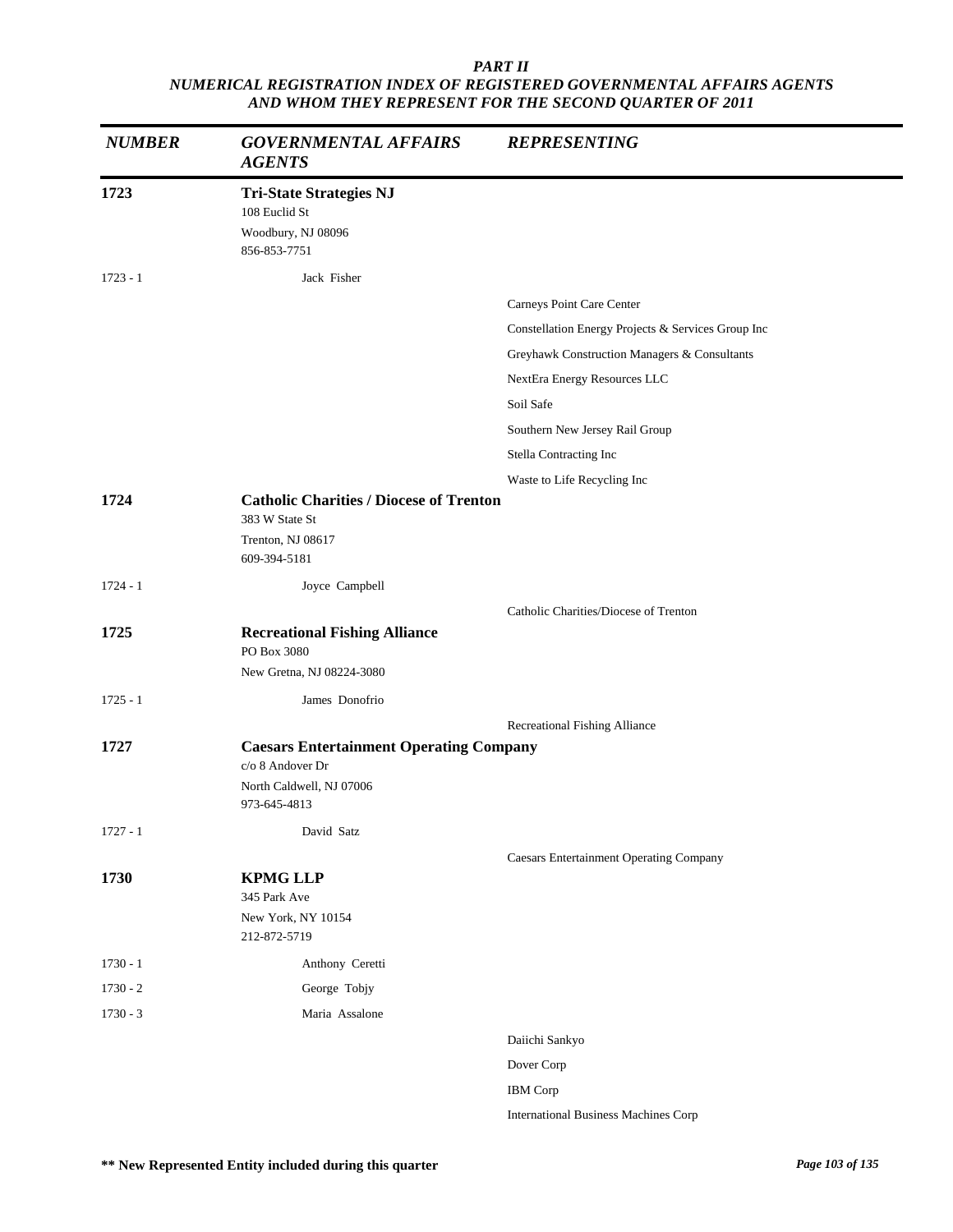# PART II

## NUMERICAL REGISTRATION INDEX OF REGISTERED GOVERNMENTAL AFFAIRS AGENTS AND WHOM THEY REPRESENT FOR THE SECOND QUARTER OF 2011

| NUMBER | GOVERNMENTAL AFFAIRS AGENTS | REPRESENTING |
|---|---|---|
| **1723** | **Tri-State Strategies NJ**<br>108 Euclid St<br>Woodbury, NJ 08096<br>856-853-7751 | |
| 1723 - 1 | Jack Fisher | |
| | | Carneys Point Care Center |
| | | Constellation Energy Projects & Services Group Inc |
| | | Greyhawk Construction Managers & Consultants |
| | | NextEra Energy Resources LLC |
| | | Soil Safe |
| | | Southern New Jersey Rail Group |
| | | Stella Contracting Inc |
| | | Waste to Life Recycling Inc |
| **1724** | **Catholic Charities / Diocese of Trenton**<br>383 W State St<br>Trenton, NJ 08617<br>609-394-5181 | |
| 1724 - 1 | Joyce Campbell | |
| | | Catholic Charities/Diocese of Trenton |
| **1725** | **Recreational Fishing Alliance**<br>PO Box 3080<br>New Gretna, NJ 08224-3080 | |
| 1725 - 1 | James Donofrio | |
| | | Recreational Fishing Alliance |
| **1727** | **Caesars Entertainment Operating Company**<br>c/o 8 Andover Dr<br>North Caldwell, NJ 07006<br>973-645-4813 | |
| 1727 - 1 | David Satz | |
| | | Caesars Entertainment Operating Company |
| **1730** | **KPMG LLP**<br>345 Park Ave<br>New York, NY 10154<br>212-872-5719 | |
| 1730 - 1 | Anthony Ceretti | |
| 1730 - 2 | George Tobjy | |
| 1730 - 3 | Maria Assalone | |
| | | Daiichi Sankyo |
| | | Dover Corp |
| | | IBM Corp |
| | | International Business Machines Corp |

**\*\* New Represented Entity included during this quarter**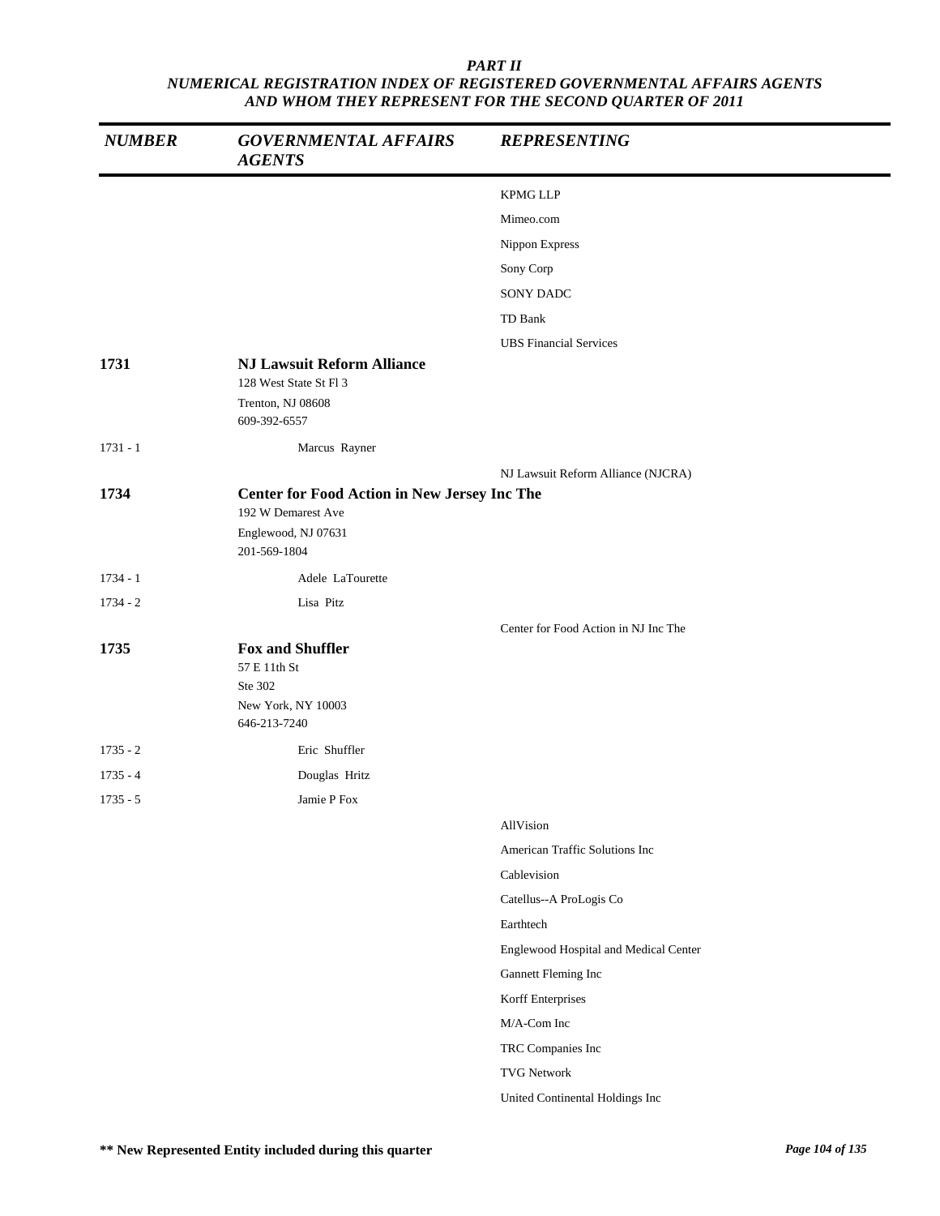*PART II*
*NUMERICAL REGISTRATION INDEX OF REGISTERED GOVERNMENTAL AFFAIRS AGENTS AND WHOM THEY REPRESENT FOR THE SECOND QUARTER OF 2011*

| *NUMBER* | *GOVERNMENTAL AFFAIRS AGENTS* | *REPRESENTING* |
|---|---|---|
| | | KPMG LLP |
| | | Mimeo.com |
| | | Nippon Express |
| | | Sony Corp |
| | | SONY DADC |
| | | TD Bank |
| | | UBS Financial Services |
| **1731** | **NJ Lawsuit Reform Alliance**<br>128 West State St Fl 3<br>Trenton, NJ 08608<br>609-392-6557 | |
| 1731 - 1 | Marcus Rayner | |
| | | NJ Lawsuit Reform Alliance (NJCRA) |
| **1734** | **Center for Food Action in New Jersey Inc The**<br>192 W Demarest Ave<br>Englewood, NJ 07631<br>201-569-1804 | |
| 1734 - 1 | Adele LaTourette | |
| 1734 - 2 | Lisa Pitz | |
| | | Center for Food Action in NJ Inc The |
| **1735** | **Fox and Shuffler**<br>57 E 11th St<br>Ste 302<br>New York, NY 10003<br>646-213-7240 | |
| 1735 - 2 | Eric Shuffler | |
| 1735 - 4 | Douglas Hritz | |
| 1735 - 5 | Jamie P Fox | |
| | | AllVision |
| | | American Traffic Solutions Inc |
| | | Cablevision |
| | | Catellus--A ProLogis Co |
| | | Earthtech |
| | | Englewood Hospital and Medical Center |
| | | Gannett Fleming Inc |
| | | Korff Enterprises |
| | | M/A-Com Inc |
| | | TRC Companies Inc |
| | | TVG Network |
| | | United Continental Holdings Inc |

**\*\* New Represented Entity included during this quarter**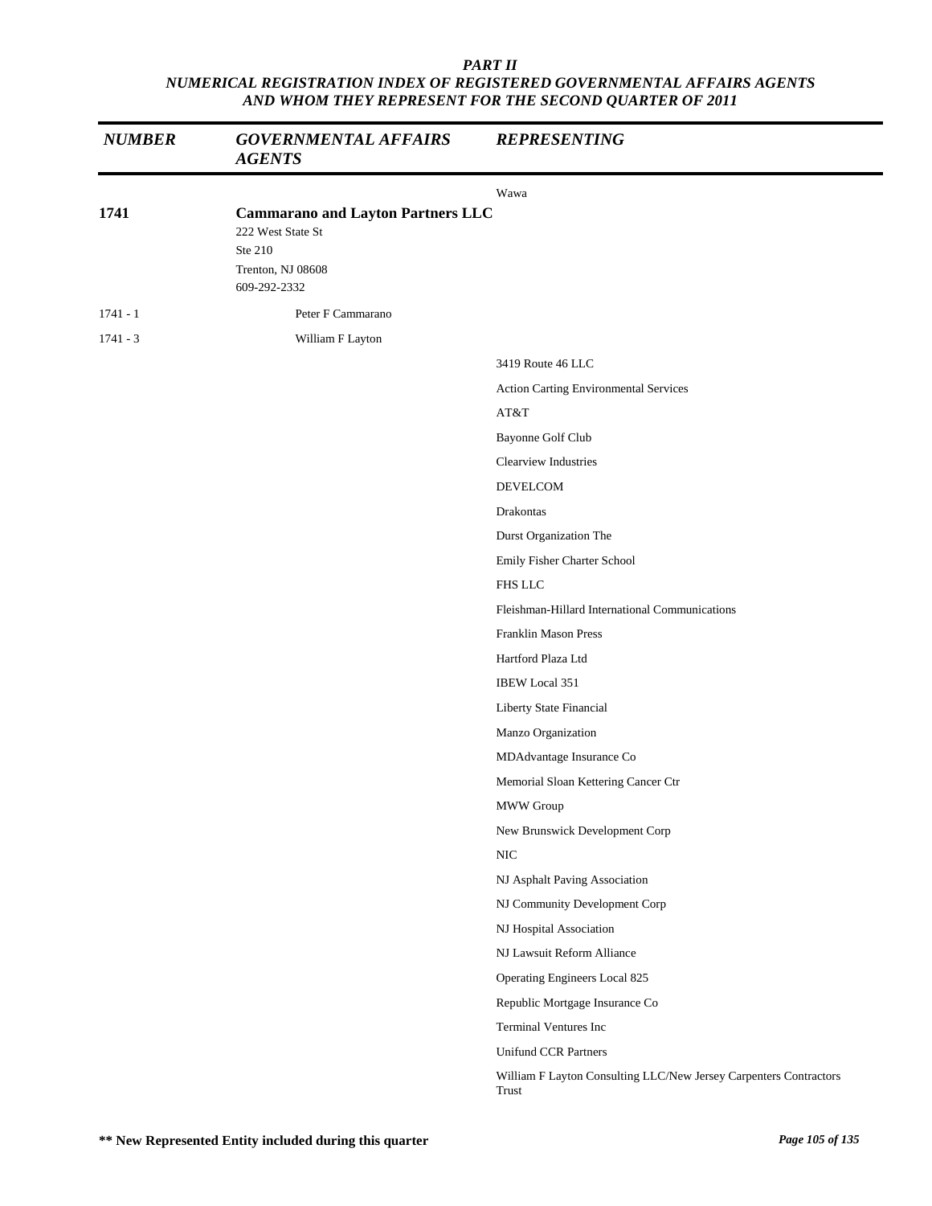*PART II*
*NUMERICAL REGISTRATION INDEX OF REGISTERED GOVERNMENTAL AFFAIRS AGENTS AND WHOM THEY REPRESENT FOR THE SECOND QUARTER OF 2011*

| *NUMBER* | *GOVERNMENTAL AFFAIRS AGENTS* | *REPRESENTING* |
|---|---|---|
| | | Wawa |
| **1741** | **Cammarano and Layton Partners LLC**<br>222 West State St<br>Ste 210<br>Trenton, NJ 08608<br>609-292-2332 | |
| 1741 - 1 | Peter F Cammarano | |
| 1741 - 3 | William F Layton | |
| | | 3419 Route 46 LLC |
| | | Action Carting Environmental Services |
| | | AT&T |
| | | Bayonne Golf Club |
| | | Clearview Industries |
| | | DEVELCOM |
| | | Drakontas |
| | | Durst Organization The |
| | | Emily Fisher Charter School |
| | | FHS LLC |
| | | Fleishman-Hillard International Communications |
| | | Franklin Mason Press |
| | | Hartford Plaza Ltd |
| | | IBEW Local 351 |
| | | Liberty State Financial |
| | | Manzo Organization |
| | | MDAdvantage Insurance Co |
| | | Memorial Sloan Kettering Cancer Ctr |
| | | MWW Group |
| | | New Brunswick Development Corp |
| | | NIC |
| | | NJ Asphalt Paving Association |
| | | NJ Community Development Corp |
| | | NJ Hospital Association |
| | | NJ Lawsuit Reform Alliance |
| | | Operating Engineers Local 825 |
| | | Republic Mortgage Insurance Co |
| | | Terminal Ventures Inc |
| | | Unifund CCR Partners |
| | | William F Layton Consulting LLC/New Jersey Carpenters Contractors Trust |

**\*\* New Represented Entity included during this quarter**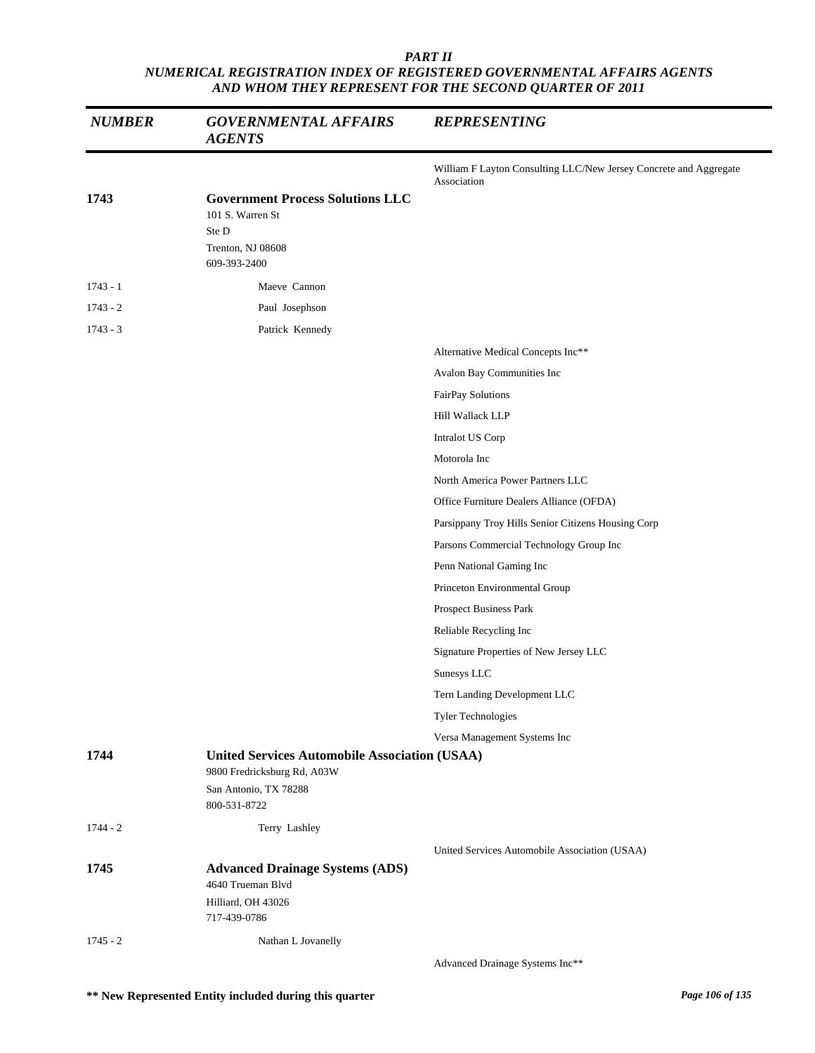*PART II*
*NUMERICAL REGISTRATION INDEX OF REGISTERED GOVERNMENTAL AFFAIRS AGENTS AND WHOM THEY REPRESENT FOR THE SECOND QUARTER OF 2011*

| NUMBER | GOVERNMENTAL AFFAIRS AGENTS | REPRESENTING |
|---|---|---|
| | | William F Layton Consulting LLC/New Jersey Concrete and Aggregate Association |
| **1743** | **Government Process Solutions LLC**<br>101 S. Warren St<br>Ste D<br>Trenton, NJ 08608<br>609-393-2400 | |
| 1743 - 1 | Maeve Cannon | |
| 1743 - 2 | Paul Josephson | |
| 1743 - 3 | Patrick Kennedy | |
| | | Alternative Medical Concepts Inc** |
| | | Avalon Bay Communities Inc |
| | | FairPay Solutions |
| | | Hill Wallack LLP |
| | | Intralot US Corp |
| | | Motorola Inc |
| | | North America Power Partners LLC |
| | | Office Furniture Dealers Alliance (OFDA) |
| | | Parsippany Troy Hills Senior Citizens Housing Corp |
| | | Parsons Commercial Technology Group Inc |
| | | Penn National Gaming Inc |
| | | Princeton Environmental Group |
| | | Prospect Business Park |
| | | Reliable Recycling Inc |
| | | Signature Properties of New Jersey LLC |
| | | Sunesys LLC |
| | | Tern Landing Development LLC |
| | | Tyler Technologies |
| | | Versa Management Systems Inc |
| **1744** | **United Services Automobile Association (USAA)**<br>9800 Fredricksburg Rd, A03W<br>San Antonio, TX 78288<br>800-531-8722 | |
| 1744 - 2 | Terry Lashley | |
| | | United Services Automobile Association (USAA) |
| **1745** | **Advanced Drainage Systems (ADS)**<br>4640 Trueman Blvd<br>Hilliard, OH 43026<br>717-439-0786 | |
| 1745 - 2 | Nathan L Jovanelly | |
| | | Advanced Drainage Systems Inc** |

**** New Represented Entity included during this quarter**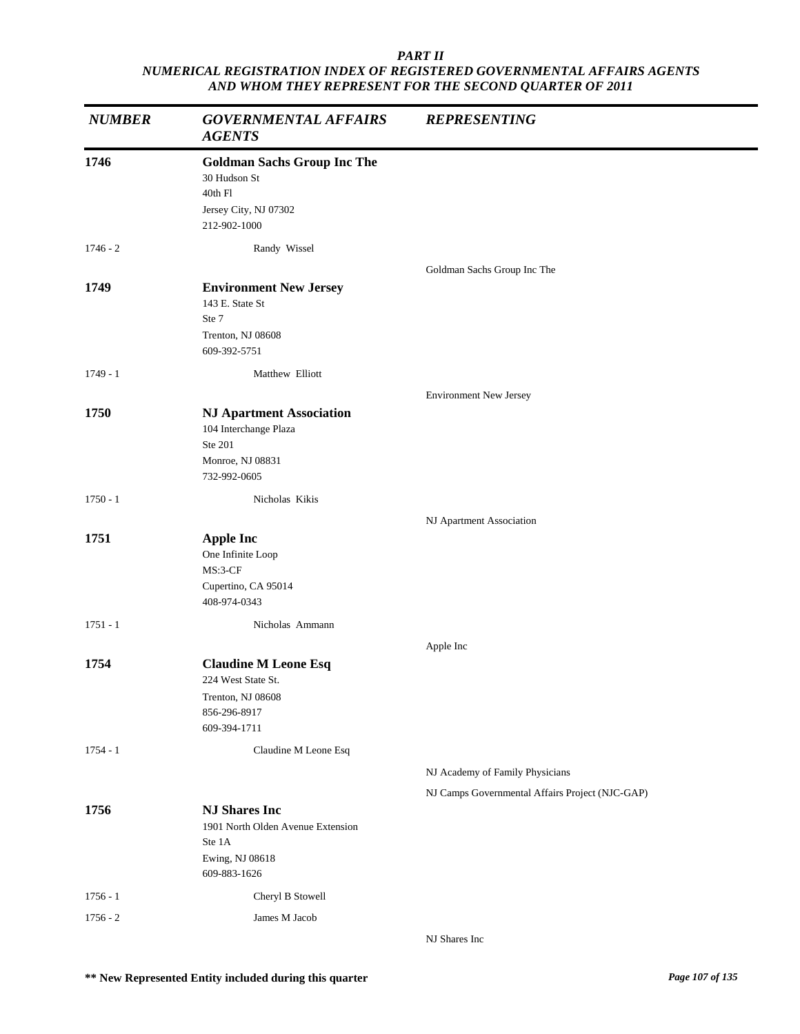***PART II***
***NUMERICAL REGISTRATION INDEX OF REGISTERED GOVERNMENTAL AFFAIRS AGENTS AND WHOM THEY REPRESENT FOR THE SECOND QUARTER OF 2011***

| *NUMBER* | *GOVERNMENTAL AFFAIRS AGENTS* | *REPRESENTING* |
|---|---|---|
| **1746** | **Goldman Sachs Group Inc The**<br>30 Hudson St<br>40th Fl<br>Jersey City, NJ 07302<br>212-902-1000 | |
| 1746 - 2 | Randy Wissel | |
| | | Goldman Sachs Group Inc The |
| **1749** | **Environment New Jersey**<br>143 E. State St<br>Ste 7<br>Trenton, NJ 08608<br>609-392-5751 | |
| 1749 - 1 | Matthew Elliott | |
| | | Environment New Jersey |
| **1750** | **NJ Apartment Association**<br>104 Interchange Plaza<br>Ste 201<br>Monroe, NJ 08831<br>732-992-0605 | |
| 1750 - 1 | Nicholas Kikis | |
| | | NJ Apartment Association |
| **1751** | **Apple Inc**<br>One Infinite Loop<br>MS:3-CF<br>Cupertino, CA 95014<br>408-974-0343 | |
| 1751 - 1 | Nicholas Ammann | |
| | | Apple Inc |
| **1754** | **Claudine M Leone Esq**<br>224 West State St.<br>Trenton, NJ 08608<br>856-296-8917<br>609-394-1711 | |
| 1754 - 1 | Claudine M Leone Esq | |
| | | NJ Academy of Family Physicians |
| | | NJ Camps Governmental Affairs Project (NJC-GAP) |
| **1756** | **NJ Shares Inc**<br>1901 North Olden Avenue Extension<br>Ste 1A<br>Ewing, NJ 08618<br>609-883-1626 | |
| 1756 - 1 | Cheryl B Stowell | |
| 1756 - 2 | James M Jacob | |
| | | NJ Shares Inc |

**\*\* New Represented Entity included during this quarter**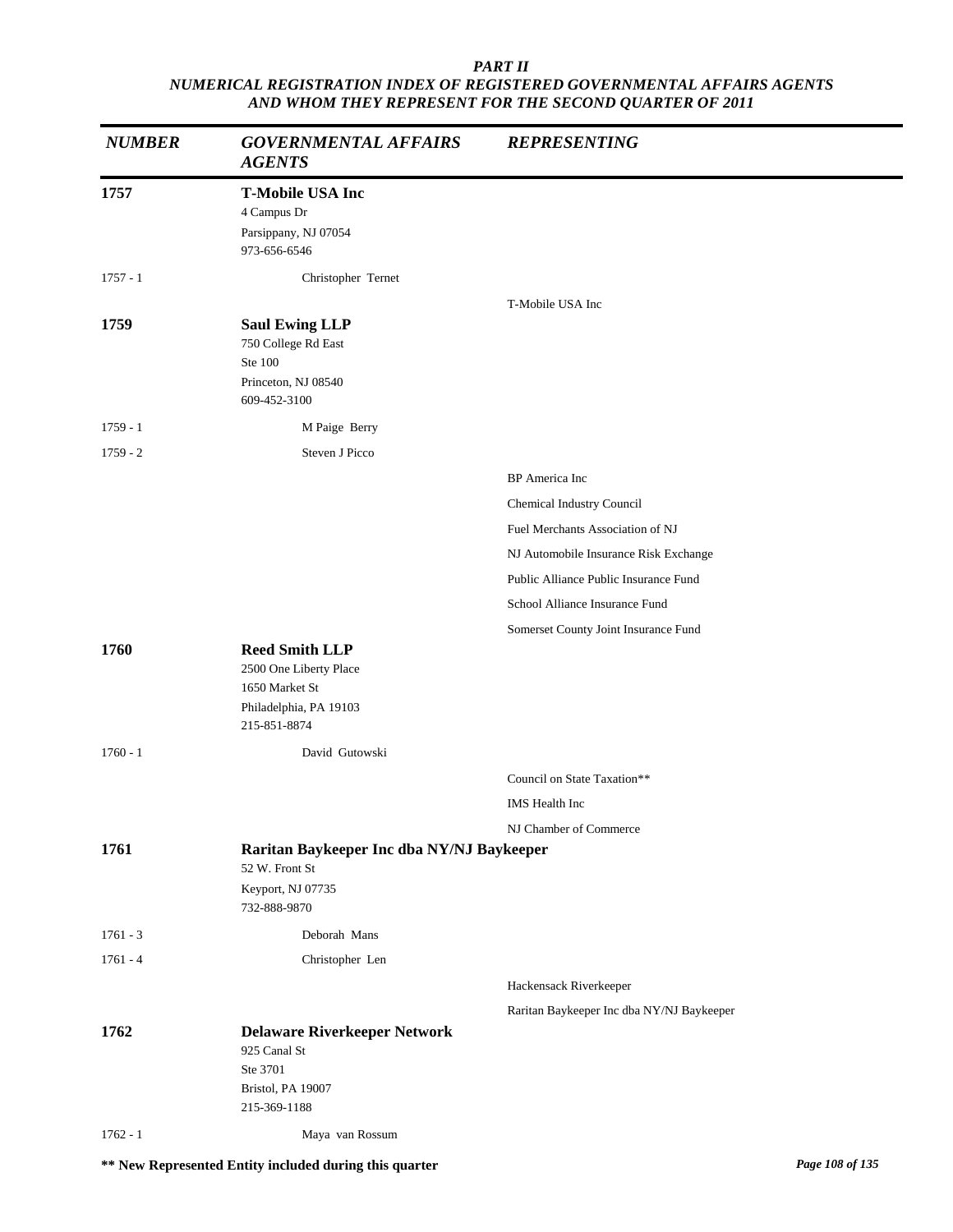*PART II*
*NUMERICAL REGISTRATION INDEX OF REGISTERED GOVERNMENTAL AFFAIRS AGENTS AND WHOM THEY REPRESENT FOR THE SECOND QUARTER OF 2011*

| *NUMBER* | *GOVERNMENTAL AFFAIRS AGENTS* | *REPRESENTING* |
|---|---|---|
| **1757** | **T-Mobile USA Inc**<br>4 Campus Dr<br>Parsippany, NJ 07054<br>973-656-6546 | |
| 1757 - 1 | Christopher Ternet | |
| | | T-Mobile USA Inc |
| **1759** | **Saul Ewing LLP**<br>750 College Rd East<br>Ste 100<br>Princeton, NJ 08540<br>609-452-3100 | |
| 1759 - 1 | M Paige Berry | |
| 1759 - 2 | Steven J Picco | |
| | | BP America Inc |
| | | Chemical Industry Council |
| | | Fuel Merchants Association of NJ |
| | | NJ Automobile Insurance Risk Exchange |
| | | Public Alliance Public Insurance Fund |
| | | School Alliance Insurance Fund |
| | | Somerset County Joint Insurance Fund |
| **1760** | **Reed Smith LLP**<br>2500 One Liberty Place<br>1650 Market St<br>Philadelphia, PA 19103<br>215-851-8874 | |
| 1760 - 1 | David Gutowski | |
| | | Council on State Taxation** |
| | | IMS Health Inc |
| | | NJ Chamber of Commerce |
| **1761** | **Raritan Baykeeper Inc dba NY/NJ Baykeeper**<br>52 W. Front St<br>Keyport, NJ 07735<br>732-888-9870 | |
| 1761 - 3 | Deborah Mans | |
| 1761 - 4 | Christopher Len | |
| | | Hackensack Riverkeeper |
| | | Raritan Baykeeper Inc dba NY/NJ Baykeeper |
| **1762** | **Delaware Riverkeeper Network**<br>925 Canal St<br>Ste 3701<br>Bristol, PA 19007<br>215-369-1188 | |
| 1762 - 1 | Maya van Rossum | |

**** New Represented Entity included during this quarter**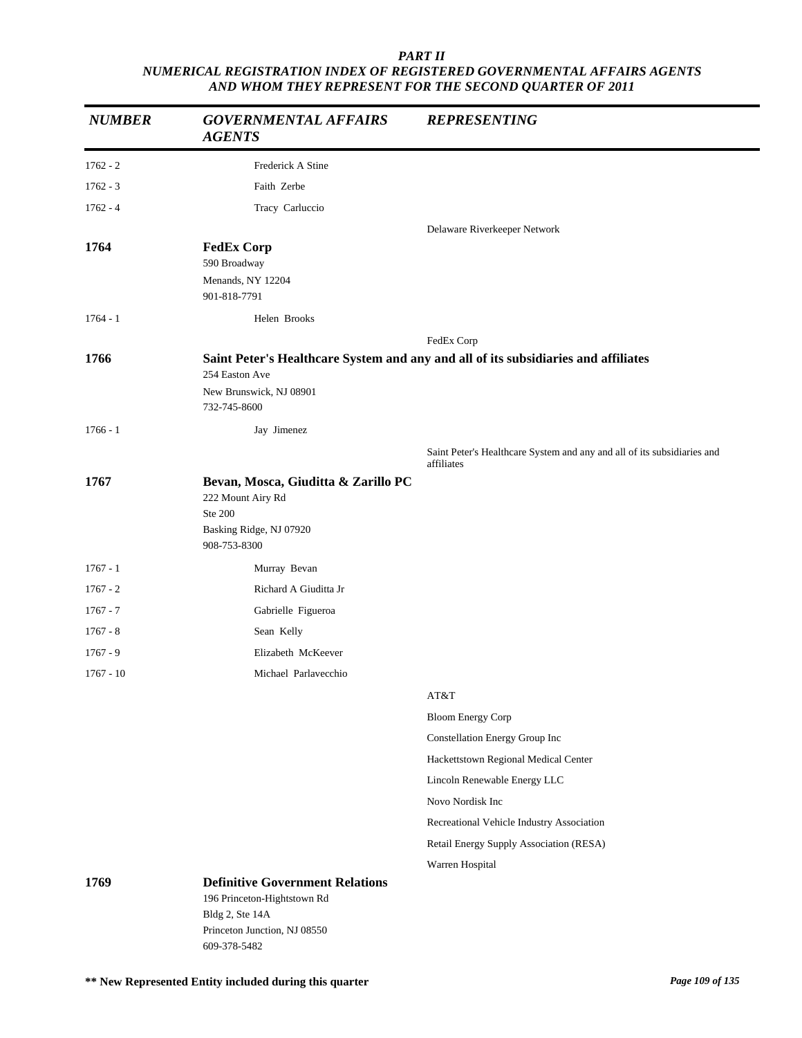*PART II*
*NUMERICAL REGISTRATION INDEX OF REGISTERED GOVERNMENTAL AFFAIRS AGENTS AND WHOM THEY REPRESENT FOR THE SECOND QUARTER OF 2011*

| *NUMBER* | *GOVERNMENTAL AFFAIRS AGENTS* | *REPRESENTING* |
|---|---|---|
| 1762 - 2 | Frederick A Stine | |
| 1762 - 3 | Faith Zerbe | |
| 1762 - 4 | Tracy Carluccio | |
| | | Delaware Riverkeeper Network |
| **1764** | **FedEx Corp**<br>590 Broadway<br>Menands, NY 12204<br>901-818-7791 | |
| 1764 - 1 | Helen Brooks | |
| | | FedEx Corp |
| **1766** | **Saint Peter's Healthcare System and any and all of its subsidiaries and affiliates**<br>254 Easton Ave<br>New Brunswick, NJ 08901<br>732-745-8600 | |
| 1766 - 1 | Jay Jimenez | |
| | | Saint Peter's Healthcare System and any and all of its subsidiaries and affiliates |
| **1767** | **Bevan, Mosca, Giuditta & Zarillo PC**<br>222 Mount Airy Rd<br>Ste 200<br>Basking Ridge, NJ 07920<br>908-753-8300 | |
| 1767 - 1 | Murray Bevan | |
| 1767 - 2 | Richard A Giuditta Jr | |
| 1767 - 7 | Gabrielle Figueroa | |
| 1767 - 8 | Sean Kelly | |
| 1767 - 9 | Elizabeth McKeever | |
| 1767 - 10 | Michael Parlavecchio | |
| | | AT&T |
| | | Bloom Energy Corp |
| | | Constellation Energy Group Inc |
| | | Hackettstown Regional Medical Center |
| | | Lincoln Renewable Energy LLC |
| | | Novo Nordisk Inc |
| | | Recreational Vehicle Industry Association |
| | | Retail Energy Supply Association (RESA) |
| | | Warren Hospital |
| **1769** | **Definitive Government Relations**<br>196 Princeton-Hightstown Rd<br>Bldg 2, Ste 14A<br>Princeton Junction, NJ 08550<br>609-378-5482 | |

**\*\* New Represented Entity included during this quarter**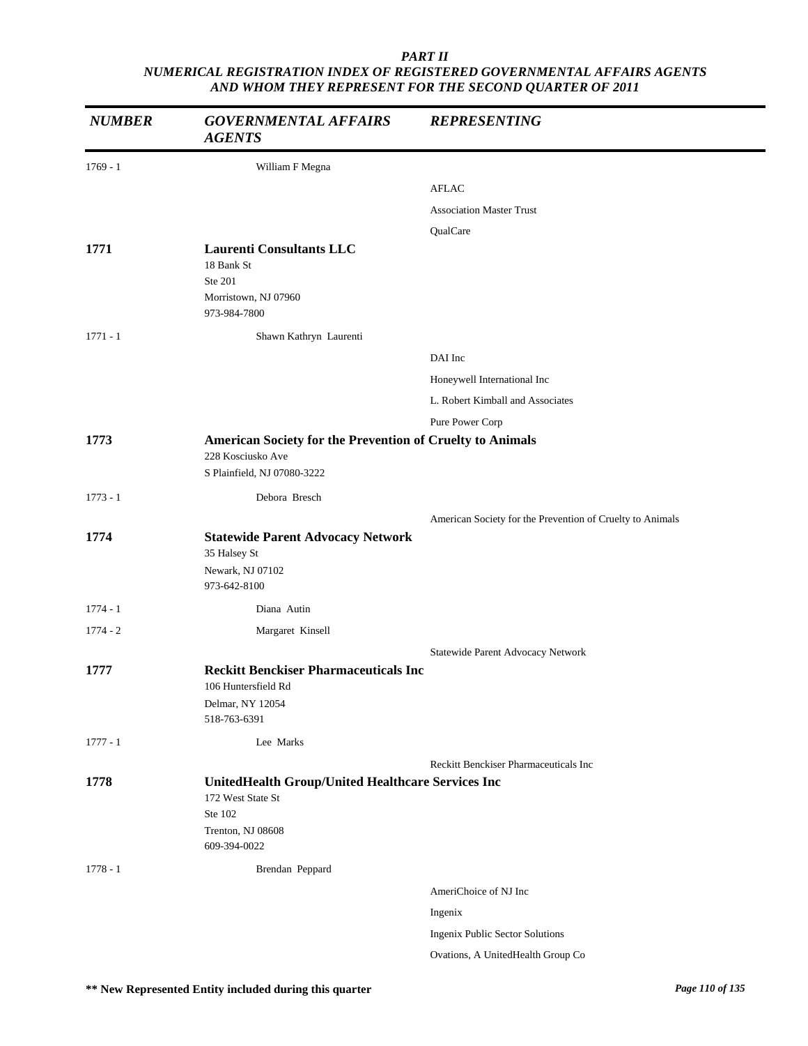*PART II*
*NUMERICAL REGISTRATION INDEX OF REGISTERED GOVERNMENTAL AFFAIRS AGENTS AND WHOM THEY REPRESENT FOR THE SECOND QUARTER OF 2011*

| *NUMBER* | *GOVERNMENTAL AFFAIRS AGENTS* | *REPRESENTING* |
|---|---|---|
| 1769 - 1 | William F Megna | |
| | | AFLAC |
| | | Association Master Trust |
| | | QualCare |
| **1771** | **Laurenti Consultants LLC**<br>18 Bank St<br>Ste 201<br>Morristown, NJ 07960<br>973-984-7800 | |
| 1771 - 1 | Shawn Kathryn Laurenti | |
| | | DAI Inc |
| | | Honeywell International Inc |
| | | L. Robert Kimball and Associates |
| | | Pure Power Corp |
| **1773** | **American Society for the Prevention of Cruelty to Animals**<br>228 Kosciusko Ave<br>S Plainfield, NJ 07080-3222 | |
| 1773 - 1 | Debora Bresch | |
| | | American Society for the Prevention of Cruelty to Animals |
| **1774** | **Statewide Parent Advocacy Network**<br>35 Halsey St<br>Newark, NJ 07102<br>973-642-8100 | |
| 1774 - 1 | Diana Autin | |
| 1774 - 2 | Margaret Kinsell | |
| | | Statewide Parent Advocacy Network |
| **1777** | **Reckitt Benckiser Pharmaceuticals Inc**<br>106 Huntersfield Rd<br>Delmar, NY 12054<br>518-763-6391 | |
| 1777 - 1 | Lee Marks | |
| | | Reckitt Benckiser Pharmaceuticals Inc |
| **1778** | **UnitedHealth Group/United Healthcare Services Inc**<br>172 West State St<br>Ste 102<br>Trenton, NJ 08608<br>609-394-0022 | |
| 1778 - 1 | Brendan Peppard | |
| | | AmeriChoice of NJ Inc |
| | | Ingenix |
| | | Ingenix Public Sector Solutions |
| | | Ovations, A UnitedHealth Group Co |

**\*\* New Represented Entity included during this quarter**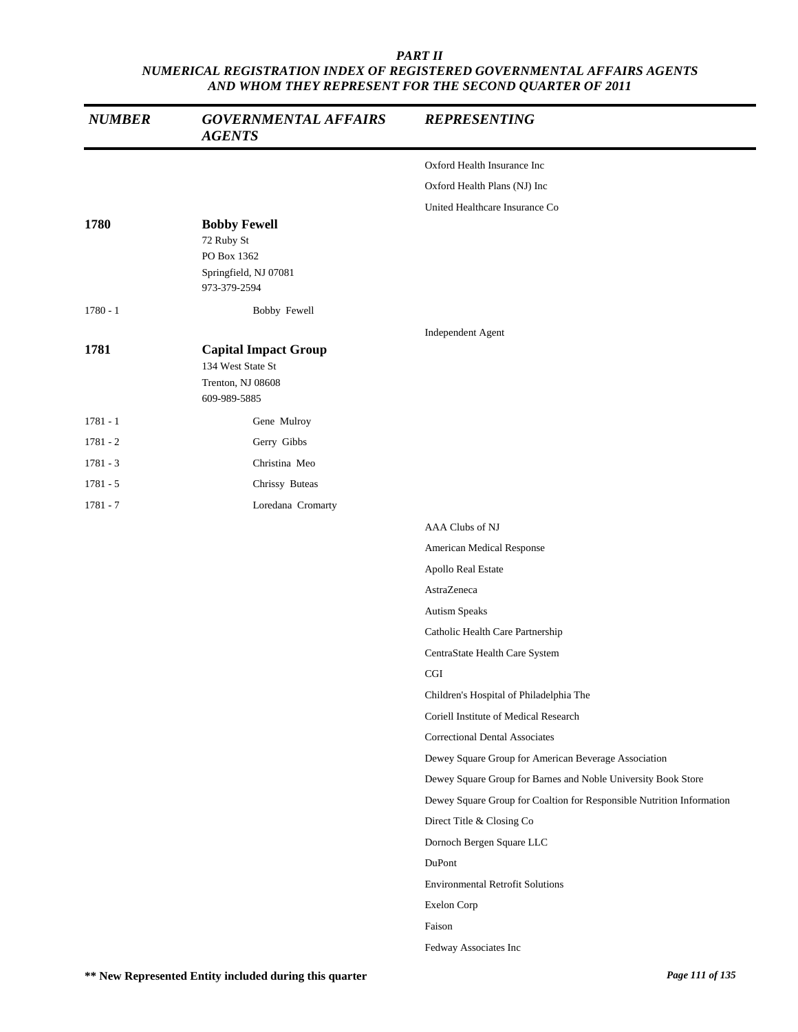*PART II*
*NUMERICAL REGISTRATION INDEX OF REGISTERED GOVERNMENTAL AFFAIRS AGENTS AND WHOM THEY REPRESENT FOR THE SECOND QUARTER OF 2011*

| *NUMBER* | *GOVERNMENTAL AFFAIRS AGENTS* | *REPRESENTING* |
|---|---|---|
| | | Oxford Health Insurance Inc |
| | | Oxford Health Plans (NJ) Inc |
| | | United Healthcare Insurance Co |
| **1780** | **Bobby Fewell**<br>72 Ruby St<br>PO Box 1362<br>Springfield, NJ 07081<br>973-379-2594 | |
| 1780 - 1 | Bobby Fewell | |
| | | Independent Agent |
| **1781** | **Capital Impact Group**<br>134 West State St<br>Trenton, NJ 08608<br>609-989-5885 | |
| 1781 - 1 | Gene Mulroy | |
| 1781 - 2 | Gerry Gibbs | |
| 1781 - 3 | Christina Meo | |
| 1781 - 5 | Chrissy Buteas | |
| 1781 - 7 | Loredana Cromarty | |
| | | AAA Clubs of NJ |
| | | American Medical Response |
| | | Apollo Real Estate |
| | | AstraZeneca |
| | | Autism Speaks |
| | | Catholic Health Care Partnership |
| | | CentraState Health Care System |
| | | CGI |
| | | Children's Hospital of Philadelphia The |
| | | Coriell Institute of Medical Research |
| | | Correctional Dental Associates |
| | | Dewey Square Group for American Beverage Association |
| | | Dewey Square Group for Barnes and Noble University Book Store |
| | | Dewey Square Group for Coaltion for Responsible Nutrition Information |
| | | Direct Title & Closing Co |
| | | Dornoch Bergen Square LLC |
| | | DuPont |
| | | Environmental Retrofit Solutions |
| | | Exelon Corp |
| | | Faison |
| | | Fedway Associates Inc |

**\*\* New Represented Entity included during this quarter**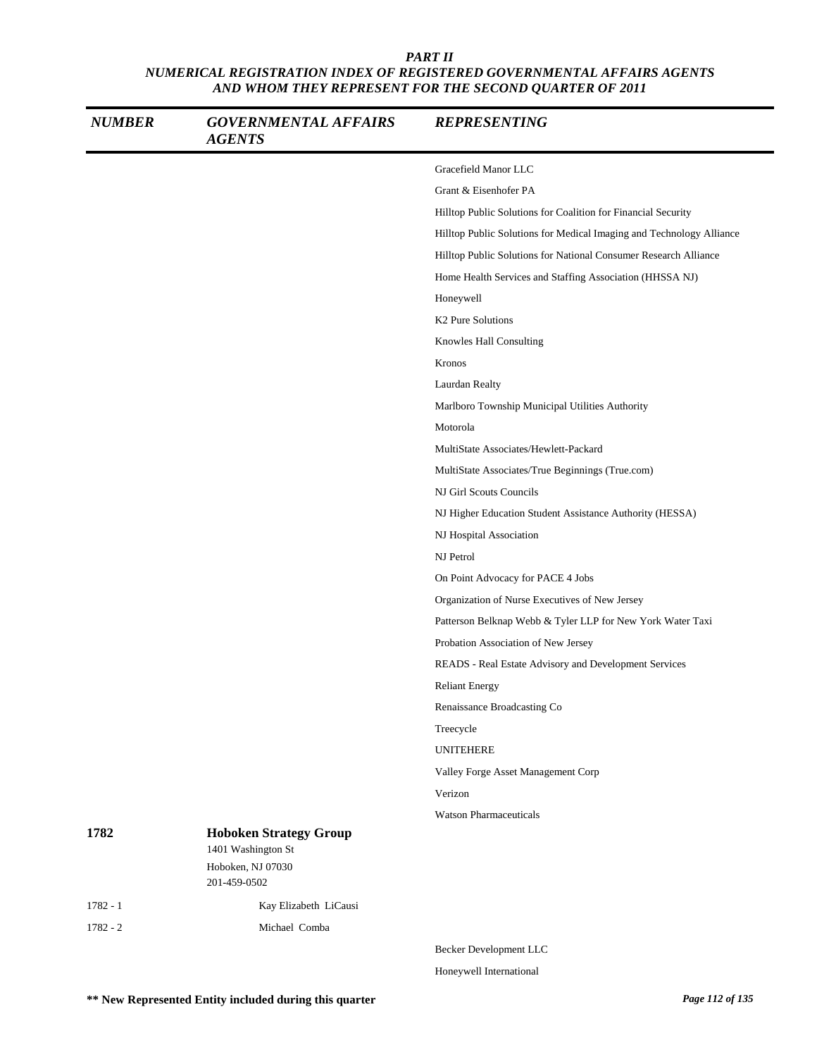**PART II**
**NUMERICAL REGISTRATION INDEX OF REGISTERED GOVERNMENTAL AFFAIRS AGENTS AND WHOM THEY REPRESENT FOR THE SECOND QUARTER OF 2011**

| NUMBER | GOVERNMENTAL AFFAIRS AGENTS | REPRESENTING |
|---|---|---|
| | | Gracefield Manor LLC |
| | | Grant & Eisenhofer PA |
| | | Hilltop Public Solutions for Coalition for Financial Security |
| | | Hilltop Public Solutions for Medical Imaging and Technology Alliance |
| | | Hilltop Public Solutions for National Consumer Research Alliance |
| | | Home Health Services and Staffing Association (HHSSA NJ) |
| | | Honeywell |
| | | K2 Pure Solutions |
| | | Knowles Hall Consulting |
| | | Kronos |
| | | Laurdan Realty |
| | | Marlboro Township Municipal Utilities Authority |
| | | Motorola |
| | | MultiState Associates/Hewlett-Packard |
| | | MultiState Associates/True Beginnings (True.com) |
| | | NJ Girl Scouts Councils |
| | | NJ Higher Education Student Assistance Authority (HESSA) |
| | | NJ Hospital Association |
| | | NJ Petrol |
| | | On Point Advocacy for PACE 4 Jobs |
| | | Organization of Nurse Executives of New Jersey |
| | | Patterson Belknap Webb & Tyler LLP for New York Water Taxi |
| | | Probation Association of New Jersey |
| | | READS - Real Estate Advisory and Development Services |
| | | Reliant Energy |
| | | Renaissance Broadcasting Co |
| | | Treecycle |
| | | UNITEHERE |
| | | Valley Forge Asset Management Corp |
| | | Verizon |
| | | Watson Pharmaceuticals |
| **1782** | **Hoboken Strategy Group**<br>1401 Washington St<br>Hoboken, NJ 07030<br>201-459-0502 | |
| 1782 - 1 | Kay Elizabeth LiCausi | |
| 1782 - 2 | Michael Comba | |
| | | Becker Development LLC |
| | | Honeywell International |

**\*\* New Represented Entity included during this quarter**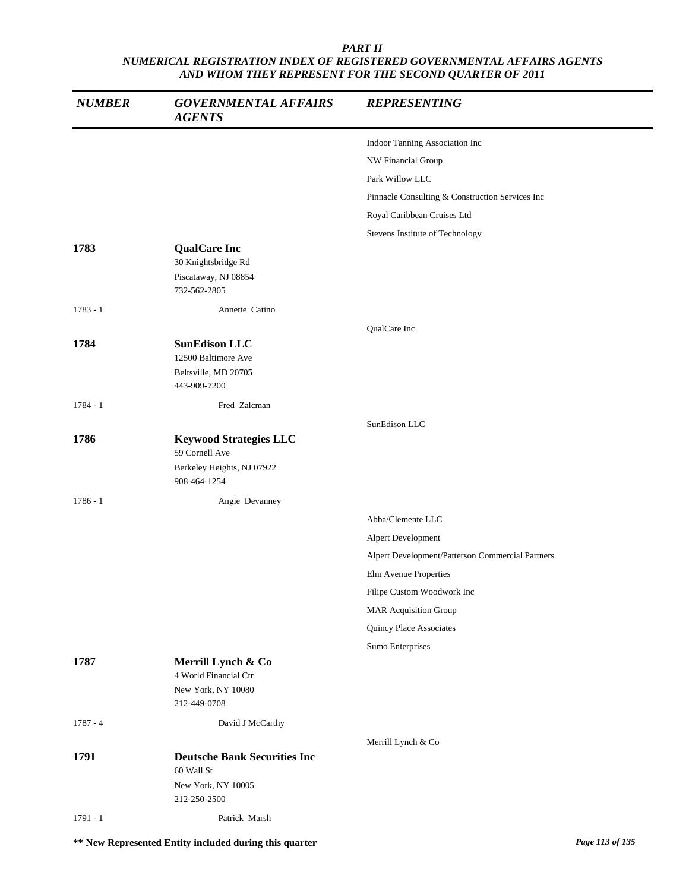*PART II*
*NUMERICAL REGISTRATION INDEX OF REGISTERED GOVERNMENTAL AFFAIRS AGENTS AND WHOM THEY REPRESENT FOR THE SECOND QUARTER OF 2011*

| NUMBER | GOVERNMENTAL AFFAIRS AGENTS | REPRESENTING |
|---|---|---|
| | | Indoor Tanning Association Inc |
| | | NW Financial Group |
| | | Park Willow LLC |
| | | Pinnacle Consulting & Construction Services Inc |
| | | Royal Caribbean Cruises Ltd |
| | | Stevens Institute of Technology |
| **1783** | **QualCare Inc**<br>30 Knightsbridge Rd<br>Piscataway, NJ 08854<br>732-562-2805 | |
| 1783 - 1 | Annette Catino | |
| | | QualCare Inc |
| **1784** | **SunEdison LLC**<br>12500 Baltimore Ave<br>Beltsville, MD 20705<br>443-909-7200 | |
| 1784 - 1 | Fred Zalcman | |
| | | SunEdison LLC |
| **1786** | **Keywood Strategies LLC**<br>59 Cornell Ave<br>Berkeley Heights, NJ 07922<br>908-464-1254 | |
| 1786 - 1 | Angie Devanney | |
| | | Abba/Clemente LLC |
| | | Alpert Development |
| | | Alpert Development/Patterson Commercial Partners |
| | | Elm Avenue Properties |
| | | Filipe Custom Woodwork Inc |
| | | MAR Acquisition Group |
| | | Quincy Place Associates |
| | | Sumo Enterprises |
| **1787** | **Merrill Lynch & Co**<br>4 World Financial Ctr<br>New York, NY 10080<br>212-449-0708 | |
| 1787 - 4 | David J McCarthy | |
| | | Merrill Lynch & Co |
| **1791** | **Deutsche Bank Securities Inc**<br>60 Wall St<br>New York, NY 10005<br>212-250-2500 | |
| 1791 - 1 | Patrick Marsh | |

**** New Represented Entity included during this quarter**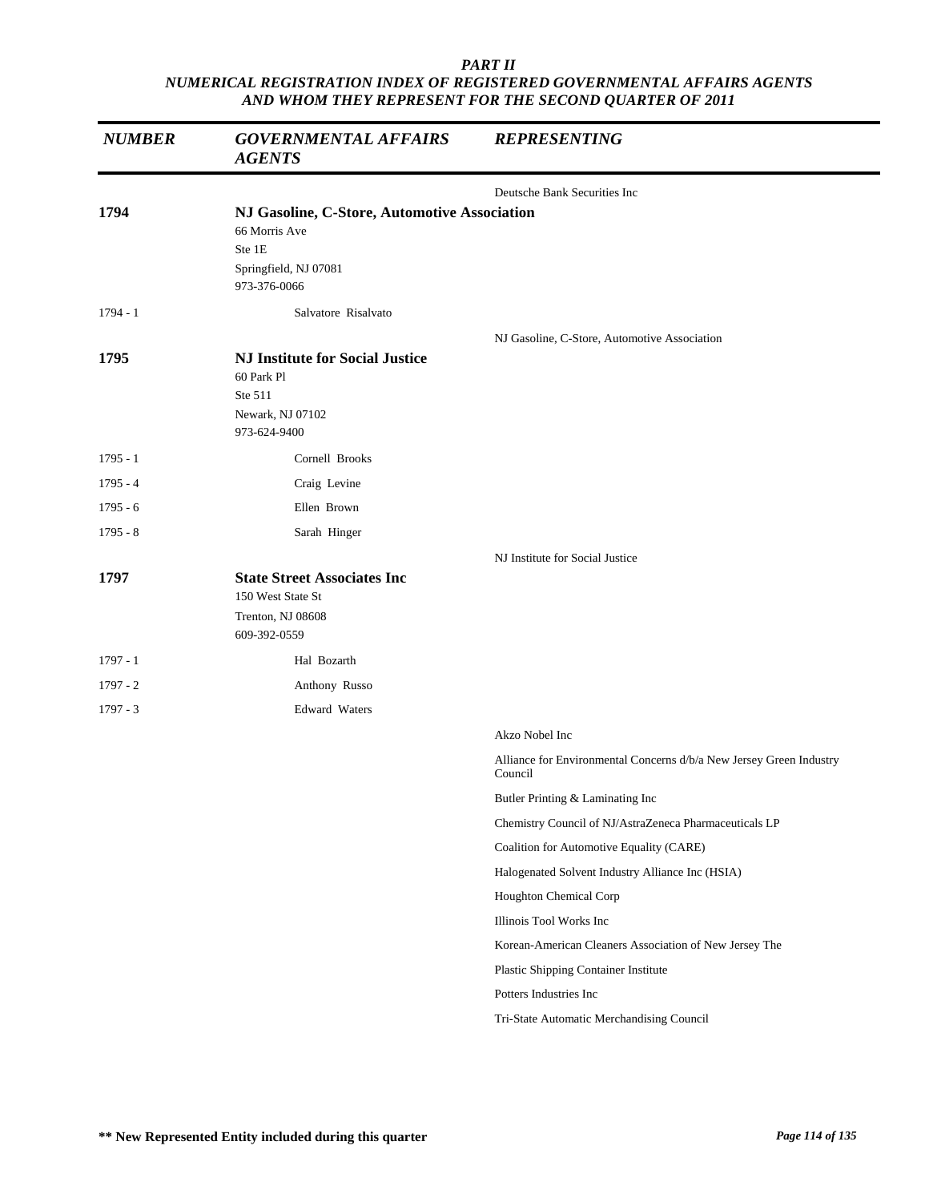**PART II**
**NUMERICAL REGISTRATION INDEX OF REGISTERED GOVERNMENTAL AFFAIRS AGENTS AND WHOM THEY REPRESENT FOR THE SECOND QUARTER OF 2011**

| NUMBER | GOVERNMENTAL AFFAIRS AGENTS | REPRESENTING |
|---|---|---|
| | | Deutsche Bank Securities Inc |
| **1794** | **NJ Gasoline, C-Store, Automotive Association**<br>66 Morris Ave<br>Ste 1E<br>Springfield, NJ 07081<br>973-376-0066 | |
| 1794 - 1 | Salvatore Risalvato | |
| | | NJ Gasoline, C-Store, Automotive Association |
| **1795** | **NJ Institute for Social Justice**<br>60 Park Pl<br>Ste 511<br>Newark, NJ 07102<br>973-624-9400 | |
| 1795 - 1 | Cornell Brooks | |
| 1795 - 4 | Craig Levine | |
| 1795 - 6 | Ellen Brown | |
| 1795 - 8 | Sarah Hinger | |
| | | NJ Institute for Social Justice |
| **1797** | **State Street Associates Inc**<br>150 West State St<br>Trenton, NJ 08608<br>609-392-0559 | |
| 1797 - 1 | Hal Bozarth | |
| 1797 - 2 | Anthony Russo | |
| 1797 - 3 | Edward Waters | |
| | | Akzo Nobel Inc |
| | | Alliance for Environmental Concerns d/b/a New Jersey Green Industry Council |
| | | Butler Printing & Laminating Inc |
| | | Chemistry Council of NJ/AstraZeneca Pharmaceuticals LP |
| | | Coalition for Automotive Equality (CARE) |
| | | Halogenated Solvent Industry Alliance Inc (HSIA) |
| | | Houghton Chemical Corp |
| | | Illinois Tool Works Inc |
| | | Korean-American Cleaners Association of New Jersey The |
| | | Plastic Shipping Container Institute |
| | | Potters Industries Inc |
| | | Tri-State Automatic Merchandising Council |

**** New Represented Entity included during this quarter**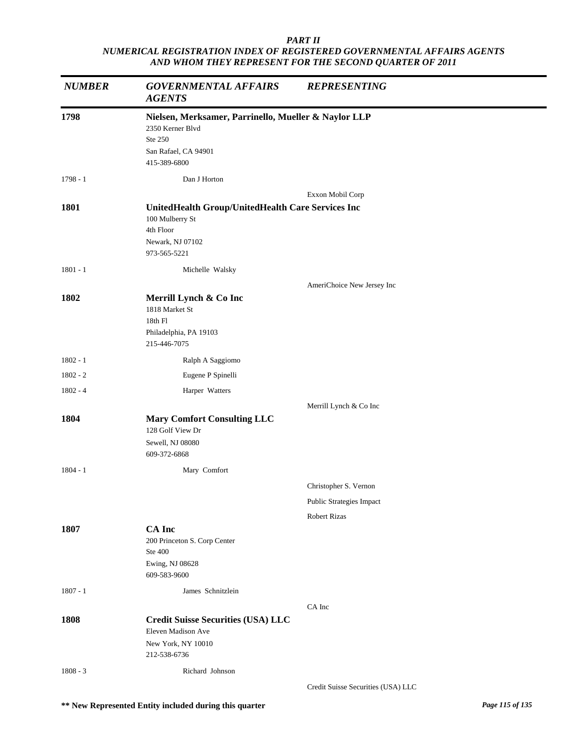***PART II***
***NUMERICAL REGISTRATION INDEX OF REGISTERED GOVERNMENTAL AFFAIRS AGENTS AND WHOM THEY REPRESENT FOR THE SECOND QUARTER OF 2011***

| *NUMBER* | *GOVERNMENTAL AFFAIRS AGENTS* | *REPRESENTING* |
|---|---|---|
| **1798** | **Nielsen, Merksamer, Parrinello, Mueller & Naylor LLP**<br>2350 Kerner Blvd<br>Ste 250<br>San Rafael, CA 94901<br>415-389-6800 | |
| 1798 - 1 | Dan J Horton | |
| | | Exxon Mobil Corp |
| **1801** | **UnitedHealth Group/UnitedHealth Care Services Inc**<br>100 Mulberry St<br>4th Floor<br>Newark, NJ 07102<br>973-565-5221 | |
| 1801 - 1 | Michelle Walsky | |
| | | AmeriChoice New Jersey Inc |
| **1802** | **Merrill Lynch & Co Inc**<br>1818 Market St<br>18th Fl<br>Philadelphia, PA 19103<br>215-446-7075 | |
| 1802 - 1 | Ralph A Saggiomo | |
| 1802 - 2 | Eugene P Spinelli | |
| 1802 - 4 | Harper Watters | |
| | | Merrill Lynch & Co Inc |
| **1804** | **Mary Comfort Consulting LLC**<br>128 Golf View Dr<br>Sewell, NJ 08080<br>609-372-6868 | |
| 1804 - 1 | Mary Comfort | |
| | | Christopher S. Vernon |
| | | Public Strategies Impact |
| | | Robert Rizas |
| **1807** | **CA Inc**<br>200 Princeton S. Corp Center<br>Ste 400<br>Ewing, NJ 08628<br>609-583-9600 | |
| 1807 - 1 | James Schnitzlein | |
| | | CA Inc |
| **1808** | **Credit Suisse Securities (USA) LLC**<br>Eleven Madison Ave<br>New York, NY 10010<br>212-538-6736 | |
| 1808 - 3 | Richard Johnson | |
| | | Credit Suisse Securities (USA) LLC |

**** New Represented Entity included during this quarter**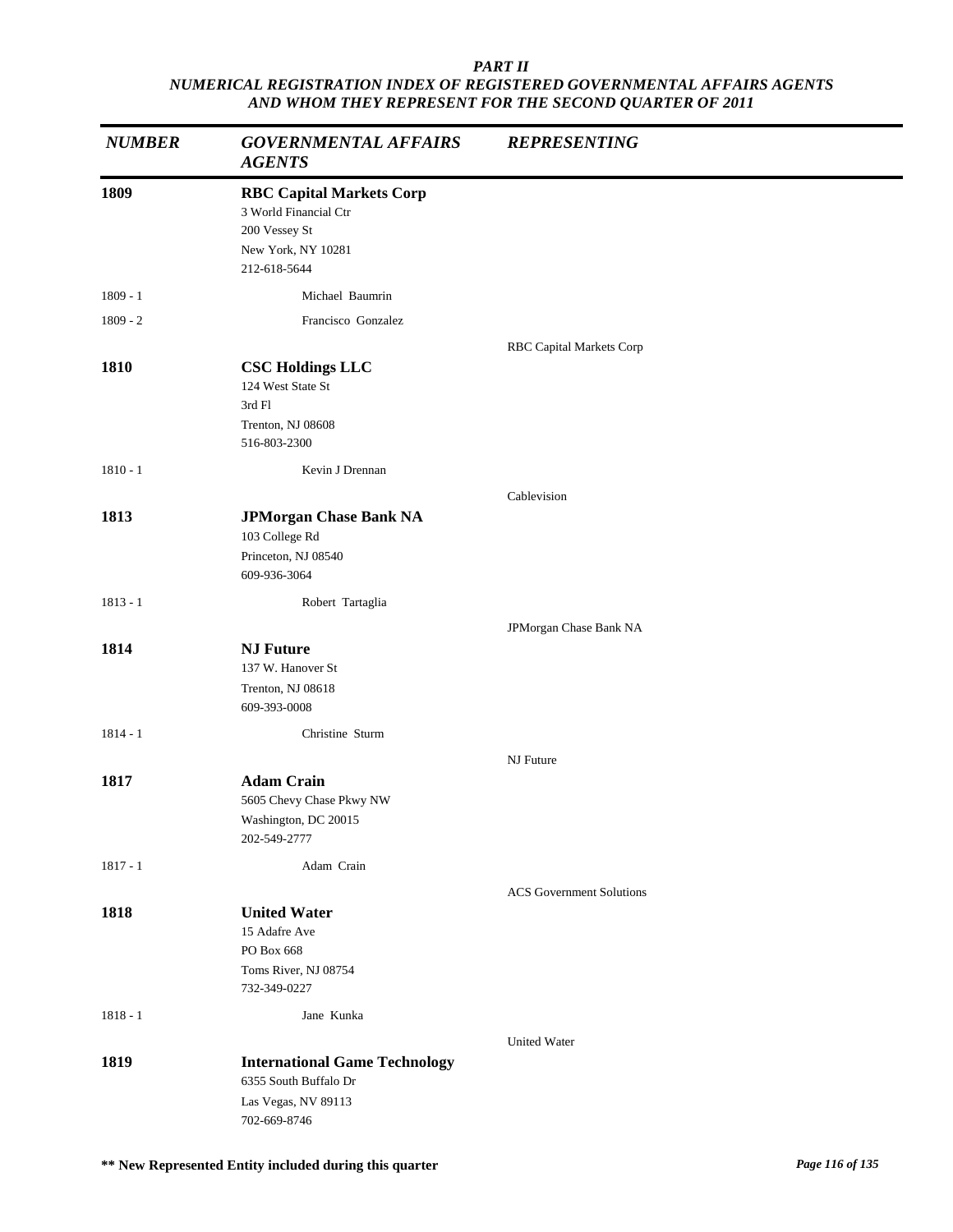*PART II*
*NUMERICAL REGISTRATION INDEX OF REGISTERED GOVERNMENTAL AFFAIRS AGENTS AND WHOM THEY REPRESENT FOR THE SECOND QUARTER OF 2011*

| *NUMBER* | *GOVERNMENTAL AFFAIRS AGENTS* | *REPRESENTING* |
|---|---|---|
| **1809** | **RBC Capital Markets Corp**<br>3 World Financial Ctr<br>200 Vessey St<br>New York, NY 10281<br>212-618-5644 | |
| 1809 - 1 | Michael Baumrin | |
| 1809 - 2 | Francisco Gonzalez | |
| | | RBC Capital Markets Corp |
| **1810** | **CSC Holdings LLC**<br>124 West State St<br>3rd Fl<br>Trenton, NJ 08608<br>516-803-2300 | |
| 1810 - 1 | Kevin J Drennan | |
| | | Cablevision |
| **1813** | **JPMorgan Chase Bank NA**<br>103 College Rd<br>Princeton, NJ 08540<br>609-936-3064 | |
| 1813 - 1 | Robert Tartaglia | |
| | | JPMorgan Chase Bank NA |
| **1814** | **NJ Future**<br>137 W. Hanover St<br>Trenton, NJ 08618<br>609-393-0008 | |
| 1814 - 1 | Christine Sturm | |
| | | NJ Future |
| **1817** | **Adam Crain**<br>5605 Chevy Chase Pkwy NW<br>Washington, DC 20015<br>202-549-2777 | |
| 1817 - 1 | Adam Crain | |
| | | ACS Government Solutions |
| **1818** | **United Water**<br>15 Adafre Ave<br>PO Box 668<br>Toms River, NJ 08754<br>732-349-0227 | |
| 1818 - 1 | Jane Kunka | |
| | | United Water |
| **1819** | **International Game Technology**<br>6355 South Buffalo Dr<br>Las Vegas, NV 89113<br>702-669-8746 | |

**** New Represented Entity included during this quarter**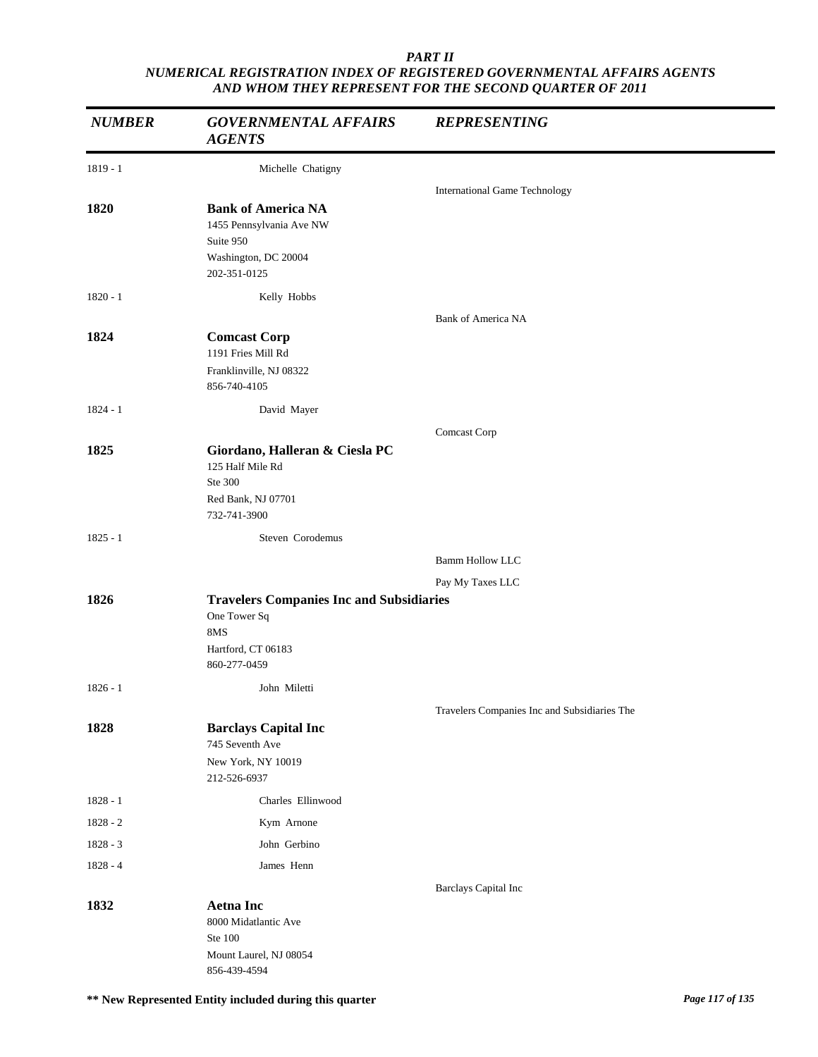# PART II
## NUMERICAL REGISTRATION INDEX OF REGISTERED GOVERNMENTAL AFFAIRS AGENTS AND WHOM THEY REPRESENT FOR THE SECOND QUARTER OF 2011

| NUMBER | GOVERNMENTAL AFFAIRS AGENTS | REPRESENTING |
|---|---|---|
| 1819 - 1 | Michelle Chatigny | |
| | | International Game Technology |
| **1820** | **Bank of America NA**<br>1455 Pennsylvania Ave NW<br>Suite 950<br>Washington, DC 20004<br>202-351-0125 | |
| 1820 - 1 | Kelly Hobbs | |
| | | Bank of America NA |
| **1824** | **Comcast Corp**<br>1191 Fries Mill Rd<br>Franklinville, NJ 08322<br>856-740-4105 | |
| 1824 - 1 | David Mayer | |
| | | Comcast Corp |
| **1825** | **Giordano, Halleran & Ciesla PC**<br>125 Half Mile Rd<br>Ste 300<br>Red Bank, NJ 07701<br>732-741-3900 | |
| 1825 - 1 | Steven Corodemus | |
| | | Bamm Hollow LLC |
| | | Pay My Taxes LLC |
| **1826** | **Travelers Companies Inc and Subsidiaries**<br>One Tower Sq<br>8MS<br>Hartford, CT 06183<br>860-277-0459 | |
| 1826 - 1 | John Miletti | |
| | | Travelers Companies Inc and Subsidiaries The |
| **1828** | **Barclays Capital Inc**<br>745 Seventh Ave<br>New York, NY 10019<br>212-526-6937 | |
| 1828 - 1 | Charles Ellinwood | |
| 1828 - 2 | Kym Arnone | |
| 1828 - 3 | John Gerbino | |
| 1828 - 4 | James Henn | |
| | | Barclays Capital Inc |
| **1832** | **Aetna Inc**<br>8000 Midatlantic Ave<br>Ste 100<br>Mount Laurel, NJ 08054<br>856-439-4594 | |

**\*\* New Represented Entity included during this quarter**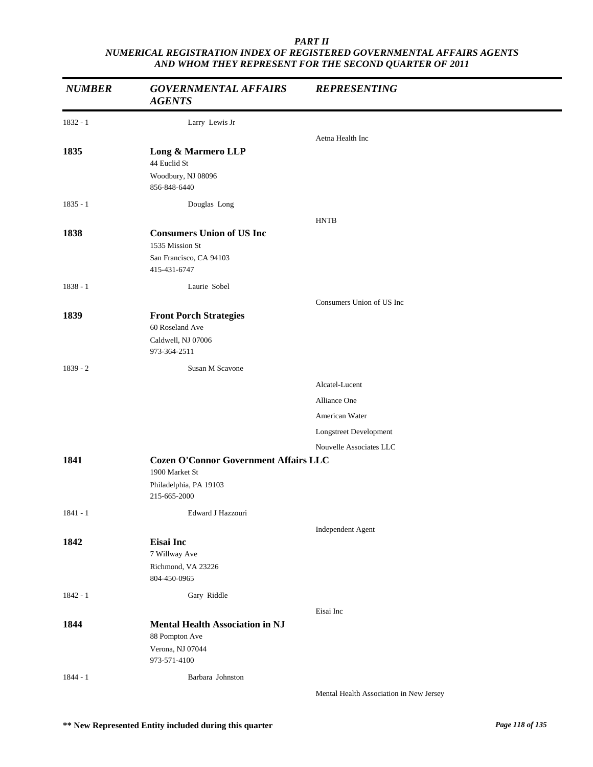*PART II*
*NUMERICAL REGISTRATION INDEX OF REGISTERED GOVERNMENTAL AFFAIRS AGENTS AND WHOM THEY REPRESENT FOR THE SECOND QUARTER OF 2011*

| *NUMBER* | *GOVERNMENTAL AFFAIRS AGENTS* | *REPRESENTING* |
|---|---|---|
| 1832 - 1 | Larry Lewis Jr | |
| | | Aetna Health Inc |
| **1835** | **Long & Marmero LLP**<br>44 Euclid St<br>Woodbury, NJ 08096<br>856-848-6440 | |
| 1835 - 1 | Douglas Long | |
| | | HNTB |
| **1838** | **Consumers Union of US Inc**<br>1535 Mission St<br>San Francisco, CA 94103<br>415-431-6747 | |
| 1838 - 1 | Laurie Sobel | |
| | | Consumers Union of US Inc |
| **1839** | **Front Porch Strategies**<br>60 Roseland Ave<br>Caldwell, NJ 07006<br>973-364-2511 | |
| 1839 - 2 | Susan M Scavone | |
| | | Alcatel-Lucent |
| | | Alliance One |
| | | American Water |
| | | Longstreet Development |
| | | Nouvelle Associates LLC |
| **1841** | **Cozen O'Connor Government Affairs LLC**<br>1900 Market St<br>Philadelphia, PA 19103<br>215-665-2000 | |
| 1841 - 1 | Edward J Hazzouri | |
| | | Independent Agent |
| **1842** | **Eisai Inc**<br>7 Willway Ave<br>Richmond, VA 23226<br>804-450-0965 | |
| 1842 - 1 | Gary Riddle | |
| | | Eisai Inc |
| **1844** | **Mental Health Association in NJ**<br>88 Pompton Ave<br>Verona, NJ 07044<br>973-571-4100 | |
| 1844 - 1 | Barbara Johnston | |
| | | Mental Health Association in New Jersey |

**\*\* New Represented Entity included during this quarter**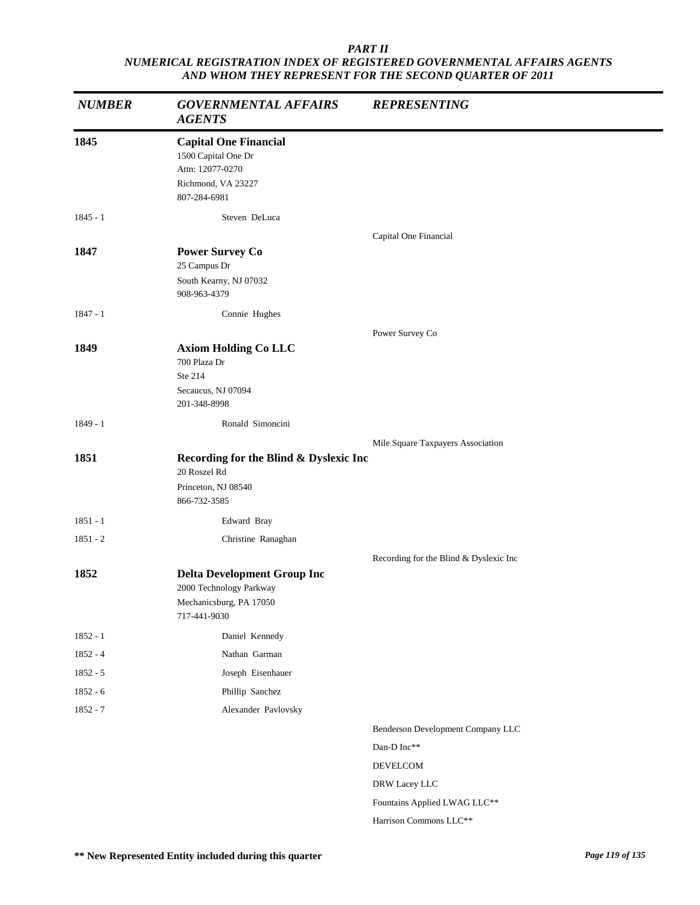***PART II***
***NUMERICAL REGISTRATION INDEX OF REGISTERED GOVERNMENTAL AFFAIRS AGENTS AND WHOM THEY REPRESENT FOR THE SECOND QUARTER OF 2011***

| *NUMBER* | *GOVERNMENTAL AFFAIRS AGENTS* | *REPRESENTING* |
|---|---|---|
| **1845** | **Capital One Financial**<br>1500 Capital One Dr<br>Attn: 12077-0270<br>Richmond, VA 23227<br>807-284-6981 | |
| 1845 - 1 | Steven DeLuca | |
| | | Capital One Financial |
| **1847** | **Power Survey Co**<br>25 Campus Dr<br>South Kearny, NJ 07032<br>908-963-4379 | |
| 1847 - 1 | Connie Hughes | |
| | | Power Survey Co |
| **1849** | **Axiom Holding Co LLC**<br>700 Plaza Dr<br>Ste 214<br>Secaucus, NJ 07094<br>201-348-8998 | |
| 1849 - 1 | Ronald Simoncini | |
| | | Mile Square Taxpayers Association |
| **1851** | **Recording for the Blind & Dyslexic Inc**<br>20 Roszel Rd<br>Princeton, NJ 08540<br>866-732-3585 | |
| 1851 - 1 | Edward Bray | |
| 1851 - 2 | Christine Ranaghan | |
| | | Recording for the Blind & Dyslexic Inc |
| **1852** | **Delta Development Group Inc**<br>2000 Technology Parkway<br>Mechanicsburg, PA 17050<br>717-441-9030 | |
| 1852 - 1 | Daniel Kennedy | |
| 1852 - 4 | Nathan Garman | |
| 1852 - 5 | Joseph Eisenhauer | |
| 1852 - 6 | Phillip Sanchez | |
| 1852 - 7 | Alexander Pavlovsky | |
| | | Benderson Development Company LLC |
| | | Dan-D Inc** |
| | | DEVELCOM |
| | | DRW Lacey LLC |
| | | Fountains Applied LWAG LLC** |
| | | Harrison Commons LLC** |

**** New Represented Entity included during this quarter**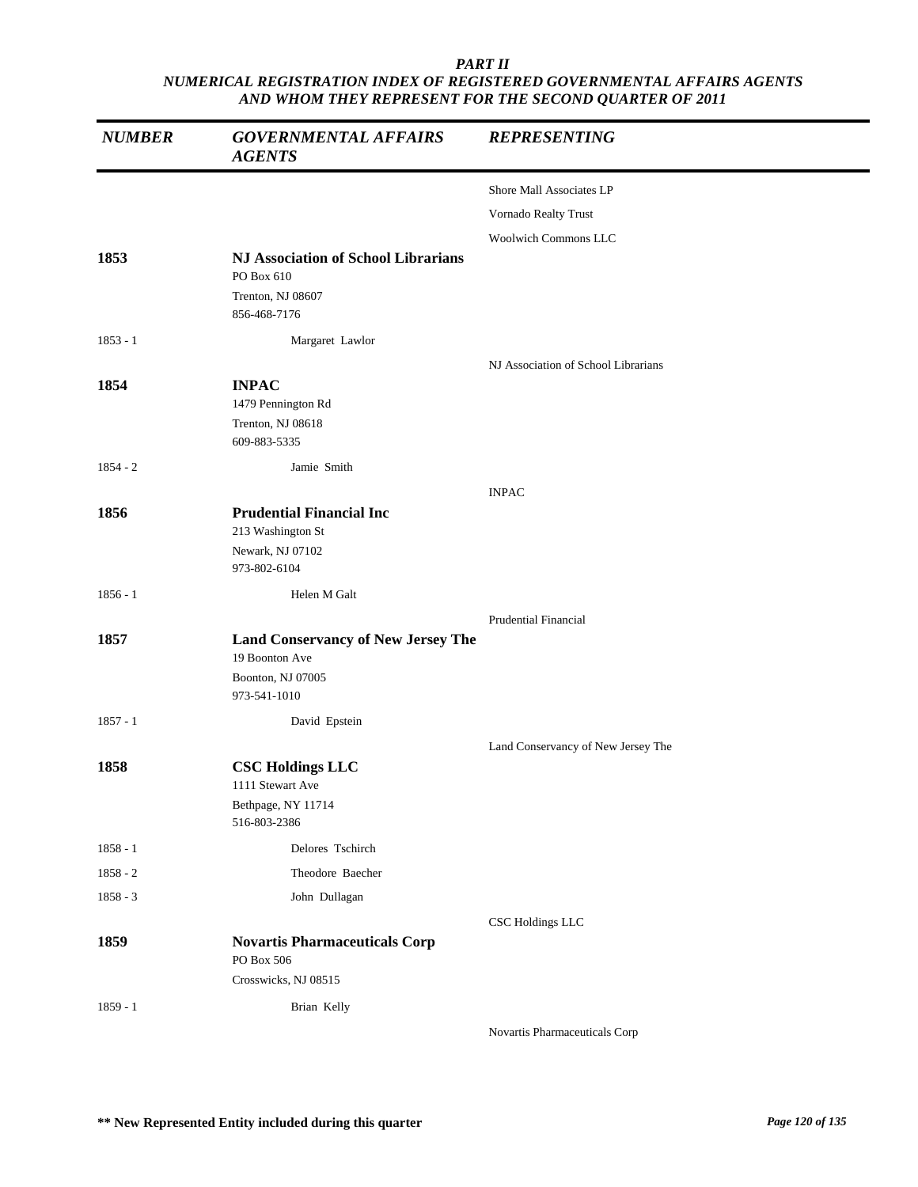*PART II*
*NUMERICAL REGISTRATION INDEX OF REGISTERED GOVERNMENTAL AFFAIRS AGENTS AND WHOM THEY REPRESENT FOR THE SECOND QUARTER OF 2011*

| *NUMBER* | *GOVERNMENTAL AFFAIRS AGENTS* | *REPRESENTING* |
|---|---|---|
| | | Shore Mall Associates LP |
| | | Vornado Realty Trust |
| | | Woolwich Commons LLC |
| **1853** | **NJ Association of School Librarians**<br>PO Box 610<br>Trenton, NJ 08607<br>856-468-7176 | |
| 1853 - 1 | Margaret Lawlor | |
| | | NJ Association of School Librarians |
| **1854** | **INPAC**<br>1479 Pennington Rd<br>Trenton, NJ 08618<br>609-883-5335 | |
| 1854 - 2 | Jamie Smith | |
| | | INPAC |
| **1856** | **Prudential Financial Inc**<br>213 Washington St<br>Newark, NJ 07102<br>973-802-6104 | |
| 1856 - 1 | Helen M Galt | |
| | | Prudential Financial |
| **1857** | **Land Conservancy of New Jersey The**<br>19 Boonton Ave<br>Boonton, NJ 07005<br>973-541-1010 | |
| 1857 - 1 | David Epstein | |
| | | Land Conservancy of New Jersey The |
| **1858** | **CSC Holdings LLC**<br>1111 Stewart Ave<br>Bethpage, NY 11714<br>516-803-2386 | |
| 1858 - 1 | Delores Tschirch | |
| 1858 - 2 | Theodore Baecher | |
| 1858 - 3 | John Dullagan | |
| | | CSC Holdings LLC |
| **1859** | **Novartis Pharmaceuticals Corp**<br>PO Box 506<br>Crosswicks, NJ 08515 | |
| 1859 - 1 | Brian Kelly | |
| | | Novartis Pharmaceuticals Corp |

**\*\* New Represented Entity included during this quarter**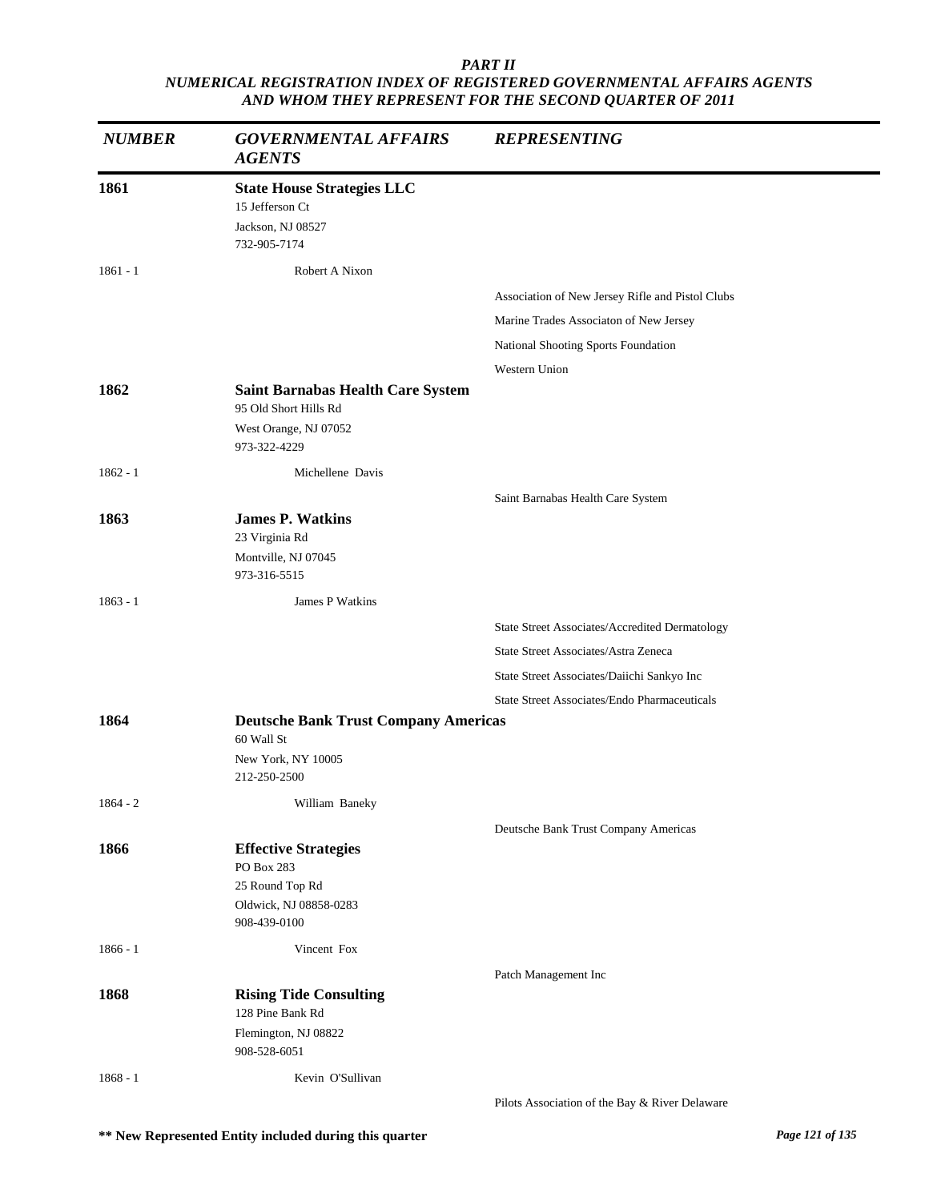***PART II***
***NUMERICAL REGISTRATION INDEX OF REGISTERED GOVERNMENTAL AFFAIRS AGENTS AND WHOM THEY REPRESENT FOR THE SECOND QUARTER OF 2011***

| *NUMBER* | *GOVERNMENTAL AFFAIRS AGENTS* | *REPRESENTING* |
|---|---|---|
| **1861** | **State House Strategies LLC**<br>15 Jefferson Ct<br>Jackson, NJ 08527<br>732-905-7174 | |
| 1861 - 1 | Robert A Nixon | |
| | | Association of New Jersey Rifle and Pistol Clubs |
| | | Marine Trades Associaton of New Jersey |
| | | National Shooting Sports Foundation |
| | | Western Union |
| **1862** | **Saint Barnabas Health Care System**<br>95 Old Short Hills Rd<br>West Orange, NJ 07052<br>973-322-4229 | |
| 1862 - 1 | Michellene Davis | |
| | | Saint Barnabas Health Care System |
| **1863** | **James P. Watkins**<br>23 Virginia Rd<br>Montville, NJ 07045<br>973-316-5515 | |
| 1863 - 1 | James P Watkins | |
| | | State Street Associates/Accredited Dermatology |
| | | State Street Associates/Astra Zeneca |
| | | State Street Associates/Daiichi Sankyo Inc |
| | | State Street Associates/Endo Pharmaceuticals |
| **1864** | **Deutsche Bank Trust Company Americas**<br>60 Wall St<br>New York, NY 10005<br>212-250-2500 | |
| 1864 - 2 | William Baneky | |
| | | Deutsche Bank Trust Company Americas |
| **1866** | **Effective Strategies**<br>PO Box 283<br>25 Round Top Rd<br>Oldwick, NJ 08858-0283<br>908-439-0100 | |
| 1866 - 1 | Vincent Fox | |
| | | Patch Management Inc |
| **1868** | **Rising Tide Consulting**<br>128 Pine Bank Rd<br>Flemington, NJ 08822<br>908-528-6051 | |
| 1868 - 1 | Kevin O'Sullivan | |
| | | Pilots Association of the Bay & River Delaware |

**** New Represented Entity included during this quarter**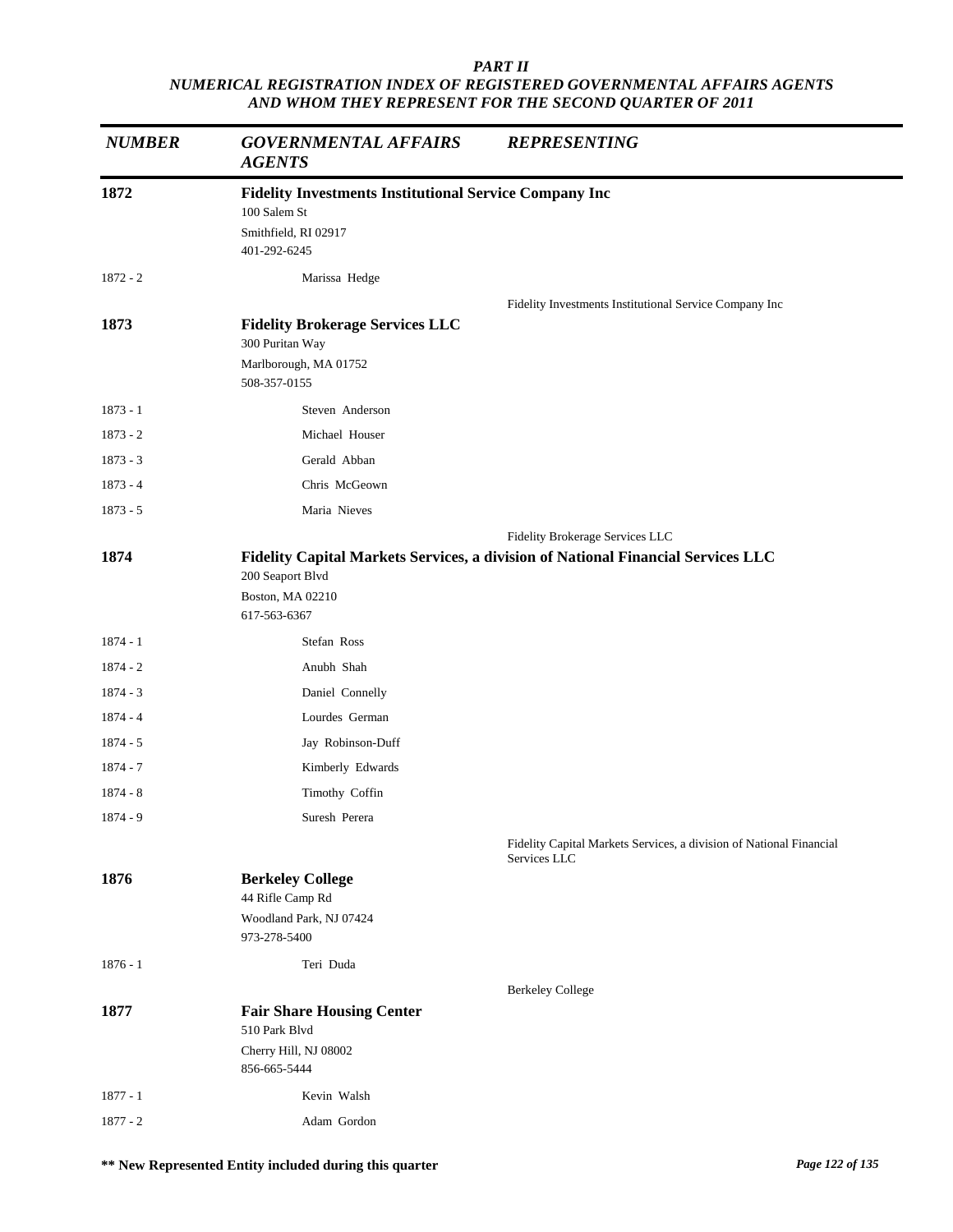### PART II
### NUMERICAL REGISTRATION INDEX OF REGISTERED GOVERNMENTAL AFFAIRS AGENTS AND WHOM THEY REPRESENT FOR THE SECOND QUARTER OF 2011

| NUMBER | GOVERNMENTAL AFFAIRS AGENTS | REPRESENTING |
|---|---|---|
| **1872** | **Fidelity Investments Institutional Service Company Inc**<br>100 Salem St<br>Smithfield, RI 02917<br>401-292-6245 | |
| 1872 - 2 | Marissa Hedge | |
| | | Fidelity Investments Institutional Service Company Inc |
| **1873** | **Fidelity Brokerage Services LLC**<br>300 Puritan Way<br>Marlborough, MA 01752<br>508-357-0155 | |
| 1873 - 1 | Steven Anderson | |
| 1873 - 2 | Michael Houser | |
| 1873 - 3 | Gerald Abban | |
| 1873 - 4 | Chris McGeown | |
| 1873 - 5 | Maria Nieves | |
| | | Fidelity Brokerage Services LLC |
| **1874** | **Fidelity Capital Markets Services, a division of National Financial Services LLC**<br>200 Seaport Blvd<br>Boston, MA 02210<br>617-563-6367 | |
| 1874 - 1 | Stefan Ross | |
| 1874 - 2 | Anubh Shah | |
| 1874 - 3 | Daniel Connelly | |
| 1874 - 4 | Lourdes German | |
| 1874 - 5 | Jay Robinson-Duff | |
| 1874 - 7 | Kimberly Edwards | |
| 1874 - 8 | Timothy Coffin | |
| 1874 - 9 | Suresh Perera | |
| | | Fidelity Capital Markets Services, a division of National Financial Services LLC |
| **1876** | **Berkeley College**<br>44 Rifle Camp Rd<br>Woodland Park, NJ 07424<br>973-278-5400 | |
| 1876 - 1 | Teri Duda | |
| | | Berkeley College |
| **1877** | **Fair Share Housing Center**<br>510 Park Blvd<br>Cherry Hill, NJ 08002<br>856-665-5444 | |
| 1877 - 1 | Kevin Walsh | |
| 1877 - 2 | Adam Gordon | |

**\*\* New Represented Entity included during this quarter**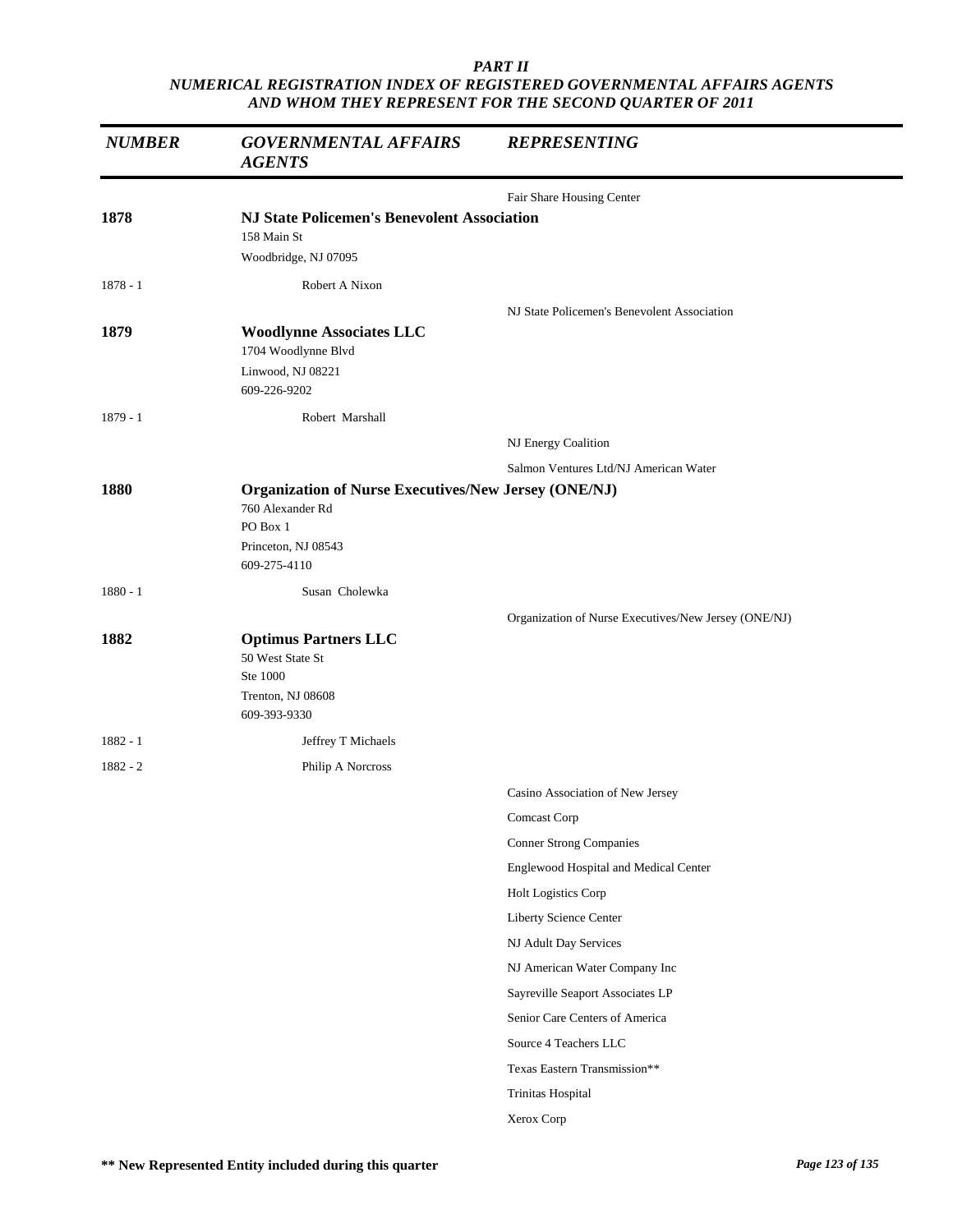***PART II***
***NUMERICAL REGISTRATION INDEX OF REGISTERED GOVERNMENTAL AFFAIRS AGENTS AND WHOM THEY REPRESENT FOR THE SECOND QUARTER OF 2011***

| *NUMBER* | *GOVERNMENTAL AFFAIRS AGENTS* | *REPRESENTING* |
|---|---|---|
| | | Fair Share Housing Center |
| **1878** | **NJ State Policemen's Benevolent Association**<br>158 Main St<br>Woodbridge, NJ 07095 | |
| 1878 - 1 | Robert A Nixon | |
| | | NJ State Policemen's Benevolent Association |
| **1879** | **Woodlynne Associates LLC**<br>1704 Woodlynne Blvd<br>Linwood, NJ 08221<br>609-226-9202 | |
| 1879 - 1 | Robert Marshall | |
| | | NJ Energy Coalition |
| | | Salmon Ventures Ltd/NJ American Water |
| **1880** | **Organization of Nurse Executives/New Jersey (ONE/NJ)**<br>760 Alexander Rd<br>PO Box 1<br>Princeton, NJ 08543<br>609-275-4110 | |
| 1880 - 1 | Susan Cholewka | |
| | | Organization of Nurse Executives/New Jersey (ONE/NJ) |
| **1882** | **Optimus Partners LLC**<br>50 West State St<br>Ste 1000<br>Trenton, NJ 08608<br>609-393-9330 | |
| 1882 - 1 | Jeffrey T Michaels | |
| 1882 - 2 | Philip A Norcross | |
| | | Casino Association of New Jersey |
| | | Comcast Corp |
| | | Conner Strong Companies |
| | | Englewood Hospital and Medical Center |
| | | Holt Logistics Corp |
| | | Liberty Science Center |
| | | NJ Adult Day Services |
| | | NJ American Water Company Inc |
| | | Sayreville Seaport Associates LP |
| | | Senior Care Centers of America |
| | | Source 4 Teachers LLC |
| | | Texas Eastern Transmission** |
| | | Trinitas Hospital |
| | | Xerox Corp |

**\*\* New Represented Entity included during this quarter**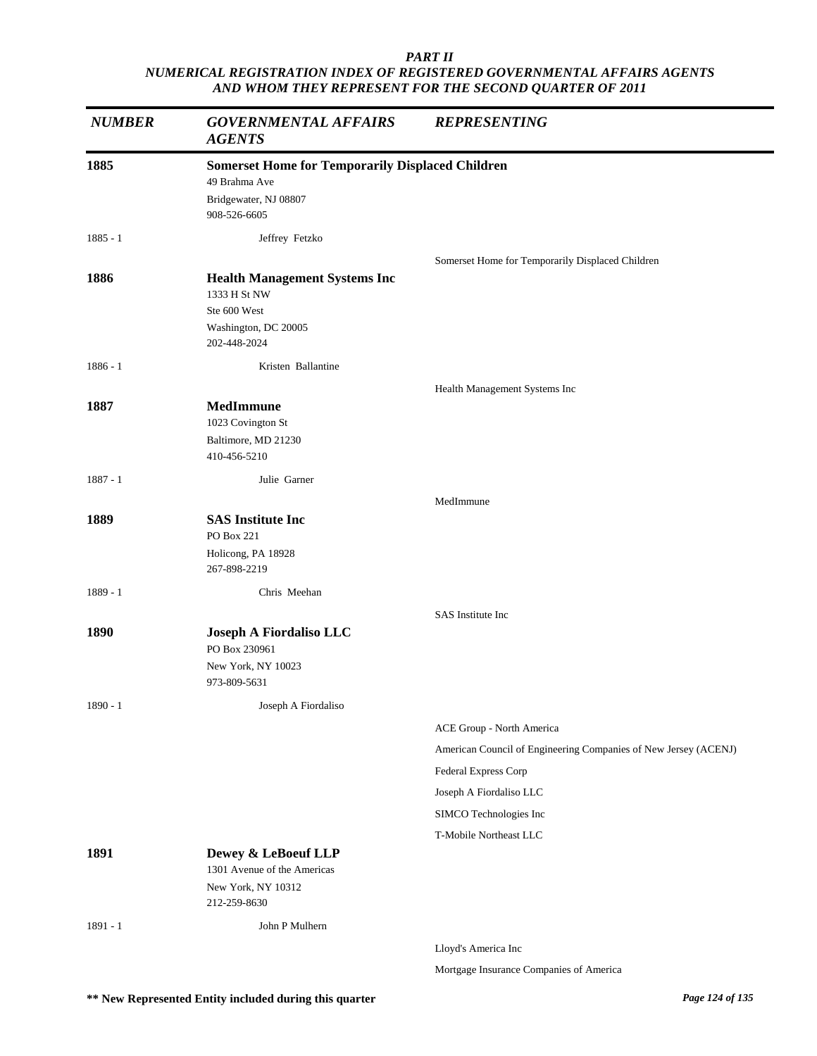*PART II*
*NUMERICAL REGISTRATION INDEX OF REGISTERED GOVERNMENTAL AFFAIRS AGENTS AND WHOM THEY REPRESENT FOR THE SECOND QUARTER OF 2011*

| *NUMBER* | *GOVERNMENTAL AFFAIRS AGENTS* | *REPRESENTING* |
|---|---|---|
| **1885** | **Somerset Home for Temporarily Displaced Children**<br>49 Brahma Ave<br>Bridgewater, NJ 08807<br>908-526-6605 | |
| 1885 - 1 | Jeffrey Fetzko | |
| | | Somerset Home for Temporarily Displaced Children |
| **1886** | **Health Management Systems Inc**<br>1333 H St NW<br>Ste 600 West<br>Washington, DC 20005<br>202-448-2024 | |
| 1886 - 1 | Kristen Ballantine | |
| | | Health Management Systems Inc |
| **1887** | **MedImmune**<br>1023 Covington St<br>Baltimore, MD 21230<br>410-456-5210 | |
| 1887 - 1 | Julie Garner | |
| | | MedImmune |
| **1889** | **SAS Institute Inc**<br>PO Box 221<br>Holicong, PA 18928<br>267-898-2219 | |
| 1889 - 1 | Chris Meehan | |
| | | SAS Institute Inc |
| **1890** | **Joseph A Fiordaliso LLC**<br>PO Box 230961<br>New York, NY 10023<br>973-809-5631 | |
| 1890 - 1 | Joseph A Fiordaliso | |
| | | ACE Group - North America |
| | | American Council of Engineering Companies of New Jersey (ACENJ) |
| | | Federal Express Corp |
| | | Joseph A Fiordaliso LLC |
| | | SIMCO Technologies Inc |
| | | T-Mobile Northeast LLC |
| **1891** | **Dewey & LeBoeuf LLP**<br>1301 Avenue of the Americas<br>New York, NY 10312<br>212-259-8630 | |
| 1891 - 1 | John P Mulhern | |
| | | Lloyd's America Inc |
| | | Mortgage Insurance Companies of America |

**** New Represented Entity included during this quarter**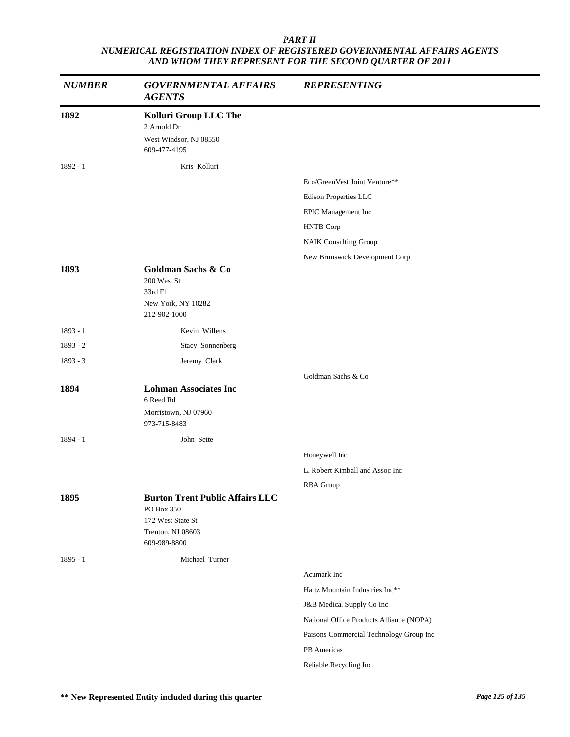***PART II***
***NUMERICAL REGISTRATION INDEX OF REGISTERED GOVERNMENTAL AFFAIRS AGENTS AND WHOM THEY REPRESENT FOR THE SECOND QUARTER OF 2011***

| *NUMBER* | *GOVERNMENTAL AFFAIRS AGENTS* | *REPRESENTING* |
|---|---|---|
| **1892** | **Kolluri Group LLC The**<br>2 Arnold Dr<br>West Windsor, NJ 08550<br>609-477-4195 | |
| 1892 - 1 | Kris Kolluri | |
| | | Eco/GreenVest Joint Venture** |
| | | Edison Properties LLC |
| | | EPIC Management Inc |
| | | HNTB Corp |
| | | NAIK Consulting Group |
| | | New Brunswick Development Corp |
| **1893** | **Goldman Sachs & Co**<br>200 West St<br>33rd Fl<br>New York, NY 10282<br>212-902-1000 | |
| 1893 - 1 | Kevin Willens | |
| 1893 - 2 | Stacy Sonnenberg | |
| 1893 - 3 | Jeremy Clark | |
| | | Goldman Sachs & Co |
| **1894** | **Lohman Associates Inc**<br>6 Reed Rd<br>Morristown, NJ 07960<br>973-715-8483 | |
| 1894 - 1 | John Sette | |
| | | Honeywell Inc |
| | | L. Robert Kimball and Assoc Inc |
| | | RBA Group |
| **1895** | **Burton Trent Public Affairs LLC**<br>PO Box 350<br>172 West State St<br>Trenton, NJ 08603<br>609-989-8800 | |
| 1895 - 1 | Michael Turner | |
| | | Acumark Inc |
| | | Hartz Mountain Industries Inc** |
| | | J&B Medical Supply Co Inc |
| | | National Office Products Alliance (NOPA) |
| | | Parsons Commercial Technology Group Inc |
| | | PB Americas |
| | | Reliable Recycling Inc |

**** New Represented Entity included during this quarter**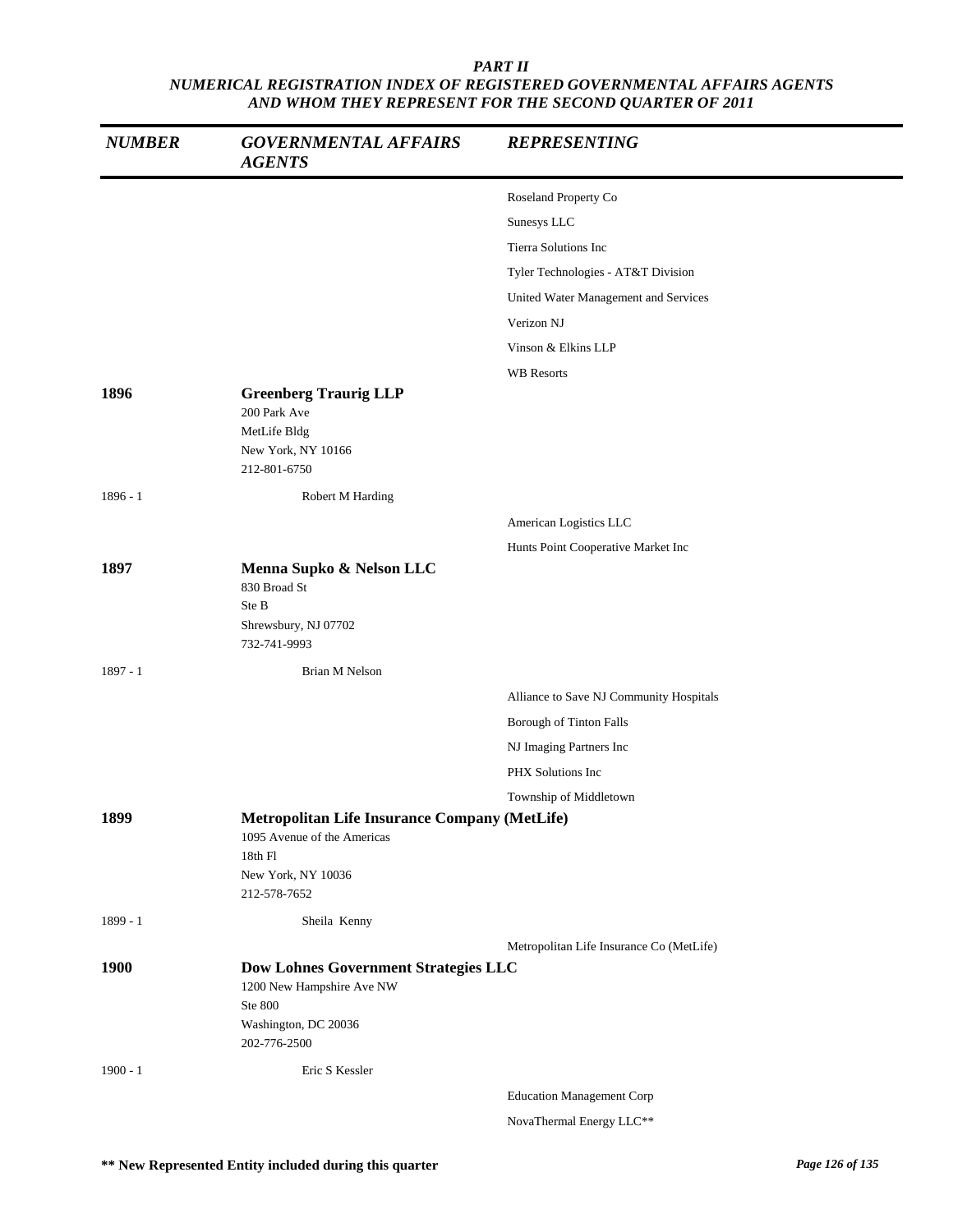*PART II*
*NUMERICAL REGISTRATION INDEX OF REGISTERED GOVERNMENTAL AFFAIRS AGENTS AND WHOM THEY REPRESENT FOR THE SECOND QUARTER OF 2011*

| NUMBER | GOVERNMENTAL AFFAIRS AGENTS | REPRESENTING |
|---|---|---|
| | | Roseland Property Co |
| | | Sunesys LLC |
| | | Tierra Solutions Inc |
| | | Tyler Technologies - AT&T Division |
| | | United Water Management and Services |
| | | Verizon NJ |
| | | Vinson & Elkins LLP |
| | | WB Resorts |
| **1896** | **Greenberg Traurig LLP**<br>200 Park Ave<br>MetLife Bldg<br>New York, NY 10166<br>212-801-6750 | |
| 1896 - 1 | Robert M Harding | |
| | | American Logistics LLC |
| | | Hunts Point Cooperative Market Inc |
| **1897** | **Menna Supko & Nelson LLC**<br>830 Broad St<br>Ste B<br>Shrewsbury, NJ 07702<br>732-741-9993 | |
| 1897 - 1 | Brian M Nelson | |
| | | Alliance to Save NJ Community Hospitals |
| | | Borough of Tinton Falls |
| | | NJ Imaging Partners Inc |
| | | PHX Solutions Inc |
| | | Township of Middletown |
| **1899** | **Metropolitan Life Insurance Company (MetLife)**<br>1095 Avenue of the Americas<br>18th Fl<br>New York, NY 10036<br>212-578-7652 | |
| 1899 - 1 | Sheila Kenny | |
| | | Metropolitan Life Insurance Co (MetLife) |
| **1900** | **Dow Lohnes Government Strategies LLC**<br>1200 New Hampshire Ave NW<br>Ste 800<br>Washington, DC 20036<br>202-776-2500 | |
| 1900 - 1 | Eric S Kessler | |
| | | Education Management Corp |
| | | NovaThermal Energy LLC** |

**** New Represented Entity included during this quarter**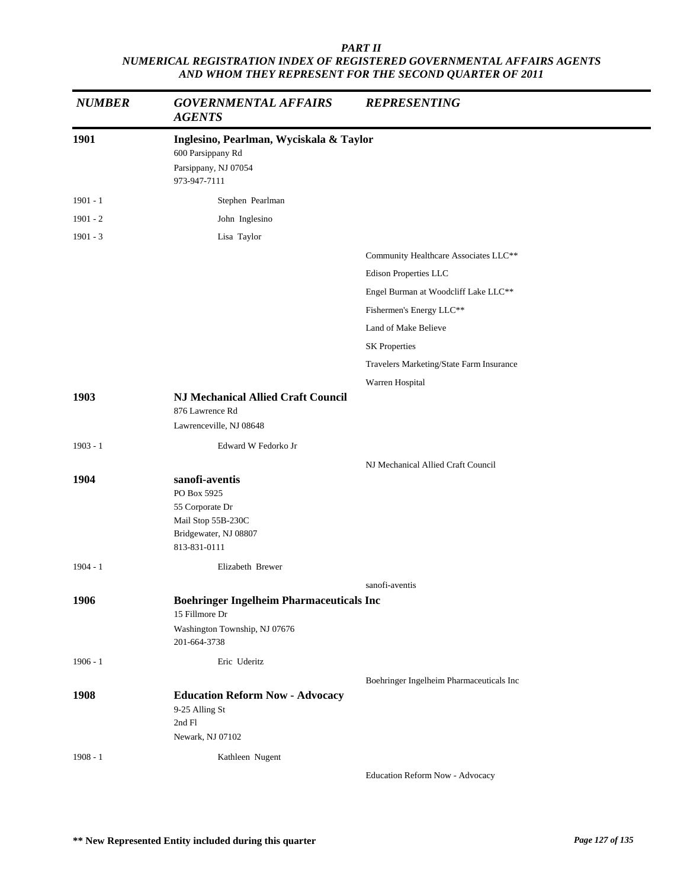***PART II***
***NUMERICAL REGISTRATION INDEX OF REGISTERED GOVERNMENTAL AFFAIRS AGENTS AND WHOM THEY REPRESENT FOR THE SECOND QUARTER OF 2011***

| *NUMBER* | *GOVERNMENTAL AFFAIRS AGENTS* | *REPRESENTING* |
|---|---|---|
| **1901** | **Inglesino, Pearlman, Wyciskala & Taylor**<br>600 Parsippany Rd<br>Parsippany, NJ 07054<br>973-947-7111 | |
| 1901 - 1 | Stephen Pearlman | |
| 1901 - 2 | John Inglesino | |
| 1901 - 3 | Lisa Taylor | |
| | | Community Healthcare Associates LLC** |
| | | Edison Properties LLC |
| | | Engel Burman at Woodcliff Lake LLC** |
| | | Fishermen's Energy LLC** |
| | | Land of Make Believe |
| | | SK Properties |
| | | Travelers Marketing/State Farm Insurance |
| | | Warren Hospital |
| **1903** | **NJ Mechanical Allied Craft Council**<br>876 Lawrence Rd<br>Lawrenceville, NJ 08648 | |
| 1903 - 1 | Edward W Fedorko Jr | |
| | | NJ Mechanical Allied Craft Council |
| **1904** | **sanofi-aventis**<br>PO Box 5925<br>55 Corporate Dr<br>Mail Stop 55B-230C<br>Bridgewater, NJ 08807<br>813-831-0111 | |
| 1904 - 1 | Elizabeth Brewer | |
| | | sanofi-aventis |
| **1906** | **Boehringer Ingelheim Pharmaceuticals Inc**<br>15 Fillmore Dr<br>Washington Township, NJ 07676<br>201-664-3738 | |
| 1906 - 1 | Eric Uderitz | |
| | | Boehringer Ingelheim Pharmaceuticals Inc |
| **1908** | **Education Reform Now - Advocacy**<br>9-25 Alling St<br>2nd Fl<br>Newark, NJ 07102 | |
| 1908 - 1 | Kathleen Nugent | |
| | | Education Reform Now - Advocacy |

**** New Represented Entity included during this quarter**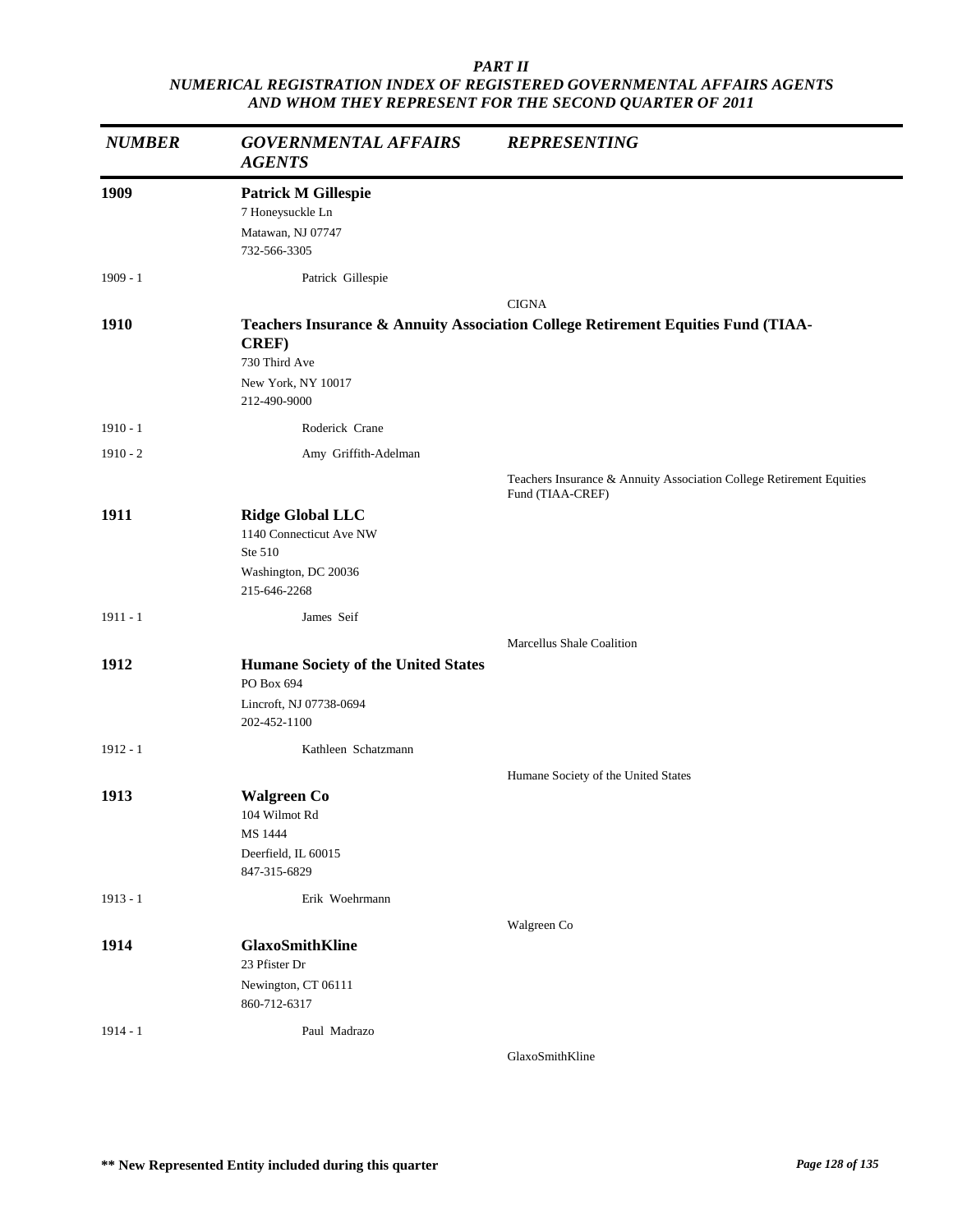## PART II
## NUMERICAL REGISTRATION INDEX OF REGISTERED GOVERNMENTAL AFFAIRS AGENTS AND WHOM THEY REPRESENT FOR THE SECOND QUARTER OF 2011

| *NUMBER* | *GOVERNMENTAL AFFAIRS AGENTS* | *REPRESENTING* |
|---|---|---|
| **1909** | **Patrick M Gillespie**<br>7 Honeysuckle Ln<br>Matawan, NJ 07747<br>732-566-3305 | |
| 1909 - 1 | Patrick Gillespie | |
| | | CIGNA |
| **1910** | **Teachers Insurance & Annuity Association College Retirement Equities Fund (TIAA-CREF)**<br>730 Third Ave<br>New York, NY 10017<br>212-490-9000 | |
| 1910 - 1 | Roderick Crane | |
| 1910 - 2 | Amy Griffith-Adelman | |
| | | Teachers Insurance & Annuity Association College Retirement Equities Fund (TIAA-CREF) |
| **1911** | **Ridge Global LLC**<br>1140 Connecticut Ave NW<br>Ste 510<br>Washington, DC 20036<br>215-646-2268 | |
| 1911 - 1 | James Seif | |
| | | Marcellus Shale Coalition |
| **1912** | **Humane Society of the United States**<br>PO Box 694<br>Lincroft, NJ 07738-0694<br>202-452-1100 | |
| 1912 - 1 | Kathleen Schatzmann | |
| | | Humane Society of the United States |
| **1913** | **Walgreen Co**<br>104 Wilmot Rd<br>MS 1444<br>Deerfield, IL 60015<br>847-315-6829 | |
| 1913 - 1 | Erik Woehrmann | |
| | | Walgreen Co |
| **1914** | **GlaxoSmithKline**<br>23 Pfister Dr<br>Newington, CT 06111<br>860-712-6317 | |
| 1914 - 1 | Paul Madrazo | |
| | | GlaxoSmithKline |

**** New Represented Entity included during this quarter**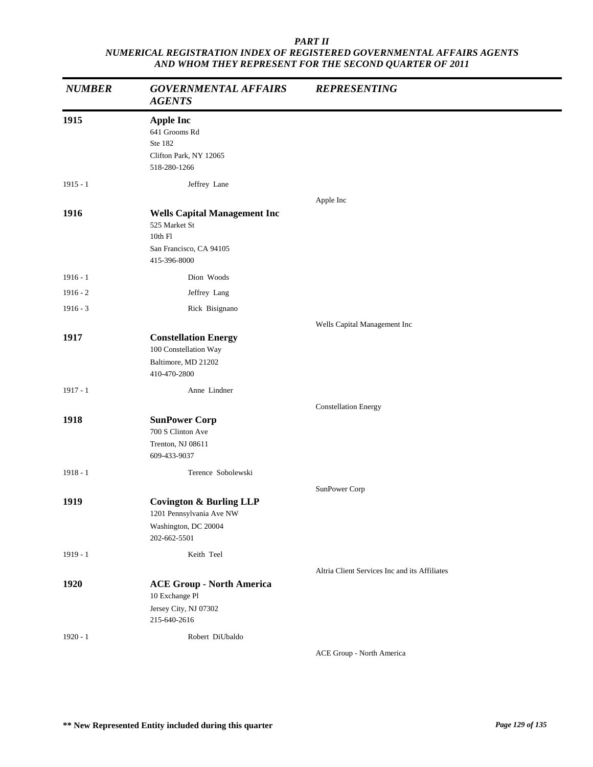*PART II*
*NUMERICAL REGISTRATION INDEX OF REGISTERED GOVERNMENTAL AFFAIRS AGENTS AND WHOM THEY REPRESENT FOR THE SECOND QUARTER OF 2011*

| *NUMBER* | *GOVERNMENTAL AFFAIRS AGENTS* | *REPRESENTING* |
|---|---|---|
| **1915** | **Apple Inc**<br>641 Grooms Rd<br>Ste 182<br>Clifton Park, NY 12065<br>518-280-1266 | |
| 1915 - 1 | Jeffrey Lane | |
| | | Apple Inc |
| **1916** | **Wells Capital Management Inc**<br>525 Market St<br>10th Fl<br>San Francisco, CA 94105<br>415-396-8000 | |
| 1916 - 1 | Dion Woods | |
| 1916 - 2 | Jeffrey Lang | |
| 1916 - 3 | Rick Bisignano | |
| | | Wells Capital Management Inc |
| **1917** | **Constellation Energy**<br>100 Constellation Way<br>Baltimore, MD 21202<br>410-470-2800 | |
| 1917 - 1 | Anne Lindner | |
| | | Constellation Energy |
| **1918** | **SunPower Corp**<br>700 S Clinton Ave<br>Trenton, NJ 08611<br>609-433-9037 | |
| 1918 - 1 | Terence Sobolewski | |
| | | SunPower Corp |
| **1919** | **Covington & Burling LLP**<br>1201 Pennsylvania Ave NW<br>Washington, DC 20004<br>202-662-5501 | |
| 1919 - 1 | Keith Teel | |
| | | Altria Client Services Inc and its Affiliates |
| **1920** | **ACE Group - North America**<br>10 Exchange Pl<br>Jersey City, NJ 07302<br>215-640-2616 | |
| 1920 - 1 | Robert DiUbaldo | |
| | | ACE Group - North America |

**\*\* New Represented Entity included during this quarter**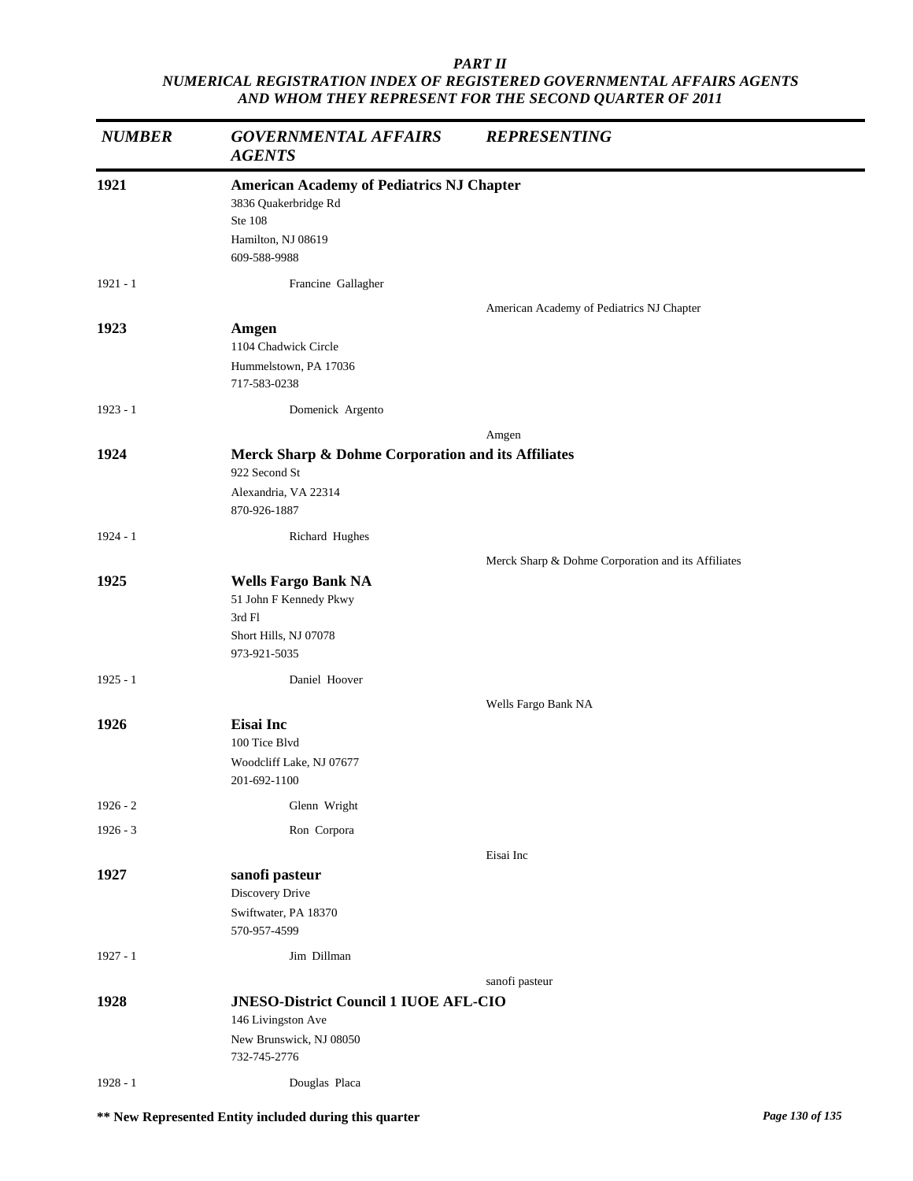*PART II*
*NUMERICAL REGISTRATION INDEX OF REGISTERED GOVERNMENTAL AFFAIRS AGENTS AND WHOM THEY REPRESENT FOR THE SECOND QUARTER OF 2011*

| *NUMBER* | *GOVERNMENTAL AFFAIRS AGENTS* | *REPRESENTING* |
|---|---|---|
| **1921** | **American Academy of Pediatrics NJ Chapter**<br>3836 Quakerbridge Rd<br>Ste 108<br>Hamilton, NJ 08619<br>609-588-9988 | |
| 1921 - 1 | Francine Gallagher | |
| | | American Academy of Pediatrics NJ Chapter |
| **1923** | **Amgen**<br>1104 Chadwick Circle<br>Hummelstown, PA 17036<br>717-583-0238 | |
| 1923 - 1 | Domenick Argento | |
| | | Amgen |
| **1924** | **Merck Sharp & Dohme Corporation and its Affiliates**<br>922 Second St<br>Alexandria, VA 22314<br>870-926-1887 | |
| 1924 - 1 | Richard Hughes | |
| | | Merck Sharp & Dohme Corporation and its Affiliates |
| **1925** | **Wells Fargo Bank NA**<br>51 John F Kennedy Pkwy<br>3rd Fl<br>Short Hills, NJ 07078<br>973-921-5035 | |
| 1925 - 1 | Daniel Hoover | |
| | | Wells Fargo Bank NA |
| **1926** | **Eisai Inc**<br>100 Tice Blvd<br>Woodcliff Lake, NJ 07677<br>201-692-1100 | |
| 1926 - 2 | Glenn Wright | |
| 1926 - 3 | Ron Corpora | |
| | | Eisai Inc |
| **1927** | **sanofi pasteur**<br>Discovery Drive<br>Swiftwater, PA 18370<br>570-957-4599 | |
| 1927 - 1 | Jim Dillman | |
| | | sanofi pasteur |
| **1928** | **JNESO-District Council 1 IUOE AFL-CIO**<br>146 Livingston Ave<br>New Brunswick, NJ 08050<br>732-745-2776 | |
| 1928 - 1 | Douglas Placa | |

**\*\* New Represented Entity included during this quarter**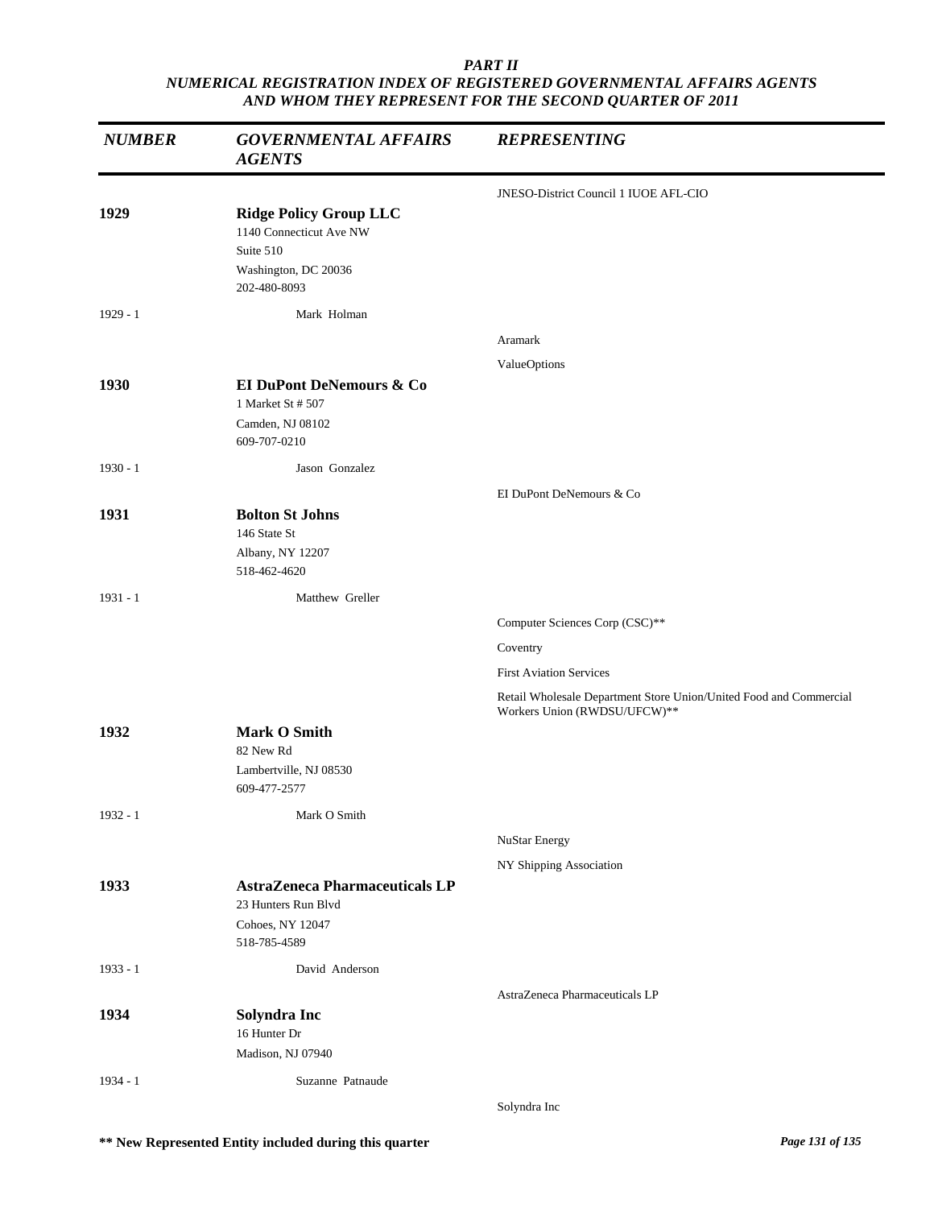*PART II*
*NUMERICAL REGISTRATION INDEX OF REGISTERED GOVERNMENTAL AFFAIRS AGENTS AND WHOM THEY REPRESENT FOR THE SECOND QUARTER OF 2011*

| *NUMBER* | *GOVERNMENTAL AFFAIRS AGENTS* | *REPRESENTING* |
|---|---|---|
| | | JNESO-District Council 1 IUOE AFL-CIO |
| **1929** | **Ridge Policy Group LLC**<br>1140 Connecticut Ave NW<br>Suite 510<br>Washington, DC 20036<br>202-480-8093 | |
| 1929 - 1 | Mark Holman | |
| | | Aramark |
| | | ValueOptions |
| **1930** | **EI DuPont DeNemours & Co**<br>1 Market St # 507<br>Camden, NJ 08102<br>609-707-0210 | |
| 1930 - 1 | Jason Gonzalez | |
| | | EI DuPont DeNemours & Co |
| **1931** | **Bolton St Johns**<br>146 State St<br>Albany, NY 12207<br>518-462-4620 | |
| 1931 - 1 | Matthew Greller | |
| | | Computer Sciences Corp (CSC)** |
| | | Coventry |
| | | First Aviation Services |
| | | Retail Wholesale Department Store Union/United Food and Commercial Workers Union (RWDSU/UFCW)** |
| **1932** | **Mark O Smith**<br>82 New Rd<br>Lambertville, NJ 08530<br>609-477-2577 | |
| 1932 - 1 | Mark O Smith | |
| | | NuStar Energy |
| | | NY Shipping Association |
| **1933** | **AstraZeneca Pharmaceuticals LP**<br>23 Hunters Run Blvd<br>Cohoes, NY 12047<br>518-785-4589 | |
| 1933 - 1 | David Anderson | |
| | | AstraZeneca Pharmaceuticals LP |
| **1934** | **Solyndra Inc**<br>16 Hunter Dr<br>Madison, NJ 07940 | |
| 1934 - 1 | Suzanne Patnaude | |
| | | Solyndra Inc |

**** New Represented Entity included during this quarter**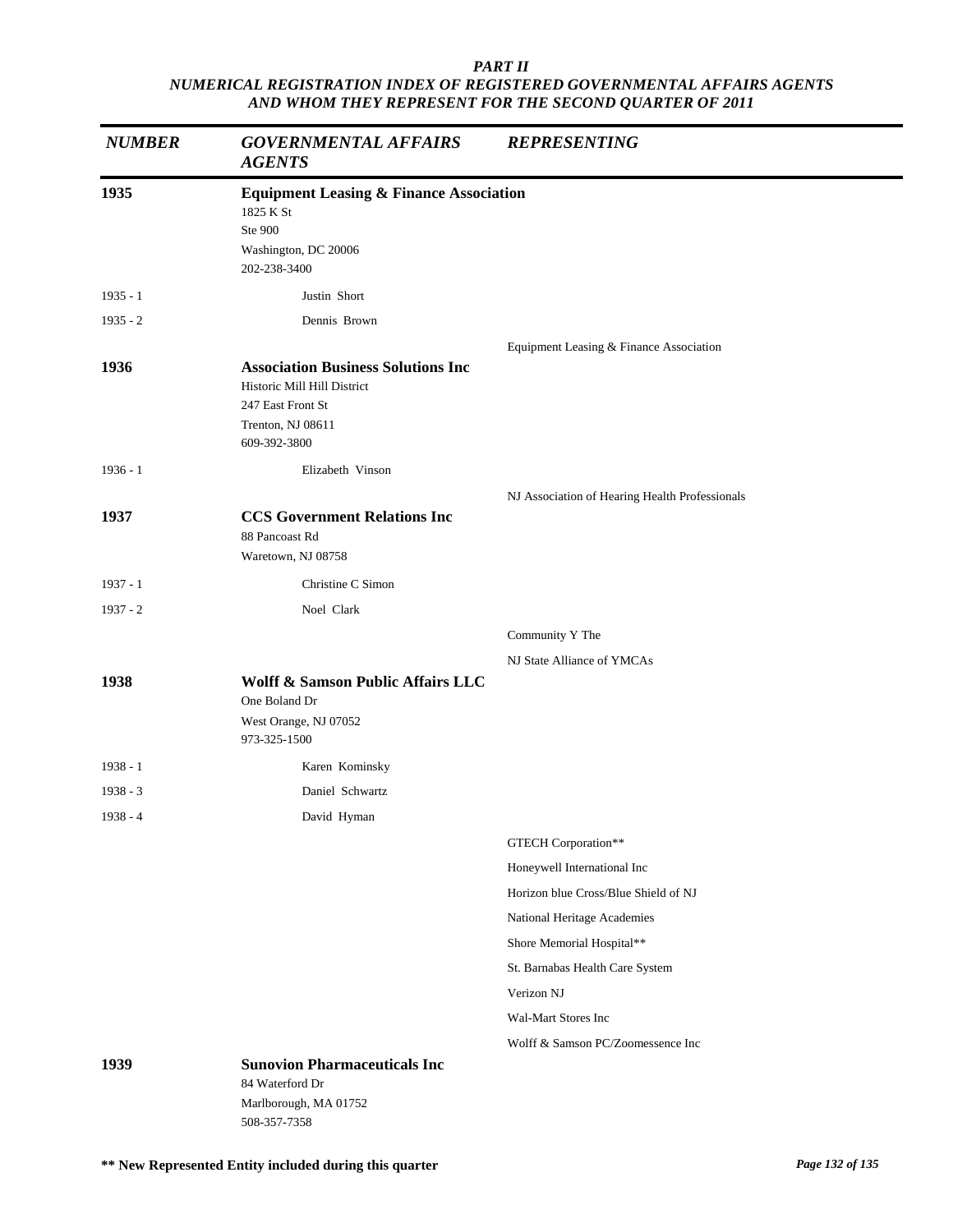## PART II
## NUMERICAL REGISTRATION INDEX OF REGISTERED GOVERNMENTAL AFFAIRS AGENTS AND WHOM THEY REPRESENT FOR THE SECOND QUARTER OF 2011

| NUMBER | GOVERNMENTAL AFFAIRS AGENTS | REPRESENTING |
|---|---|---|
| **1935** | **Equipment Leasing & Finance Association**<br>1825 K St<br>Ste 900<br>Washington, DC 20006<br>202-238-3400 | |
| 1935 - 1 | Justin Short | |
| 1935 - 2 | Dennis Brown | |
| | | Equipment Leasing & Finance Association |
| **1936** | **Association Business Solutions Inc**<br>Historic Mill Hill District<br>247 East Front St<br>Trenton, NJ 08611<br>609-392-3800 | |
| 1936 - 1 | Elizabeth Vinson | |
| | | NJ Association of Hearing Health Professionals |
| **1937** | **CCS Government Relations Inc**<br>88 Pancoast Rd<br>Waretown, NJ 08758 | |
| 1937 - 1 | Christine C Simon | |
| 1937 - 2 | Noel Clark | |
| | | Community Y The |
| | | NJ State Alliance of YMCAs |
| **1938** | **Wolff & Samson Public Affairs LLC**<br>One Boland Dr<br>West Orange, NJ 07052<br>973-325-1500 | |
| 1938 - 1 | Karen Kominsky | |
| 1938 - 3 | Daniel Schwartz | |
| 1938 - 4 | David Hyman | |
| | | GTECH Corporation** |
| | | Honeywell International Inc |
| | | Horizon blue Cross/Blue Shield of NJ |
| | | National Heritage Academies |
| | | Shore Memorial Hospital** |
| | | St. Barnabas Health Care System |
| | | Verizon NJ |
| | | Wal-Mart Stores Inc |
| | | Wolff & Samson PC/Zoomessence Inc |
| **1939** | **Sunovion Pharmaceuticals Inc**<br>84 Waterford Dr<br>Marlborough, MA 01752<br>508-357-7358 | |

**** New Represented Entity included during this quarter**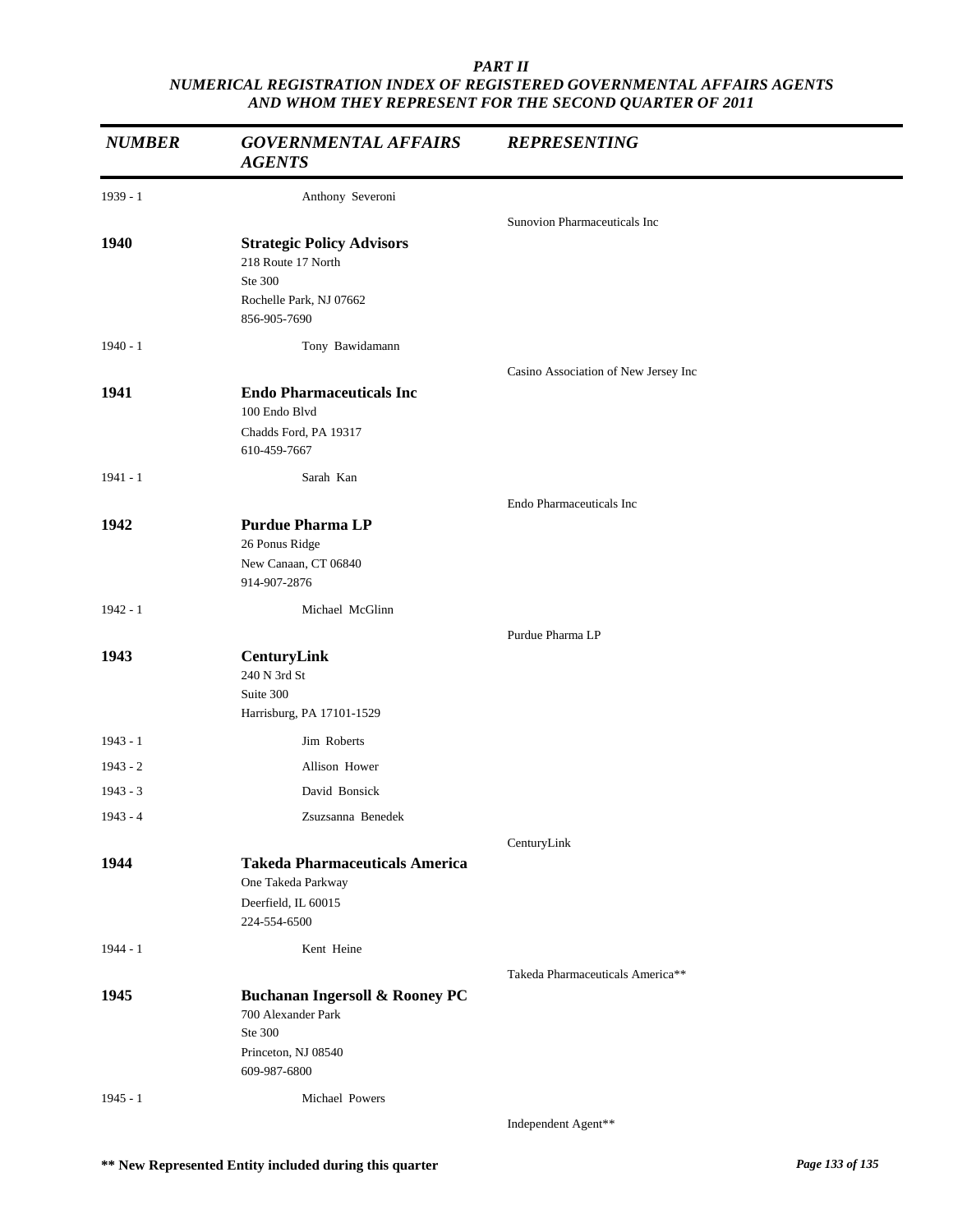***PART II***
***NUMERICAL REGISTRATION INDEX OF REGISTERED GOVERNMENTAL AFFAIRS AGENTS AND WHOM THEY REPRESENT FOR THE SECOND QUARTER OF 2011***

| *NUMBER* | *GOVERNMENTAL AFFAIRS AGENTS* | *REPRESENTING* |
|---|---|---|
| 1939 - 1 | Anthony Severoni | |
| | | Sunovion Pharmaceuticals Inc |
| **1940** | **Strategic Policy Advisors**<br>218 Route 17 North<br>Ste 300<br>Rochelle Park, NJ 07662<br>856-905-7690 | |
| 1940 - 1 | Tony Bawidamann | |
| | | Casino Association of New Jersey Inc |
| **1941** | **Endo Pharmaceuticals Inc**<br>100 Endo Blvd<br>Chadds Ford, PA 19317<br>610-459-7667 | |
| 1941 - 1 | Sarah Kan | |
| | | Endo Pharmaceuticals Inc |
| **1942** | **Purdue Pharma LP**<br>26 Ponus Ridge<br>New Canaan, CT 06840<br>914-907-2876 | |
| 1942 - 1 | Michael McGlinn | |
| | | Purdue Pharma LP |
| **1943** | **CenturyLink**<br>240 N 3rd St<br>Suite 300<br>Harrisburg, PA 17101-1529 | |
| 1943 - 1 | Jim Roberts | |
| 1943 - 2 | Allison Hower | |
| 1943 - 3 | David Bonsick | |
| 1943 - 4 | Zsuzsanna Benedek | |
| | | CenturyLink |
| **1944** | **Takeda Pharmaceuticals America**<br>One Takeda Parkway<br>Deerfield, IL 60015<br>224-554-6500 | |
| 1944 - 1 | Kent Heine | |
| | | Takeda Pharmaceuticals America** |
| **1945** | **Buchanan Ingersoll & Rooney PC**<br>700 Alexander Park<br>Ste 300<br>Princeton, NJ 08540<br>609-987-6800 | |
| 1945 - 1 | Michael Powers | |
| | | Independent Agent** |

**** New Represented Entity included during this quarter**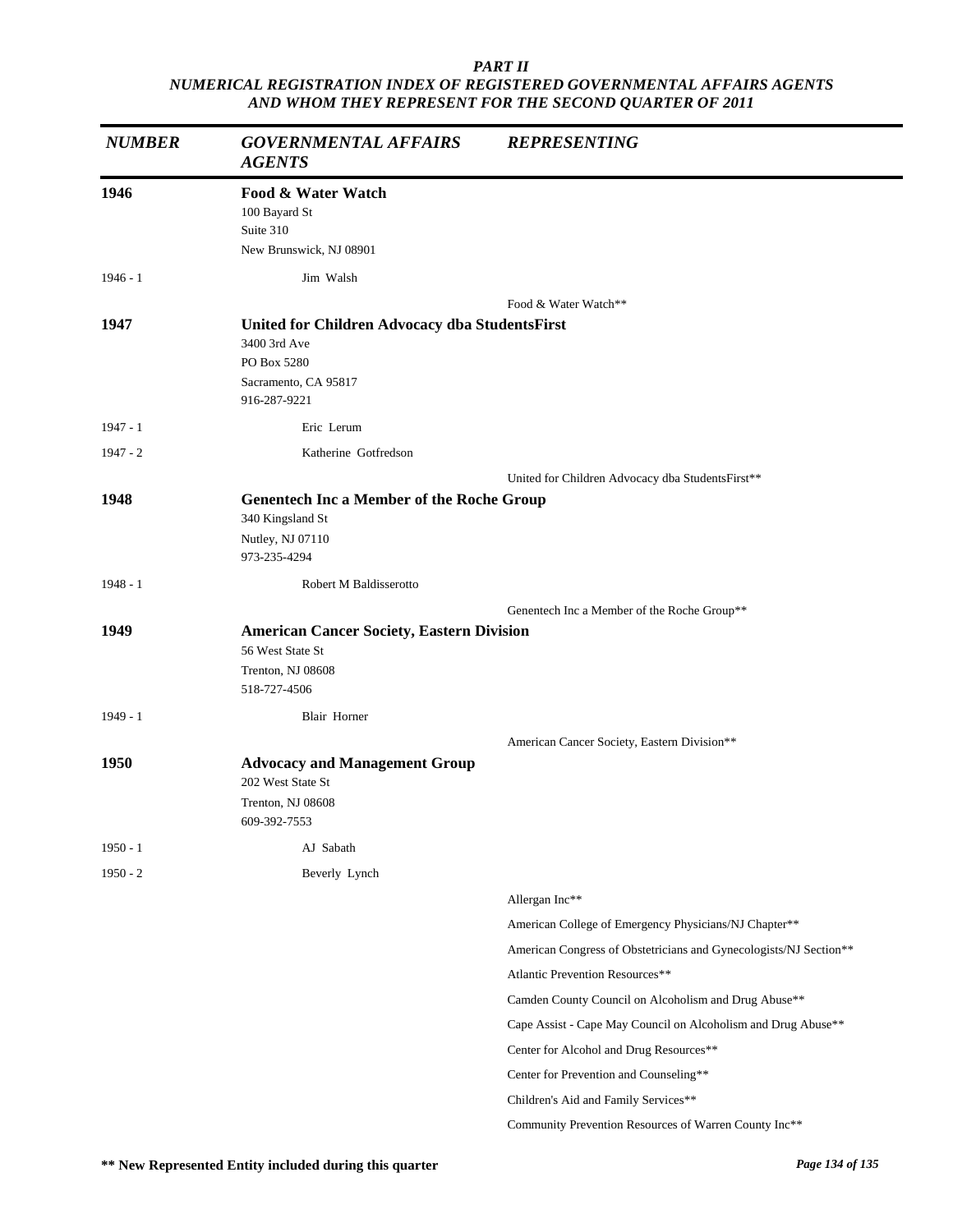## PART II
## NUMERICAL REGISTRATION INDEX OF REGISTERED GOVERNMENTAL AFFAIRS AGENTS AND WHOM THEY REPRESENT FOR THE SECOND QUARTER OF 2011

| NUMBER | GOVERNMENTAL AFFAIRS AGENTS | REPRESENTING |
|---|---|---|
| **1946** | **Food & Water Watch**<br>100 Bayard St<br>Suite 310<br>New Brunswick, NJ 08901 | |
| 1946 - 1 | Jim Walsh | |
| | | Food & Water Watch** |
| **1947** | **United for Children Advocacy dba StudentsFirst**<br>3400 3rd Ave<br>PO Box 5280<br>Sacramento, CA 95817<br>916-287-9221 | |
| 1947 - 1 | Eric Lerum | |
| 1947 - 2 | Katherine Gotfredson | |
| | | United for Children Advocacy dba StudentsFirst** |
| **1948** | **Genentech Inc a Member of the Roche Group**<br>340 Kingsland St<br>Nutley, NJ 07110<br>973-235-4294 | |
| 1948 - 1 | Robert M Baldisserotto | |
| | | Genentech Inc a Member of the Roche Group** |
| **1949** | **American Cancer Society, Eastern Division**<br>56 West State St<br>Trenton, NJ 08608<br>518-727-4506 | |
| 1949 - 1 | Blair Horner | |
| | | American Cancer Society, Eastern Division** |
| **1950** | **Advocacy and Management Group**<br>202 West State St<br>Trenton, NJ 08608<br>609-392-7553 | |
| 1950 - 1 | AJ Sabath | |
| 1950 - 2 | Beverly Lynch | |
| | | Allergan Inc** |
| | | American College of Emergency Physicians/NJ Chapter** |
| | | American Congress of Obstetricians and Gynecologists/NJ Section** |
| | | Atlantic Prevention Resources** |
| | | Camden County Council on Alcoholism and Drug Abuse** |
| | | Cape Assist - Cape May Council on Alcoholism and Drug Abuse** |
| | | Center for Alcohol and Drug Resources** |
| | | Center for Prevention and Counseling** |
| | | Children's Aid and Family Services** |
| | | Community Prevention Resources of Warren County Inc** |

**** New Represented Entity included during this quarter**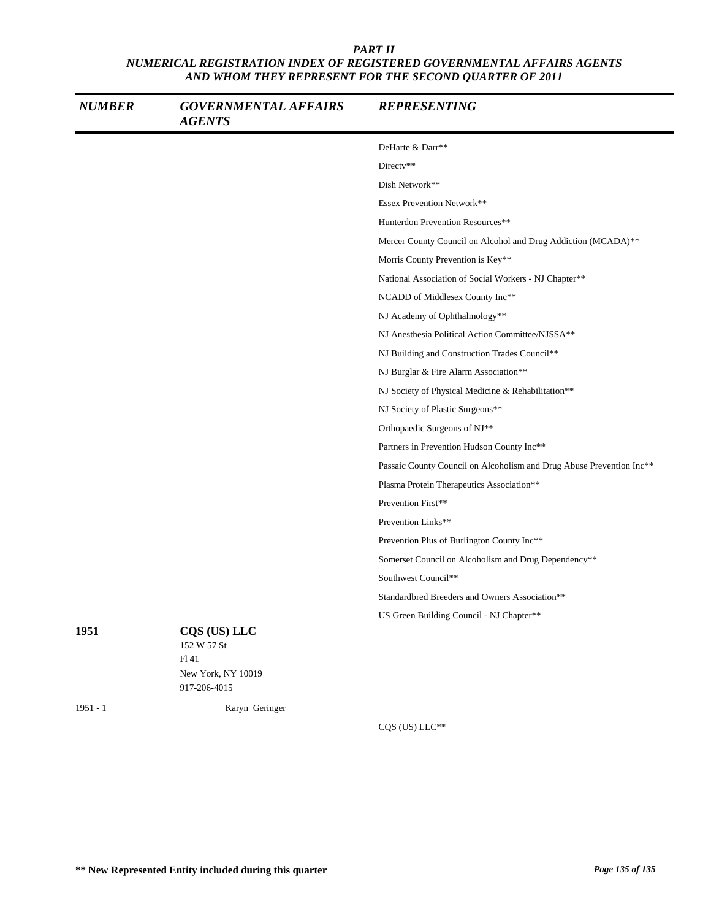*PART II*
*NUMERICAL REGISTRATION INDEX OF REGISTERED GOVERNMENTAL AFFAIRS AGENTS AND WHOM THEY REPRESENT FOR THE SECOND QUARTER OF 2011*

| NUMBER | GOVERNMENTAL AFFAIRS AGENTS | REPRESENTING |
|---|---|---|
| | | DeHarte & Darr** |
| | | Directv** |
| | | Dish Network** |
| | | Essex Prevention Network** |
| | | Hunterdon Prevention Resources** |
| | | Mercer County Council on Alcohol and Drug Addiction (MCADA)** |
| | | Morris County Prevention is Key** |
| | | National Association of Social Workers - NJ Chapter** |
| | | NCADD of Middlesex County Inc** |
| | | NJ Academy of Ophthalmology** |
| | | NJ Anesthesia Political Action Committee/NJSSA** |
| | | NJ Building and Construction Trades Council** |
| | | NJ Burglar & Fire Alarm Association** |
| | | NJ Society of Physical Medicine & Rehabilitation** |
| | | NJ Society of Plastic Surgeons** |
| | | Orthopaedic Surgeons of NJ** |
| | | Partners in Prevention Hudson County Inc** |
| | | Passaic County Council on Alcoholism and Drug Abuse Prevention Inc** |
| | | Plasma Protein Therapeutics Association** |
| | | Prevention First** |
| | | Prevention Links** |
| | | Prevention Plus of Burlington County Inc** |
| | | Somerset Council on Alcoholism and Drug Dependency** |
| | | Southwest Council** |
| | | Standardbred Breeders and Owners Association** |
| | | US Green Building Council - NJ Chapter** |
| **1951** | **CQS (US) LLC**<br>152 W 57 St<br>Fl 41<br>New York, NY 10019<br>917-206-4015 | |
| 1951 - 1 | Karyn Geringer | |
| | | CQS (US) LLC** |

**\*\* New Represented Entity included during this quarter**